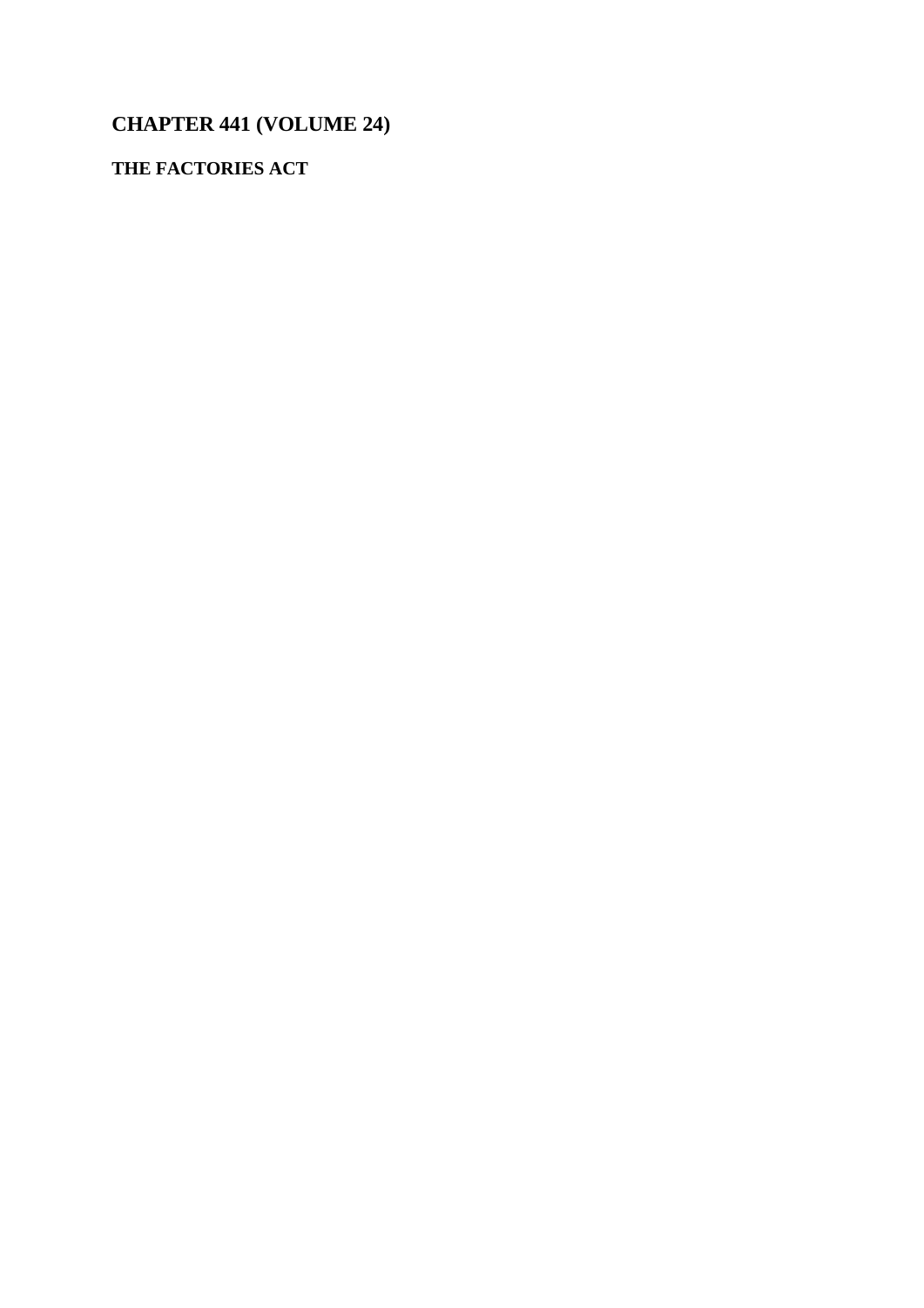# CHAPTER 441 (VOLUME 24)

## THE FACTORIES ACT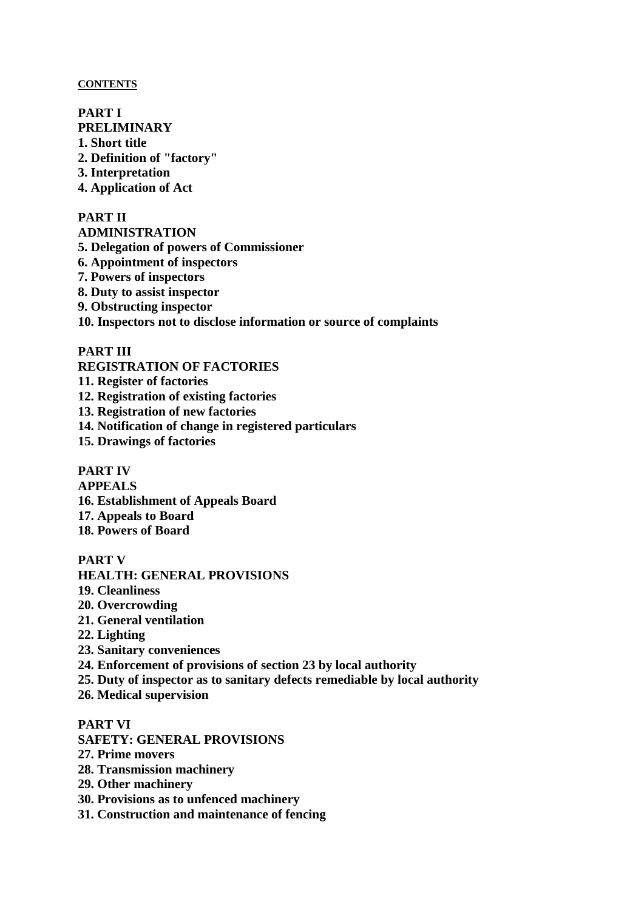**CONTENTS**

**PART I**
**PRELIMINARY**

**1. Short title**
**2. Definition of "factory"**
**3. Interpretation**
**4. Application of Act**

**PART II**
**ADMINISTRATION**

**5. Delegation of powers of Commissioner**
**6. Appointment of inspectors**
**7. Powers of inspectors**
**8. Duty to assist inspector**
**9. Obstructing inspector**
**10. Inspectors not to disclose information or source of complaints**

**PART III**
**REGISTRATION OF FACTORIES**

**11. Register of factories**
**12. Registration of existing factories**
**13. Registration of new factories**
**14. Notification of change in registered particulars**
**15. Drawings of factories**

**PART IV**
**APPEALS**

**16. Establishment of Appeals Board**
**17. Appeals to Board**
**18. Powers of Board**

**PART V**
**HEALTH: GENERAL PROVISIONS**

**19. Cleanliness**
**20. Overcrowding**
**21. General ventilation**
**22. Lighting**
**23. Sanitary conveniences**
**24. Enforcement of provisions of section 23 by local authority**
**25. Duty of inspector as to sanitary defects remediable by local authority**
**26. Medical supervision**

**PART VI**
**SAFETY: GENERAL PROVISIONS**

**27. Prime movers**
**28. Transmission machinery**
**29. Other machinery**
**30. Provisions as to unfenced machinery**
**31. Construction and maintenance of fencing**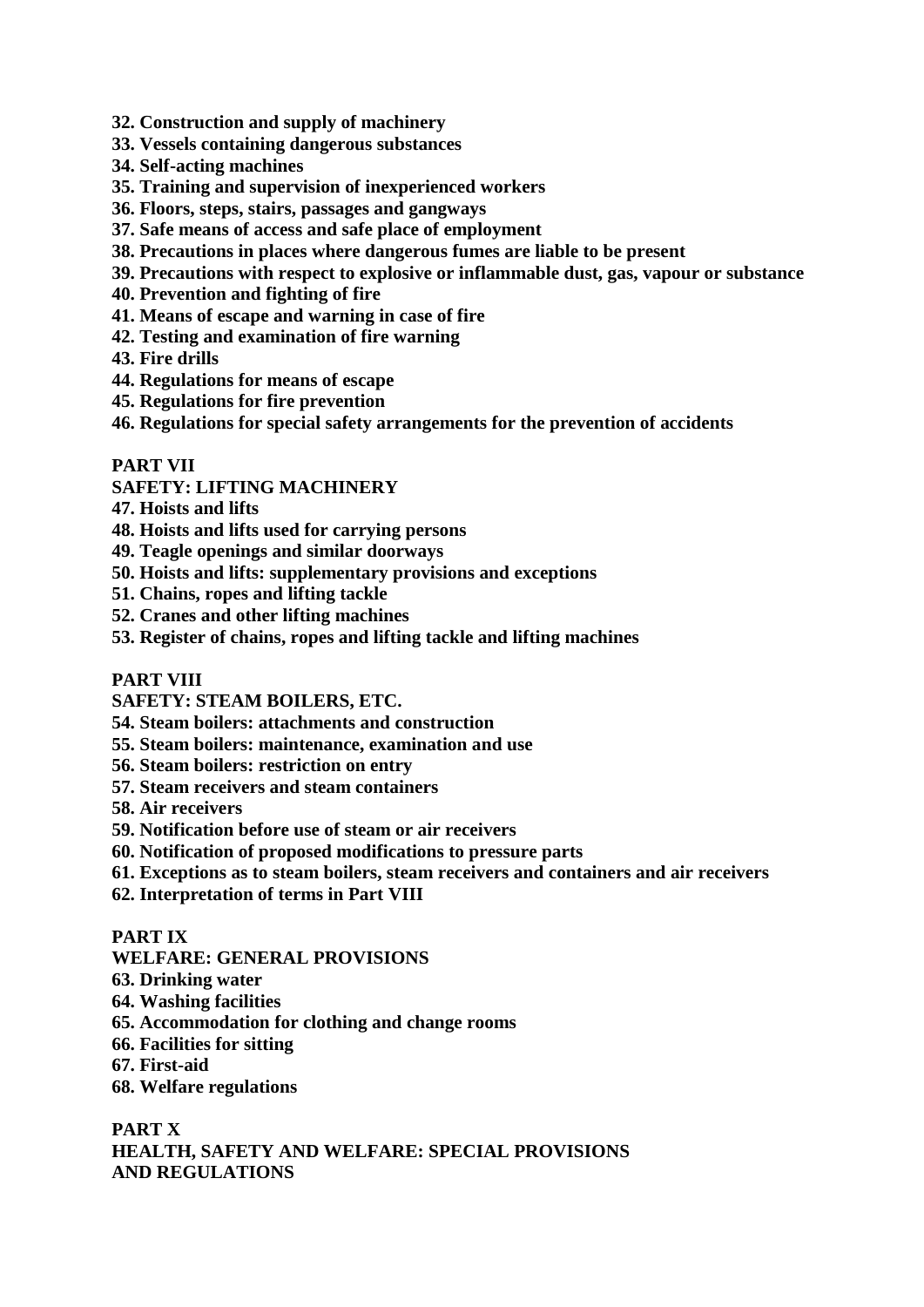**32. Construction and supply of machinery**
**33. Vessels containing dangerous substances**
**34. Self-acting machines**
**35. Training and supervision of inexperienced workers**
**36. Floors, steps, stairs, passages and gangways**
**37. Safe means of access and safe place of employment**
**38. Precautions in places where dangerous fumes are liable to be present**
**39. Precautions with respect to explosive or inflammable dust, gas, vapour or substance**
**40. Prevention and fighting of fire**
**41. Means of escape and warning in case of fire**
**42. Testing and examination of fire warning**
**43. Fire drills**
**44. Regulations for means of escape**
**45. Regulations for fire prevention**
**46. Regulations for special safety arrangements for the prevention of accidents**

**PART VII**
**SAFETY: LIFTING MACHINERY**
**47. Hoists and lifts**
**48. Hoists and lifts used for carrying persons**
**49. Teagle openings and similar doorways**
**50. Hoists and lifts: supplementary provisions and exceptions**
**51. Chains, ropes and lifting tackle**
**52. Cranes and other lifting machines**
**53. Register of chains, ropes and lifting tackle and lifting machines**

**PART VIII**
**SAFETY: STEAM BOILERS, ETC.**
**54. Steam boilers: attachments and construction**
**55. Steam boilers: maintenance, examination and use**
**56. Steam boilers: restriction on entry**
**57. Steam receivers and steam containers**
**58. Air receivers**
**59. Notification before use of steam or air receivers**
**60. Notification of proposed modifications to pressure parts**
**61. Exceptions as to steam boilers, steam receivers and containers and air receivers**
**62. Interpretation of terms in Part VIII**

**PART IX**
**WELFARE: GENERAL PROVISIONS**
**63. Drinking water**
**64. Washing facilities**
**65. Accommodation for clothing and change rooms**
**66. Facilities for sitting**
**67. First-aid**
**68. Welfare regulations**

**PART X**
**HEALTH, SAFETY AND WELFARE: SPECIAL PROVISIONS AND REGULATIONS**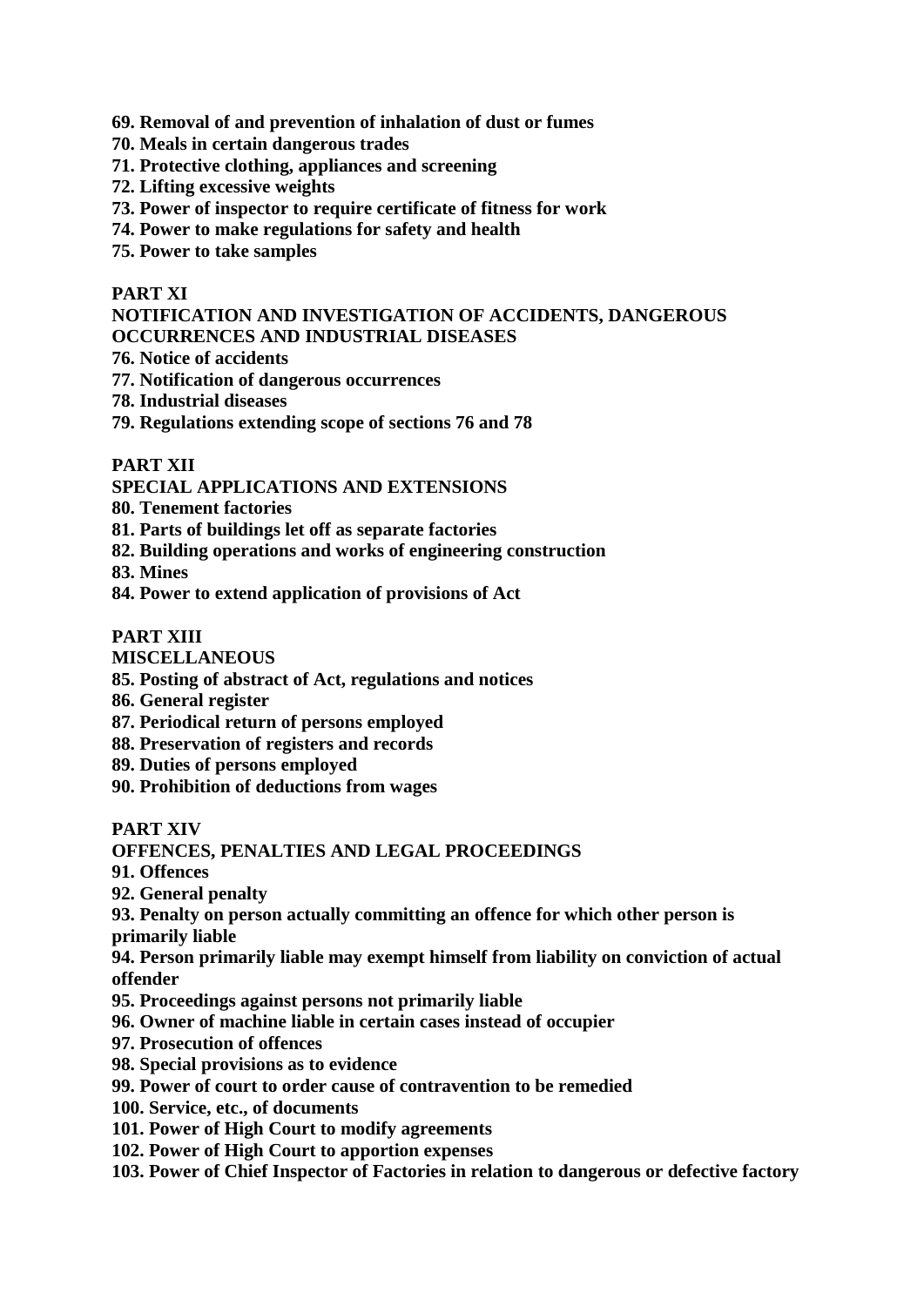**69. Removal of and prevention of inhalation of dust or fumes**
**70. Meals in certain dangerous trades**
**71. Protective clothing, appliances and screening**
**72. Lifting excessive weights**
**73. Power of inspector to require certificate of fitness for work**
**74. Power to make regulations for safety and health**
**75. Power to take samples**

**PART XI**
**NOTIFICATION AND INVESTIGATION OF ACCIDENTS, DANGEROUS OCCURRENCES AND INDUSTRIAL DISEASES**
**76. Notice of accidents**
**77. Notification of dangerous occurrences**
**78. Industrial diseases**
**79. Regulations extending scope of sections 76 and 78**

**PART XII**
**SPECIAL APPLICATIONS AND EXTENSIONS**
**80. Tenement factories**
**81. Parts of buildings let off as separate factories**
**82. Building operations and works of engineering construction**
**83. Mines**
**84. Power to extend application of provisions of Act**

**PART XIII**
**MISCELLANEOUS**
**85. Posting of abstract of Act, regulations and notices**
**86. General register**
**87. Periodical return of persons employed**
**88. Preservation of registers and records**
**89. Duties of persons employed**
**90. Prohibition of deductions from wages**

**PART XIV**
**OFFENCES, PENALTIES AND LEGAL PROCEEDINGS**
**91. Offences**
**92. General penalty**
**93. Penalty on person actually committing an offence for which other person is primarily liable**
**94. Person primarily liable may exempt himself from liability on conviction of actual offender**
**95. Proceedings against persons not primarily liable**
**96. Owner of machine liable in certain cases instead of occupier**
**97. Prosecution of offences**
**98. Special provisions as to evidence**
**99. Power of court to order cause of contravention to be remedied**
**100. Service, etc., of documents**
**101. Power of High Court to modify agreements**
**102. Power of High Court to apportion expenses**
**103. Power of Chief Inspector of Factories in relation to dangerous or defective factory**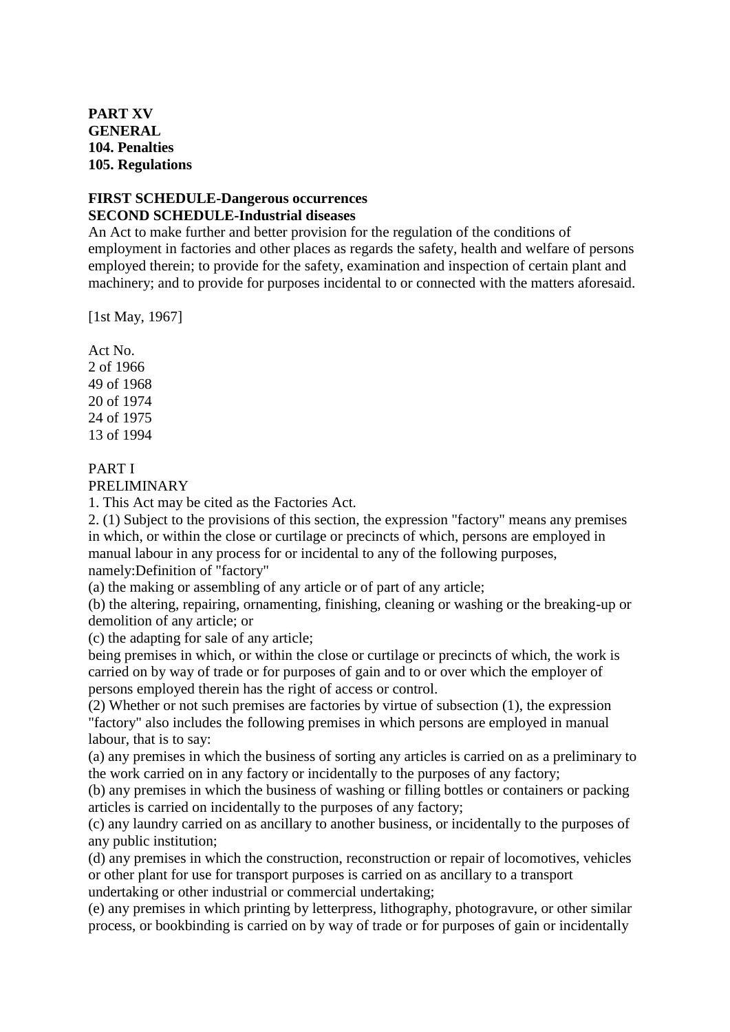**PART XV**
**GENERAL**
**104. Penalties**
**105. Regulations**

**FIRST SCHEDULE-Dangerous occurrences**
**SECOND SCHEDULE-Industrial diseases**
An Act to make further and better provision for the regulation of the conditions of employment in factories and other places as regards the safety, health and welfare of persons employed therein; to provide for the safety, examination and inspection of certain plant and machinery; and to provide for purposes incidental to or connected with the matters aforesaid.

[1st May, 1967]

Act No.
2 of 1966
49 of 1968
20 of 1974
24 of 1975
13 of 1994

PART I
PRELIMINARY
1. This Act may be cited as the Factories Act.
2. (1) Subject to the provisions of this section, the expression "factory" means any premises in which, or within the close or curtilage or precincts of which, persons are employed in manual labour in any process for or incidental to any of the following purposes, namely:Definition of "factory"
(a) the making or assembling of any article or of part of any article;
(b) the altering, repairing, ornamenting, finishing, cleaning or washing or the breaking-up or demolition of any article; or
(c) the adapting for sale of any article;
being premises in which, or within the close or curtilage or precincts of which, the work is carried on by way of trade or for purposes of gain and to or over which the employer of persons employed therein has the right of access or control.
(2) Whether or not such premises are factories by virtue of subsection (1), the expression "factory" also includes the following premises in which persons are employed in manual labour, that is to say:
(a) any premises in which the business of sorting any articles is carried on as a preliminary to the work carried on in any factory or incidentally to the purposes of any factory;
(b) any premises in which the business of washing or filling bottles or containers or packing articles is carried on incidentally to the purposes of any factory;
(c) any laundry carried on as ancillary to another business, or incidentally to the purposes of any public institution;
(d) any premises in which the construction, reconstruction or repair of locomotives, vehicles or other plant for use for transport purposes is carried on as ancillary to a transport undertaking or other industrial or commercial undertaking;
(e) any premises in which printing by letterpress, lithography, photogravure, or other similar process, or bookbinding is carried on by way of trade or for purposes of gain or incidentally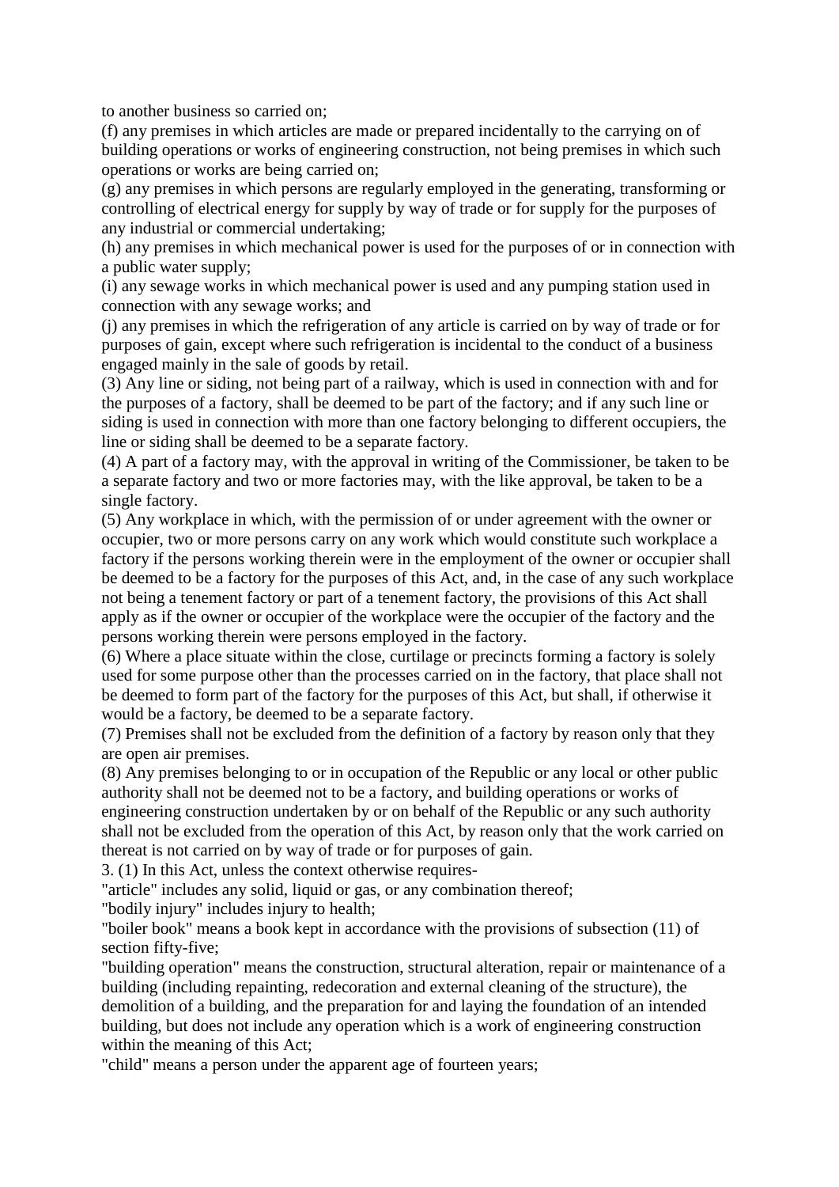to another business so carried on;

(f) any premises in which articles are made or prepared incidentally to the carrying on of building operations or works of engineering construction, not being premises in which such operations or works are being carried on;

(g) any premises in which persons are regularly employed in the generating, transforming or controlling of electrical energy for supply by way of trade or for supply for the purposes of any industrial or commercial undertaking;

(h) any premises in which mechanical power is used for the purposes of or in connection with a public water supply;

(i) any sewage works in which mechanical power is used and any pumping station used in connection with any sewage works; and

(j) any premises in which the refrigeration of any article is carried on by way of trade or for purposes of gain, except where such refrigeration is incidental to the conduct of a business engaged mainly in the sale of goods by retail.

(3) Any line or siding, not being part of a railway, which is used in connection with and for the purposes of a factory, shall be deemed to be part of the factory; and if any such line or siding is used in connection with more than one factory belonging to different occupiers, the line or siding shall be deemed to be a separate factory.

(4) A part of a factory may, with the approval in writing of the Commissioner, be taken to be a separate factory and two or more factories may, with the like approval, be taken to be a single factory.

(5) Any workplace in which, with the permission of or under agreement with the owner or occupier, two or more persons carry on any work which would constitute such workplace a factory if the persons working therein were in the employment of the owner or occupier shall be deemed to be a factory for the purposes of this Act, and, in the case of any such workplace not being a tenement factory or part of a tenement factory, the provisions of this Act shall apply as if the owner or occupier of the workplace were the occupier of the factory and the persons working therein were persons employed in the factory.

(6) Where a place situate within the close, curtilage or precincts forming a factory is solely used for some purpose other than the processes carried on in the factory, that place shall not be deemed to form part of the factory for the purposes of this Act, but shall, if otherwise it would be a factory, be deemed to be a separate factory.

(7) Premises shall not be excluded from the definition of a factory by reason only that they are open air premises.

(8) Any premises belonging to or in occupation of the Republic or any local or other public authority shall not be deemed not to be a factory, and building operations or works of engineering construction undertaken by or on behalf of the Republic or any such authority shall not be excluded from the operation of this Act, by reason only that the work carried on thereat is not carried on by way of trade or for purposes of gain.

3. (1) In this Act, unless the context otherwise requires-

"article" includes any solid, liquid or gas, or any combination thereof;

"bodily injury" includes injury to health;

"boiler book" means a book kept in accordance with the provisions of subsection (11) of section fifty-five;

"building operation" means the construction, structural alteration, repair or maintenance of a building (including repainting, redecoration and external cleaning of the structure), the demolition of a building, and the preparation for and laying the foundation of an intended building, but does not include any operation which is a work of engineering construction within the meaning of this Act;

"child" means a person under the apparent age of fourteen years;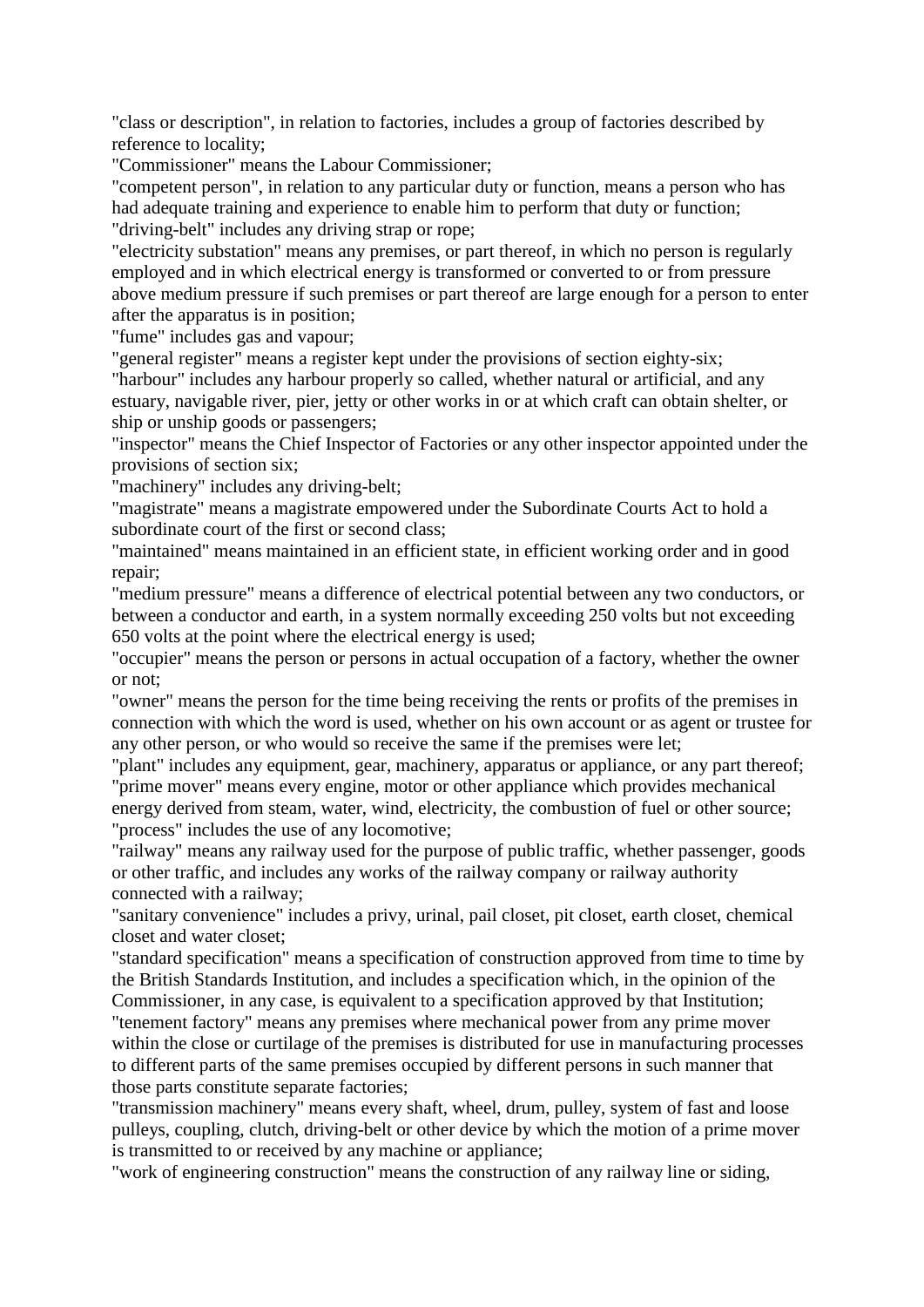"class or description", in relation to factories, includes a group of factories described by reference to locality;

"Commissioner" means the Labour Commissioner;

"competent person", in relation to any particular duty or function, means a person who has had adequate training and experience to enable him to perform that duty or function;

"driving-belt" includes any driving strap or rope;

"electricity substation" means any premises, or part thereof, in which no person is regularly employed and in which electrical energy is transformed or converted to or from pressure above medium pressure if such premises or part thereof are large enough for a person to enter after the apparatus is in position;

"fume" includes gas and vapour;

"general register" means a register kept under the provisions of section eighty-six;

"harbour" includes any harbour properly so called, whether natural or artificial, and any estuary, navigable river, pier, jetty or other works in or at which craft can obtain shelter, or ship or unship goods or passengers;

"inspector" means the Chief Inspector of Factories or any other inspector appointed under the provisions of section six;

"machinery" includes any driving-belt;

"magistrate" means a magistrate empowered under the Subordinate Courts Act to hold a subordinate court of the first or second class;

"maintained" means maintained in an efficient state, in efficient working order and in good repair;

"medium pressure" means a difference of electrical potential between any two conductors, or between a conductor and earth, in a system normally exceeding 250 volts but not exceeding 650 volts at the point where the electrical energy is used;

"occupier" means the person or persons in actual occupation of a factory, whether the owner or not;

"owner" means the person for the time being receiving the rents or profits of the premises in connection with which the word is used, whether on his own account or as agent or trustee for any other person, or who would so receive the same if the premises were let;

"plant" includes any equipment, gear, machinery, apparatus or appliance, or any part thereof;

"prime mover" means every engine, motor or other appliance which provides mechanical energy derived from steam, water, wind, electricity, the combustion of fuel or other source;

"process" includes the use of any locomotive;

"railway" means any railway used for the purpose of public traffic, whether passenger, goods or other traffic, and includes any works of the railway company or railway authority connected with a railway;

"sanitary convenience" includes a privy, urinal, pail closet, pit closet, earth closet, chemical closet and water closet;

"standard specification" means a specification of construction approved from time to time by the British Standards Institution, and includes a specification which, in the opinion of the Commissioner, in any case, is equivalent to a specification approved by that Institution;

"tenement factory" means any premises where mechanical power from any prime mover within the close or curtilage of the premises is distributed for use in manufacturing processes to different parts of the same premises occupied by different persons in such manner that those parts constitute separate factories;

"transmission machinery" means every shaft, wheel, drum, pulley, system of fast and loose pulleys, coupling, clutch, driving-belt or other device by which the motion of a prime mover is transmitted to or received by any machine or appliance;

"work of engineering construction" means the construction of any railway line or siding,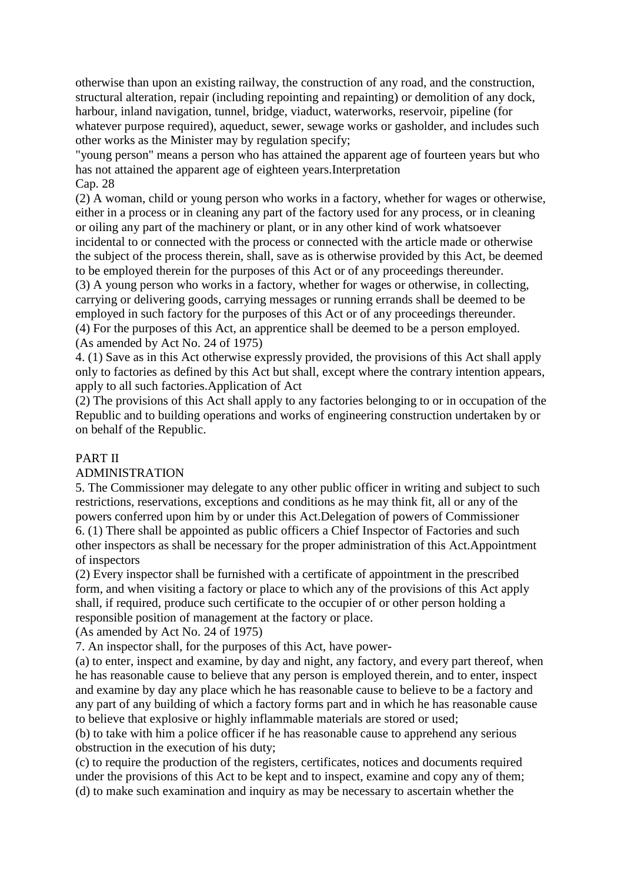otherwise than upon an existing railway, the construction of any road, and the construction, structural alteration, repair (including repointing and repainting) or demolition of any dock, harbour, inland navigation, tunnel, bridge, viaduct, waterworks, reservoir, pipeline (for whatever purpose required), aqueduct, sewer, sewage works or gasholder, and includes such other works as the Minister may by regulation specify;

"young person" means a person who has attained the apparent age of fourteen years but who has not attained the apparent age of eighteen years.Interpretation

Cap. 28

(2) A woman, child or young person who works in a factory, whether for wages or otherwise, either in a process or in cleaning any part of the factory used for any process, or in cleaning or oiling any part of the machinery or plant, or in any other kind of work whatsoever incidental to or connected with the process or connected with the article made or otherwise the subject of the process therein, shall, save as is otherwise provided by this Act, be deemed to be employed therein for the purposes of this Act or of any proceedings thereunder.

(3) A young person who works in a factory, whether for wages or otherwise, in collecting, carrying or delivering goods, carrying messages or running errands shall be deemed to be employed in such factory for the purposes of this Act or of any proceedings thereunder.

(4) For the purposes of this Act, an apprentice shall be deemed to be a person employed.

(As amended by Act No. 24 of 1975)

4. (1) Save as in this Act otherwise expressly provided, the provisions of this Act shall apply only to factories as defined by this Act but shall, except where the contrary intention appears, apply to all such factories.Application of Act

(2) The provisions of this Act shall apply to any factories belonging to or in occupation of the Republic and to building operations and works of engineering construction undertaken by or on behalf of the Republic.

## PART II
## ADMINISTRATION

5. The Commissioner may delegate to any other public officer in writing and subject to such restrictions, reservations, exceptions and conditions as he may think fit, all or any of the powers conferred upon him by or under this Act.Delegation of powers of Commissioner

6. (1) There shall be appointed as public officers a Chief Inspector of Factories and such other inspectors as shall be necessary for the proper administration of this Act.Appointment of inspectors

(2) Every inspector shall be furnished with a certificate of appointment in the prescribed form, and when visiting a factory or place to which any of the provisions of this Act apply shall, if required, produce such certificate to the occupier of or other person holding a responsible position of management at the factory or place.

(As amended by Act No. 24 of 1975)

7. An inspector shall, for the purposes of this Act, have power-

(a) to enter, inspect and examine, by day and night, any factory, and every part thereof, when he has reasonable cause to believe that any person is employed therein, and to enter, inspect and examine by day any place which he has reasonable cause to believe to be a factory and any part of any building of which a factory forms part and in which he has reasonable cause to believe that explosive or highly inflammable materials are stored or used;

(b) to take with him a police officer if he has reasonable cause to apprehend any serious obstruction in the execution of his duty;

(c) to require the production of the registers, certificates, notices and documents required under the provisions of this Act to be kept and to inspect, examine and copy any of them;

(d) to make such examination and inquiry as may be necessary to ascertain whether the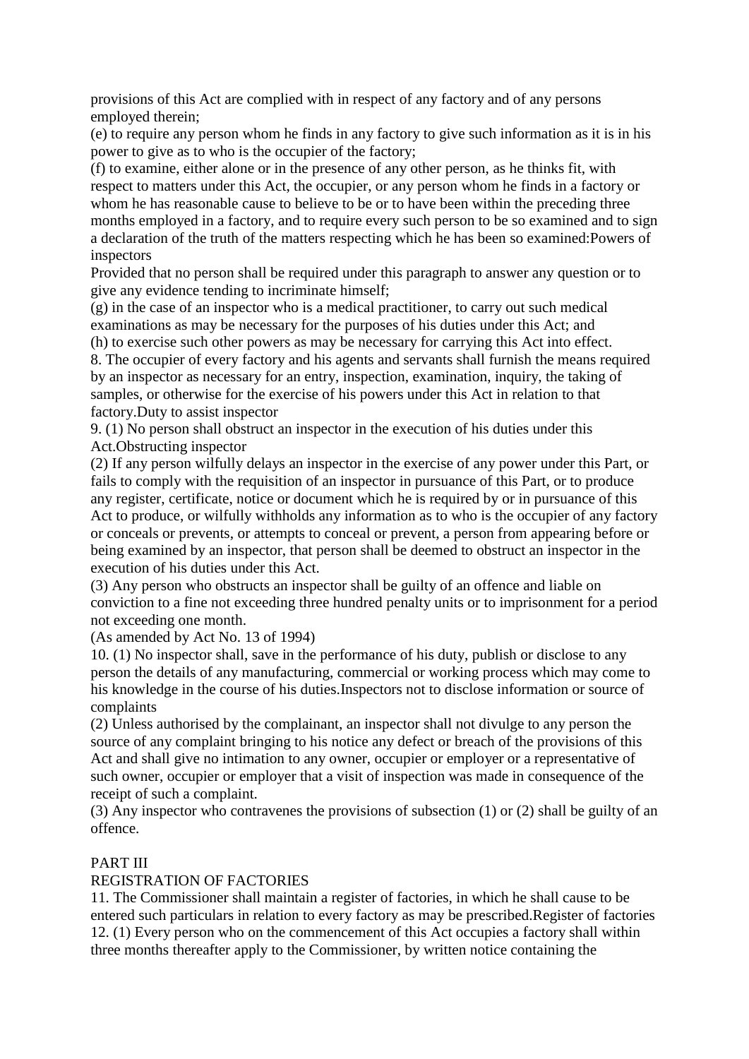provisions of this Act are complied with in respect of any factory and of any persons employed therein;

(e) to require any person whom he finds in any factory to give such information as it is in his power to give as to who is the occupier of the factory;

(f) to examine, either alone or in the presence of any other person, as he thinks fit, with respect to matters under this Act, the occupier, or any person whom he finds in a factory or whom he has reasonable cause to believe to be or to have been within the preceding three months employed in a factory, and to require every such person to be so examined and to sign a declaration of the truth of the matters respecting which he has been so examined:Powers of inspectors

Provided that no person shall be required under this paragraph to answer any question or to give any evidence tending to incriminate himself;

(g) in the case of an inspector who is a medical practitioner, to carry out such medical examinations as may be necessary for the purposes of his duties under this Act; and

(h) to exercise such other powers as may be necessary for carrying this Act into effect.

8. The occupier of every factory and his agents and servants shall furnish the means required by an inspector as necessary for an entry, inspection, examination, inquiry, the taking of samples, or otherwise for the exercise of his powers under this Act in relation to that factory.Duty to assist inspector

9. (1) No person shall obstruct an inspector in the execution of his duties under this Act.Obstructing inspector

(2) If any person wilfully delays an inspector in the exercise of any power under this Part, or fails to comply with the requisition of an inspector in pursuance of this Part, or to produce any register, certificate, notice or document which he is required by or in pursuance of this Act to produce, or wilfully withholds any information as to who is the occupier of any factory or conceals or prevents, or attempts to conceal or prevent, a person from appearing before or being examined by an inspector, that person shall be deemed to obstruct an inspector in the execution of his duties under this Act.

(3) Any person who obstructs an inspector shall be guilty of an offence and liable on conviction to a fine not exceeding three hundred penalty units or to imprisonment for a period not exceeding one month.

(As amended by Act No. 13 of 1994)

10. (1) No inspector shall, save in the performance of his duty, publish or disclose to any person the details of any manufacturing, commercial or working process which may come to his knowledge in the course of his duties.Inspectors not to disclose information or source of complaints

(2) Unless authorised by the complainant, an inspector shall not divulge to any person the source of any complaint bringing to his notice any defect or breach of the provisions of this Act and shall give no intimation to any owner, occupier or employer or a representative of such owner, occupier or employer that a visit of inspection was made in consequence of the receipt of such a complaint.

(3) Any inspector who contravenes the provisions of subsection (1) or (2) shall be guilty of an offence.

## PART III
## REGISTRATION OF FACTORIES

11. The Commissioner shall maintain a register of factories, in which he shall cause to be entered such particulars in relation to every factory as may be prescribed.Register of factories

12. (1) Every person who on the commencement of this Act occupies a factory shall within three months thereafter apply to the Commissioner, by written notice containing the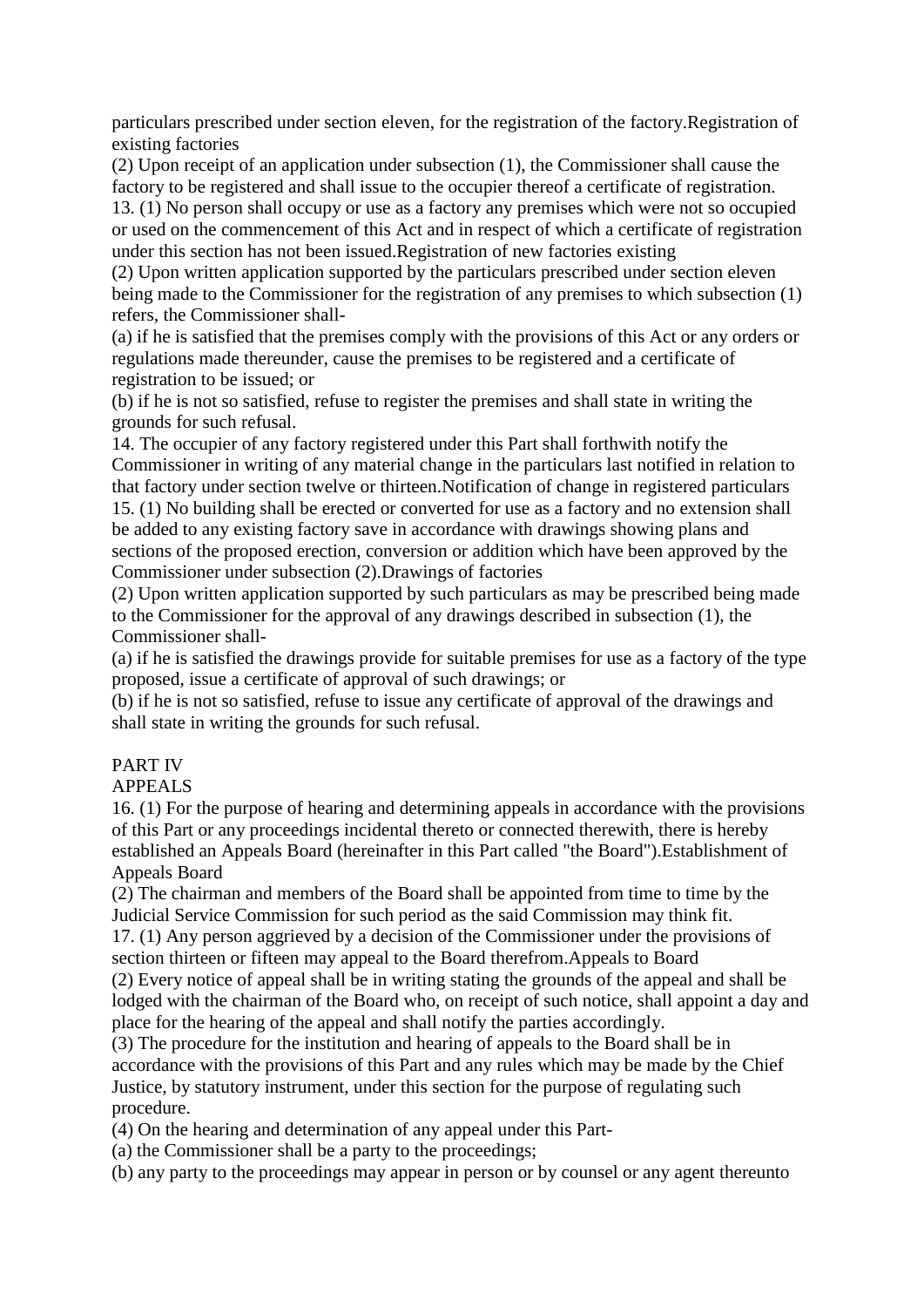particulars prescribed under section eleven, for the registration of the factory.Registration of existing factories

(2) Upon receipt of an application under subsection (1), the Commissioner shall cause the factory to be registered and shall issue to the occupier thereof a certificate of registration.

13. (1) No person shall occupy or use as a factory any premises which were not so occupied or used on the commencement of this Act and in respect of which a certificate of registration under this section has not been issued.Registration of new factories existing

(2) Upon written application supported by the particulars prescribed under section eleven being made to the Commissioner for the registration of any premises to which subsection (1) refers, the Commissioner shall-

(a) if he is satisfied that the premises comply with the provisions of this Act or any orders or regulations made thereunder, cause the premises to be registered and a certificate of registration to be issued; or

(b) if he is not so satisfied, refuse to register the premises and shall state in writing the grounds for such refusal.

14. The occupier of any factory registered under this Part shall forthwith notify the Commissioner in writing of any material change in the particulars last notified in relation to that factory under section twelve or thirteen.Notification of change in registered particulars

15. (1) No building shall be erected or converted for use as a factory and no extension shall be added to any existing factory save in accordance with drawings showing plans and sections of the proposed erection, conversion or addition which have been approved by the Commissioner under subsection (2).Drawings of factories

(2) Upon written application supported by such particulars as may be prescribed being made to the Commissioner for the approval of any drawings described in subsection (1), the Commissioner shall-

(a) if he is satisfied the drawings provide for suitable premises for use as a factory of the type proposed, issue a certificate of approval of such drawings; or

(b) if he is not so satisfied, refuse to issue any certificate of approval of the drawings and shall state in writing the grounds for such refusal.

## PART IV
## APPEALS

16. (1) For the purpose of hearing and determining appeals in accordance with the provisions of this Part or any proceedings incidental thereto or connected therewith, there is hereby established an Appeals Board (hereinafter in this Part called "the Board").Establishment of Appeals Board

(2) The chairman and members of the Board shall be appointed from time to time by the Judicial Service Commission for such period as the said Commission may think fit.

17. (1) Any person aggrieved by a decision of the Commissioner under the provisions of section thirteen or fifteen may appeal to the Board therefrom.Appeals to Board

(2) Every notice of appeal shall be in writing stating the grounds of the appeal and shall be lodged with the chairman of the Board who, on receipt of such notice, shall appoint a day and place for the hearing of the appeal and shall notify the parties accordingly.

(3) The procedure for the institution and hearing of appeals to the Board shall be in accordance with the provisions of this Part and any rules which may be made by the Chief Justice, by statutory instrument, under this section for the purpose of regulating such procedure.

(4) On the hearing and determination of any appeal under this Part-

(a) the Commissioner shall be a party to the proceedings;

(b) any party to the proceedings may appear in person or by counsel or any agent thereunto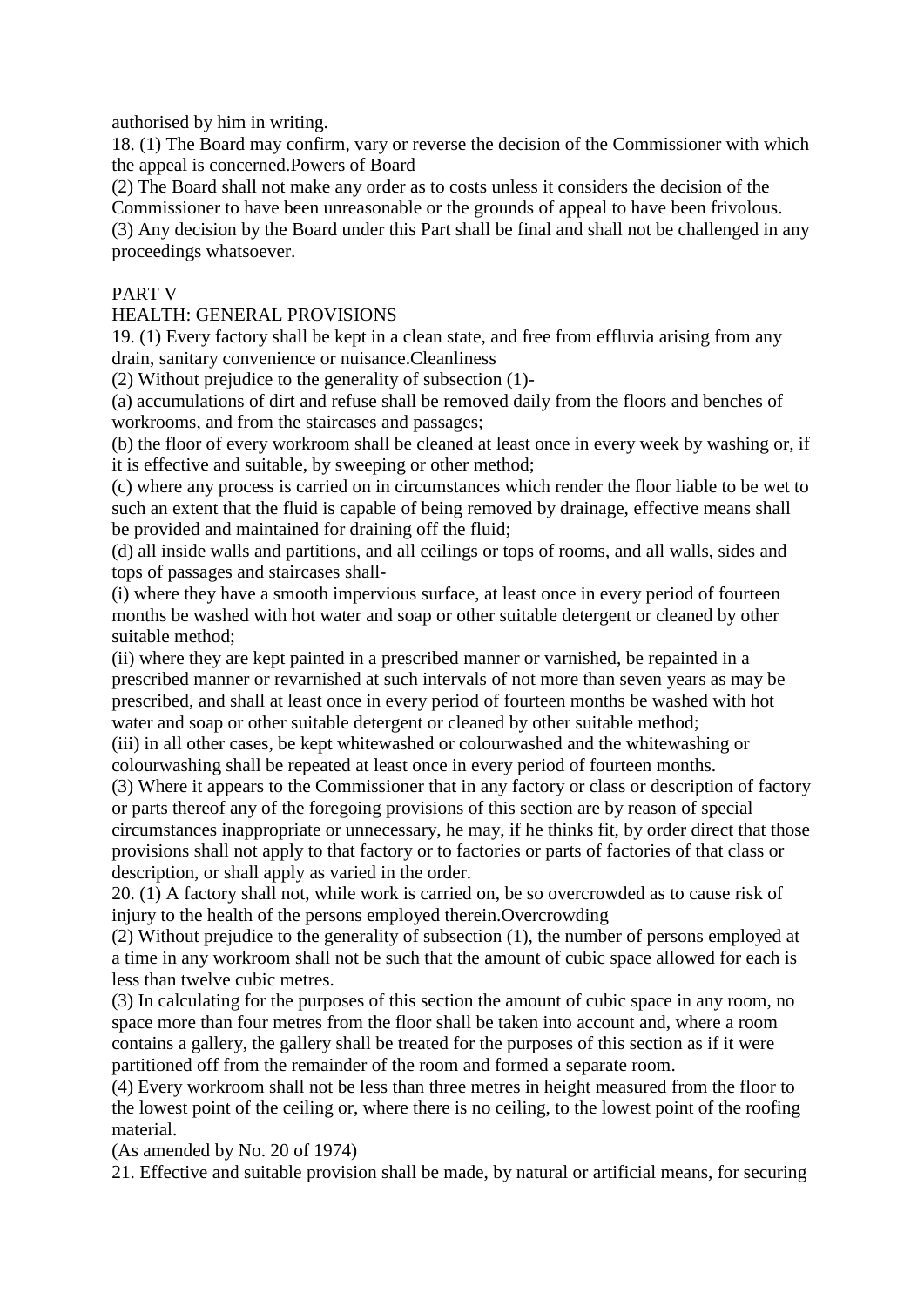authorised by him in writing.

18. (1) The Board may confirm, vary or reverse the decision of the Commissioner with which the appeal is concerned.Powers of Board

(2) The Board shall not make any order as to costs unless it considers the decision of the Commissioner to have been unreasonable or the grounds of appeal to have been frivolous.

(3) Any decision by the Board under this Part shall be final and shall not be challenged in any proceedings whatsoever.

PART V

HEALTH: GENERAL PROVISIONS

19. (1) Every factory shall be kept in a clean state, and free from effluvia arising from any drain, sanitary convenience or nuisance.Cleanliness

(2) Without prejudice to the generality of subsection (1)-

(a) accumulations of dirt and refuse shall be removed daily from the floors and benches of workrooms, and from the staircases and passages;

(b) the floor of every workroom shall be cleaned at least once in every week by washing or, if it is effective and suitable, by sweeping or other method;

(c) where any process is carried on in circumstances which render the floor liable to be wet to such an extent that the fluid is capable of being removed by drainage, effective means shall be provided and maintained for draining off the fluid;

(d) all inside walls and partitions, and all ceilings or tops of rooms, and all walls, sides and tops of passages and staircases shall-

(i) where they have a smooth impervious surface, at least once in every period of fourteen months be washed with hot water and soap or other suitable detergent or cleaned by other suitable method;

(ii) where they are kept painted in a prescribed manner or varnished, be repainted in a prescribed manner or revarnished at such intervals of not more than seven years as may be prescribed, and shall at least once in every period of fourteen months be washed with hot water and soap or other suitable detergent or cleaned by other suitable method;

(iii) in all other cases, be kept whitewashed or colourwashed and the whitewashing or colourwashing shall be repeated at least once in every period of fourteen months.

(3) Where it appears to the Commissioner that in any factory or class or description of factory or parts thereof any of the foregoing provisions of this section are by reason of special circumstances inappropriate or unnecessary, he may, if he thinks fit, by order direct that those provisions shall not apply to that factory or to factories or parts of factories of that class or description, or shall apply as varied in the order.

20. (1) A factory shall not, while work is carried on, be so overcrowded as to cause risk of injury to the health of the persons employed therein.Overcrowding

(2) Without prejudice to the generality of subsection (1), the number of persons employed at a time in any workroom shall not be such that the amount of cubic space allowed for each is less than twelve cubic metres.

(3) In calculating for the purposes of this section the amount of cubic space in any room, no space more than four metres from the floor shall be taken into account and, where a room contains a gallery, the gallery shall be treated for the purposes of this section as if it were partitioned off from the remainder of the room and formed a separate room.

(4) Every workroom shall not be less than three metres in height measured from the floor to the lowest point of the ceiling or, where there is no ceiling, to the lowest point of the roofing material.

(As amended by No. 20 of 1974)

21. Effective and suitable provision shall be made, by natural or artificial means, for securing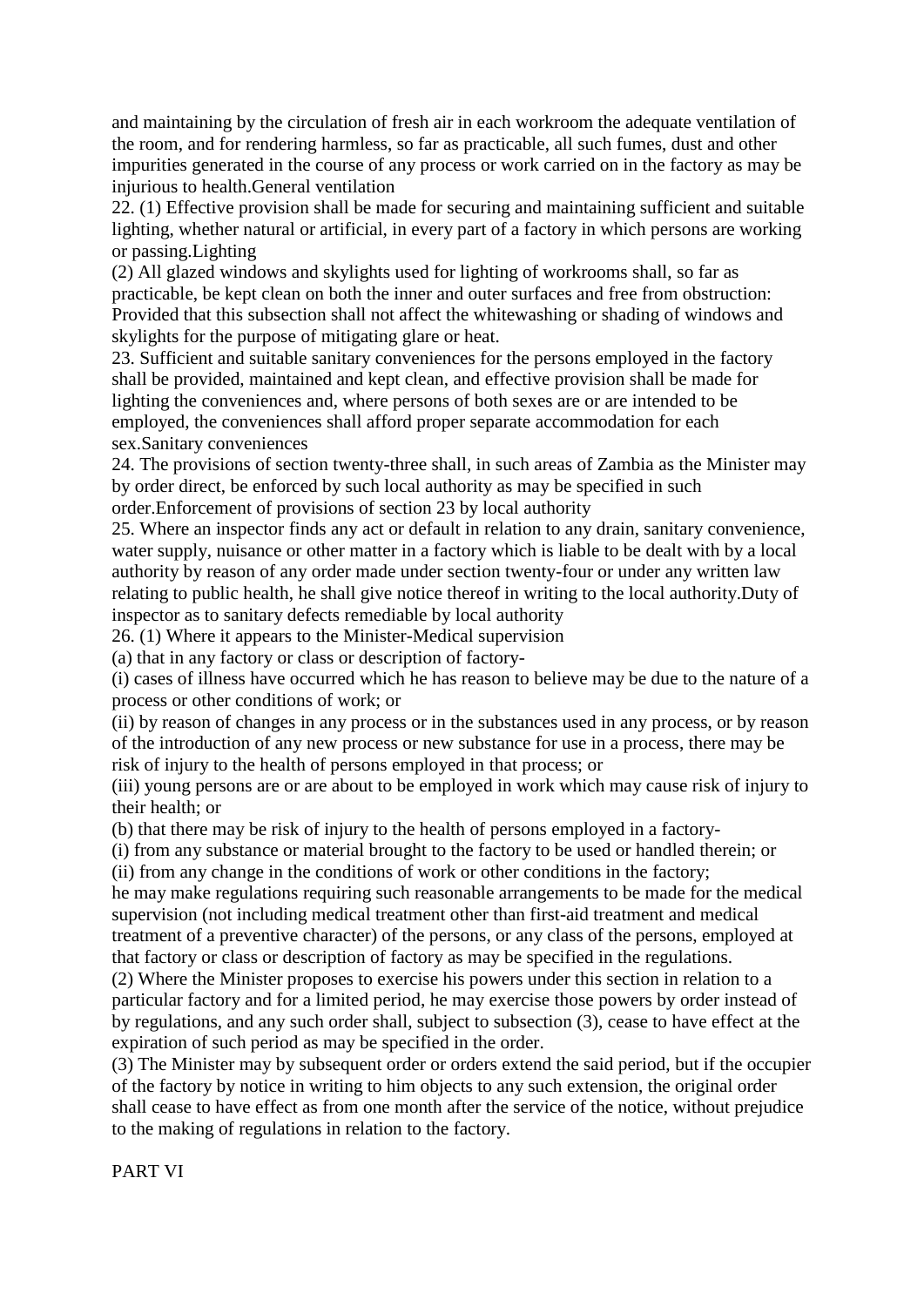and maintaining by the circulation of fresh air in each workroom the adequate ventilation of the room, and for rendering harmless, so far as practicable, all such fumes, dust and other impurities generated in the course of any process or work carried on in the factory as may be injurious to health.General ventilation

22. (1) Effective provision shall be made for securing and maintaining sufficient and suitable lighting, whether natural or artificial, in every part of a factory in which persons are working or passing.Lighting

(2) All glazed windows and skylights used for lighting of workrooms shall, so far as practicable, be kept clean on both the inner and outer surfaces and free from obstruction: Provided that this subsection shall not affect the whitewashing or shading of windows and skylights for the purpose of mitigating glare or heat.

23. Sufficient and suitable sanitary conveniences for the persons employed in the factory shall be provided, maintained and kept clean, and effective provision shall be made for lighting the conveniences and, where persons of both sexes are or are intended to be employed, the conveniences shall afford proper separate accommodation for each sex.Sanitary conveniences

24. The provisions of section twenty-three shall, in such areas of Zambia as the Minister may by order direct, be enforced by such local authority as may be specified in such order.Enforcement of provisions of section 23 by local authority

25. Where an inspector finds any act or default in relation to any drain, sanitary convenience, water supply, nuisance or other matter in a factory which is liable to be dealt with by a local authority by reason of any order made under section twenty-four or under any written law relating to public health, he shall give notice thereof in writing to the local authority.Duty of inspector as to sanitary defects remediable by local authority

26. (1) Where it appears to the Minister-Medical supervision

(a) that in any factory or class or description of factory-

(i) cases of illness have occurred which he has reason to believe may be due to the nature of a process or other conditions of work; or

(ii) by reason of changes in any process or in the substances used in any process, or by reason of the introduction of any new process or new substance for use in a process, there may be risk of injury to the health of persons employed in that process; or

(iii) young persons are or are about to be employed in work which may cause risk of injury to their health; or

(b) that there may be risk of injury to the health of persons employed in a factory-

(i) from any substance or material brought to the factory to be used or handled therein; or

(ii) from any change in the conditions of work or other conditions in the factory;

he may make regulations requiring such reasonable arrangements to be made for the medical supervision (not including medical treatment other than first-aid treatment and medical treatment of a preventive character) of the persons, or any class of the persons, employed at that factory or class or description of factory as may be specified in the regulations.

(2) Where the Minister proposes to exercise his powers under this section in relation to a particular factory and for a limited period, he may exercise those powers by order instead of by regulations, and any such order shall, subject to subsection (3), cease to have effect at the expiration of such period as may be specified in the order.

(3) The Minister may by subsequent order or orders extend the said period, but if the occupier of the factory by notice in writing to him objects to any such extension, the original order shall cease to have effect as from one month after the service of the notice, without prejudice to the making of regulations in relation to the factory.

PART VI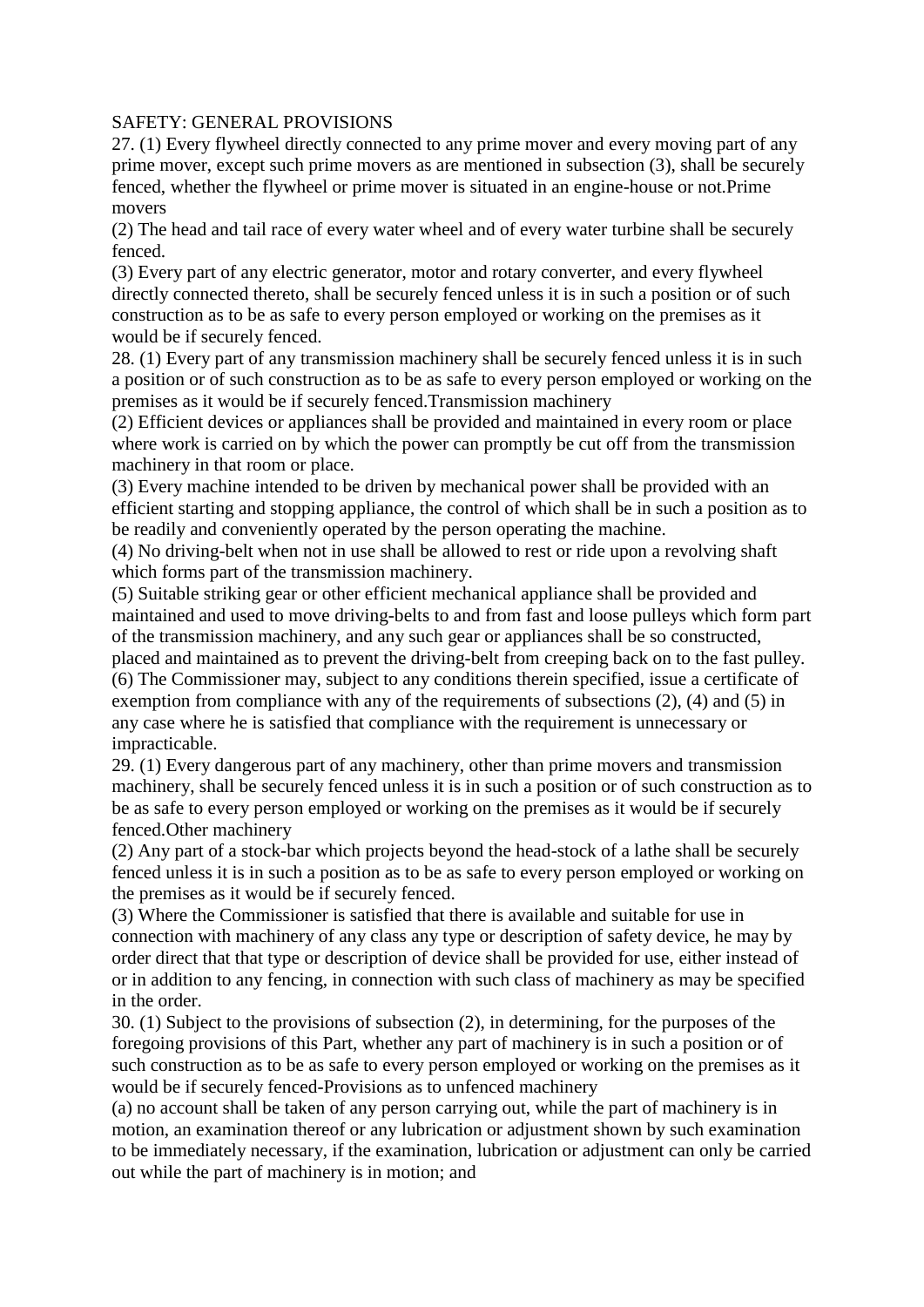SAFETY: GENERAL PROVISIONS

27. (1) Every flywheel directly connected to any prime mover and every moving part of any prime mover, except such prime movers as are mentioned in subsection (3), shall be securely fenced, whether the flywheel or prime mover is situated in an engine-house or not.Prime movers

(2) The head and tail race of every water wheel and of every water turbine shall be securely fenced.

(3) Every part of any electric generator, motor and rotary converter, and every flywheel directly connected thereto, shall be securely fenced unless it is in such a position or of such construction as to be as safe to every person employed or working on the premises as it would be if securely fenced.

28. (1) Every part of any transmission machinery shall be securely fenced unless it is in such a position or of such construction as to be as safe to every person employed or working on the premises as it would be if securely fenced.Transmission machinery

(2) Efficient devices or appliances shall be provided and maintained in every room or place where work is carried on by which the power can promptly be cut off from the transmission machinery in that room or place.

(3) Every machine intended to be driven by mechanical power shall be provided with an efficient starting and stopping appliance, the control of which shall be in such a position as to be readily and conveniently operated by the person operating the machine.

(4) No driving-belt when not in use shall be allowed to rest or ride upon a revolving shaft which forms part of the transmission machinery.

(5) Suitable striking gear or other efficient mechanical appliance shall be provided and maintained and used to move driving-belts to and from fast and loose pulleys which form part of the transmission machinery, and any such gear or appliances shall be so constructed, placed and maintained as to prevent the driving-belt from creeping back on to the fast pulley.

(6) The Commissioner may, subject to any conditions therein specified, issue a certificate of exemption from compliance with any of the requirements of subsections (2), (4) and (5) in any case where he is satisfied that compliance with the requirement is unnecessary or impracticable.

29. (1) Every dangerous part of any machinery, other than prime movers and transmission machinery, shall be securely fenced unless it is in such a position or of such construction as to be as safe to every person employed or working on the premises as it would be if securely fenced.Other machinery

(2) Any part of a stock-bar which projects beyond the head-stock of a lathe shall be securely fenced unless it is in such a position as to be as safe to every person employed or working on the premises as it would be if securely fenced.

(3) Where the Commissioner is satisfied that there is available and suitable for use in connection with machinery of any class any type or description of safety device, he may by order direct that that type or description of device shall be provided for use, either instead of or in addition to any fencing, in connection with such class of machinery as may be specified in the order.

30. (1) Subject to the provisions of subsection (2), in determining, for the purposes of the foregoing provisions of this Part, whether any part of machinery is in such a position or of such construction as to be as safe to every person employed or working on the premises as it would be if securely fenced-Provisions as to unfenced machinery

(a) no account shall be taken of any person carrying out, while the part of machinery is in motion, an examination thereof or any lubrication or adjustment shown by such examination to be immediately necessary, if the examination, lubrication or adjustment can only be carried out while the part of machinery is in motion; and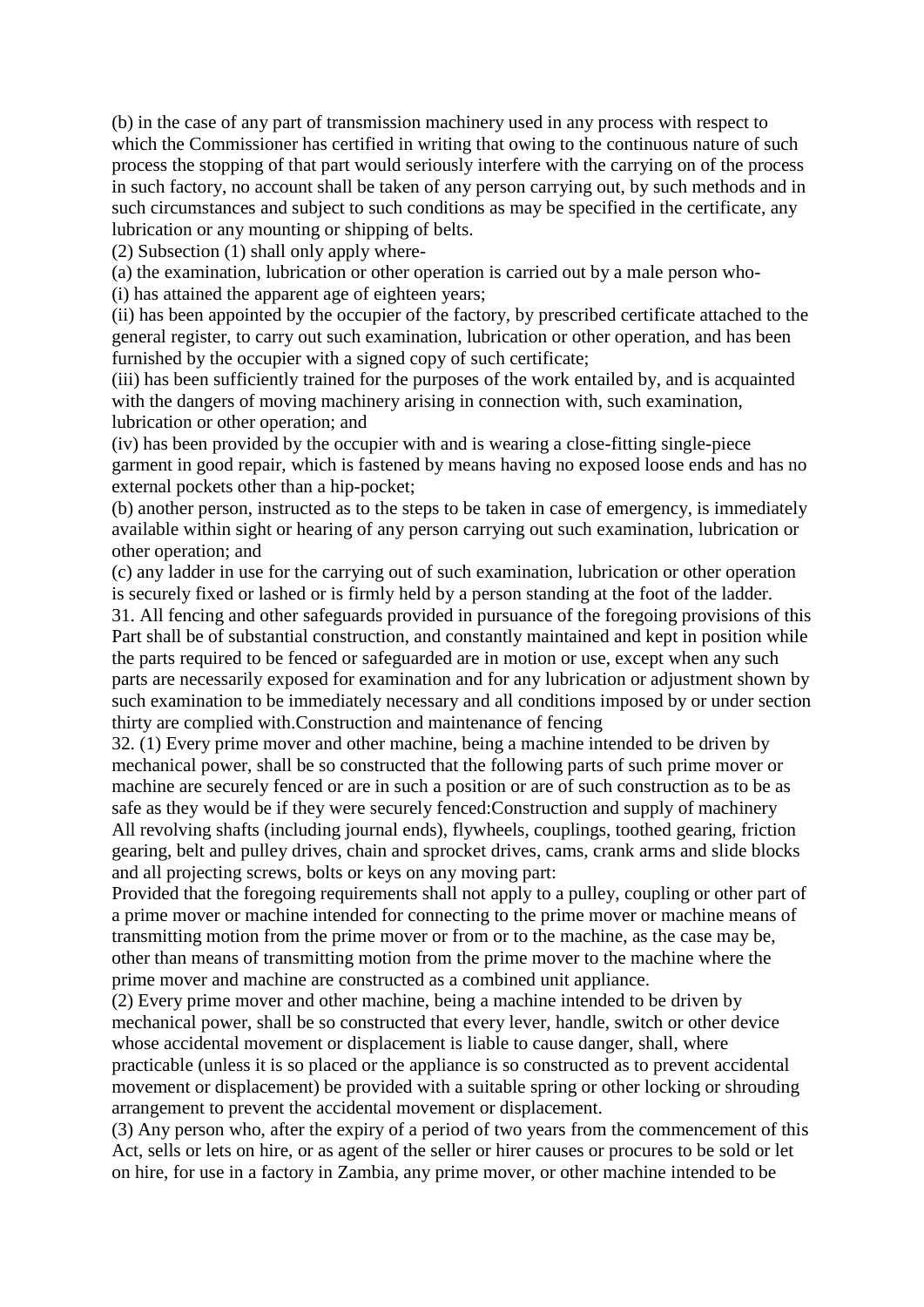(b) in the case of any part of transmission machinery used in any process with respect to which the Commissioner has certified in writing that owing to the continuous nature of such process the stopping of that part would seriously interfere with the carrying on of the process in such factory, no account shall be taken of any person carrying out, by such methods and in such circumstances and subject to such conditions as may be specified in the certificate, any lubrication or any mounting or shipping of belts.

(2) Subsection (1) shall only apply where-

(a) the examination, lubrication or other operation is carried out by a male person who-

(i) has attained the apparent age of eighteen years;

(ii) has been appointed by the occupier of the factory, by prescribed certificate attached to the general register, to carry out such examination, lubrication or other operation, and has been furnished by the occupier with a signed copy of such certificate;

(iii) has been sufficiently trained for the purposes of the work entailed by, and is acquainted with the dangers of moving machinery arising in connection with, such examination, lubrication or other operation; and

(iv) has been provided by the occupier with and is wearing a close-fitting single-piece garment in good repair, which is fastened by means having no exposed loose ends and has no external pockets other than a hip-pocket;

(b) another person, instructed as to the steps to be taken in case of emergency, is immediately available within sight or hearing of any person carrying out such examination, lubrication or other operation; and

(c) any ladder in use for the carrying out of such examination, lubrication or other operation is securely fixed or lashed or is firmly held by a person standing at the foot of the ladder.

31. All fencing and other safeguards provided in pursuance of the foregoing provisions of this Part shall be of substantial construction, and constantly maintained and kept in position while the parts required to be fenced or safeguarded are in motion or use, except when any such parts are necessarily exposed for examination and for any lubrication or adjustment shown by such examination to be immediately necessary and all conditions imposed by or under section thirty are complied with.Construction and maintenance of fencing

32. (1) Every prime mover and other machine, being a machine intended to be driven by mechanical power, shall be so constructed that the following parts of such prime mover or machine are securely fenced or are in such a position or are of such construction as to be as safe as they would be if they were securely fenced:Construction and supply of machinery

All revolving shafts (including journal ends), flywheels, couplings, toothed gearing, friction gearing, belt and pulley drives, chain and sprocket drives, cams, crank arms and slide blocks and all projecting screws, bolts or keys on any moving part:

Provided that the foregoing requirements shall not apply to a pulley, coupling or other part of a prime mover or machine intended for connecting to the prime mover or machine means of transmitting motion from the prime mover or from or to the machine, as the case may be, other than means of transmitting motion from the prime mover to the machine where the prime mover and machine are constructed as a combined unit appliance.

(2) Every prime mover and other machine, being a machine intended to be driven by mechanical power, shall be so constructed that every lever, handle, switch or other device whose accidental movement or displacement is liable to cause danger, shall, where practicable (unless it is so placed or the appliance is so constructed as to prevent accidental movement or displacement) be provided with a suitable spring or other locking or shrouding arrangement to prevent the accidental movement or displacement.

(3) Any person who, after the expiry of a period of two years from the commencement of this Act, sells or lets on hire, or as agent of the seller or hirer causes or procures to be sold or let on hire, for use in a factory in Zambia, any prime mover, or other machine intended to be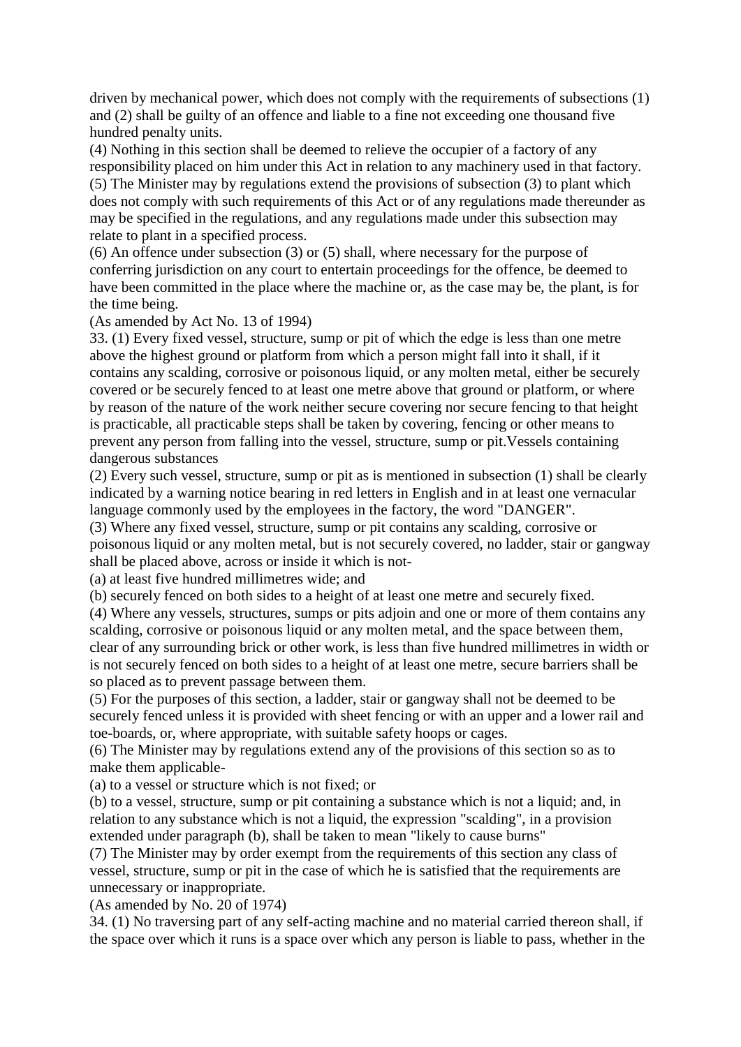driven by mechanical power, which does not comply with the requirements of subsections (1) and (2) shall be guilty of an offence and liable to a fine not exceeding one thousand five hundred penalty units.

(4) Nothing in this section shall be deemed to relieve the occupier of a factory of any responsibility placed on him under this Act in relation to any machinery used in that factory.

(5) The Minister may by regulations extend the provisions of subsection (3) to plant which does not comply with such requirements of this Act or of any regulations made thereunder as may be specified in the regulations, and any regulations made under this subsection may relate to plant in a specified process.

(6) An offence under subsection (3) or (5) shall, where necessary for the purpose of conferring jurisdiction on any court to entertain proceedings for the offence, be deemed to have been committed in the place where the machine or, as the case may be, the plant, is for the time being.

(As amended by Act No. 13 of 1994)

33. (1) Every fixed vessel, structure, sump or pit of which the edge is less than one metre above the highest ground or platform from which a person might fall into it shall, if it contains any scalding, corrosive or poisonous liquid, or any molten metal, either be securely covered or be securely fenced to at least one metre above that ground or platform, or where by reason of the nature of the work neither secure covering nor secure fencing to that height is practicable, all practicable steps shall be taken by covering, fencing or other means to prevent any person from falling into the vessel, structure, sump or pit.Vessels containing dangerous substances

(2) Every such vessel, structure, sump or pit as is mentioned in subsection (1) shall be clearly indicated by a warning notice bearing in red letters in English and in at least one vernacular language commonly used by the employees in the factory, the word "DANGER".

(3) Where any fixed vessel, structure, sump or pit contains any scalding, corrosive or poisonous liquid or any molten metal, but is not securely covered, no ladder, stair or gangway shall be placed above, across or inside it which is not-

(a) at least five hundred millimetres wide; and

(b) securely fenced on both sides to a height of at least one metre and securely fixed.

(4) Where any vessels, structures, sumps or pits adjoin and one or more of them contains any scalding, corrosive or poisonous liquid or any molten metal, and the space between them, clear of any surrounding brick or other work, is less than five hundred millimetres in width or is not securely fenced on both sides to a height of at least one metre, secure barriers shall be so placed as to prevent passage between them.

(5) For the purposes of this section, a ladder, stair or gangway shall not be deemed to be securely fenced unless it is provided with sheet fencing or with an upper and a lower rail and toe-boards, or, where appropriate, with suitable safety hoops or cages.

(6) The Minister may by regulations extend any of the provisions of this section so as to make them applicable-

(a) to a vessel or structure which is not fixed; or

(b) to a vessel, structure, sump or pit containing a substance which is not a liquid; and, in relation to any substance which is not a liquid, the expression "scalding", in a provision extended under paragraph (b), shall be taken to mean "likely to cause burns"

(7) The Minister may by order exempt from the requirements of this section any class of vessel, structure, sump or pit in the case of which he is satisfied that the requirements are unnecessary or inappropriate.

(As amended by No. 20 of 1974)

34. (1) No traversing part of any self-acting machine and no material carried thereon shall, if the space over which it runs is a space over which any person is liable to pass, whether in the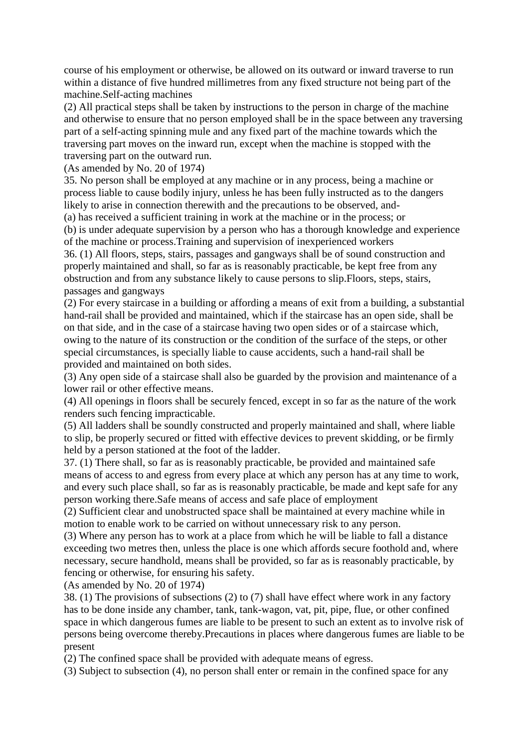course of his employment or otherwise, be allowed on its outward or inward traverse to run within a distance of five hundred millimetres from any fixed structure not being part of the machine.Self-acting machines

(2) All practical steps shall be taken by instructions to the person in charge of the machine and otherwise to ensure that no person employed shall be in the space between any traversing part of a self-acting spinning mule and any fixed part of the machine towards which the traversing part moves on the inward run, except when the machine is stopped with the traversing part on the outward run.

(As amended by No. 20 of 1974)

35. No person shall be employed at any machine or in any process, being a machine or process liable to cause bodily injury, unless he has been fully instructed as to the dangers likely to arise in connection therewith and the precautions to be observed, and-

(a) has received a sufficient training in work at the machine or in the process; or

(b) is under adequate supervision by a person who has a thorough knowledge and experience of the machine or process.Training and supervision of inexperienced workers

36. (1) All floors, steps, stairs, passages and gangways shall be of sound construction and properly maintained and shall, so far as is reasonably practicable, be kept free from any obstruction and from any substance likely to cause persons to slip.Floors, steps, stairs, passages and gangways

(2) For every staircase in a building or affording a means of exit from a building, a substantial hand-rail shall be provided and maintained, which if the staircase has an open side, shall be on that side, and in the case of a staircase having two open sides or of a staircase which, owing to the nature of its construction or the condition of the surface of the steps, or other special circumstances, is specially liable to cause accidents, such a hand-rail shall be provided and maintained on both sides.

(3) Any open side of a staircase shall also be guarded by the provision and maintenance of a lower rail or other effective means.

(4) All openings in floors shall be securely fenced, except in so far as the nature of the work renders such fencing impracticable.

(5) All ladders shall be soundly constructed and properly maintained and shall, where liable to slip, be properly secured or fitted with effective devices to prevent skidding, or be firmly held by a person stationed at the foot of the ladder.

37. (1) There shall, so far as is reasonably practicable, be provided and maintained safe means of access to and egress from every place at which any person has at any time to work, and every such place shall, so far as is reasonably practicable, be made and kept safe for any person working there.Safe means of access and safe place of employment

(2) Sufficient clear and unobstructed space shall be maintained at every machine while in motion to enable work to be carried on without unnecessary risk to any person.

(3) Where any person has to work at a place from which he will be liable to fall a distance exceeding two metres then, unless the place is one which affords secure foothold and, where necessary, secure handhold, means shall be provided, so far as is reasonably practicable, by fencing or otherwise, for ensuring his safety.

(As amended by No. 20 of 1974)

38. (1) The provisions of subsections (2) to (7) shall have effect where work in any factory has to be done inside any chamber, tank, tank-wagon, vat, pit, pipe, flue, or other confined space in which dangerous fumes are liable to be present to such an extent as to involve risk of persons being overcome thereby.Precautions in places where dangerous fumes are liable to be present

(2) The confined space shall be provided with adequate means of egress.

(3) Subject to subsection (4), no person shall enter or remain in the confined space for any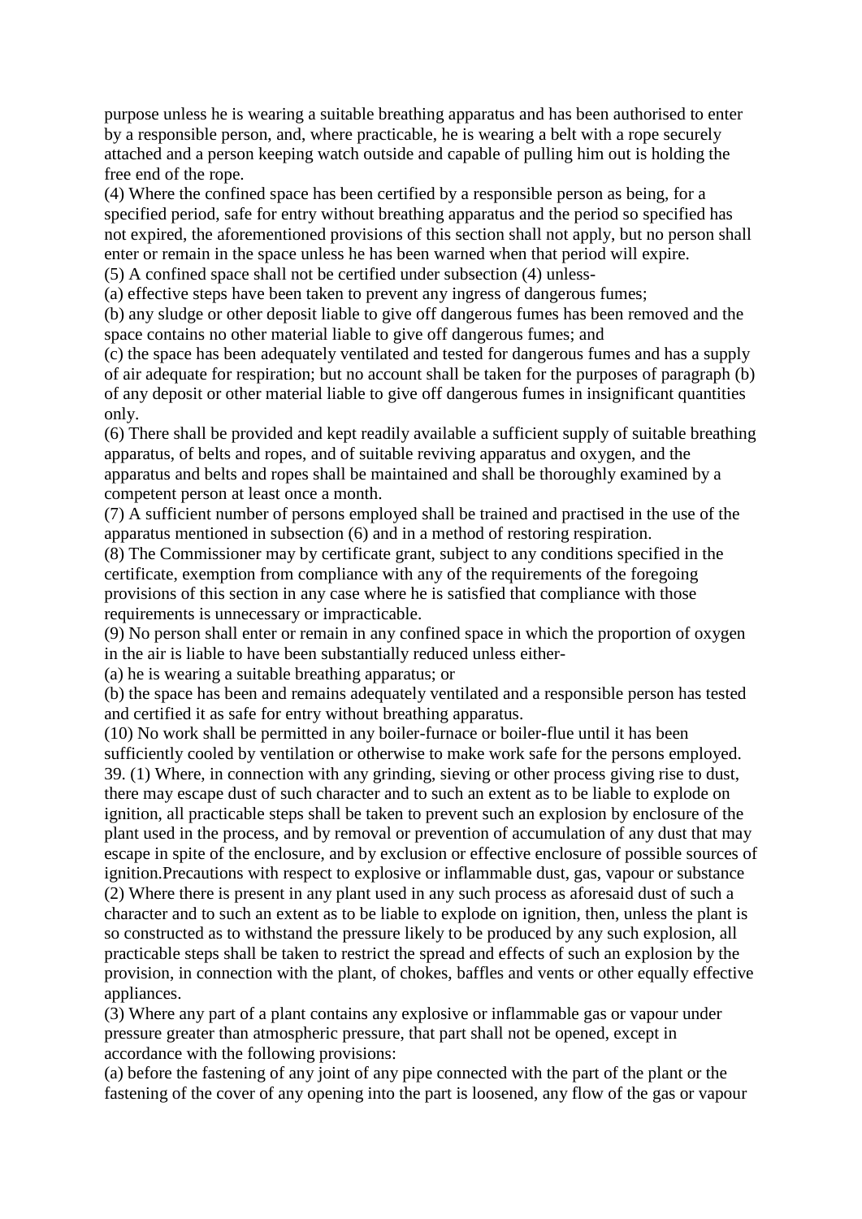purpose unless he is wearing a suitable breathing apparatus and has been authorised to enter by a responsible person, and, where practicable, he is wearing a belt with a rope securely attached and a person keeping watch outside and capable of pulling him out is holding the free end of the rope.

(4) Where the confined space has been certified by a responsible person as being, for a specified period, safe for entry without breathing apparatus and the period so specified has not expired, the aforementioned provisions of this section shall not apply, but no person shall enter or remain in the space unless he has been warned when that period will expire.

(5) A confined space shall not be certified under subsection (4) unless-

(a) effective steps have been taken to prevent any ingress of dangerous fumes;

(b) any sludge or other deposit liable to give off dangerous fumes has been removed and the space contains no other material liable to give off dangerous fumes; and

(c) the space has been adequately ventilated and tested for dangerous fumes and has a supply of air adequate for respiration; but no account shall be taken for the purposes of paragraph (b) of any deposit or other material liable to give off dangerous fumes in insignificant quantities only.

(6) There shall be provided and kept readily available a sufficient supply of suitable breathing apparatus, of belts and ropes, and of suitable reviving apparatus and oxygen, and the apparatus and belts and ropes shall be maintained and shall be thoroughly examined by a competent person at least once a month.

(7) A sufficient number of persons employed shall be trained and practised in the use of the apparatus mentioned in subsection (6) and in a method of restoring respiration.

(8) The Commissioner may by certificate grant, subject to any conditions specified in the certificate, exemption from compliance with any of the requirements of the foregoing provisions of this section in any case where he is satisfied that compliance with those requirements is unnecessary or impracticable.

(9) No person shall enter or remain in any confined space in which the proportion of oxygen in the air is liable to have been substantially reduced unless either-

(a) he is wearing a suitable breathing apparatus; or

(b) the space has been and remains adequately ventilated and a responsible person has tested and certified it as safe for entry without breathing apparatus.

(10) No work shall be permitted in any boiler-furnace or boiler-flue until it has been sufficiently cooled by ventilation or otherwise to make work safe for the persons employed.

39. (1) Where, in connection with any grinding, sieving or other process giving rise to dust, there may escape dust of such character and to such an extent as to be liable to explode on ignition, all practicable steps shall be taken to prevent such an explosion by enclosure of the plant used in the process, and by removal or prevention of accumulation of any dust that may escape in spite of the enclosure, and by exclusion or effective enclosure of possible sources of ignition.Precautions with respect to explosive or inflammable dust, gas, vapour or substance

(2) Where there is present in any plant used in any such process as aforesaid dust of such a character and to such an extent as to be liable to explode on ignition, then, unless the plant is so constructed as to withstand the pressure likely to be produced by any such explosion, all practicable steps shall be taken to restrict the spread and effects of such an explosion by the provision, in connection with the plant, of chokes, baffles and vents or other equally effective appliances.

(3) Where any part of a plant contains any explosive or inflammable gas or vapour under pressure greater than atmospheric pressure, that part shall not be opened, except in accordance with the following provisions:

(a) before the fastening of any joint of any pipe connected with the part of the plant or the fastening of the cover of any opening into the part is loosened, any flow of the gas or vapour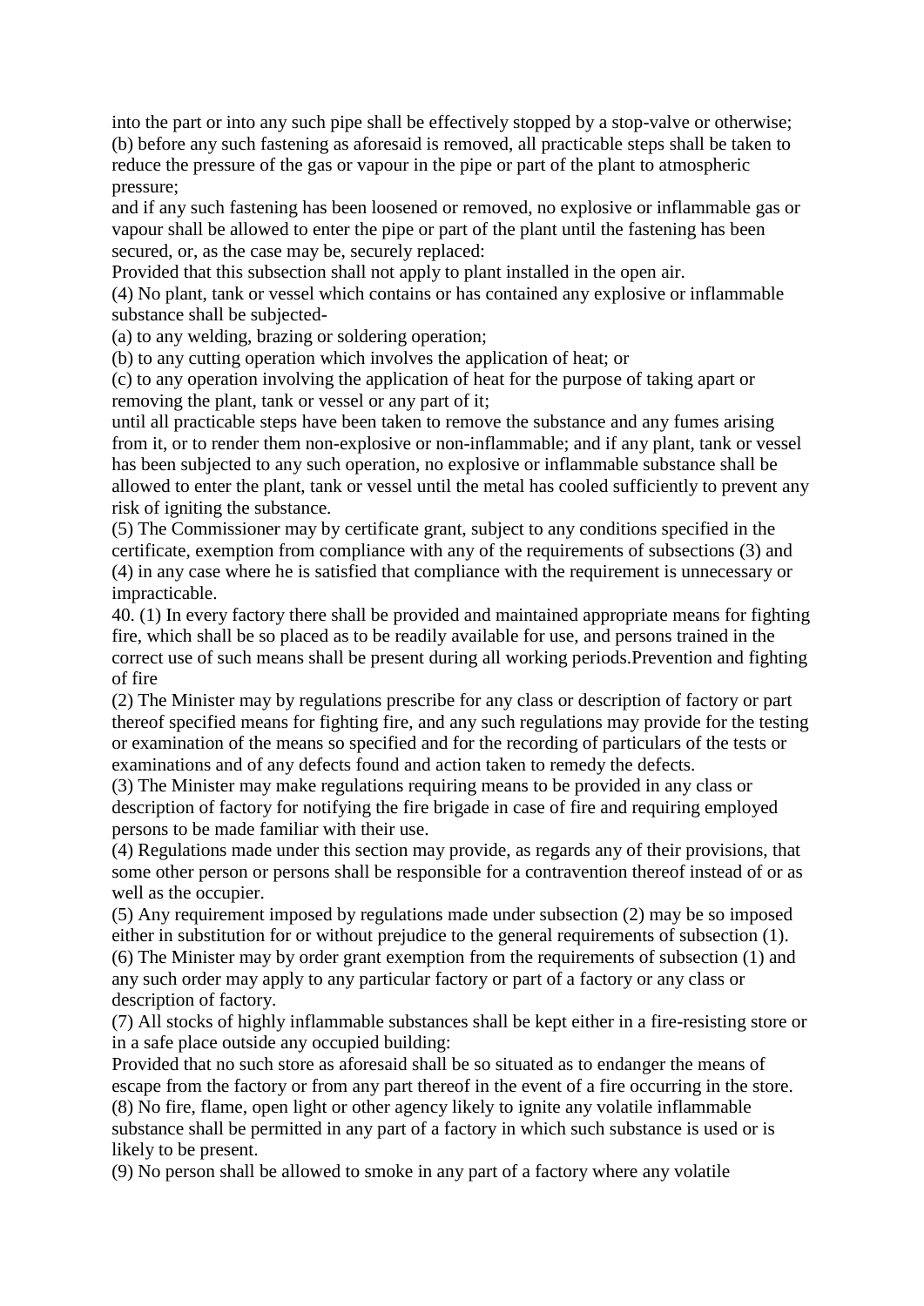into the part or into any such pipe shall be effectively stopped by a stop-valve or otherwise;
(b) before any such fastening as aforesaid is removed, all practicable steps shall be taken to reduce the pressure of the gas or vapour in the pipe or part of the plant to atmospheric pressure;
and if any such fastening has been loosened or removed, no explosive or inflammable gas or vapour shall be allowed to enter the pipe or part of the plant until the fastening has been secured, or, as the case may be, securely replaced:
Provided that this subsection shall not apply to plant installed in the open air.
(4) No plant, tank or vessel which contains or has contained any explosive or inflammable substance shall be subjected-
(a) to any welding, brazing or soldering operation;
(b) to any cutting operation which involves the application of heat; or
(c) to any operation involving the application of heat for the purpose of taking apart or removing the plant, tank or vessel or any part of it;
until all practicable steps have been taken to remove the substance and any fumes arising from it, or to render them non-explosive or non-inflammable; and if any plant, tank or vessel has been subjected to any such operation, no explosive or inflammable substance shall be allowed to enter the plant, tank or vessel until the metal has cooled sufficiently to prevent any risk of igniting the substance.
(5) The Commissioner may by certificate grant, subject to any conditions specified in the certificate, exemption from compliance with any of the requirements of subsections (3) and (4) in any case where he is satisfied that compliance with the requirement is unnecessary or impracticable.
40. (1) In every factory there shall be provided and maintained appropriate means for fighting fire, which shall be so placed as to be readily available for use, and persons trained in the correct use of such means shall be present during all working periods.Prevention and fighting of fire
(2) The Minister may by regulations prescribe for any class or description of factory or part thereof specified means for fighting fire, and any such regulations may provide for the testing or examination of the means so specified and for the recording of particulars of the tests or examinations and of any defects found and action taken to remedy the defects.
(3) The Minister may make regulations requiring means to be provided in any class or description of factory for notifying the fire brigade in case of fire and requiring employed persons to be made familiar with their use.
(4) Regulations made under this section may provide, as regards any of their provisions, that some other person or persons shall be responsible for a contravention thereof instead of or as well as the occupier.
(5) Any requirement imposed by regulations made under subsection (2) may be so imposed either in substitution for or without prejudice to the general requirements of subsection (1).
(6) The Minister may by order grant exemption from the requirements of subsection (1) and any such order may apply to any particular factory or part of a factory or any class or description of factory.
(7) All stocks of highly inflammable substances shall be kept either in a fire-resisting store or in a safe place outside any occupied building:
Provided that no such store as aforesaid shall be so situated as to endanger the means of escape from the factory or from any part thereof in the event of a fire occurring in the store.
(8) No fire, flame, open light or other agency likely to ignite any volatile inflammable substance shall be permitted in any part of a factory in which such substance is used or is likely to be present.
(9) No person shall be allowed to smoke in any part of a factory where any volatile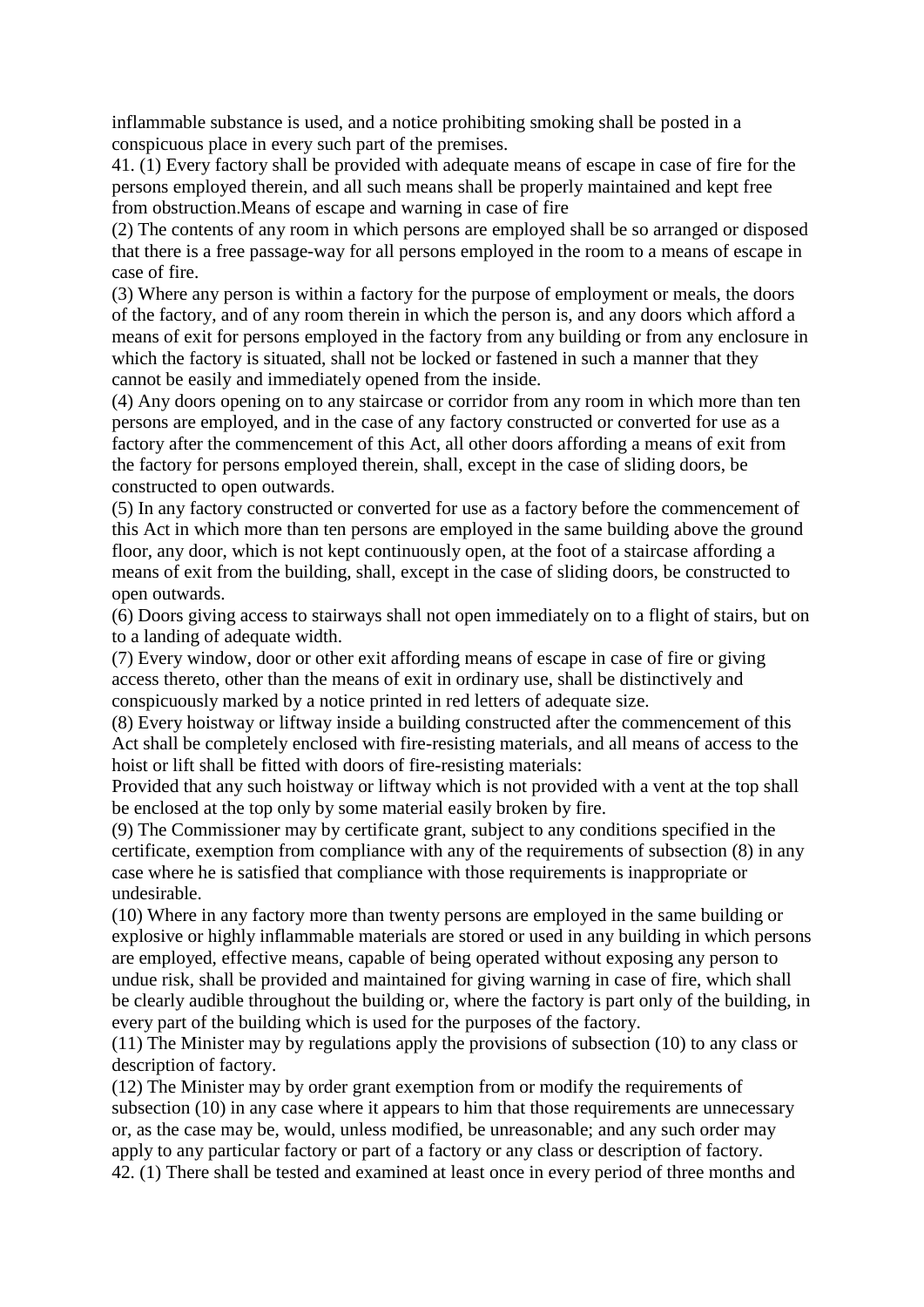inflammable substance is used, and a notice prohibiting smoking shall be posted in a conspicuous place in every such part of the premises.

41. (1) Every factory shall be provided with adequate means of escape in case of fire for the persons employed therein, and all such means shall be properly maintained and kept free from obstruction.Means of escape and warning in case of fire

(2) The contents of any room in which persons are employed shall be so arranged or disposed that there is a free passage-way for all persons employed in the room to a means of escape in case of fire.

(3) Where any person is within a factory for the purpose of employment or meals, the doors of the factory, and of any room therein in which the person is, and any doors which afford a means of exit for persons employed in the factory from any building or from any enclosure in which the factory is situated, shall not be locked or fastened in such a manner that they cannot be easily and immediately opened from the inside.

(4) Any doors opening on to any staircase or corridor from any room in which more than ten persons are employed, and in the case of any factory constructed or converted for use as a factory after the commencement of this Act, all other doors affording a means of exit from the factory for persons employed therein, shall, except in the case of sliding doors, be constructed to open outwards.

(5) In any factory constructed or converted for use as a factory before the commencement of this Act in which more than ten persons are employed in the same building above the ground floor, any door, which is not kept continuously open, at the foot of a staircase affording a means of exit from the building, shall, except in the case of sliding doors, be constructed to open outwards.

(6) Doors giving access to stairways shall not open immediately on to a flight of stairs, but on to a landing of adequate width.

(7) Every window, door or other exit affording means of escape in case of fire or giving access thereto, other than the means of exit in ordinary use, shall be distinctively and conspicuously marked by a notice printed in red letters of adequate size.

(8) Every hoistway or liftway inside a building constructed after the commencement of this Act shall be completely enclosed with fire-resisting materials, and all means of access to the hoist or lift shall be fitted with doors of fire-resisting materials:

Provided that any such hoistway or liftway which is not provided with a vent at the top shall be enclosed at the top only by some material easily broken by fire.

(9) The Commissioner may by certificate grant, subject to any conditions specified in the certificate, exemption from compliance with any of the requirements of subsection (8) in any case where he is satisfied that compliance with those requirements is inappropriate or undesirable.

(10) Where in any factory more than twenty persons are employed in the same building or explosive or highly inflammable materials are stored or used in any building in which persons are employed, effective means, capable of being operated without exposing any person to undue risk, shall be provided and maintained for giving warning in case of fire, which shall be clearly audible throughout the building or, where the factory is part only of the building, in every part of the building which is used for the purposes of the factory.

(11) The Minister may by regulations apply the provisions of subsection (10) to any class or description of factory.

(12) The Minister may by order grant exemption from or modify the requirements of subsection (10) in any case where it appears to him that those requirements are unnecessary or, as the case may be, would, unless modified, be unreasonable; and any such order may apply to any particular factory or part of a factory or any class or description of factory.

42. (1) There shall be tested and examined at least once in every period of three months and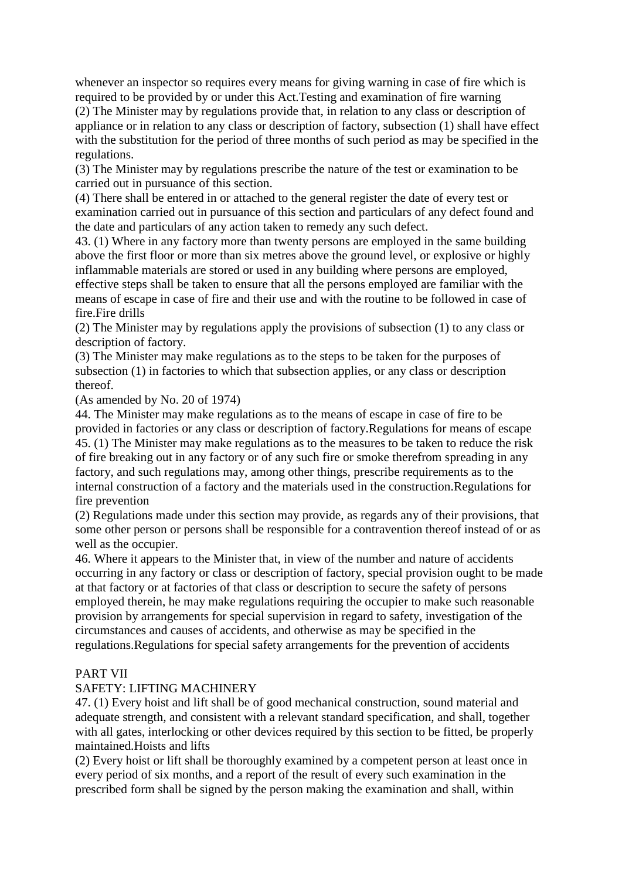whenever an inspector so requires every means for giving warning in case of fire which is required to be provided by or under this Act.Testing and examination of fire warning

(2) The Minister may by regulations provide that, in relation to any class or description of appliance or in relation to any class or description of factory, subsection (1) shall have effect with the substitution for the period of three months of such period as may be specified in the regulations.

(3) The Minister may by regulations prescribe the nature of the test or examination to be carried out in pursuance of this section.

(4) There shall be entered in or attached to the general register the date of every test or examination carried out in pursuance of this section and particulars of any defect found and the date and particulars of any action taken to remedy any such defect.

43. (1) Where in any factory more than twenty persons are employed in the same building above the first floor or more than six metres above the ground level, or explosive or highly inflammable materials are stored or used in any building where persons are employed, effective steps shall be taken to ensure that all the persons employed are familiar with the means of escape in case of fire and their use and with the routine to be followed in case of fire.Fire drills

(2) The Minister may by regulations apply the provisions of subsection (1) to any class or description of factory.

(3) The Minister may make regulations as to the steps to be taken for the purposes of subsection (1) in factories to which that subsection applies, or any class or description thereof.

(As amended by No. 20 of 1974)

44. The Minister may make regulations as to the means of escape in case of fire to be provided in factories or any class or description of factory.Regulations for means of escape

45. (1) The Minister may make regulations as to the measures to be taken to reduce the risk of fire breaking out in any factory or of any such fire or smoke therefrom spreading in any factory, and such regulations may, among other things, prescribe requirements as to the internal construction of a factory and the materials used in the construction.Regulations for fire prevention

(2) Regulations made under this section may provide, as regards any of their provisions, that some other person or persons shall be responsible for a contravention thereof instead of or as well as the occupier.

46. Where it appears to the Minister that, in view of the number and nature of accidents occurring in any factory or class or description of factory, special provision ought to be made at that factory or at factories of that class or description to secure the safety of persons employed therein, he may make regulations requiring the occupier to make such reasonable provision by arrangements for special supervision in regard to safety, investigation of the circumstances and causes of accidents, and otherwise as may be specified in the regulations.Regulations for special safety arrangements for the prevention of accidents

## PART VII

## SAFETY: LIFTING MACHINERY

47. (1) Every hoist and lift shall be of good mechanical construction, sound material and adequate strength, and consistent with a relevant standard specification, and shall, together with all gates, interlocking or other devices required by this section to be fitted, be properly maintained.Hoists and lifts

(2) Every hoist or lift shall be thoroughly examined by a competent person at least once in every period of six months, and a report of the result of every such examination in the prescribed form shall be signed by the person making the examination and shall, within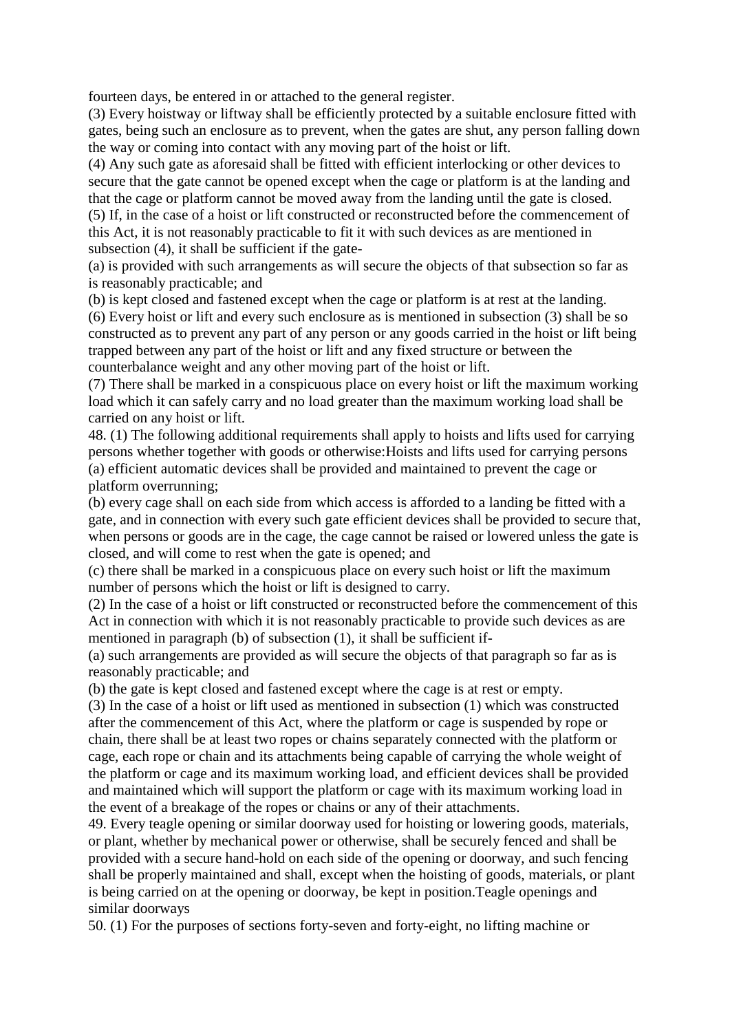fourteen days, be entered in or attached to the general register.

(3) Every hoistway or liftway shall be efficiently protected by a suitable enclosure fitted with gates, being such an enclosure as to prevent, when the gates are shut, any person falling down the way or coming into contact with any moving part of the hoist or lift.

(4) Any such gate as aforesaid shall be fitted with efficient interlocking or other devices to secure that the gate cannot be opened except when the cage or platform is at the landing and that the cage or platform cannot be moved away from the landing until the gate is closed.

(5) If, in the case of a hoist or lift constructed or reconstructed before the commencement of this Act, it is not reasonably practicable to fit it with such devices as are mentioned in subsection (4), it shall be sufficient if the gate-

(a) is provided with such arrangements as will secure the objects of that subsection so far as is reasonably practicable; and

(b) is kept closed and fastened except when the cage or platform is at rest at the landing.

(6) Every hoist or lift and every such enclosure as is mentioned in subsection (3) shall be so constructed as to prevent any part of any person or any goods carried in the hoist or lift being trapped between any part of the hoist or lift and any fixed structure or between the counterbalance weight and any other moving part of the hoist or lift.

(7) There shall be marked in a conspicuous place on every hoist or lift the maximum working load which it can safely carry and no load greater than the maximum working load shall be carried on any hoist or lift.

48. (1) The following additional requirements shall apply to hoists and lifts used for carrying persons whether together with goods or otherwise:Hoists and lifts used for carrying persons

(a) efficient automatic devices shall be provided and maintained to prevent the cage or platform overrunning;

(b) every cage shall on each side from which access is afforded to a landing be fitted with a gate, and in connection with every such gate efficient devices shall be provided to secure that, when persons or goods are in the cage, the cage cannot be raised or lowered unless the gate is closed, and will come to rest when the gate is opened; and

(c) there shall be marked in a conspicuous place on every such hoist or lift the maximum number of persons which the hoist or lift is designed to carry.

(2) In the case of a hoist or lift constructed or reconstructed before the commencement of this Act in connection with which it is not reasonably practicable to provide such devices as are mentioned in paragraph (b) of subsection (1), it shall be sufficient if-

(a) such arrangements are provided as will secure the objects of that paragraph so far as is reasonably practicable; and

(b) the gate is kept closed and fastened except where the cage is at rest or empty.

(3) In the case of a hoist or lift used as mentioned in subsection (1) which was constructed after the commencement of this Act, where the platform or cage is suspended by rope or chain, there shall be at least two ropes or chains separately connected with the platform or cage, each rope or chain and its attachments being capable of carrying the whole weight of the platform or cage and its maximum working load, and efficient devices shall be provided and maintained which will support the platform or cage with its maximum working load in the event of a breakage of the ropes or chains or any of their attachments.

49. Every teagle opening or similar doorway used for hoisting or lowering goods, materials, or plant, whether by mechanical power or otherwise, shall be securely fenced and shall be provided with a secure hand-hold on each side of the opening or doorway, and such fencing shall be properly maintained and shall, except when the hoisting of goods, materials, or plant is being carried on at the opening or doorway, be kept in position.Teagle openings and similar doorways

50. (1) For the purposes of sections forty-seven and forty-eight, no lifting machine or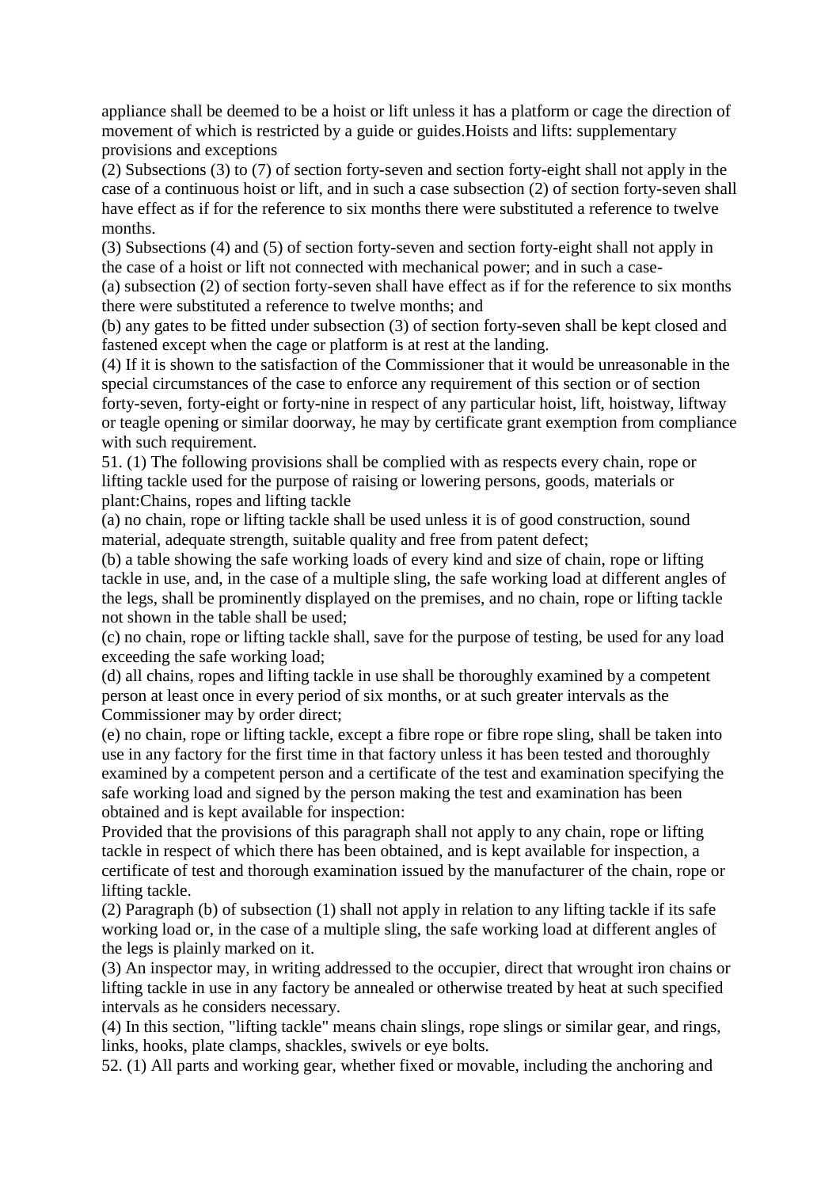appliance shall be deemed to be a hoist or lift unless it has a platform or cage the direction of movement of which is restricted by a guide or guides.Hoists and lifts: supplementary provisions and exceptions

(2) Subsections (3) to (7) of section forty-seven and section forty-eight shall not apply in the case of a continuous hoist or lift, and in such a case subsection (2) of section forty-seven shall have effect as if for the reference to six months there were substituted a reference to twelve months.

(3) Subsections (4) and (5) of section forty-seven and section forty-eight shall not apply in the case of a hoist or lift not connected with mechanical power; and in such a case-

(a) subsection (2) of section forty-seven shall have effect as if for the reference to six months there were substituted a reference to twelve months; and

(b) any gates to be fitted under subsection (3) of section forty-seven shall be kept closed and fastened except when the cage or platform is at rest at the landing.

(4) If it is shown to the satisfaction of the Commissioner that it would be unreasonable in the special circumstances of the case to enforce any requirement of this section or of section forty-seven, forty-eight or forty-nine in respect of any particular hoist, lift, hoistway, liftway or teagle opening or similar doorway, he may by certificate grant exemption from compliance with such requirement.

51. (1) The following provisions shall be complied with as respects every chain, rope or lifting tackle used for the purpose of raising or lowering persons, goods, materials or plant:Chains, ropes and lifting tackle

(a) no chain, rope or lifting tackle shall be used unless it is of good construction, sound material, adequate strength, suitable quality and free from patent defect;

(b) a table showing the safe working loads of every kind and size of chain, rope or lifting tackle in use, and, in the case of a multiple sling, the safe working load at different angles of the legs, shall be prominently displayed on the premises, and no chain, rope or lifting tackle not shown in the table shall be used;

(c) no chain, rope or lifting tackle shall, save for the purpose of testing, be used for any load exceeding the safe working load;

(d) all chains, ropes and lifting tackle in use shall be thoroughly examined by a competent person at least once in every period of six months, or at such greater intervals as the Commissioner may by order direct;

(e) no chain, rope or lifting tackle, except a fibre rope or fibre rope sling, shall be taken into use in any factory for the first time in that factory unless it has been tested and thoroughly examined by a competent person and a certificate of the test and examination specifying the safe working load and signed by the person making the test and examination has been obtained and is kept available for inspection:

Provided that the provisions of this paragraph shall not apply to any chain, rope or lifting tackle in respect of which there has been obtained, and is kept available for inspection, a certificate of test and thorough examination issued by the manufacturer of the chain, rope or lifting tackle.

(2) Paragraph (b) of subsection (1) shall not apply in relation to any lifting tackle if its safe working load or, in the case of a multiple sling, the safe working load at different angles of the legs is plainly marked on it.

(3) An inspector may, in writing addressed to the occupier, direct that wrought iron chains or lifting tackle in use in any factory be annealed or otherwise treated by heat at such specified intervals as he considers necessary.

(4) In this section, "lifting tackle" means chain slings, rope slings or similar gear, and rings, links, hooks, plate clamps, shackles, swivels or eye bolts.

52. (1) All parts and working gear, whether fixed or movable, including the anchoring and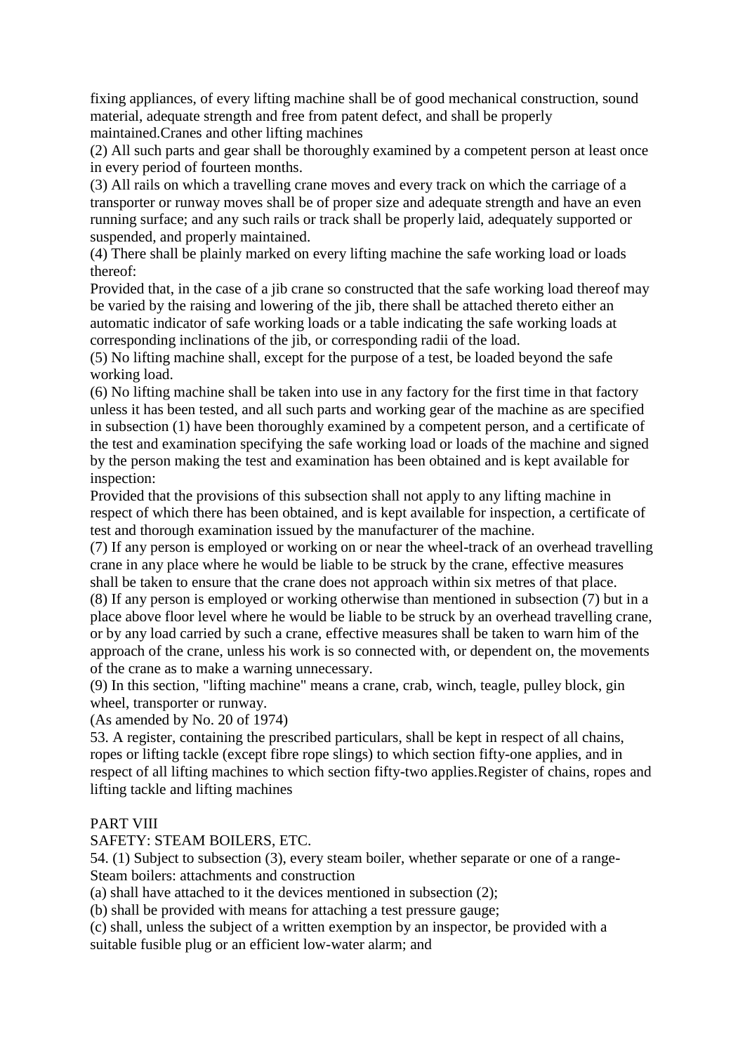fixing appliances, of every lifting machine shall be of good mechanical construction, sound material, adequate strength and free from patent defect, and shall be properly maintained.Cranes and other lifting machines

(2) All such parts and gear shall be thoroughly examined by a competent person at least once in every period of fourteen months.

(3) All rails on which a travelling crane moves and every track on which the carriage of a transporter or runway moves shall be of proper size and adequate strength and have an even running surface; and any such rails or track shall be properly laid, adequately supported or suspended, and properly maintained.

(4) There shall be plainly marked on every lifting machine the safe working load or loads thereof:

Provided that, in the case of a jib crane so constructed that the safe working load thereof may be varied by the raising and lowering of the jib, there shall be attached thereto either an automatic indicator of safe working loads or a table indicating the safe working loads at corresponding inclinations of the jib, or corresponding radii of the load.

(5) No lifting machine shall, except for the purpose of a test, be loaded beyond the safe working load.

(6) No lifting machine shall be taken into use in any factory for the first time in that factory unless it has been tested, and all such parts and working gear of the machine as are specified in subsection (1) have been thoroughly examined by a competent person, and a certificate of the test and examination specifying the safe working load or loads of the machine and signed by the person making the test and examination has been obtained and is kept available for inspection:

Provided that the provisions of this subsection shall not apply to any lifting machine in respect of which there has been obtained, and is kept available for inspection, a certificate of test and thorough examination issued by the manufacturer of the machine.

(7) If any person is employed or working on or near the wheel-track of an overhead travelling crane in any place where he would be liable to be struck by the crane, effective measures shall be taken to ensure that the crane does not approach within six metres of that place.

(8) If any person is employed or working otherwise than mentioned in subsection (7) but in a place above floor level where he would be liable to be struck by an overhead travelling crane, or by any load carried by such a crane, effective measures shall be taken to warn him of the approach of the crane, unless his work is so connected with, or dependent on, the movements of the crane as to make a warning unnecessary.

(9) In this section, "lifting machine" means a crane, crab, winch, teagle, pulley block, gin wheel, transporter or runway.

(As amended by No. 20 of 1974)

53. A register, containing the prescribed particulars, shall be kept in respect of all chains, ropes or lifting tackle (except fibre rope slings) to which section fifty-one applies, and in respect of all lifting machines to which section fifty-two applies.Register of chains, ropes and lifting tackle and lifting machines

PART VIII

SAFETY: STEAM BOILERS, ETC.

54. (1) Subject to subsection (3), every steam boiler, whether separate or one of a range-Steam boilers: attachments and construction

(a) shall have attached to it the devices mentioned in subsection (2);

(b) shall be provided with means for attaching a test pressure gauge;

(c) shall, unless the subject of a written exemption by an inspector, be provided with a suitable fusible plug or an efficient low-water alarm; and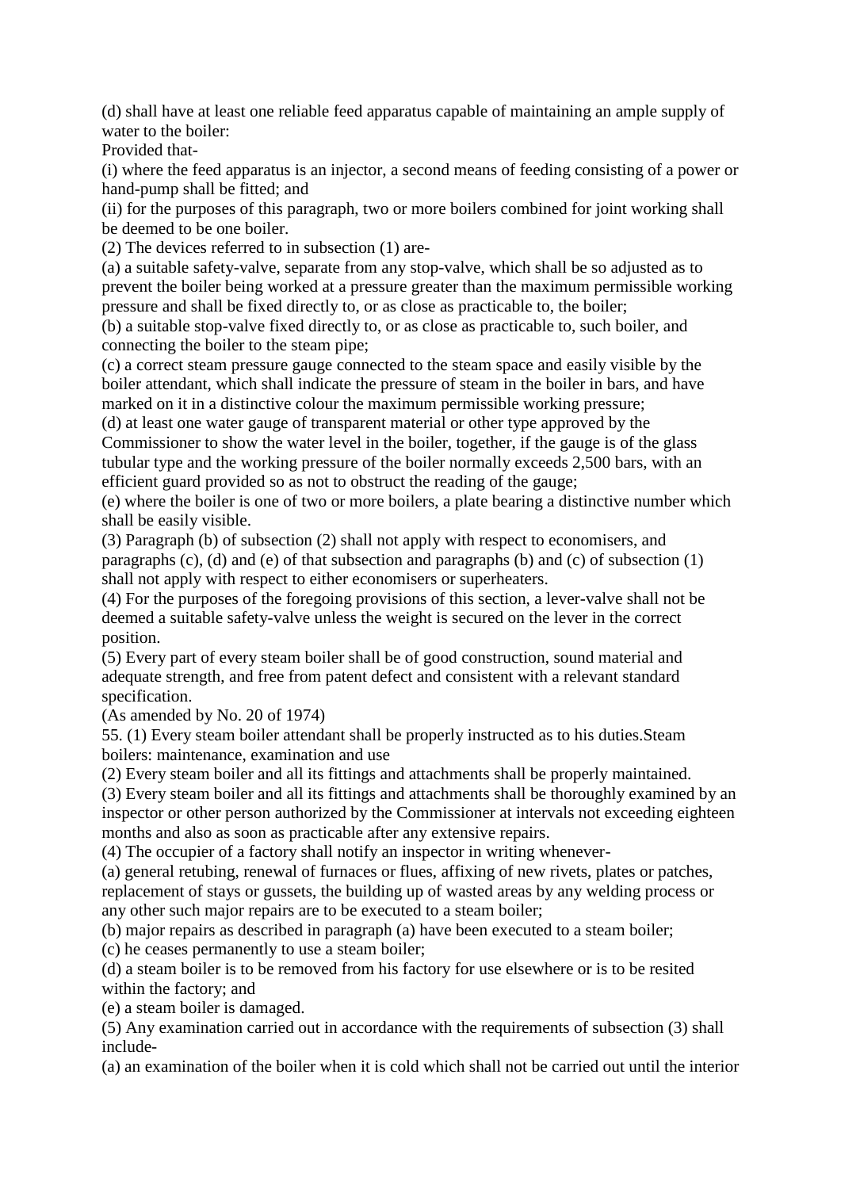(d) shall have at least one reliable feed apparatus capable of maintaining an ample supply of water to the boiler:

Provided that-

(i) where the feed apparatus is an injector, a second means of feeding consisting of a power or hand-pump shall be fitted; and

(ii) for the purposes of this paragraph, two or more boilers combined for joint working shall be deemed to be one boiler.

(2) The devices referred to in subsection (1) are-

(a) a suitable safety-valve, separate from any stop-valve, which shall be so adjusted as to prevent the boiler being worked at a pressure greater than the maximum permissible working pressure and shall be fixed directly to, or as close as practicable to, the boiler;

(b) a suitable stop-valve fixed directly to, or as close as practicable to, such boiler, and connecting the boiler to the steam pipe;

(c) a correct steam pressure gauge connected to the steam space and easily visible by the boiler attendant, which shall indicate the pressure of steam in the boiler in bars, and have marked on it in a distinctive colour the maximum permissible working pressure;

(d) at least one water gauge of transparent material or other type approved by the Commissioner to show the water level in the boiler, together, if the gauge is of the glass tubular type and the working pressure of the boiler normally exceeds 2,500 bars, with an efficient guard provided so as not to obstruct the reading of the gauge;

(e) where the boiler is one of two or more boilers, a plate bearing a distinctive number which shall be easily visible.

(3) Paragraph (b) of subsection (2) shall not apply with respect to economisers, and paragraphs (c), (d) and (e) of that subsection and paragraphs (b) and (c) of subsection (1) shall not apply with respect to either economisers or superheaters.

(4) For the purposes of the foregoing provisions of this section, a lever-valve shall not be deemed a suitable safety-valve unless the weight is secured on the lever in the correct position.

(5) Every part of every steam boiler shall be of good construction, sound material and adequate strength, and free from patent defect and consistent with a relevant standard specification.

(As amended by No. 20 of 1974)

55. (1) Every steam boiler attendant shall be properly instructed as to his duties.Steam boilers: maintenance, examination and use

(2) Every steam boiler and all its fittings and attachments shall be properly maintained.

(3) Every steam boiler and all its fittings and attachments shall be thoroughly examined by an inspector or other person authorized by the Commissioner at intervals not exceeding eighteen months and also as soon as practicable after any extensive repairs.

(4) The occupier of a factory shall notify an inspector in writing whenever-

(a) general retubing, renewal of furnaces or flues, affixing of new rivets, plates or patches, replacement of stays or gussets, the building up of wasted areas by any welding process or any other such major repairs are to be executed to a steam boiler;

(b) major repairs as described in paragraph (a) have been executed to a steam boiler;

(c) he ceases permanently to use a steam boiler;

(d) a steam boiler is to be removed from his factory for use elsewhere or is to be resited within the factory; and

(e) a steam boiler is damaged.

(5) Any examination carried out in accordance with the requirements of subsection (3) shall include-

(a) an examination of the boiler when it is cold which shall not be carried out until the interior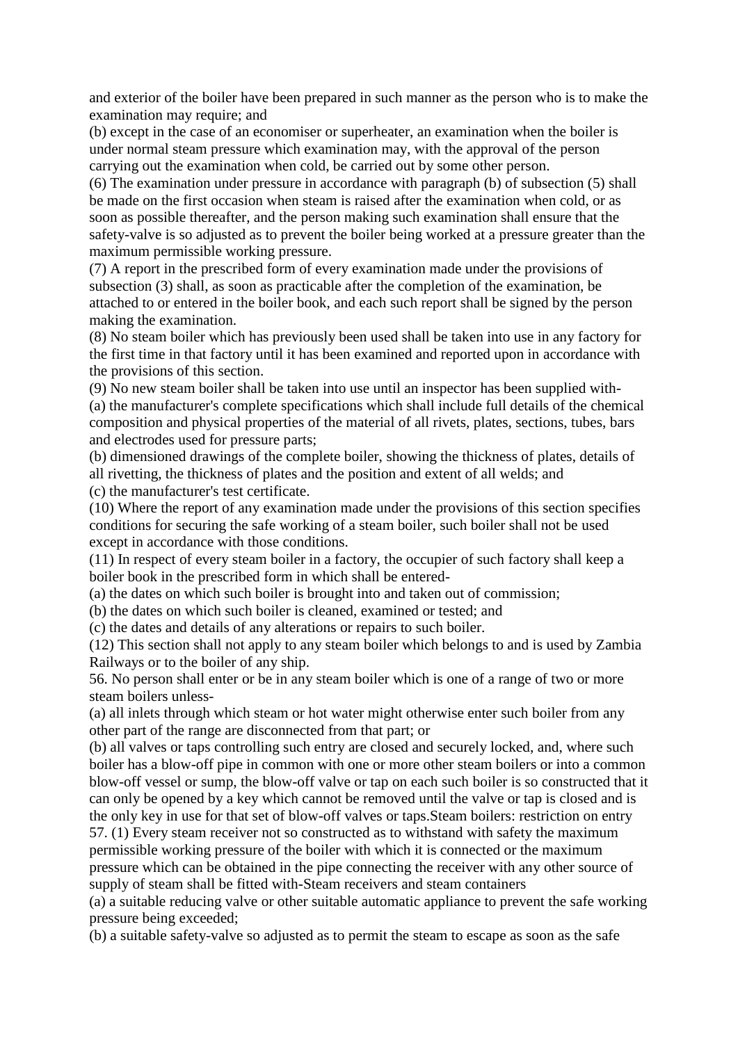and exterior of the boiler have been prepared in such manner as the person who is to make the examination may require; and

(b) except in the case of an economiser or superheater, an examination when the boiler is under normal steam pressure which examination may, with the approval of the person carrying out the examination when cold, be carried out by some other person.

(6) The examination under pressure in accordance with paragraph (b) of subsection (5) shall be made on the first occasion when steam is raised after the examination when cold, or as soon as possible thereafter, and the person making such examination shall ensure that the safety-valve is so adjusted as to prevent the boiler being worked at a pressure greater than the maximum permissible working pressure.

(7) A report in the prescribed form of every examination made under the provisions of subsection (3) shall, as soon as practicable after the completion of the examination, be attached to or entered in the boiler book, and each such report shall be signed by the person making the examination.

(8) No steam boiler which has previously been used shall be taken into use in any factory for the first time in that factory until it has been examined and reported upon in accordance with the provisions of this section.

(9) No new steam boiler shall be taken into use until an inspector has been supplied with-

(a) the manufacturer's complete specifications which shall include full details of the chemical composition and physical properties of the material of all rivets, plates, sections, tubes, bars and electrodes used for pressure parts;

(b) dimensioned drawings of the complete boiler, showing the thickness of plates, details of all rivetting, the thickness of plates and the position and extent of all welds; and

(c) the manufacturer's test certificate.

(10) Where the report of any examination made under the provisions of this section specifies conditions for securing the safe working of a steam boiler, such boiler shall not be used except in accordance with those conditions.

(11) In respect of every steam boiler in a factory, the occupier of such factory shall keep a boiler book in the prescribed form in which shall be entered-

(a) the dates on which such boiler is brought into and taken out of commission;

(b) the dates on which such boiler is cleaned, examined or tested; and

(c) the dates and details of any alterations or repairs to such boiler.

(12) This section shall not apply to any steam boiler which belongs to and is used by Zambia Railways or to the boiler of any ship.

Steam boilers: restriction on entry

56. No person shall enter or be in any steam boiler which is one of a range of two or more steam boilers unless-

(a) all inlets through which steam or hot water might otherwise enter such boiler from any other part of the range are disconnected from that part; or

(b) all valves or taps controlling such entry are closed and securely locked, and, where such boiler has a blow-off pipe in common with one or more other steam boilers or into a common blow-off vessel or sump, the blow-off valve or tap on each such boiler is so constructed that it can only be opened by a key which cannot be removed until the valve or tap is closed and is the only key in use for that set of blow-off valves or taps.

Steam receivers and steam containers

57. (1) Every steam receiver not so constructed as to withstand with safety the maximum permissible working pressure of the boiler with which it is connected or the maximum pressure which can be obtained in the pipe connecting the receiver with any other source of supply of steam shall be fitted with-

(a) a suitable reducing valve or other suitable automatic appliance to prevent the safe working pressure being exceeded;

(b) a suitable safety-valve so adjusted as to permit the steam to escape as soon as the safe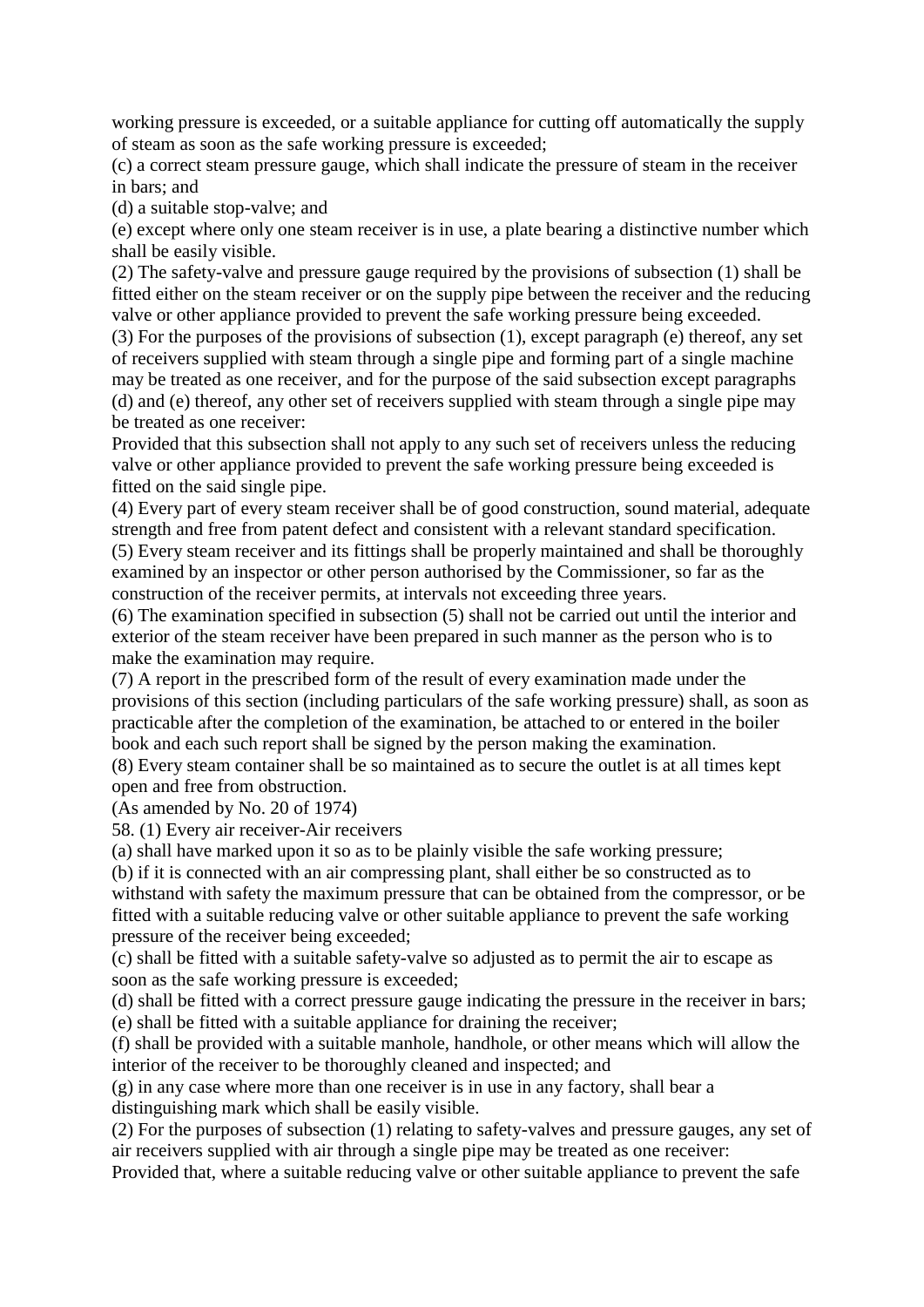working pressure is exceeded, or a suitable appliance for cutting off automatically the supply of steam as soon as the safe working pressure is exceeded;

(c) a correct steam pressure gauge, which shall indicate the pressure of steam in the receiver in bars; and

(d) a suitable stop-valve; and

(e) except where only one steam receiver is in use, a plate bearing a distinctive number which shall be easily visible.

(2) The safety-valve and pressure gauge required by the provisions of subsection (1) shall be fitted either on the steam receiver or on the supply pipe between the receiver and the reducing valve or other appliance provided to prevent the safe working pressure being exceeded.

(3) For the purposes of the provisions of subsection (1), except paragraph (e) thereof, any set of receivers supplied with steam through a single pipe and forming part of a single machine may be treated as one receiver, and for the purpose of the said subsection except paragraphs (d) and (e) thereof, any other set of receivers supplied with steam through a single pipe may be treated as one receiver:

Provided that this subsection shall not apply to any such set of receivers unless the reducing valve or other appliance provided to prevent the safe working pressure being exceeded is fitted on the said single pipe.

(4) Every part of every steam receiver shall be of good construction, sound material, adequate strength and free from patent defect and consistent with a relevant standard specification.

(5) Every steam receiver and its fittings shall be properly maintained and shall be thoroughly examined by an inspector or other person authorised by the Commissioner, so far as the construction of the receiver permits, at intervals not exceeding three years.

(6) The examination specified in subsection (5) shall not be carried out until the interior and exterior of the steam receiver have been prepared in such manner as the person who is to make the examination may require.

(7) A report in the prescribed form of the result of every examination made under the provisions of this section (including particulars of the safe working pressure) shall, as soon as practicable after the completion of the examination, be attached to or entered in the boiler book and each such report shall be signed by the person making the examination.

(8) Every steam container shall be so maintained as to secure the outlet is at all times kept open and free from obstruction.

(As amended by No. 20 of 1974)

58. (1) Every air receiver-Air receivers

(a) shall have marked upon it so as to be plainly visible the safe working pressure;

(b) if it is connected with an air compressing plant, shall either be so constructed as to withstand with safety the maximum pressure that can be obtained from the compressor, or be fitted with a suitable reducing valve or other suitable appliance to prevent the safe working pressure of the receiver being exceeded;

(c) shall be fitted with a suitable safety-valve so adjusted as to permit the air to escape as soon as the safe working pressure is exceeded;

(d) shall be fitted with a correct pressure gauge indicating the pressure in the receiver in bars;

(e) shall be fitted with a suitable appliance for draining the receiver;

(f) shall be provided with a suitable manhole, handhole, or other means which will allow the interior of the receiver to be thoroughly cleaned and inspected; and

(g) in any case where more than one receiver is in use in any factory, shall bear a distinguishing mark which shall be easily visible.

(2) For the purposes of subsection (1) relating to safety-valves and pressure gauges, any set of air receivers supplied with air through a single pipe may be treated as one receiver:

Provided that, where a suitable reducing valve or other suitable appliance to prevent the safe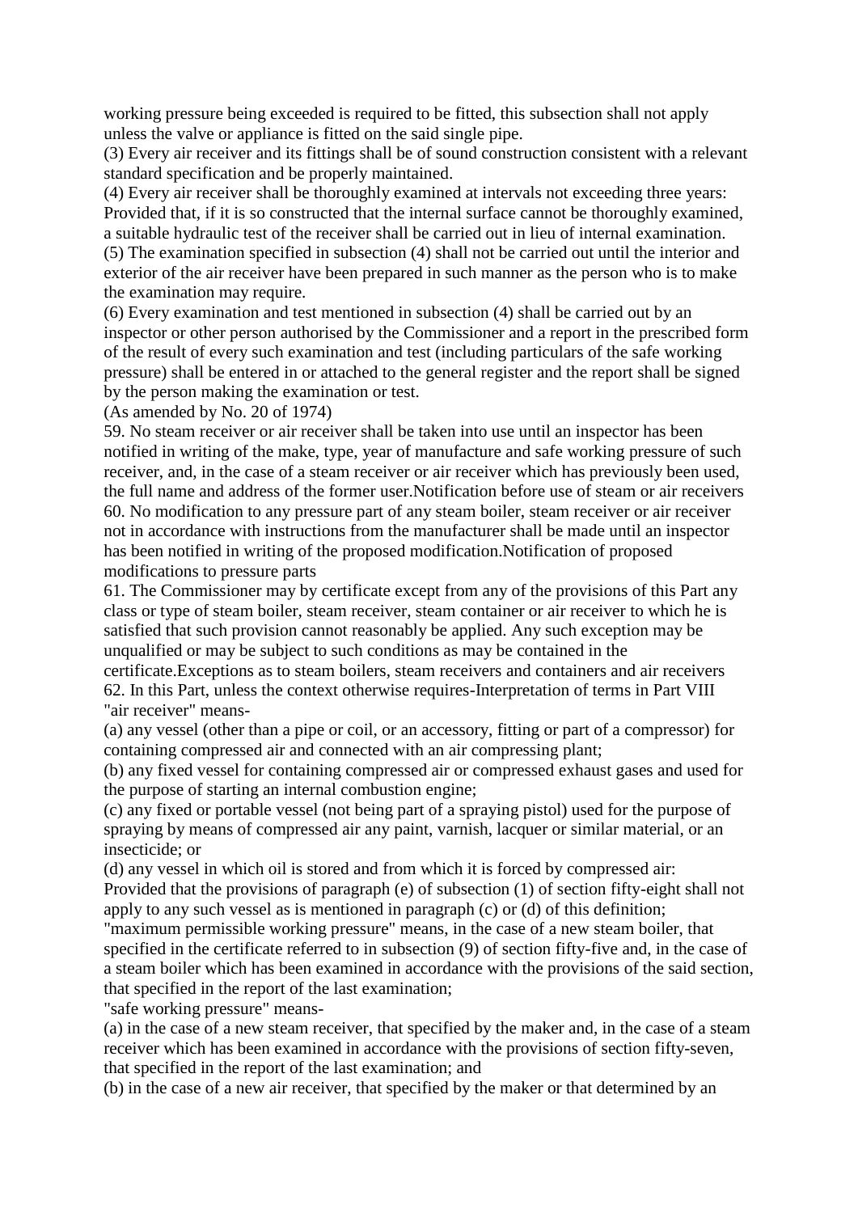working pressure being exceeded is required to be fitted, this subsection shall not apply unless the valve or appliance is fitted on the said single pipe.

(3) Every air receiver and its fittings shall be of sound construction consistent with a relevant standard specification and be properly maintained.

(4) Every air receiver shall be thoroughly examined at intervals not exceeding three years: Provided that, if it is so constructed that the internal surface cannot be thoroughly examined, a suitable hydraulic test of the receiver shall be carried out in lieu of internal examination.

(5) The examination specified in subsection (4) shall not be carried out until the interior and exterior of the air receiver have been prepared in such manner as the person who is to make the examination may require.

(6) Every examination and test mentioned in subsection (4) shall be carried out by an inspector or other person authorised by the Commissioner and a report in the prescribed form of the result of every such examination and test (including particulars of the safe working pressure) shall be entered in or attached to the general register and the report shall be signed by the person making the examination or test.

(As amended by No. 20 of 1974)

59. No steam receiver or air receiver shall be taken into use until an inspector has been notified in writing of the make, type, year of manufacture and safe working pressure of such receiver, and, in the case of a steam receiver or air receiver which has previously been used, the full name and address of the former user.Notification before use of steam or air receivers

60. No modification to any pressure part of any steam boiler, steam receiver or air receiver not in accordance with instructions from the manufacturer shall be made until an inspector has been notified in writing of the proposed modification.Notification of proposed modifications to pressure parts

61. The Commissioner may by certificate except from any of the provisions of this Part any class or type of steam boiler, steam receiver, steam container or air receiver to which he is satisfied that such provision cannot reasonably be applied. Any such exception may be unqualified or may be subject to such conditions as may be contained in the certificate.Exceptions as to steam boilers, steam receivers and containers and air receivers

62. In this Part, unless the context otherwise requires-Interpretation of terms in Part VIII

"air receiver" means-

(a) any vessel (other than a pipe or coil, or an accessory, fitting or part of a compressor) for containing compressed air and connected with an air compressing plant;

(b) any fixed vessel for containing compressed air or compressed exhaust gases and used for the purpose of starting an internal combustion engine;

(c) any fixed or portable vessel (not being part of a spraying pistol) used for the purpose of spraying by means of compressed air any paint, varnish, lacquer or similar material, or an insecticide; or

(d) any vessel in which oil is stored and from which it is forced by compressed air:

Provided that the provisions of paragraph (e) of subsection (1) of section fifty-eight shall not apply to any such vessel as is mentioned in paragraph (c) or (d) of this definition;

"maximum permissible working pressure" means, in the case of a new steam boiler, that specified in the certificate referred to in subsection (9) of section fifty-five and, in the case of a steam boiler which has been examined in accordance with the provisions of the said section, that specified in the report of the last examination;

"safe working pressure" means-

(a) in the case of a new steam receiver, that specified by the maker and, in the case of a steam receiver which has been examined in accordance with the provisions of section fifty-seven, that specified in the report of the last examination; and

(b) in the case of a new air receiver, that specified by the maker or that determined by an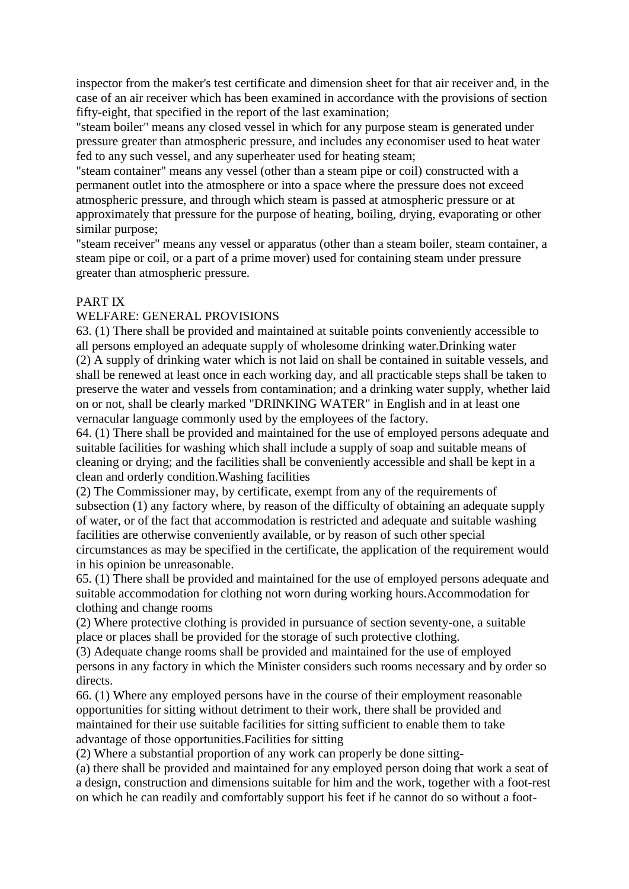inspector from the maker's test certificate and dimension sheet for that air receiver and, in the case of an air receiver which has been examined in accordance with the provisions of section fifty-eight, that specified in the report of the last examination;

"steam boiler" means any closed vessel in which for any purpose steam is generated under pressure greater than atmospheric pressure, and includes any economiser used to heat water fed to any such vessel, and any superheater used for heating steam;

"steam container" means any vessel (other than a steam pipe or coil) constructed with a permanent outlet into the atmosphere or into a space where the pressure does not exceed atmospheric pressure, and through which steam is passed at atmospheric pressure or at approximately that pressure for the purpose of heating, boiling, drying, evaporating or other similar purpose;

"steam receiver" means any vessel or apparatus (other than a steam boiler, steam container, a steam pipe or coil, or a part of a prime mover) used for containing steam under pressure greater than atmospheric pressure.

## PART IX

## WELFARE: GENERAL PROVISIONS

63. (1) There shall be provided and maintained at suitable points conveniently accessible to all persons employed an adequate supply of wholesome drinking water.Drinking water

(2) A supply of drinking water which is not laid on shall be contained in suitable vessels, and shall be renewed at least once in each working day, and all practicable steps shall be taken to preserve the water and vessels from contamination; and a drinking water supply, whether laid on or not, shall be clearly marked "DRINKING WATER" in English and in at least one vernacular language commonly used by the employees of the factory.

64. (1) There shall be provided and maintained for the use of employed persons adequate and suitable facilities for washing which shall include a supply of soap and suitable means of cleaning or drying; and the facilities shall be conveniently accessible and shall be kept in a clean and orderly condition.Washing facilities

(2) The Commissioner may, by certificate, exempt from any of the requirements of subsection (1) any factory where, by reason of the difficulty of obtaining an adequate supply of water, or of the fact that accommodation is restricted and adequate and suitable washing facilities are otherwise conveniently available, or by reason of such other special circumstances as may be specified in the certificate, the application of the requirement would in his opinion be unreasonable.

65. (1) There shall be provided and maintained for the use of employed persons adequate and suitable accommodation for clothing not worn during working hours.Accommodation for clothing and change rooms

(2) Where protective clothing is provided in pursuance of section seventy-one, a suitable place or places shall be provided for the storage of such protective clothing.

(3) Adequate change rooms shall be provided and maintained for the use of employed persons in any factory in which the Minister considers such rooms necessary and by order so directs.

66. (1) Where any employed persons have in the course of their employment reasonable opportunities for sitting without detriment to their work, there shall be provided and maintained for their use suitable facilities for sitting sufficient to enable them to take advantage of those opportunities.Facilities for sitting

(2) Where a substantial proportion of any work can properly be done sitting-

(a) there shall be provided and maintained for any employed person doing that work a seat of a design, construction and dimensions suitable for him and the work, together with a foot-rest on which he can readily and comfortably support his feet if he cannot do so without a foot-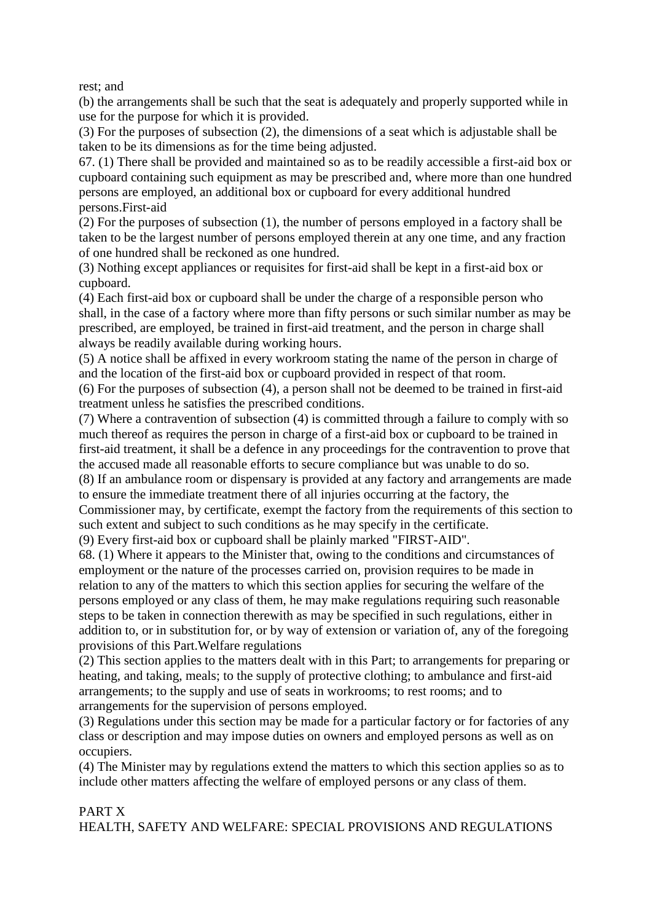rest; and

(b) the arrangements shall be such that the seat is adequately and properly supported while in use for the purpose for which it is provided.

(3) For the purposes of subsection (2), the dimensions of a seat which is adjustable shall be taken to be its dimensions as for the time being adjusted.

67. (1) There shall be provided and maintained so as to be readily accessible a first-aid box or cupboard containing such equipment as may be prescribed and, where more than one hundred persons are employed, an additional box or cupboard for every additional hundred persons.First-aid

(2) For the purposes of subsection (1), the number of persons employed in a factory shall be taken to be the largest number of persons employed therein at any one time, and any fraction of one hundred shall be reckoned as one hundred.

(3) Nothing except appliances or requisites for first-aid shall be kept in a first-aid box or cupboard.

(4) Each first-aid box or cupboard shall be under the charge of a responsible person who shall, in the case of a factory where more than fifty persons or such similar number as may be prescribed, are employed, be trained in first-aid treatment, and the person in charge shall always be readily available during working hours.

(5) A notice shall be affixed in every workroom stating the name of the person in charge of and the location of the first-aid box or cupboard provided in respect of that room.

(6) For the purposes of subsection (4), a person shall not be deemed to be trained in first-aid treatment unless he satisfies the prescribed conditions.

(7) Where a contravention of subsection (4) is committed through a failure to comply with so much thereof as requires the person in charge of a first-aid box or cupboard to be trained in first-aid treatment, it shall be a defence in any proceedings for the contravention to prove that the accused made all reasonable efforts to secure compliance but was unable to do so.

(8) If an ambulance room or dispensary is provided at any factory and arrangements are made to ensure the immediate treatment there of all injuries occurring at the factory, the Commissioner may, by certificate, exempt the factory from the requirements of this section to such extent and subject to such conditions as he may specify in the certificate.

(9) Every first-aid box or cupboard shall be plainly marked "FIRST-AID".

68. (1) Where it appears to the Minister that, owing to the conditions and circumstances of employment or the nature of the processes carried on, provision requires to be made in relation to any of the matters to which this section applies for securing the welfare of the persons employed or any class of them, he may make regulations requiring such reasonable steps to be taken in connection therewith as may be specified in such regulations, either in addition to, or in substitution for, or by way of extension or variation of, any of the foregoing provisions of this Part.Welfare regulations

(2) This section applies to the matters dealt with in this Part; to arrangements for preparing or heating, and taking, meals; to the supply of protective clothing; to ambulance and first-aid arrangements; to the supply and use of seats in workrooms; to rest rooms; and to arrangements for the supervision of persons employed.

(3) Regulations under this section may be made for a particular factory or for factories of any class or description and may impose duties on owners and employed persons as well as on occupiers.

(4) The Minister may by regulations extend the matters to which this section applies so as to include other matters affecting the welfare of employed persons or any class of them.

## PART X
## HEALTH, SAFETY AND WELFARE: SPECIAL PROVISIONS AND REGULATIONS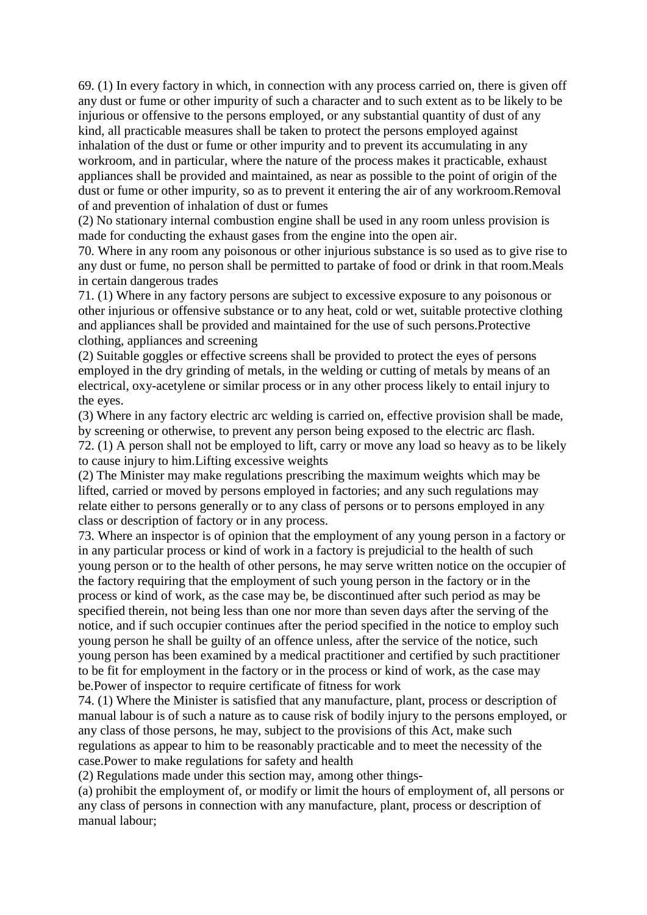69. (1) In every factory in which, in connection with any process carried on, there is given off any dust or fume or other impurity of such a character and to such extent as to be likely to be injurious or offensive to the persons employed, or any substantial quantity of dust of any kind, all practicable measures shall be taken to protect the persons employed against inhalation of the dust or fume or other impurity and to prevent its accumulating in any workroom, and in particular, where the nature of the process makes it practicable, exhaust appliances shall be provided and maintained, as near as possible to the point of origin of the dust or fume or other impurity, so as to prevent it entering the air of any workroom.Removal of and prevention of inhalation of dust or fumes

(2) No stationary internal combustion engine shall be used in any room unless provision is made for conducting the exhaust gases from the engine into the open air.

70. Where in any room any poisonous or other injurious substance is so used as to give rise to any dust or fume, no person shall be permitted to partake of food or drink in that room.Meals in certain dangerous trades

71. (1) Where in any factory persons are subject to excessive exposure to any poisonous or other injurious or offensive substance or to any heat, cold or wet, suitable protective clothing and appliances shall be provided and maintained for the use of such persons.Protective clothing, appliances and screening

(2) Suitable goggles or effective screens shall be provided to protect the eyes of persons employed in the dry grinding of metals, in the welding or cutting of metals by means of an electrical, oxy-acetylene or similar process or in any other process likely to entail injury to the eyes.

(3) Where in any factory electric arc welding is carried on, effective provision shall be made, by screening or otherwise, to prevent any person being exposed to the electric arc flash.

72. (1) A person shall not be employed to lift, carry or move any load so heavy as to be likely to cause injury to him.Lifting excessive weights

(2) The Minister may make regulations prescribing the maximum weights which may be lifted, carried or moved by persons employed in factories; and any such regulations may relate either to persons generally or to any class of persons or to persons employed in any class or description of factory or in any process.

73. Where an inspector is of opinion that the employment of any young person in a factory or in any particular process or kind of work in a factory is prejudicial to the health of such young person or to the health of other persons, he may serve written notice on the occupier of the factory requiring that the employment of such young person in the factory or in the process or kind of work, as the case may be, be discontinued after such period as may be specified therein, not being less than one nor more than seven days after the serving of the notice, and if such occupier continues after the period specified in the notice to employ such young person he shall be guilty of an offence unless, after the service of the notice, such young person has been examined by a medical practitioner and certified by such practitioner to be fit for employment in the factory or in the process or kind of work, as the case may be.Power of inspector to require certificate of fitness for work

74. (1) Where the Minister is satisfied that any manufacture, plant, process or description of manual labour is of such a nature as to cause risk of bodily injury to the persons employed, or any class of those persons, he may, subject to the provisions of this Act, make such regulations as appear to him to be reasonably practicable and to meet the necessity of the case.Power to make regulations for safety and health

(2) Regulations made under this section may, among other things-

(a) prohibit the employment of, or modify or limit the hours of employment of, all persons or any class of persons in connection with any manufacture, plant, process or description of manual labour;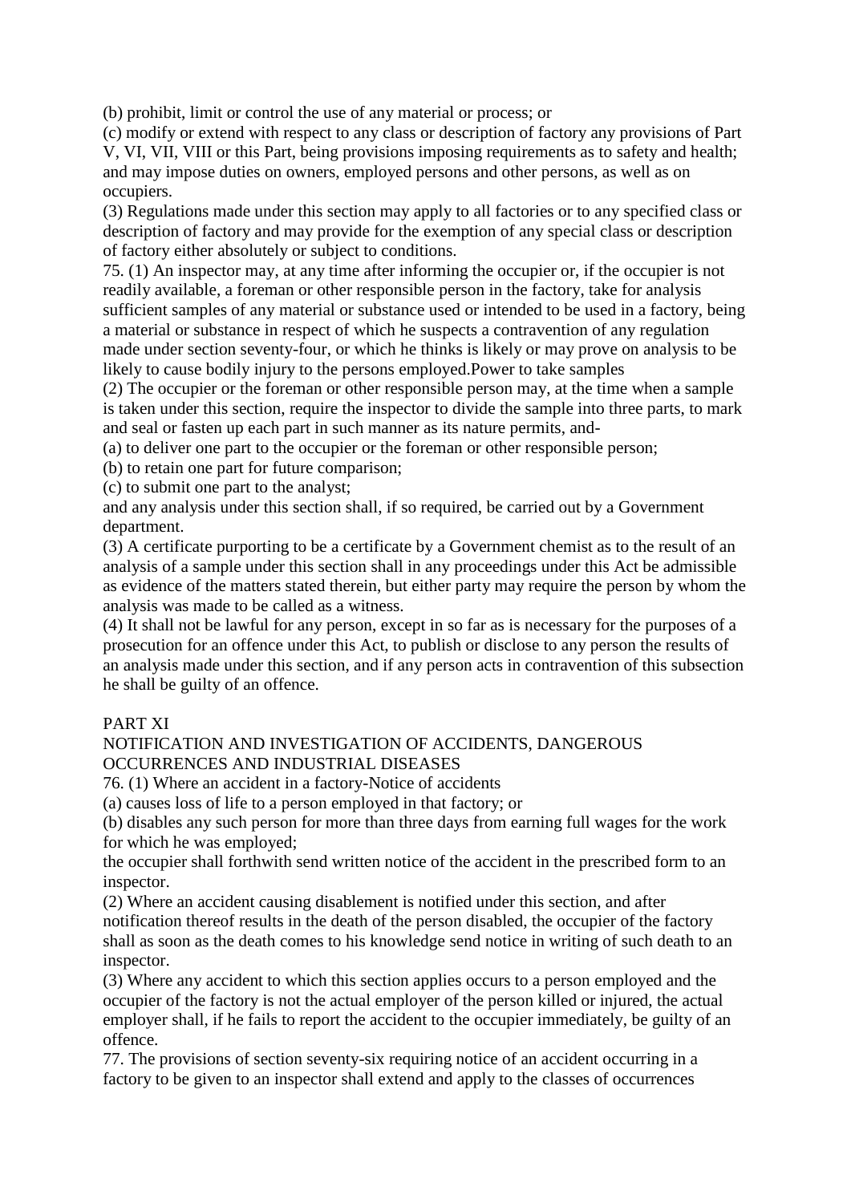(b) prohibit, limit or control the use of any material or process; or

(c) modify or extend with respect to any class or description of factory any provisions of Part V, VI, VII, VIII or this Part, being provisions imposing requirements as to safety and health; and may impose duties on owners, employed persons and other persons, as well as on occupiers.

(3) Regulations made under this section may apply to all factories or to any specified class or description of factory and may provide for the exemption of any special class or description of factory either absolutely or subject to conditions.

75. (1) An inspector may, at any time after informing the occupier or, if the occupier is not readily available, a foreman or other responsible person in the factory, take for analysis sufficient samples of any material or substance used or intended to be used in a factory, being a material or substance in respect of which he suspects a contravention of any regulation made under section seventy-four, or which he thinks is likely or may prove on analysis to be likely to cause bodily injury to the persons employed.Power to take samples

(2) The occupier or the foreman or other responsible person may, at the time when a sample is taken under this section, require the inspector to divide the sample into three parts, to mark and seal or fasten up each part in such manner as its nature permits, and-

(a) to deliver one part to the occupier or the foreman or other responsible person;

(b) to retain one part for future comparison;

(c) to submit one part to the analyst;

and any analysis under this section shall, if so required, be carried out by a Government department.

(3) A certificate purporting to be a certificate by a Government chemist as to the result of an analysis of a sample under this section shall in any proceedings under this Act be admissible as evidence of the matters stated therein, but either party may require the person by whom the analysis was made to be called as a witness.

(4) It shall not be lawful for any person, except in so far as is necessary for the purposes of a prosecution for an offence under this Act, to publish or disclose to any person the results of an analysis made under this section, and if any person acts in contravention of this subsection he shall be guilty of an offence.

## PART XI
## NOTIFICATION AND INVESTIGATION OF ACCIDENTS, DANGEROUS OCCURRENCES AND INDUSTRIAL DISEASES

76. (1) Where an accident in a factory-Notice of accidents

(a) causes loss of life to a person employed in that factory; or

(b) disables any such person for more than three days from earning full wages for the work for which he was employed;

the occupier shall forthwith send written notice of the accident in the prescribed form to an inspector.

(2) Where an accident causing disablement is notified under this section, and after notification thereof results in the death of the person disabled, the occupier of the factory shall as soon as the death comes to his knowledge send notice in writing of such death to an inspector.

(3) Where any accident to which this section applies occurs to a person employed and the occupier of the factory is not the actual employer of the person killed or injured, the actual employer shall, if he fails to report the accident to the occupier immediately, be guilty of an offence.

77. The provisions of section seventy-six requiring notice of an accident occurring in a factory to be given to an inspector shall extend and apply to the classes of occurrences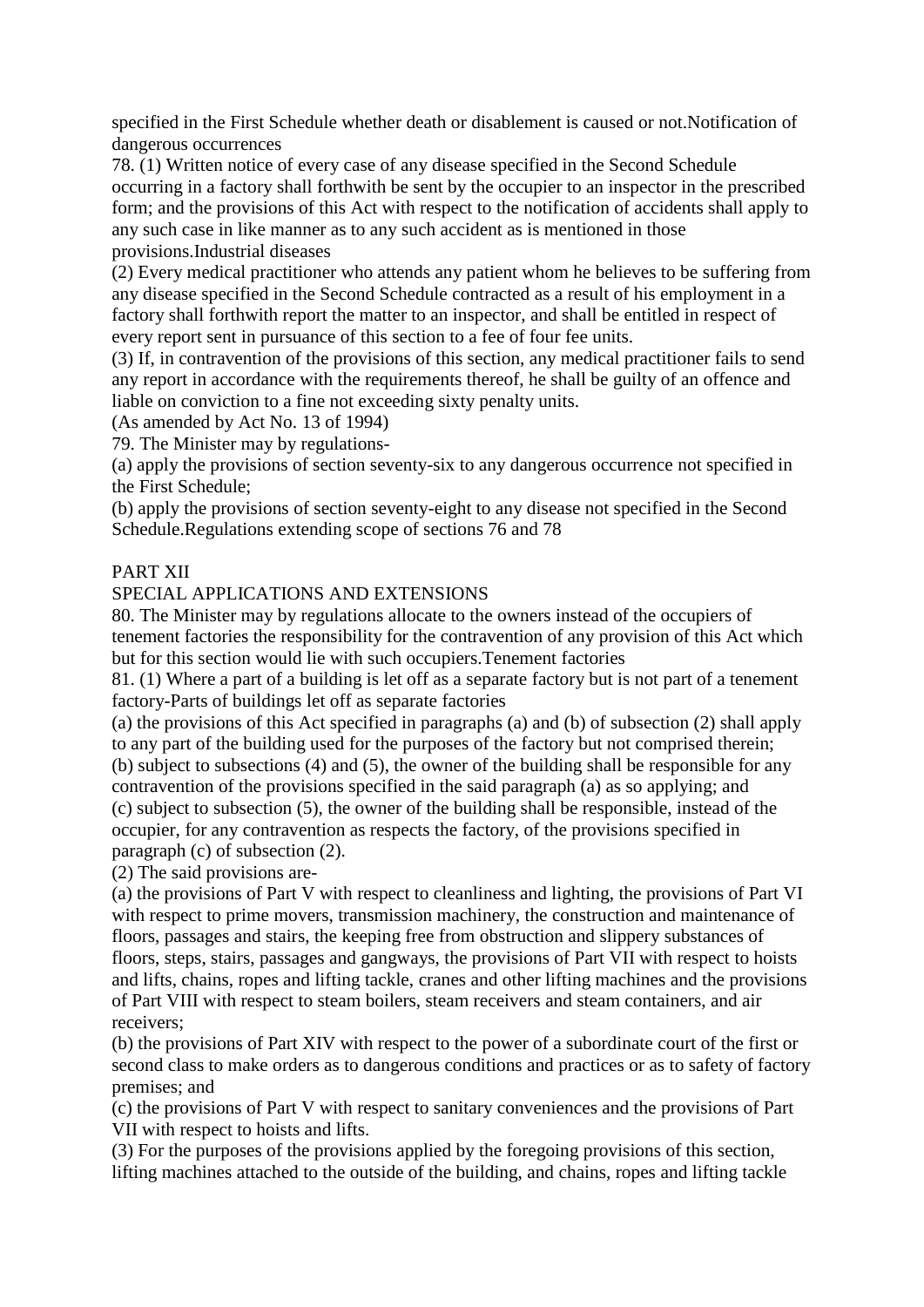specified in the First Schedule whether death or disablement is caused or not.Notification of dangerous occurrences

78. (1) Written notice of every case of any disease specified in the Second Schedule occurring in a factory shall forthwith be sent by the occupier to an inspector in the prescribed form; and the provisions of this Act with respect to the notification of accidents shall apply to any such case in like manner as to any such accident as is mentioned in those provisions.Industrial diseases

(2) Every medical practitioner who attends any patient whom he believes to be suffering from any disease specified in the Second Schedule contracted as a result of his employment in a factory shall forthwith report the matter to an inspector, and shall be entitled in respect of every report sent in pursuance of this section to a fee of four fee units.

(3) If, in contravention of the provisions of this section, any medical practitioner fails to send any report in accordance with the requirements thereof, he shall be guilty of an offence and liable on conviction to a fine not exceeding sixty penalty units.

(As amended by Act No. 13 of 1994)

79. The Minister may by regulations-

(a) apply the provisions of section seventy-six to any dangerous occurrence not specified in the First Schedule;

(b) apply the provisions of section seventy-eight to any disease not specified in the Second Schedule.Regulations extending scope of sections 76 and 78

## PART XII

## SPECIAL APPLICATIONS AND EXTENSIONS

80. The Minister may by regulations allocate to the owners instead of the occupiers of tenement factories the responsibility for the contravention of any provision of this Act which but for this section would lie with such occupiers.Tenement factories

81. (1) Where a part of a building is let off as a separate factory but is not part of a tenement factory-Parts of buildings let off as separate factories

(a) the provisions of this Act specified in paragraphs (a) and (b) of subsection (2) shall apply to any part of the building used for the purposes of the factory but not comprised therein;

(b) subject to subsections (4) and (5), the owner of the building shall be responsible for any contravention of the provisions specified in the said paragraph (a) as so applying; and

(c) subject to subsection (5), the owner of the building shall be responsible, instead of the occupier, for any contravention as respects the factory, of the provisions specified in paragraph (c) of subsection (2).

(2) The said provisions are-

(a) the provisions of Part V with respect to cleanliness and lighting, the provisions of Part VI with respect to prime movers, transmission machinery, the construction and maintenance of floors, passages and stairs, the keeping free from obstruction and slippery substances of floors, steps, stairs, passages and gangways, the provisions of Part VII with respect to hoists and lifts, chains, ropes and lifting tackle, cranes and other lifting machines and the provisions of Part VIII with respect to steam boilers, steam receivers and steam containers, and air receivers;

(b) the provisions of Part XIV with respect to the power of a subordinate court of the first or second class to make orders as to dangerous conditions and practices or as to safety of factory premises; and

(c) the provisions of Part V with respect to sanitary conveniences and the provisions of Part VII with respect to hoists and lifts.

(3) For the purposes of the provisions applied by the foregoing provisions of this section, lifting machines attached to the outside of the building, and chains, ropes and lifting tackle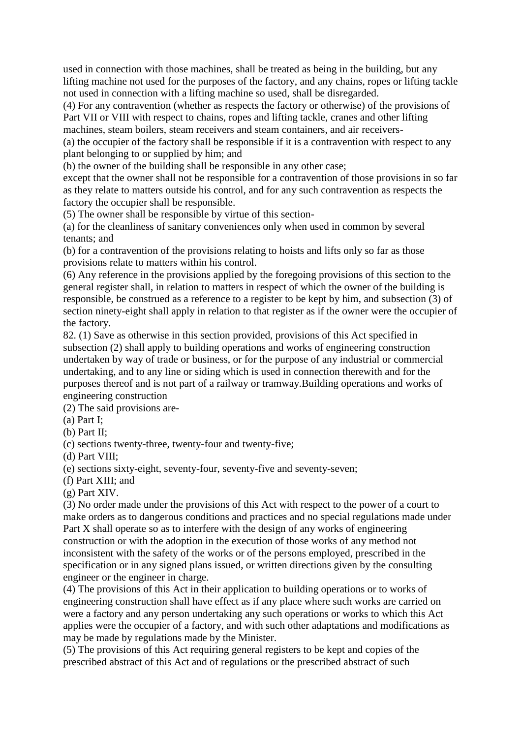used in connection with those machines, shall be treated as being in the building, but any lifting machine not used for the purposes of the factory, and any chains, ropes or lifting tackle not used in connection with a lifting machine so used, shall be disregarded.

(4) For any contravention (whether as respects the factory or otherwise) of the provisions of Part VII or VIII with respect to chains, ropes and lifting tackle, cranes and other lifting machines, steam boilers, steam receivers and steam containers, and air receivers-

(a) the occupier of the factory shall be responsible if it is a contravention with respect to any plant belonging to or supplied by him; and

(b) the owner of the building shall be responsible in any other case;

except that the owner shall not be responsible for a contravention of those provisions in so far as they relate to matters outside his control, and for any such contravention as respects the factory the occupier shall be responsible.

(5) The owner shall be responsible by virtue of this section-

(a) for the cleanliness of sanitary conveniences only when used in common by several tenants; and

(b) for a contravention of the provisions relating to hoists and lifts only so far as those provisions relate to matters within his control.

(6) Any reference in the provisions applied by the foregoing provisions of this section to the general register shall, in relation to matters in respect of which the owner of the building is responsible, be construed as a reference to a register to be kept by him, and subsection (3) of section ninety-eight shall apply in relation to that register as if the owner were the occupier of the factory.

82. (1) Save as otherwise in this section provided, provisions of this Act specified in subsection (2) shall apply to building operations and works of engineering construction undertaken by way of trade or business, or for the purpose of any industrial or commercial undertaking, and to any line or siding which is used in connection therewith and for the purposes thereof and is not part of a railway or tramway.Building operations and works of engineering construction

(2) The said provisions are-

(a) Part I;

(b) Part II;

(c) sections twenty-three, twenty-four and twenty-five;

(d) Part VIII;

(e) sections sixty-eight, seventy-four, seventy-five and seventy-seven;

(f) Part XIII; and

(g) Part XIV.

(3) No order made under the provisions of this Act with respect to the power of a court to make orders as to dangerous conditions and practices and no special regulations made under Part X shall operate so as to interfere with the design of any works of engineering construction or with the adoption in the execution of those works of any method not inconsistent with the safety of the works or of the persons employed, prescribed in the specification or in any signed plans issued, or written directions given by the consulting engineer or the engineer in charge.

(4) The provisions of this Act in their application to building operations or to works of engineering construction shall have effect as if any place where such works are carried on were a factory and any person undertaking any such operations or works to which this Act applies were the occupier of a factory, and with such other adaptations and modifications as may be made by regulations made by the Minister.

(5) The provisions of this Act requiring general registers to be kept and copies of the prescribed abstract of this Act and of regulations or the prescribed abstract of such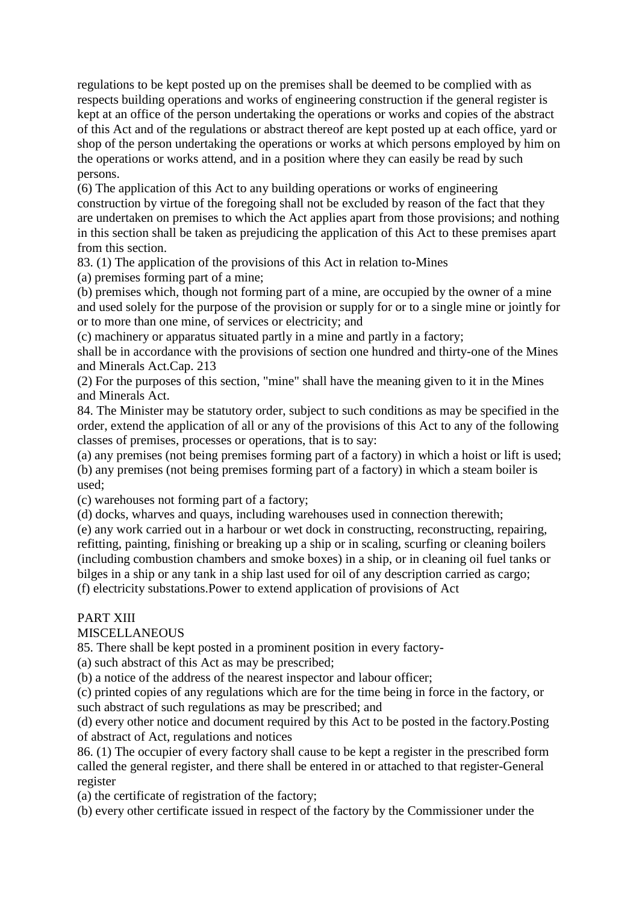regulations to be kept posted up on the premises shall be deemed to be complied with as respects building operations and works of engineering construction if the general register is kept at an office of the person undertaking the operations or works and copies of the abstract of this Act and of the regulations or abstract thereof are kept posted up at each office, yard or shop of the person undertaking the operations or works at which persons employed by him on the operations or works attend, and in a position where they can easily be read by such persons.

(6) The application of this Act to any building operations or works of engineering construction by virtue of the foregoing shall not be excluded by reason of the fact that they are undertaken on premises to which the Act applies apart from those provisions; and nothing in this section shall be taken as prejudicing the application of this Act to these premises apart from this section.

83. (1) The application of the provisions of this Act in relation to-Mines

(a) premises forming part of a mine;

(b) premises which, though not forming part of a mine, are occupied by the owner of a mine and used solely for the purpose of the provision or supply for or to a single mine or jointly for or to more than one mine, of services or electricity; and

(c) machinery or apparatus situated partly in a mine and partly in a factory;

shall be in accordance with the provisions of section one hundred and thirty-one of the Mines and Minerals Act.Cap. 213

(2) For the purposes of this section, "mine" shall have the meaning given to it in the Mines and Minerals Act.

84. The Minister may be statutory order, subject to such conditions as may be specified in the order, extend the application of all or any of the provisions of this Act to any of the following classes of premises, processes or operations, that is to say:

(a) any premises (not being premises forming part of a factory) in which a hoist or lift is used;

(b) any premises (not being premises forming part of a factory) in which a steam boiler is used;

(c) warehouses not forming part of a factory;

(d) docks, wharves and quays, including warehouses used in connection therewith;

(e) any work carried out in a harbour or wet dock in constructing, reconstructing, repairing, refitting, painting, finishing or breaking up a ship or in scaling, scurfing or cleaning boilers (including combustion chambers and smoke boxes) in a ship, or in cleaning oil fuel tanks or bilges in a ship or any tank in a ship last used for oil of any description carried as cargo;

(f) electricity substations.Power to extend application of provisions of Act

## PART XIII

## MISCELLANEOUS

85. There shall be kept posted in a prominent position in every factory-

(a) such abstract of this Act as may be prescribed;

(b) a notice of the address of the nearest inspector and labour officer;

(c) printed copies of any regulations which are for the time being in force in the factory, or such abstract of such regulations as may be prescribed; and

(d) every other notice and document required by this Act to be posted in the factory.Posting of abstract of Act, regulations and notices

86. (1) The occupier of every factory shall cause to be kept a register in the prescribed form called the general register, and there shall be entered in or attached to that register-General register

(a) the certificate of registration of the factory;

(b) every other certificate issued in respect of the factory by the Commissioner under the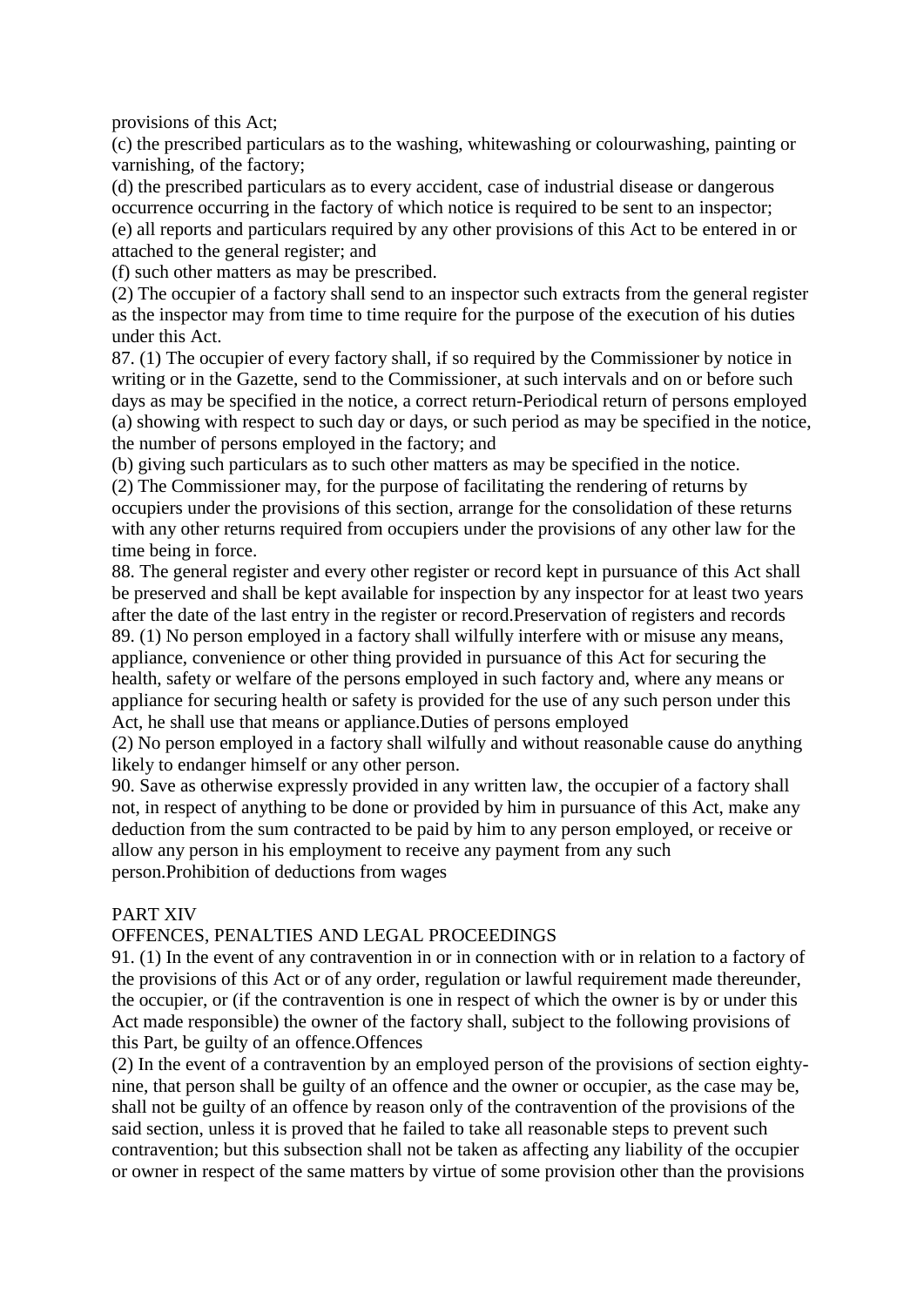provisions of this Act;

(c) the prescribed particulars as to the washing, whitewashing or colourwashing, painting or varnishing, of the factory;

(d) the prescribed particulars as to every accident, case of industrial disease or dangerous occurrence occurring in the factory of which notice is required to be sent to an inspector;

(e) all reports and particulars required by any other provisions of this Act to be entered in or attached to the general register; and

(f) such other matters as may be prescribed.

(2) The occupier of a factory shall send to an inspector such extracts from the general register as the inspector may from time to time require for the purpose of the execution of his duties under this Act.

87. (1) The occupier of every factory shall, if so required by the Commissioner by notice in writing or in the Gazette, send to the Commissioner, at such intervals and on or before such days as may be specified in the notice, a correct return-Periodical return of persons employed

(a) showing with respect to such day or days, or such period as may be specified in the notice, the number of persons employed in the factory; and

(b) giving such particulars as to such other matters as may be specified in the notice.

(2) The Commissioner may, for the purpose of facilitating the rendering of returns by occupiers under the provisions of this section, arrange for the consolidation of these returns with any other returns required from occupiers under the provisions of any other law for the time being in force.

88. The general register and every other register or record kept in pursuance of this Act shall be preserved and shall be kept available for inspection by any inspector for at least two years after the date of the last entry in the register or record.Preservation of registers and records

89. (1) No person employed in a factory shall wilfully interfere with or misuse any means, appliance, convenience or other thing provided in pursuance of this Act for securing the health, safety or welfare of the persons employed in such factory and, where any means or appliance for securing health or safety is provided for the use of any such person under this Act, he shall use that means or appliance.Duties of persons employed

(2) No person employed in a factory shall wilfully and without reasonable cause do anything likely to endanger himself or any other person.

90. Save as otherwise expressly provided in any written law, the occupier of a factory shall not, in respect of anything to be done or provided by him in pursuance of this Act, make any deduction from the sum contracted to be paid by him to any person employed, or receive or allow any person in his employment to receive any payment from any such person.Prohibition of deductions from wages

## PART XIV

## OFFENCES, PENALTIES AND LEGAL PROCEEDINGS

91. (1) In the event of any contravention in or in connection with or in relation to a factory of the provisions of this Act or of any order, regulation or lawful requirement made thereunder, the occupier, or (if the contravention is one in respect of which the owner is by or under this Act made responsible) the owner of the factory shall, subject to the following provisions of this Part, be guilty of an offence.Offences

(2) In the event of a contravention by an employed person of the provisions of section eighty-nine, that person shall be guilty of an offence and the owner or occupier, as the case may be, shall not be guilty of an offence by reason only of the contravention of the provisions of the said section, unless it is proved that he failed to take all reasonable steps to prevent such contravention; but this subsection shall not be taken as affecting any liability of the occupier or owner in respect of the same matters by virtue of some provision other than the provisions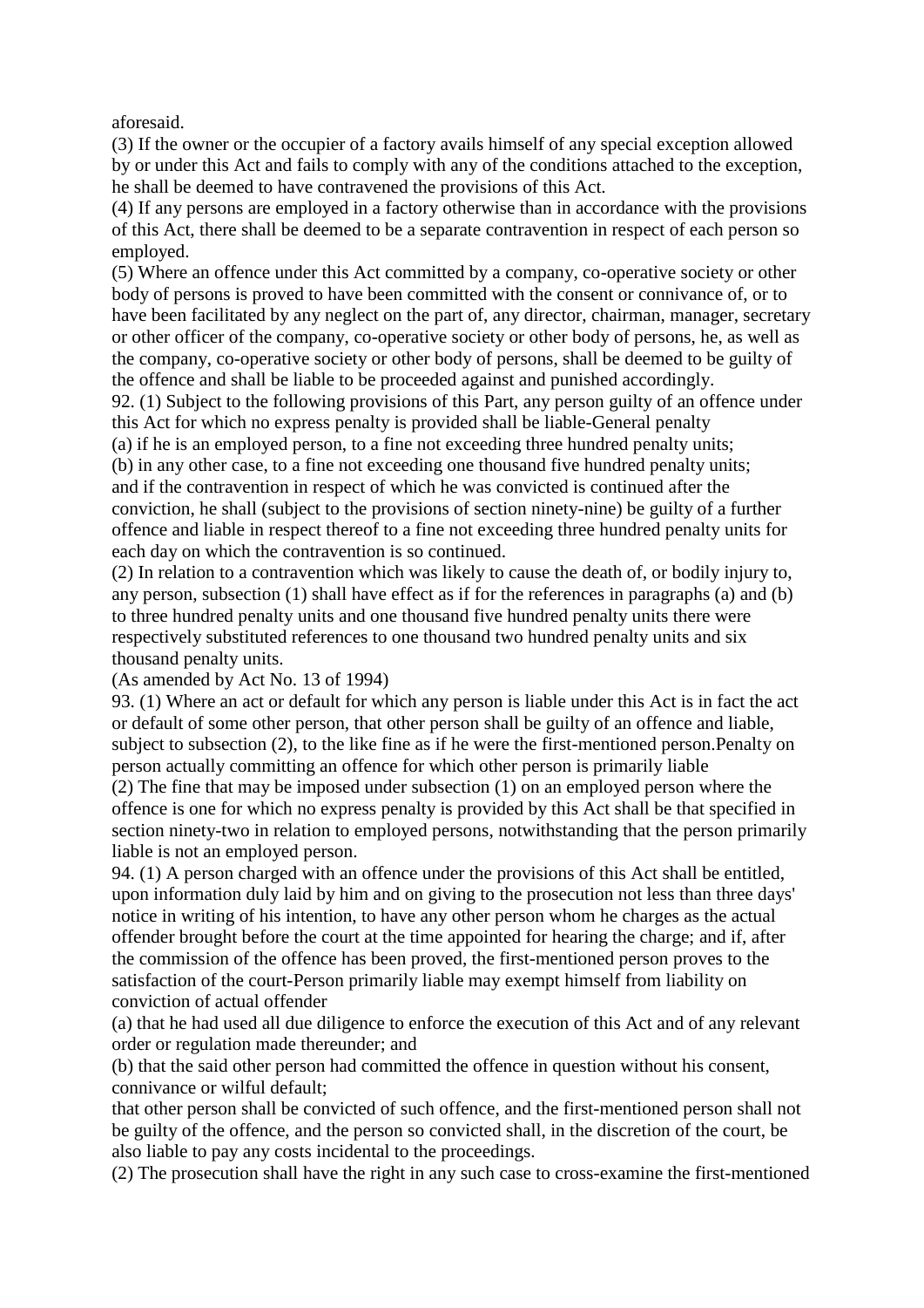aforesaid.

(3) If the owner or the occupier of a factory avails himself of any special exception allowed by or under this Act and fails to comply with any of the conditions attached to the exception, he shall be deemed to have contravened the provisions of this Act.

(4) If any persons are employed in a factory otherwise than in accordance with the provisions of this Act, there shall be deemed to be a separate contravention in respect of each person so employed.

(5) Where an offence under this Act committed by a company, co-operative society or other body of persons is proved to have been committed with the consent or connivance of, or to have been facilitated by any neglect on the part of, any director, chairman, manager, secretary or other officer of the company, co-operative society or other body of persons, he, as well as the company, co-operative society or other body of persons, shall be deemed to be guilty of the offence and shall be liable to be proceeded against and punished accordingly.

92. (1) Subject to the following provisions of this Part, any person guilty of an offence under this Act for which no express penalty is provided shall be liable-General penalty

(a) if he is an employed person, to a fine not exceeding three hundred penalty units;

(b) in any other case, to a fine not exceeding one thousand five hundred penalty units;

and if the contravention in respect of which he was convicted is continued after the conviction, he shall (subject to the provisions of section ninety-nine) be guilty of a further offence and liable in respect thereof to a fine not exceeding three hundred penalty units for each day on which the contravention is so continued.

(2) In relation to a contravention which was likely to cause the death of, or bodily injury to, any person, subsection (1) shall have effect as if for the references in paragraphs (a) and (b) to three hundred penalty units and one thousand five hundred penalty units there were respectively substituted references to one thousand two hundred penalty units and six thousand penalty units.

(As amended by Act No. 13 of 1994)

93. (1) Where an act or default for which any person is liable under this Act is in fact the act or default of some other person, that other person shall be guilty of an offence and liable, subject to subsection (2), to the like fine as if he were the first-mentioned person.Penalty on person actually committing an offence for which other person is primarily liable

(2) The fine that may be imposed under subsection (1) on an employed person where the offence is one for which no express penalty is provided by this Act shall be that specified in section ninety-two in relation to employed persons, notwithstanding that the person primarily liable is not an employed person.

94. (1) A person charged with an offence under the provisions of this Act shall be entitled, upon information duly laid by him and on giving to the prosecution not less than three days' notice in writing of his intention, to have any other person whom he charges as the actual offender brought before the court at the time appointed for hearing the charge; and if, after the commission of the offence has been proved, the first-mentioned person proves to the satisfaction of the court-Person primarily liable may exempt himself from liability on conviction of actual offender

(a) that he had used all due diligence to enforce the execution of this Act and of any relevant order or regulation made thereunder; and

(b) that the said other person had committed the offence in question without his consent, connivance or wilful default;

that other person shall be convicted of such offence, and the first-mentioned person shall not be guilty of the offence, and the person so convicted shall, in the discretion of the court, be also liable to pay any costs incidental to the proceedings.

(2) The prosecution shall have the right in any such case to cross-examine the first-mentioned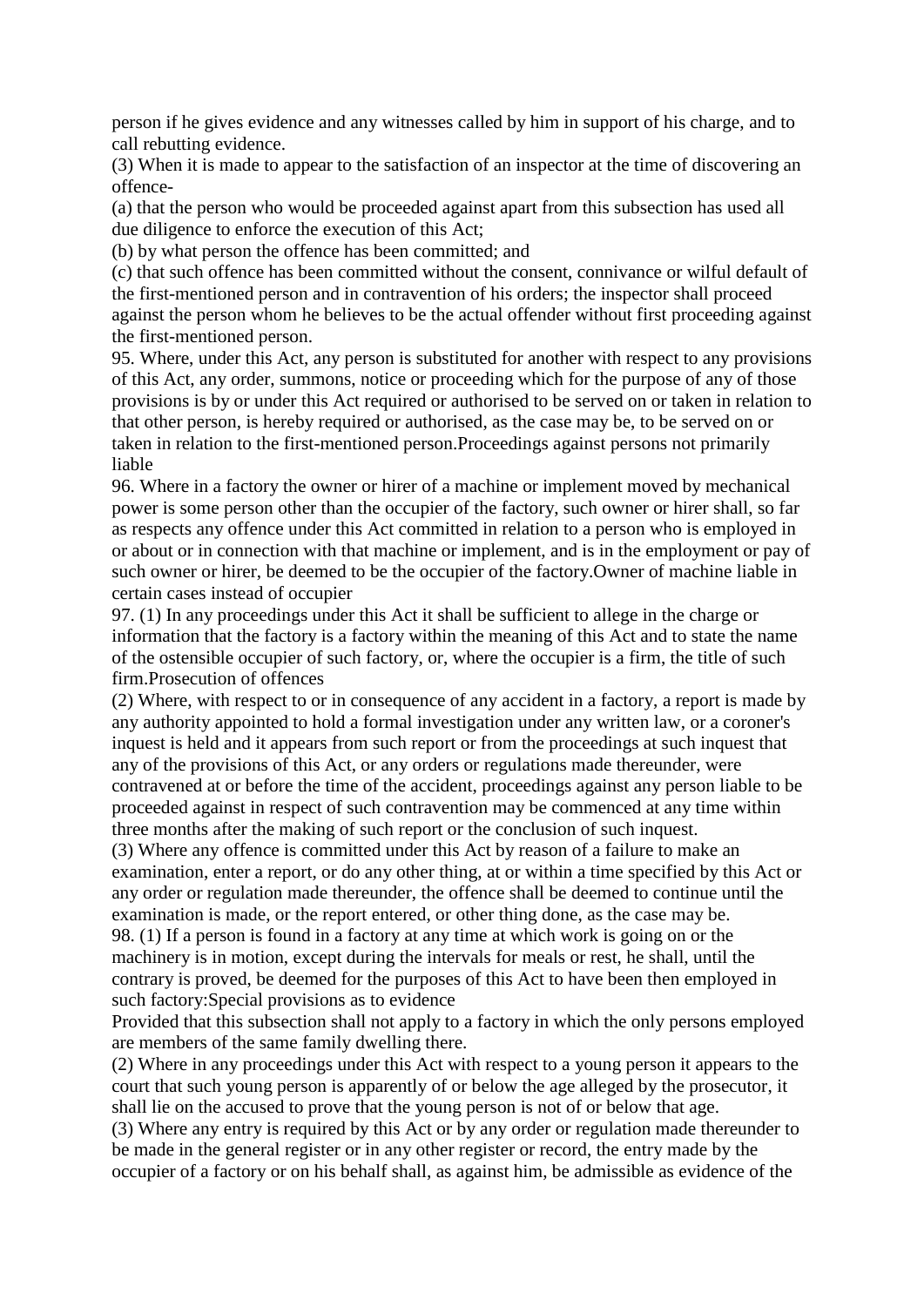person if he gives evidence and any witnesses called by him in support of his charge, and to call rebutting evidence.

(3) When it is made to appear to the satisfaction of an inspector at the time of discovering an offence-

(a) that the person who would be proceeded against apart from this subsection has used all due diligence to enforce the execution of this Act;

(b) by what person the offence has been committed; and

(c) that such offence has been committed without the consent, connivance or wilful default of the first-mentioned person and in contravention of his orders; the inspector shall proceed against the person whom he believes to be the actual offender without first proceeding against the first-mentioned person.

95. Where, under this Act, any person is substituted for another with respect to any provisions of this Act, any order, summons, notice or proceeding which for the purpose of any of those provisions is by or under this Act required or authorised to be served on or taken in relation to that other person, is hereby required or authorised, as the case may be, to be served on or taken in relation to the first-mentioned person.Proceedings against persons not primarily liable

96. Where in a factory the owner or hirer of a machine or implement moved by mechanical power is some person other than the occupier of the factory, such owner or hirer shall, so far as respects any offence under this Act committed in relation to a person who is employed in or about or in connection with that machine or implement, and is in the employment or pay of such owner or hirer, be deemed to be the occupier of the factory.Owner of machine liable in certain cases instead of occupier

97. (1) In any proceedings under this Act it shall be sufficient to allege in the charge or information that the factory is a factory within the meaning of this Act and to state the name of the ostensible occupier of such factory, or, where the occupier is a firm, the title of such firm.Prosecution of offences

(2) Where, with respect to or in consequence of any accident in a factory, a report is made by any authority appointed to hold a formal investigation under any written law, or a coroner's inquest is held and it appears from such report or from the proceedings at such inquest that any of the provisions of this Act, or any orders or regulations made thereunder, were contravened at or before the time of the accident, proceedings against any person liable to be proceeded against in respect of such contravention may be commenced at any time within three months after the making of such report or the conclusion of such inquest.

(3) Where any offence is committed under this Act by reason of a failure to make an examination, enter a report, or do any other thing, at or within a time specified by this Act or any order or regulation made thereunder, the offence shall be deemed to continue until the examination is made, or the report entered, or other thing done, as the case may be.

98. (1) If a person is found in a factory at any time at which work is going on or the machinery is in motion, except during the intervals for meals or rest, he shall, until the contrary is proved, be deemed for the purposes of this Act to have been then employed in such factory:Special provisions as to evidence

Provided that this subsection shall not apply to a factory in which the only persons employed are members of the same family dwelling there.

(2) Where in any proceedings under this Act with respect to a young person it appears to the court that such young person is apparently of or below the age alleged by the prosecutor, it shall lie on the accused to prove that the young person is not of or below that age.

(3) Where any entry is required by this Act or by any order or regulation made thereunder to be made in the general register or in any other register or record, the entry made by the occupier of a factory or on his behalf shall, as against him, be admissible as evidence of the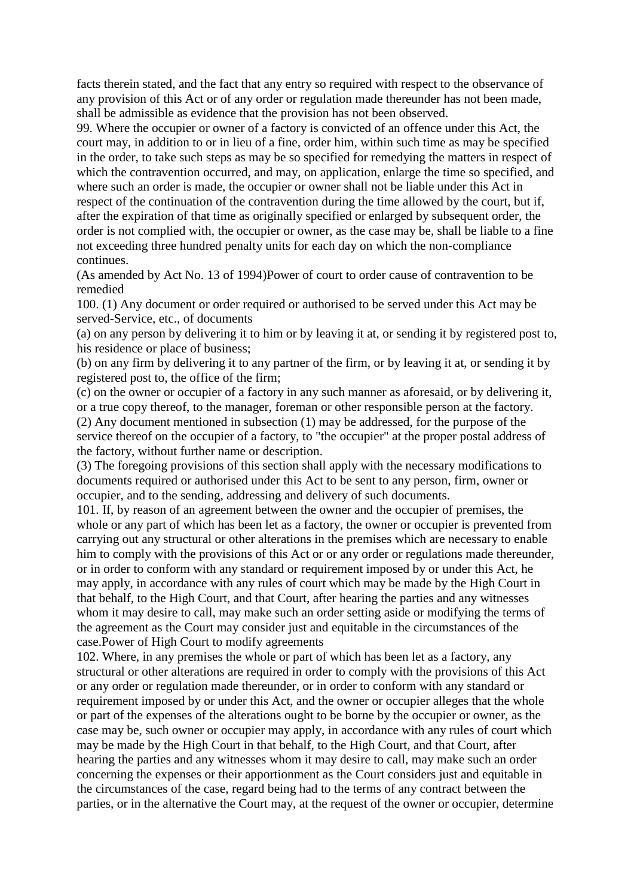facts therein stated, and the fact that any entry so required with respect to the observance of any provision of this Act or of any order or regulation made thereunder has not been made, shall be admissible as evidence that the provision has not been observed.

99. Where the occupier or owner of a factory is convicted of an offence under this Act, the court may, in addition to or in lieu of a fine, order him, within such time as may be specified in the order, to take such steps as may be so specified for remedying the matters in respect of which the contravention occurred, and may, on application, enlarge the time so specified, and where such an order is made, the occupier or owner shall not be liable under this Act in respect of the continuation of the contravention during the time allowed by the court, but if, after the expiration of that time as originally specified or enlarged by subsequent order, the order is not complied with, the occupier or owner, as the case may be, shall be liable to a fine not exceeding three hundred penalty units for each day on which the non-compliance continues.

(As amended by Act No. 13 of 1994)Power of court to order cause of contravention to be remedied

100. (1) Any document or order required or authorised to be served under this Act may be served-Service, etc., of documents

(a) on any person by delivering it to him or by leaving it at, or sending it by registered post to, his residence or place of business;

(b) on any firm by delivering it to any partner of the firm, or by leaving it at, or sending it by registered post to, the office of the firm;

(c) on the owner or occupier of a factory in any such manner as aforesaid, or by delivering it, or a true copy thereof, to the manager, foreman or other responsible person at the factory.

(2) Any document mentioned in subsection (1) may be addressed, for the purpose of the service thereof on the occupier of a factory, to "the occupier" at the proper postal address of the factory, without further name or description.

(3) The foregoing provisions of this section shall apply with the necessary modifications to documents required or authorised under this Act to be sent to any person, firm, owner or occupier, and to the sending, addressing and delivery of such documents.

101. If, by reason of an agreement between the owner and the occupier of premises, the whole or any part of which has been let as a factory, the owner or occupier is prevented from carrying out any structural or other alterations in the premises which are necessary to enable him to comply with the provisions of this Act or or any order or regulations made thereunder, or in order to conform with any standard or requirement imposed by or under this Act, he may apply, in accordance with any rules of court which may be made by the High Court in that behalf, to the High Court, and that Court, after hearing the parties and any witnesses whom it may desire to call, may make such an order setting aside or modifying the terms of the agreement as the Court may consider just and equitable in the circumstances of the case.Power of High Court to modify agreements

102. Where, in any premises the whole or part of which has been let as a factory, any structural or other alterations are required in order to comply with the provisions of this Act or any order or regulation made thereunder, or in order to conform with any standard or requirement imposed by or under this Act, and the owner or occupier alleges that the whole or part of the expenses of the alterations ought to be borne by the occupier or owner, as the case may be, such owner or occupier may apply, in accordance with any rules of court which may be made by the High Court in that behalf, to the High Court, and that Court, after hearing the parties and any witnesses whom it may desire to call, may make such an order concerning the expenses or their apportionment as the Court considers just and equitable in the circumstances of the case, regard being had to the terms of any contract between the parties, or in the alternative the Court may, at the request of the owner or occupier, determine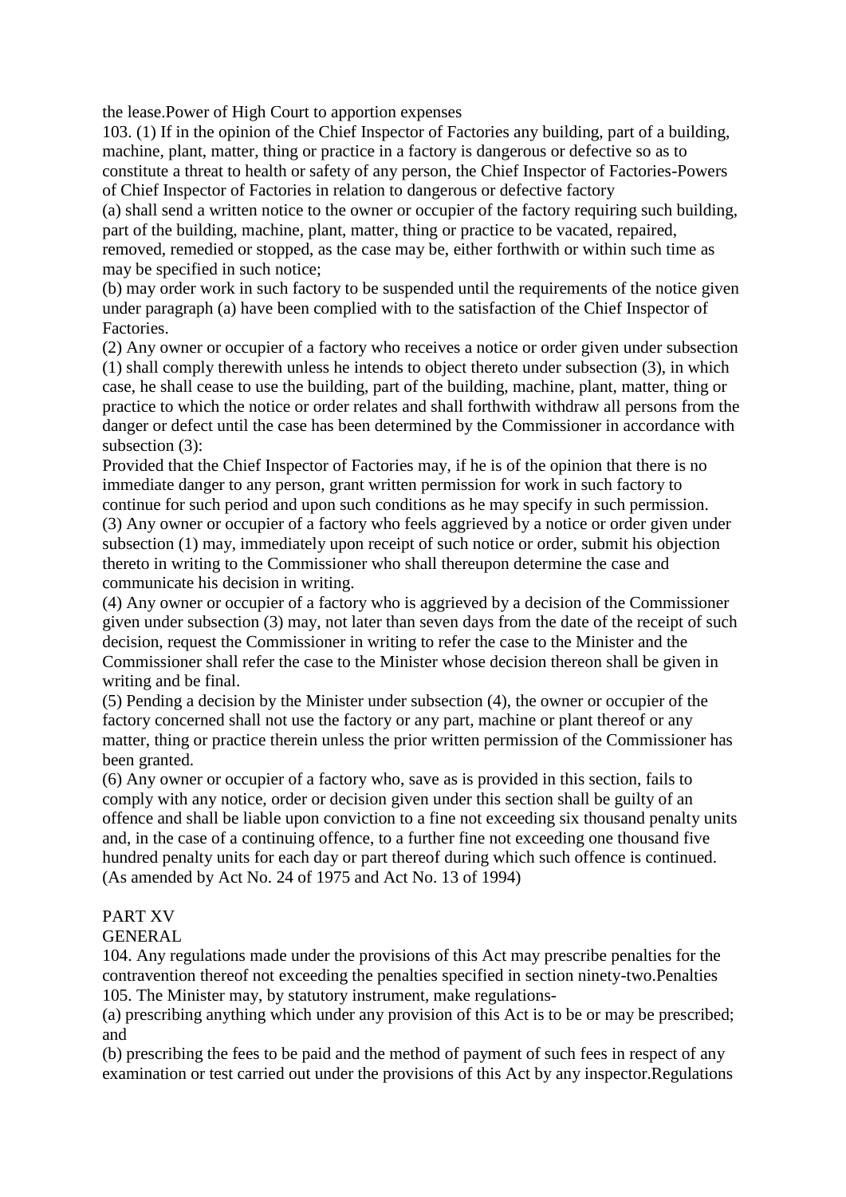the lease.Power of High Court to apportion expenses

103. (1) If in the opinion of the Chief Inspector of Factories any building, part of a building, machine, plant, matter, thing or practice in a factory is dangerous or defective so as to constitute a threat to health or safety of any person, the Chief Inspector of Factories-Powers of Chief Inspector of Factories in relation to dangerous or defective factory

(a) shall send a written notice to the owner or occupier of the factory requiring such building, part of the building, machine, plant, matter, thing or practice to be vacated, repaired, removed, remedied or stopped, as the case may be, either forthwith or within such time as may be specified in such notice;

(b) may order work in such factory to be suspended until the requirements of the notice given under paragraph (a) have been complied with to the satisfaction of the Chief Inspector of Factories.

(2) Any owner or occupier of a factory who receives a notice or order given under subsection (1) shall comply therewith unless he intends to object thereto under subsection (3), in which case, he shall cease to use the building, part of the building, machine, plant, matter, thing or practice to which the notice or order relates and shall forthwith withdraw all persons from the danger or defect until the case has been determined by the Commissioner in accordance with subsection (3):

Provided that the Chief Inspector of Factories may, if he is of the opinion that there is no immediate danger to any person, grant written permission for work in such factory to continue for such period and upon such conditions as he may specify in such permission.

(3) Any owner or occupier of a factory who feels aggrieved by a notice or order given under subsection (1) may, immediately upon receipt of such notice or order, submit his objection thereto in writing to the Commissioner who shall thereupon determine the case and communicate his decision in writing.

(4) Any owner or occupier of a factory who is aggrieved by a decision of the Commissioner given under subsection (3) may, not later than seven days from the date of the receipt of such decision, request the Commissioner in writing to refer the case to the Minister and the Commissioner shall refer the case to the Minister whose decision thereon shall be given in writing and be final.

(5) Pending a decision by the Minister under subsection (4), the owner or occupier of the factory concerned shall not use the factory or any part, machine or plant thereof or any matter, thing or practice therein unless the prior written permission of the Commissioner has been granted.

(6) Any owner or occupier of a factory who, save as is provided in this section, fails to comply with any notice, order or decision given under this section shall be guilty of an offence and shall be liable upon conviction to a fine not exceeding six thousand penalty units and, in the case of a continuing offence, to a further fine not exceeding one thousand five hundred penalty units for each day or part thereof during which such offence is continued.

(As amended by Act No. 24 of 1975 and Act No. 13 of 1994)

## PART XV
## GENERAL

104. Any regulations made under the provisions of this Act may prescribe penalties for the contravention thereof not exceeding the penalties specified in section ninety-two.Penalties

105. The Minister may, by statutory instrument, make regulations-

(a) prescribing anything which under any provision of this Act is to be or may be prescribed; and

(b) prescribing the fees to be paid and the method of payment of such fees in respect of any examination or test carried out under the provisions of this Act by any inspector.Regulations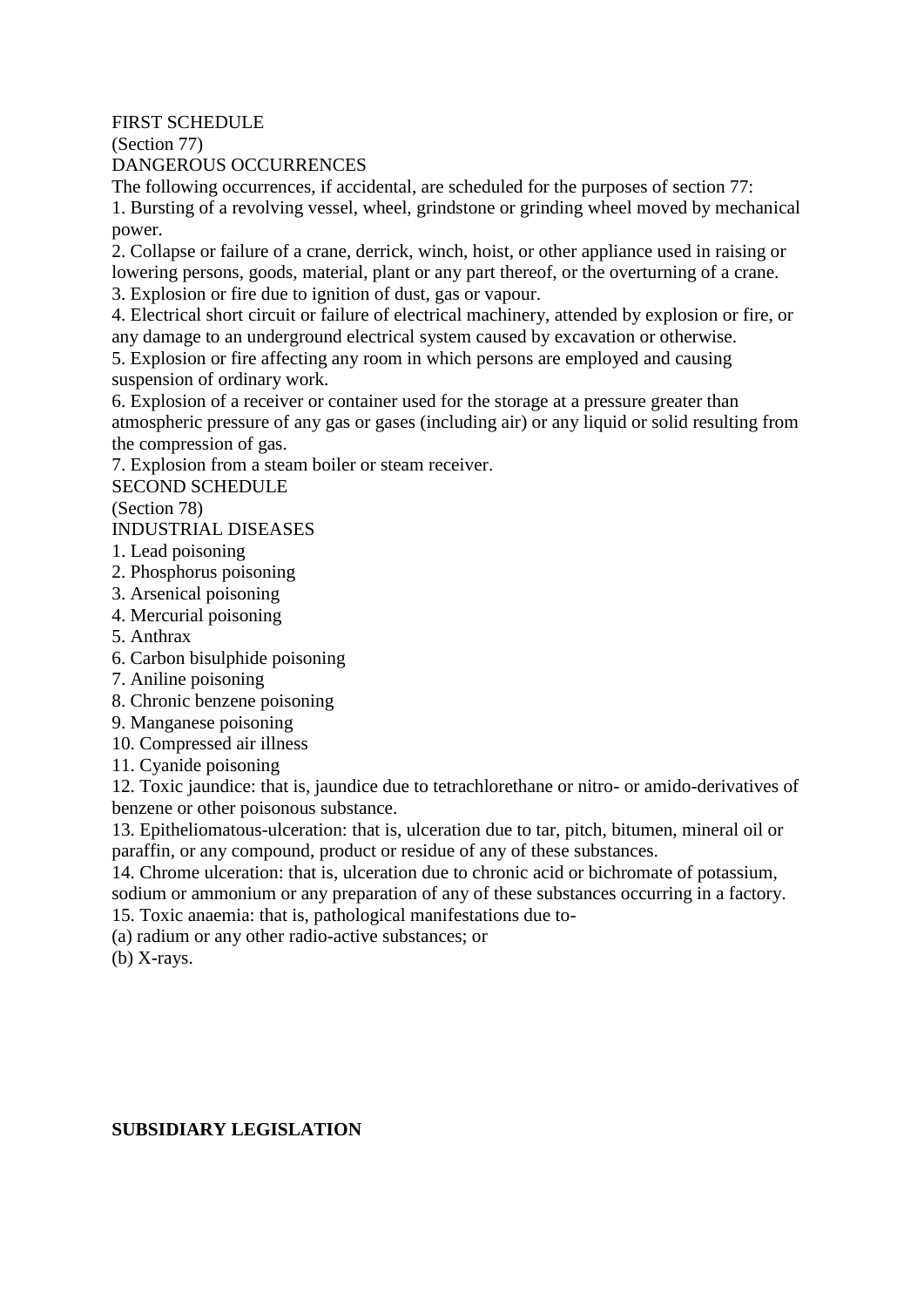## FIRST SCHEDULE

(Section 77)

### DANGEROUS OCCURRENCES

The following occurrences, if accidental, are scheduled for the purposes of section 77:

1. Bursting of a revolving vessel, wheel, grindstone or grinding wheel moved by mechanical power.
2. Collapse or failure of a crane, derrick, winch, hoist, or other appliance used in raising or lowering persons, goods, material, plant or any part thereof, or the overturning of a crane.
3. Explosion or fire due to ignition of dust, gas or vapour.
4. Electrical short circuit or failure of electrical machinery, attended by explosion or fire, or any damage to an underground electrical system caused by excavation or otherwise.
5. Explosion or fire affecting any room in which persons are employed and causing suspension of ordinary work.
6. Explosion of a receiver or container used for the storage at a pressure greater than atmospheric pressure of any gas or gases (including air) or any liquid or solid resulting from the compression of gas.
7. Explosion from a steam boiler or steam receiver.

## SECOND SCHEDULE

(Section 78)

### INDUSTRIAL DISEASES

1. Lead poisoning
2. Phosphorus poisoning
3. Arsenical poisoning
4. Mercurial poisoning
5. Anthrax
6. Carbon bisulphide poisoning
7. Aniline poisoning
8. Chronic benzene poisoning
9. Manganese poisoning
10. Compressed air illness
11. Cyanide poisoning
12. Toxic jaundice: that is, jaundice due to tetrachlorethane or nitro- or amido-derivatives of benzene or other poisonous substance.
13. Epitheliomatous-ulceration: that is, ulceration due to tar, pitch, bitumen, mineral oil or paraffin, or any compound, product or residue of any of these substances.
14. Chrome ulceration: that is, ulceration due to chronic acid or bichromate of potassium, sodium or ammonium or any preparation of any of these substances occurring in a factory.
15. Toxic anaemia: that is, pathological manifestations due to-

(a) radium or any other radio-active substances; or

(b) X-rays.

**SUBSIDIARY LEGISLATION**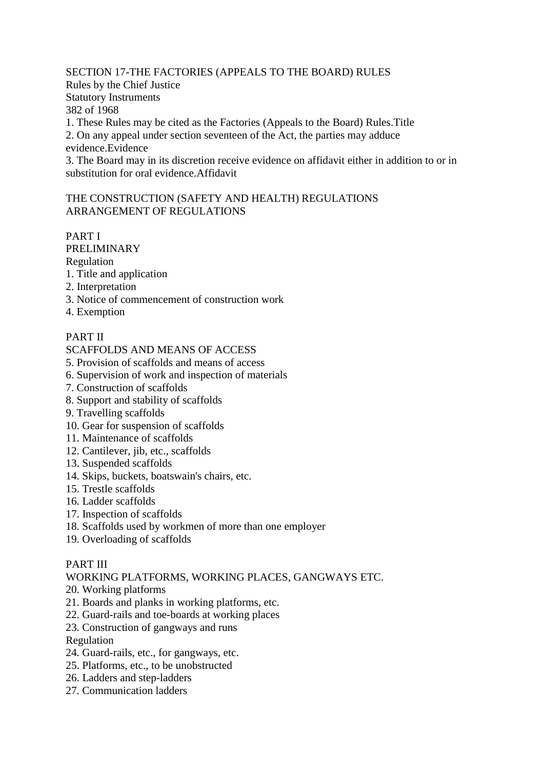SECTION 17-THE FACTORIES (APPEALS TO THE BOARD) RULES

Rules by the Chief Justice

Statutory Instruments

382 of 1968

1. These Rules may be cited as the Factories (Appeals to the Board) Rules.Title
2. On any appeal under section seventeen of the Act, the parties may adduce evidence.Evidence
3. The Board may in its discretion receive evidence on affidavit either in addition to or in substitution for oral evidence.Affidavit

THE CONSTRUCTION (SAFETY AND HEALTH) REGULATIONS

ARRANGEMENT OF REGULATIONS

PART I

PRELIMINARY

Regulation

1. Title and application
2. Interpretation
3. Notice of commencement of construction work
4. Exemption

PART II

SCAFFOLDS AND MEANS OF ACCESS

5. Provision of scaffolds and means of access
6. Supervision of work and inspection of materials
7. Construction of scaffolds
8. Support and stability of scaffolds
9. Travelling scaffolds
10. Gear for suspension of scaffolds
11. Maintenance of scaffolds
12. Cantilever, jib, etc., scaffolds
13. Suspended scaffolds
14. Skips, buckets, boatswain's chairs, etc.
15. Trestle scaffolds
16. Ladder scaffolds
17. Inspection of scaffolds
18. Scaffolds used by workmen of more than one employer
19. Overloading of scaffolds

PART III

WORKING PLATFORMS, WORKING PLACES, GANGWAYS ETC.

20. Working platforms
21. Boards and planks in working platforms, etc.
22. Guard-rails and toe-boards at working places
23. Construction of gangways and runs

Regulation

24. Guard-rails, etc., for gangways, etc.
25. Platforms, etc., to be unobstructed
26. Ladders and step-ladders
27. Communication ladders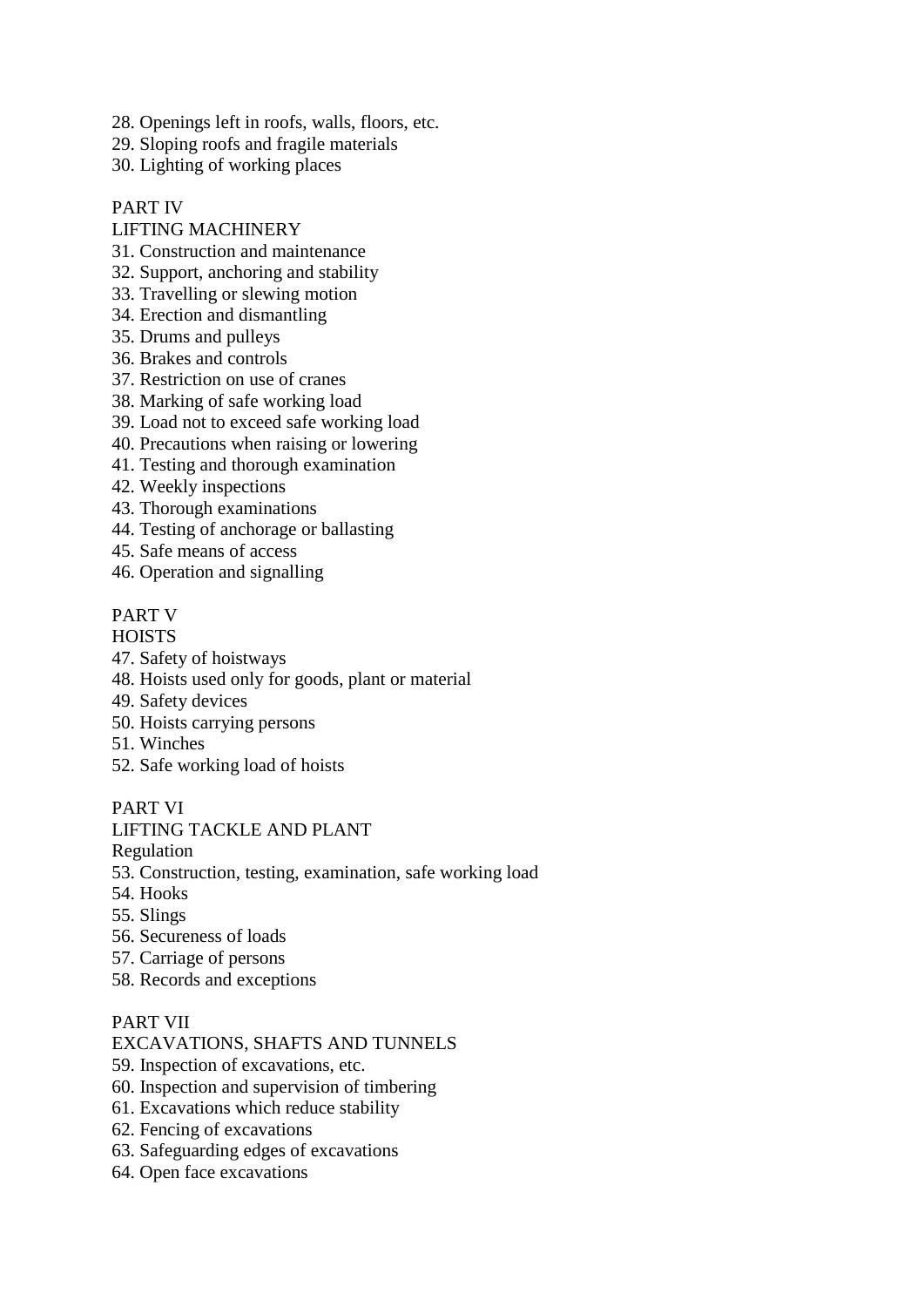28. Openings left in roofs, walls, floors, etc.
29. Sloping roofs and fragile materials
30. Lighting of working places

PART IV
LIFTING MACHINERY

31. Construction and maintenance
32. Support, anchoring and stability
33. Travelling or slewing motion
34. Erection and dismantling
35. Drums and pulleys
36. Brakes and controls
37. Restriction on use of cranes
38. Marking of safe working load
39. Load not to exceed safe working load
40. Precautions when raising or lowering
41. Testing and thorough examination
42. Weekly inspections
43. Thorough examinations
44. Testing of anchorage or ballasting
45. Safe means of access
46. Operation and signalling

PART V
HOISTS

47. Safety of hoistways
48. Hoists used only for goods, plant or material
49. Safety devices
50. Hoists carrying persons
51. Winches
52. Safe working load of hoists

PART VI
LIFTING TACKLE AND PLANT

Regulation

53. Construction, testing, examination, safe working load
54. Hooks
55. Slings
56. Secureness of loads
57. Carriage of persons
58. Records and exceptions

PART VII
EXCAVATIONS, SHAFTS AND TUNNELS

59. Inspection of excavations, etc.
60. Inspection and supervision of timbering
61. Excavations which reduce stability
62. Fencing of excavations
63. Safeguarding edges of excavations
64. Open face excavations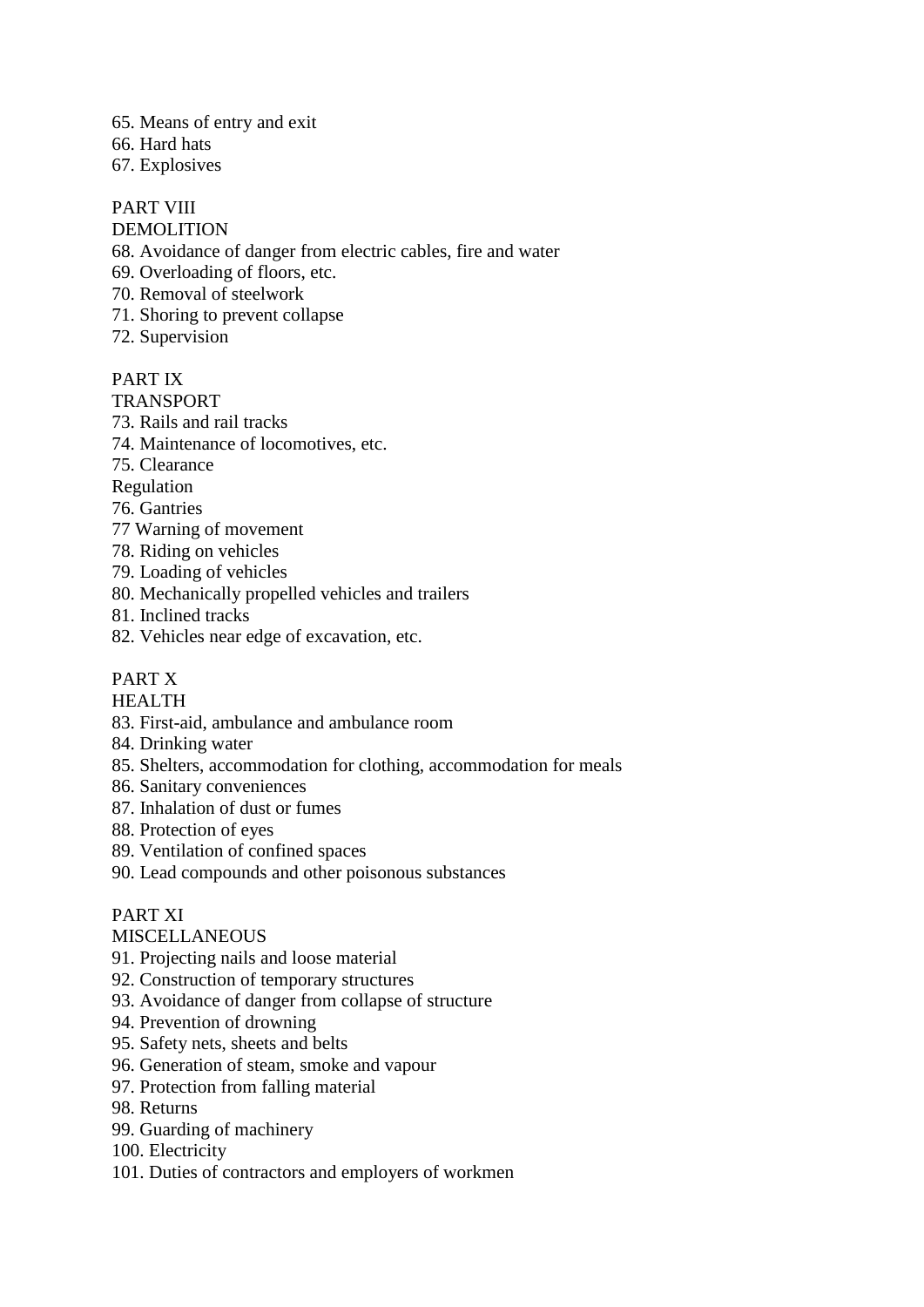65. Means of entry and exit
66. Hard hats
67. Explosives

PART VIII
DEMOLITION

68. Avoidance of danger from electric cables, fire and water
69. Overloading of floors, etc.
70. Removal of steelwork
71. Shoring to prevent collapse
72. Supervision

PART IX
TRANSPORT

73. Rails and rail tracks
74. Maintenance of locomotives, etc.
75. Clearance

Regulation

76. Gantries
77 Warning of movement
78. Riding on vehicles
79. Loading of vehicles
80. Mechanically propelled vehicles and trailers
81. Inclined tracks
82. Vehicles near edge of excavation, etc.

PART X
HEALTH

83. First-aid, ambulance and ambulance room
84. Drinking water
85. Shelters, accommodation for clothing, accommodation for meals
86. Sanitary conveniences
87. Inhalation of dust or fumes
88. Protection of eyes
89. Ventilation of confined spaces
90. Lead compounds and other poisonous substances

PART XI
MISCELLANEOUS

91. Projecting nails and loose material
92. Construction of temporary structures
93. Avoidance of danger from collapse of structure
94. Prevention of drowning
95. Safety nets, sheets and belts
96. Generation of steam, smoke and vapour
97. Protection from falling material
98. Returns
99. Guarding of machinery
100. Electricity
101. Duties of contractors and employers of workmen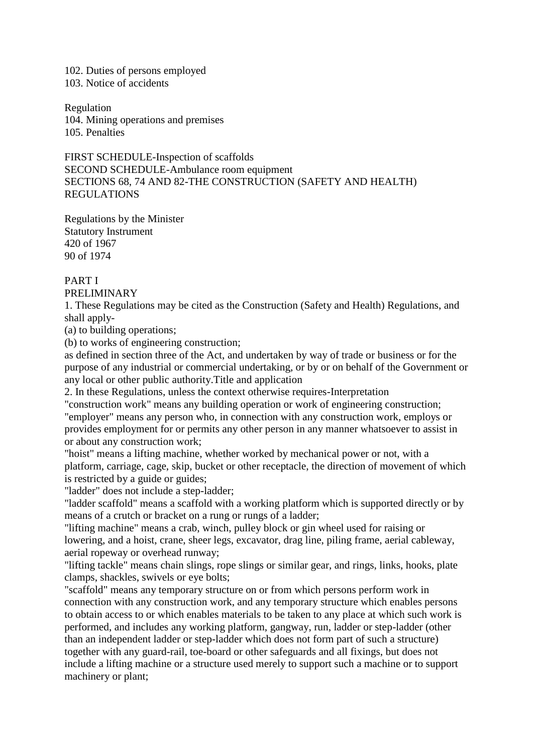102. Duties of persons employed
103. Notice of accidents

Regulation
104. Mining operations and premises
105. Penalties

FIRST SCHEDULE-Inspection of scaffolds
SECOND SCHEDULE-Ambulance room equipment
SECTIONS 68, 74 AND 82-THE CONSTRUCTION (SAFETY AND HEALTH) REGULATIONS

Regulations by the Minister
Statutory Instrument
420 of 1967
90 of 1974

PART I
PRELIMINARY

1. These Regulations may be cited as the Construction (Safety and Health) Regulations, and shall apply-

(a) to building operations;

(b) to works of engineering construction;

as defined in section three of the Act, and undertaken by way of trade or business or for the purpose of any industrial or commercial undertaking, or by or on behalf of the Government or any local or other public authority.Title and application

2. In these Regulations, unless the context otherwise requires-Interpretation

"construction work" means any building operation or work of engineering construction;

"employer" means any person who, in connection with any construction work, employs or provides employment for or permits any other person in any manner whatsoever to assist in or about any construction work;

"hoist" means a lifting machine, whether worked by mechanical power or not, with a platform, carriage, cage, skip, bucket or other receptacle, the direction of movement of which is restricted by a guide or guides;

"ladder" does not include a step-ladder;

"ladder scaffold" means a scaffold with a working platform which is supported directly or by means of a crutch or bracket on a rung or rungs of a ladder;

"lifting machine" means a crab, winch, pulley block or gin wheel used for raising or lowering, and a hoist, crane, sheer legs, excavator, drag line, piling frame, aerial cableway, aerial ropeway or overhead runway;

"lifting tackle" means chain slings, rope slings or similar gear, and rings, links, hooks, plate clamps, shackles, swivels or eye bolts;

"scaffold" means any temporary structure on or from which persons perform work in connection with any construction work, and any temporary structure which enables persons to obtain access to or which enables materials to be taken to any place at which such work is performed, and includes any working platform, gangway, run, ladder or step-ladder (other than an independent ladder or step-ladder which does not form part of such a structure) together with any guard-rail, toe-board or other safeguards and all fixings, but does not include a lifting machine or a structure used merely to support such a machine or to support machinery or plant;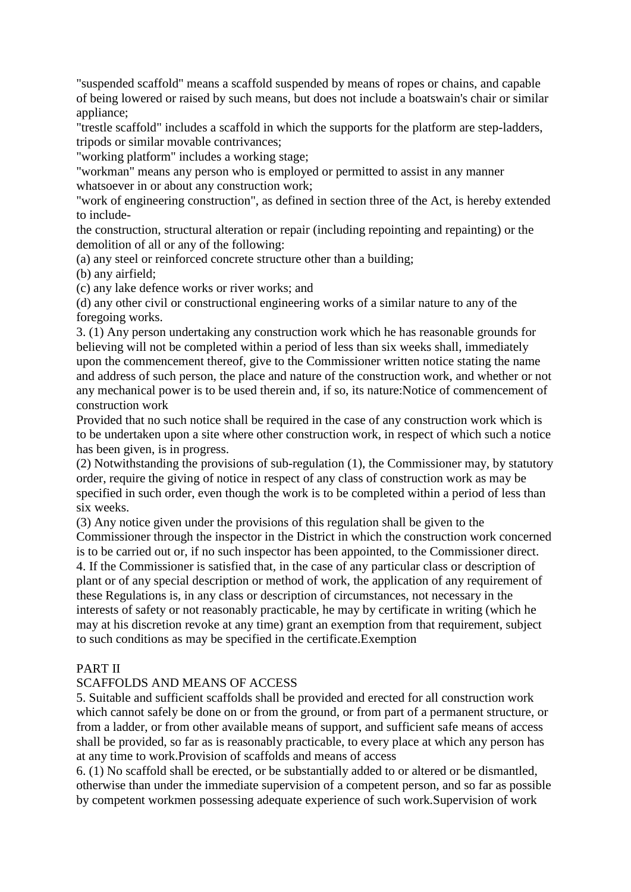"suspended scaffold" means a scaffold suspended by means of ropes or chains, and capable of being lowered or raised by such means, but does not include a boatswain's chair or similar appliance;

"trestle scaffold" includes a scaffold in which the supports for the platform are step-ladders, tripods or similar movable contrivances;

"working platform" includes a working stage;

"workman" means any person who is employed or permitted to assist in any manner whatsoever in or about any construction work;

"work of engineering construction", as defined in section three of the Act, is hereby extended to include-

the construction, structural alteration or repair (including repointing and repainting) or the demolition of all or any of the following:

(a) any steel or reinforced concrete structure other than a building;

(b) any airfield;

(c) any lake defence works or river works; and

(d) any other civil or constructional engineering works of a similar nature to any of the foregoing works.

3. (1) Any person undertaking any construction work which he has reasonable grounds for believing will not be completed within a period of less than six weeks shall, immediately upon the commencement thereof, give to the Commissioner written notice stating the name and address of such person, the place and nature of the construction work, and whether or not any mechanical power is to be used therein and, if so, its nature:Notice of commencement of construction work

Provided that no such notice shall be required in the case of any construction work which is to be undertaken upon a site where other construction work, in respect of which such a notice has been given, is in progress.

(2) Notwithstanding the provisions of sub-regulation (1), the Commissioner may, by statutory order, require the giving of notice in respect of any class of construction work as may be specified in such order, even though the work is to be completed within a period of less than six weeks.

(3) Any notice given under the provisions of this regulation shall be given to the Commissioner through the inspector in the District in which the construction work concerned is to be carried out or, if no such inspector has been appointed, to the Commissioner direct.

4. If the Commissioner is satisfied that, in the case of any particular class or description of plant or of any special description or method of work, the application of any requirement of these Regulations is, in any class or description of circumstances, not necessary in the interests of safety or not reasonably practicable, he may by certificate in writing (which he may at his discretion revoke at any time) grant an exemption from that requirement, subject to such conditions as may be specified in the certificate.Exemption

## PART II

## SCAFFOLDS AND MEANS OF ACCESS

5. Suitable and sufficient scaffolds shall be provided and erected for all construction work which cannot safely be done on or from the ground, or from part of a permanent structure, or from a ladder, or from other available means of support, and sufficient safe means of access shall be provided, so far as is reasonably practicable, to every place at which any person has at any time to work.Provision of scaffolds and means of access

6. (1) No scaffold shall be erected, or be substantially added to or altered or be dismantled, otherwise than under the immediate supervision of a competent person, and so far as possible by competent workmen possessing adequate experience of such work.Supervision of work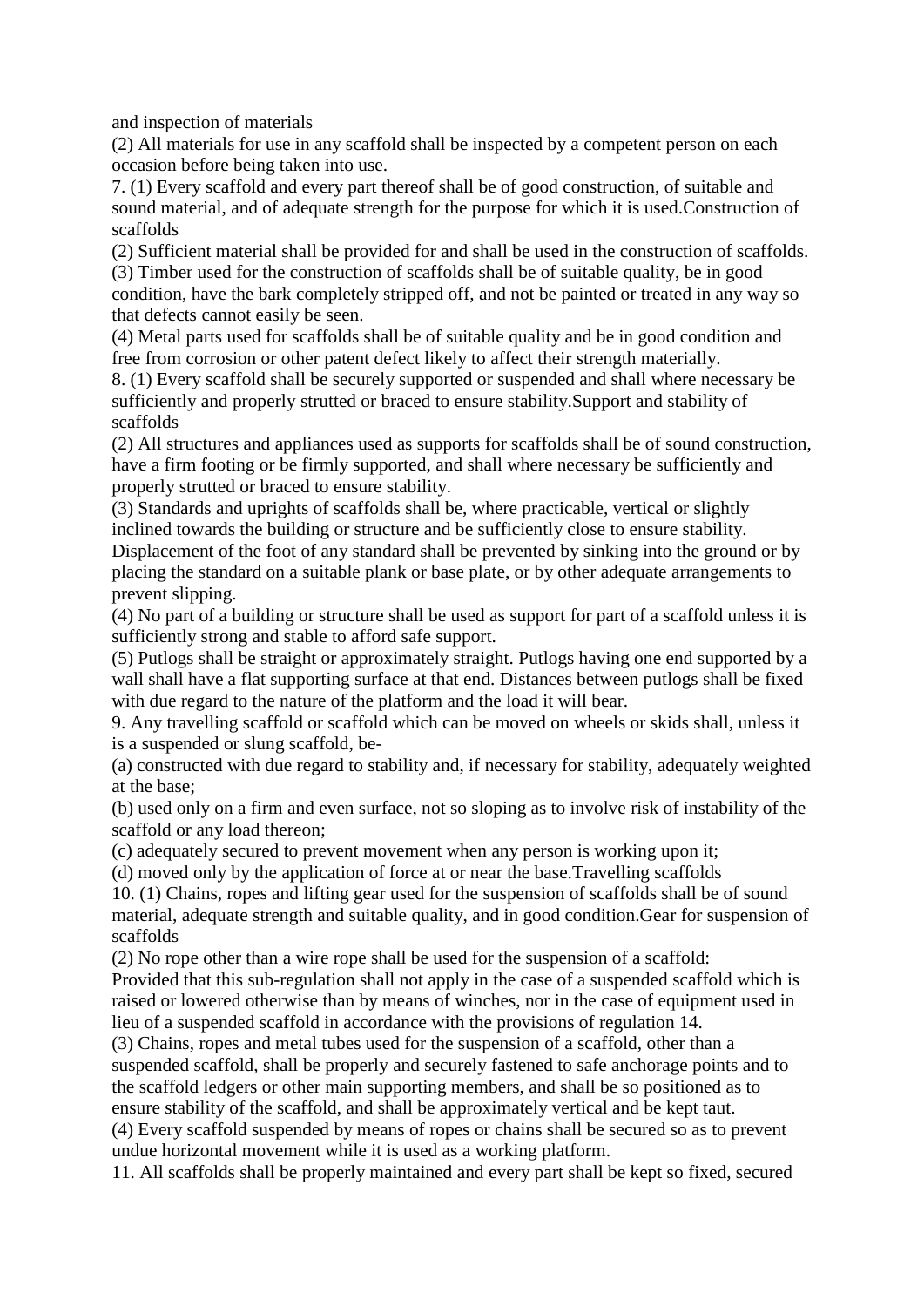and inspection of materials

(2) All materials for use in any scaffold shall be inspected by a competent person on each occasion before being taken into use.

7. (1) Every scaffold and every part thereof shall be of good construction, of suitable and sound material, and of adequate strength for the purpose for which it is used.Construction of scaffolds

(2) Sufficient material shall be provided for and shall be used in the construction of scaffolds.

(3) Timber used for the construction of scaffolds shall be of suitable quality, be in good condition, have the bark completely stripped off, and not be painted or treated in any way so that defects cannot easily be seen.

(4) Metal parts used for scaffolds shall be of suitable quality and be in good condition and free from corrosion or other patent defect likely to affect their strength materially.

8. (1) Every scaffold shall be securely supported or suspended and shall where necessary be sufficiently and properly strutted or braced to ensure stability.Support and stability of scaffolds

(2) All structures and appliances used as supports for scaffolds shall be of sound construction, have a firm footing or be firmly supported, and shall where necessary be sufficiently and properly strutted or braced to ensure stability.

(3) Standards and uprights of scaffolds shall be, where practicable, vertical or slightly inclined towards the building or structure and be sufficiently close to ensure stability. Displacement of the foot of any standard shall be prevented by sinking into the ground or by placing the standard on a suitable plank or base plate, or by other adequate arrangements to prevent slipping.

(4) No part of a building or structure shall be used as support for part of a scaffold unless it is sufficiently strong and stable to afford safe support.

(5) Putlogs shall be straight or approximately straight. Putlogs having one end supported by a wall shall have a flat supporting surface at that end. Distances between putlogs shall be fixed with due regard to the nature of the platform and the load it will bear.

9. Any travelling scaffold or scaffold which can be moved on wheels or skids shall, unless it is a suspended or slung scaffold, be-

(a) constructed with due regard to stability and, if necessary for stability, adequately weighted at the base;

(b) used only on a firm and even surface, not so sloping as to involve risk of instability of the scaffold or any load thereon;

(c) adequately secured to prevent movement when any person is working upon it;

(d) moved only by the application of force at or near the base.Travelling scaffolds

10. (1) Chains, ropes and lifting gear used for the suspension of scaffolds shall be of sound material, adequate strength and suitable quality, and in good condition.Gear for suspension of scaffolds

(2) No rope other than a wire rope shall be used for the suspension of a scaffold:

Provided that this sub-regulation shall not apply in the case of a suspended scaffold which is raised or lowered otherwise than by means of winches, nor in the case of equipment used in lieu of a suspended scaffold in accordance with the provisions of regulation 14.

(3) Chains, ropes and metal tubes used for the suspension of a scaffold, other than a suspended scaffold, shall be properly and securely fastened to safe anchorage points and to the scaffold ledgers or other main supporting members, and shall be so positioned as to ensure stability of the scaffold, and shall be approximately vertical and be kept taut.

(4) Every scaffold suspended by means of ropes or chains shall be secured so as to prevent undue horizontal movement while it is used as a working platform.

11. All scaffolds shall be properly maintained and every part shall be kept so fixed, secured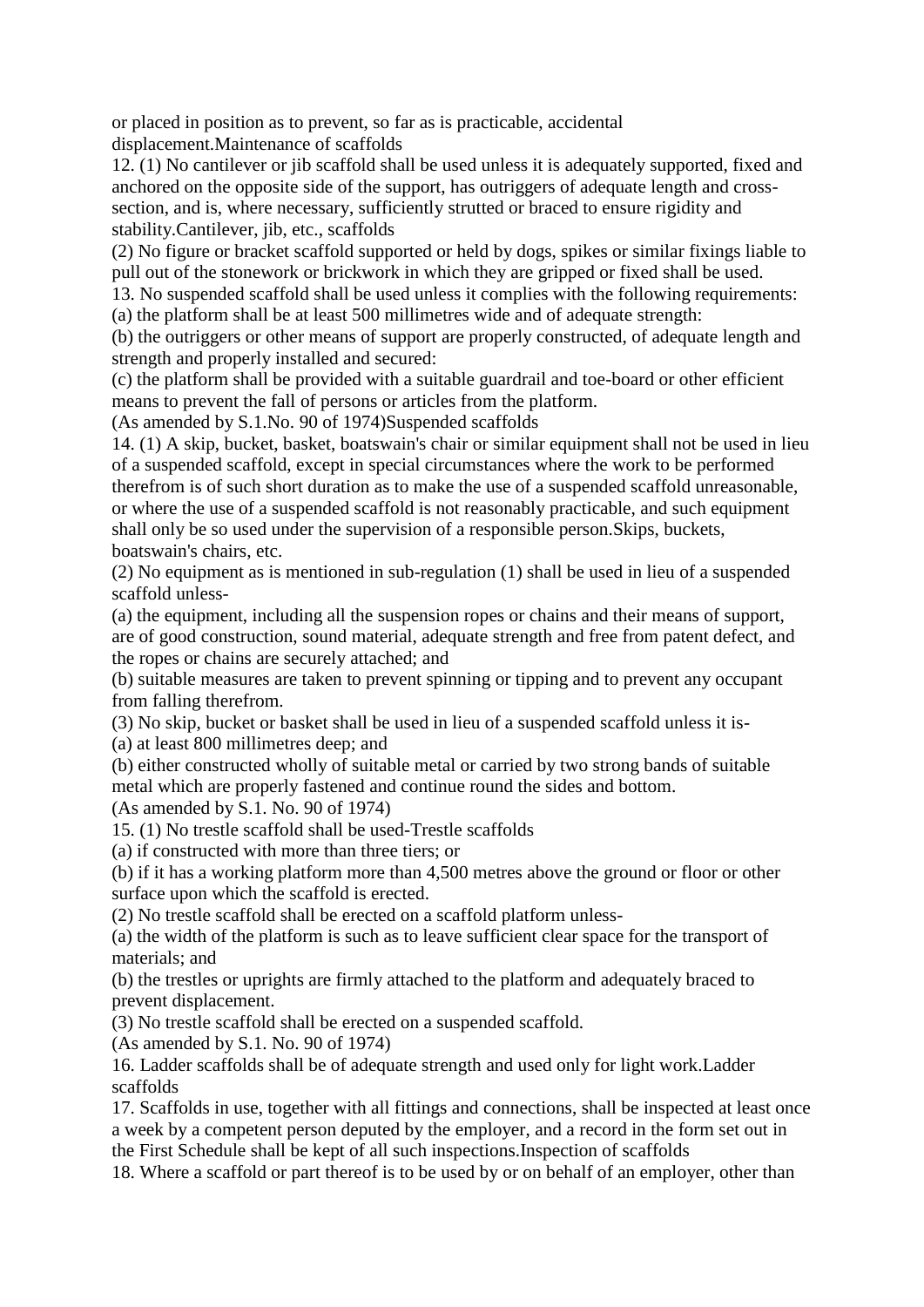or placed in position as to prevent, so far as is practicable, accidental displacement.Maintenance of scaffolds

12. (1) No cantilever or jib scaffold shall be used unless it is adequately supported, fixed and anchored on the opposite side of the support, has outriggers of adequate length and cross-section, and is, where necessary, sufficiently strutted or braced to ensure rigidity and stability.Cantilever, jib, etc., scaffolds

(2) No figure or bracket scaffold supported or held by dogs, spikes or similar fixings liable to pull out of the stonework or brickwork in which they are gripped or fixed shall be used.

13. No suspended scaffold shall be used unless it complies with the following requirements:

(a) the platform shall be at least 500 millimetres wide and of adequate strength:

(b) the outriggers or other means of support are properly constructed, of adequate length and strength and properly installed and secured:

(c) the platform shall be provided with a suitable guardrail and toe-board or other efficient means to prevent the fall of persons or articles from the platform.

(As amended by S.1.No. 90 of 1974)Suspended scaffolds

14. (1) A skip, bucket, basket, boatswain's chair or similar equipment shall not be used in lieu of a suspended scaffold, except in special circumstances where the work to be performed therefrom is of such short duration as to make the use of a suspended scaffold unreasonable, or where the use of a suspended scaffold is not reasonably practicable, and such equipment shall only be so used under the supervision of a responsible person.Skips, buckets, boatswain's chairs, etc.

(2) No equipment as is mentioned in sub-regulation (1) shall be used in lieu of a suspended scaffold unless-

(a) the equipment, including all the suspension ropes or chains and their means of support, are of good construction, sound material, adequate strength and free from patent defect, and the ropes or chains are securely attached; and

(b) suitable measures are taken to prevent spinning or tipping and to prevent any occupant from falling therefrom.

(3) No skip, bucket or basket shall be used in lieu of a suspended scaffold unless it is-

(a) at least 800 millimetres deep; and

(b) either constructed wholly of suitable metal or carried by two strong bands of suitable metal which are properly fastened and continue round the sides and bottom.

(As amended by S.1. No. 90 of 1974)

15. (1) No trestle scaffold shall be used-Trestle scaffolds

(a) if constructed with more than three tiers; or

(b) if it has a working platform more than 4,500 metres above the ground or floor or other surface upon which the scaffold is erected.

(2) No trestle scaffold shall be erected on a scaffold platform unless-

(a) the width of the platform is such as to leave sufficient clear space for the transport of materials; and

(b) the trestles or uprights are firmly attached to the platform and adequately braced to prevent displacement.

(3) No trestle scaffold shall be erected on a suspended scaffold.

(As amended by S.1. No. 90 of 1974)

16. Ladder scaffolds shall be of adequate strength and used only for light work.Ladder scaffolds

17. Scaffolds in use, together with all fittings and connections, shall be inspected at least once a week by a competent person deputed by the employer, and a record in the form set out in the First Schedule shall be kept of all such inspections.Inspection of scaffolds

18. Where a scaffold or part thereof is to be used by or on behalf of an employer, other than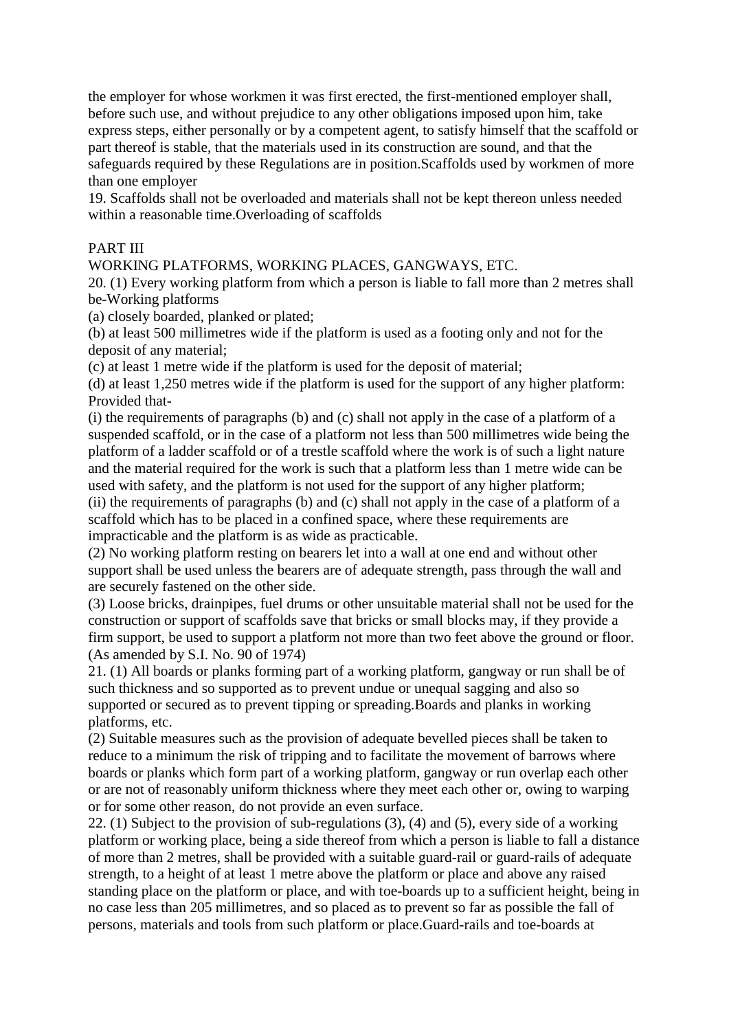the employer for whose workmen it was first erected, the first-mentioned employer shall, before such use, and without prejudice to any other obligations imposed upon him, take express steps, either personally or by a competent agent, to satisfy himself that the scaffold or part thereof is stable, that the materials used in its construction are sound, and that the safeguards required by these Regulations are in position.Scaffolds used by workmen of more than one employer

19. Scaffolds shall not be overloaded and materials shall not be kept thereon unless needed within a reasonable time.Overloading of scaffolds

PART III

WORKING PLATFORMS, WORKING PLACES, GANGWAYS, ETC.

20. (1) Every working platform from which a person is liable to fall more than 2 metres shall be-Working platforms

(a) closely boarded, planked or plated;

(b) at least 500 millimetres wide if the platform is used as a footing only and not for the deposit of any material;

(c) at least 1 metre wide if the platform is used for the deposit of material;

(d) at least 1,250 metres wide if the platform is used for the support of any higher platform: Provided that-

(i) the requirements of paragraphs (b) and (c) shall not apply in the case of a platform of a suspended scaffold, or in the case of a platform not less than 500 millimetres wide being the platform of a ladder scaffold or of a trestle scaffold where the work is of such a light nature and the material required for the work is such that a platform less than 1 metre wide can be used with safety, and the platform is not used for the support of any higher platform;

(ii) the requirements of paragraphs (b) and (c) shall not apply in the case of a platform of a scaffold which has to be placed in a confined space, where these requirements are impracticable and the platform is as wide as practicable.

(2) No working platform resting on bearers let into a wall at one end and without other support shall be used unless the bearers are of adequate strength, pass through the wall and are securely fastened on the other side.

(3) Loose bricks, drainpipes, fuel drums or other unsuitable material shall not be used for the construction or support of scaffolds save that bricks or small blocks may, if they provide a firm support, be used to support a platform not more than two feet above the ground or floor. (As amended by S.I. No. 90 of 1974)

21. (1) All boards or planks forming part of a working platform, gangway or run shall be of such thickness and so supported as to prevent undue or unequal sagging and also so supported or secured as to prevent tipping or spreading.Boards and planks in working platforms, etc.

(2) Suitable measures such as the provision of adequate bevelled pieces shall be taken to reduce to a minimum the risk of tripping and to facilitate the movement of barrows where boards or planks which form part of a working platform, gangway or run overlap each other or are not of reasonably uniform thickness where they meet each other or, owing to warping or for some other reason, do not provide an even surface.

22. (1) Subject to the provision of sub-regulations (3), (4) and (5), every side of a working platform or working place, being a side thereof from which a person is liable to fall a distance of more than 2 metres, shall be provided with a suitable guard-rail or guard-rails of adequate strength, to a height of at least 1 metre above the platform or place and above any raised standing place on the platform or place, and with toe-boards up to a sufficient height, being in no case less than 205 millimetres, and so placed as to prevent so far as possible the fall of persons, materials and tools from such platform or place.Guard-rails and toe-boards at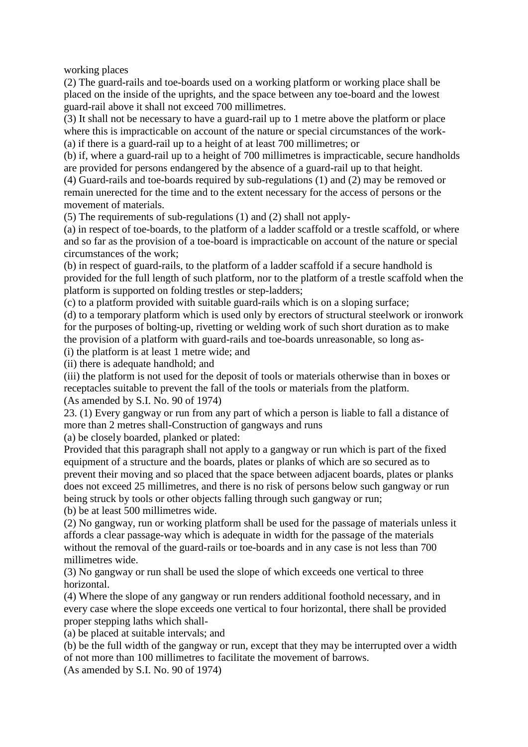working places

(2) The guard-rails and toe-boards used on a working platform or working place shall be placed on the inside of the uprights, and the space between any toe-board and the lowest guard-rail above it shall not exceed 700 millimetres.

(3) It shall not be necessary to have a guard-rail up to 1 metre above the platform or place where this is impracticable on account of the nature or special circumstances of the work-

(a) if there is a guard-rail up to a height of at least 700 millimetres; or

(b) if, where a guard-rail up to a height of 700 millimetres is impracticable, secure handholds are provided for persons endangered by the absence of a guard-rail up to that height.

(4) Guard-rails and toe-boards required by sub-regulations (1) and (2) may be removed or remain unerected for the time and to the extent necessary for the access of persons or the movement of materials.

(5) The requirements of sub-regulations (1) and (2) shall not apply-

(a) in respect of toe-boards, to the platform of a ladder scaffold or a trestle scaffold, or where and so far as the provision of a toe-board is impracticable on account of the nature or special circumstances of the work;

(b) in respect of guard-rails, to the platform of a ladder scaffold if a secure handhold is provided for the full length of such platform, nor to the platform of a trestle scaffold when the platform is supported on folding trestles or step-ladders;

(c) to a platform provided with suitable guard-rails which is on a sloping surface;

(d) to a temporary platform which is used only by erectors of structural steelwork or ironwork for the purposes of bolting-up, rivetting or welding work of such short duration as to make the provision of a platform with guard-rails and toe-boards unreasonable, so long as-

(i) the platform is at least 1 metre wide; and

(ii) there is adequate handhold; and

(iii) the platform is not used for the deposit of tools or materials otherwise than in boxes or receptacles suitable to prevent the fall of the tools or materials from the platform.

(As amended by S.I. No. 90 of 1974)

23. (1) Every gangway or run from any part of which a person is liable to fall a distance of more than 2 metres shall-Construction of gangways and runs

(a) be closely boarded, planked or plated:

Provided that this paragraph shall not apply to a gangway or run which is part of the fixed equipment of a structure and the boards, plates or planks of which are so secured as to prevent their moving and so placed that the space between adjacent boards, plates or planks does not exceed 25 millimetres, and there is no risk of persons below such gangway or run being struck by tools or other objects falling through such gangway or run;

(b) be at least 500 millimetres wide.

(2) No gangway, run or working platform shall be used for the passage of materials unless it affords a clear passage-way which is adequate in width for the passage of the materials without the removal of the guard-rails or toe-boards and in any case is not less than 700 millimetres wide.

(3) No gangway or run shall be used the slope of which exceeds one vertical to three horizontal.

(4) Where the slope of any gangway or run renders additional foothold necessary, and in every case where the slope exceeds one vertical to four horizontal, there shall be provided proper stepping laths which shall-

(a) be placed at suitable intervals; and

(b) be the full width of the gangway or run, except that they may be interrupted over a width of not more than 100 millimetres to facilitate the movement of barrows.

(As amended by S.I. No. 90 of 1974)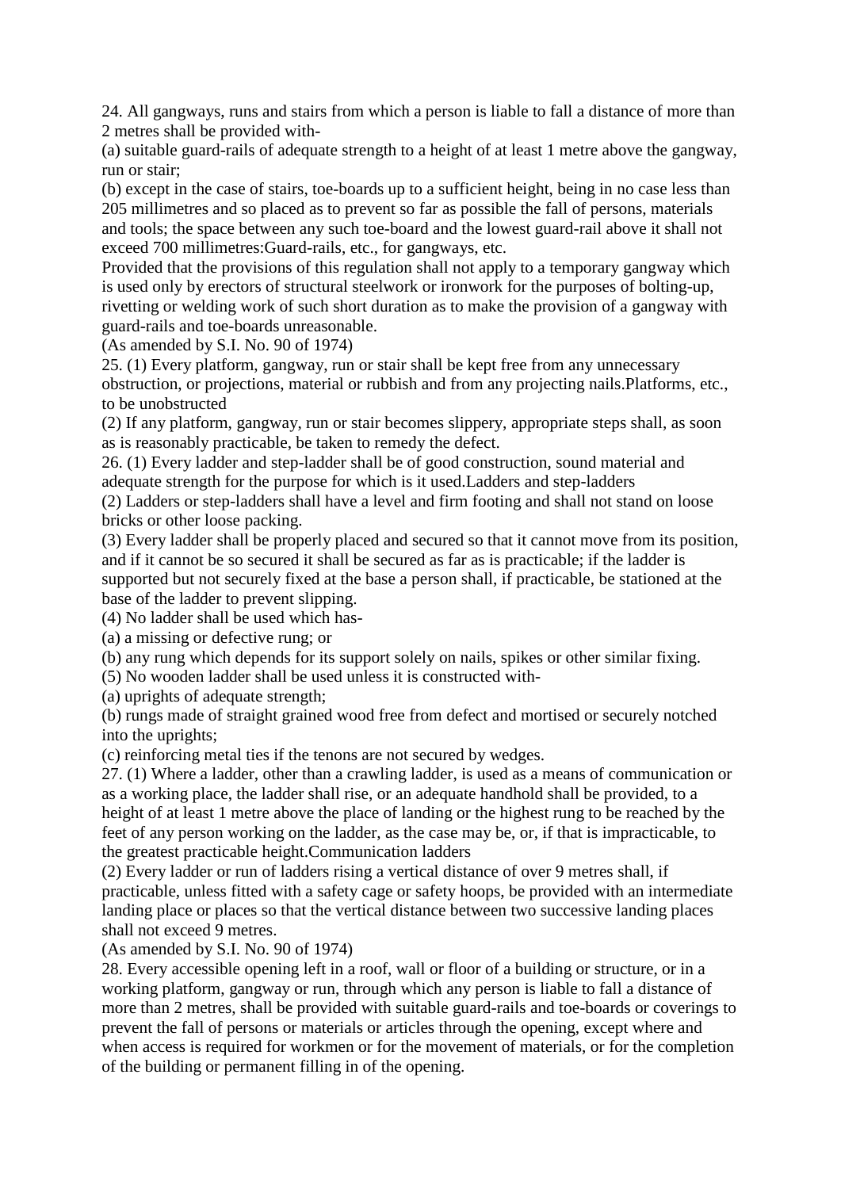24. All gangways, runs and stairs from which a person is liable to fall a distance of more than 2 metres shall be provided with-

(a) suitable guard-rails of adequate strength to a height of at least 1 metre above the gangway, run or stair;

(b) except in the case of stairs, toe-boards up to a sufficient height, being in no case less than 205 millimetres and so placed as to prevent so far as possible the fall of persons, materials and tools; the space between any such toe-board and the lowest guard-rail above it shall not exceed 700 millimetres:Guard-rails, etc., for gangways, etc.

Provided that the provisions of this regulation shall not apply to a temporary gangway which is used only by erectors of structural steelwork or ironwork for the purposes of bolting-up, rivetting or welding work of such short duration as to make the provision of a gangway with guard-rails and toe-boards unreasonable.

(As amended by S.I. No. 90 of 1974)

25. (1) Every platform, gangway, run or stair shall be kept free from any unnecessary obstruction, or projections, material or rubbish and from any projecting nails.Platforms, etc., to be unobstructed

(2) If any platform, gangway, run or stair becomes slippery, appropriate steps shall, as soon as is reasonably practicable, be taken to remedy the defect.

26. (1) Every ladder and step-ladder shall be of good construction, sound material and adequate strength for the purpose for which is it used.Ladders and step-ladders

(2) Ladders or step-ladders shall have a level and firm footing and shall not stand on loose bricks or other loose packing.

(3) Every ladder shall be properly placed and secured so that it cannot move from its position, and if it cannot be so secured it shall be secured as far as is practicable; if the ladder is supported but not securely fixed at the base a person shall, if practicable, be stationed at the base of the ladder to prevent slipping.

(4) No ladder shall be used which has-

(a) a missing or defective rung; or

(b) any rung which depends for its support solely on nails, spikes or other similar fixing.

(5) No wooden ladder shall be used unless it is constructed with-

(a) uprights of adequate strength;

(b) rungs made of straight grained wood free from defect and mortised or securely notched into the uprights;

(c) reinforcing metal ties if the tenons are not secured by wedges.

27. (1) Where a ladder, other than a crawling ladder, is used as a means of communication or as a working place, the ladder shall rise, or an adequate handhold shall be provided, to a height of at least 1 metre above the place of landing or the highest rung to be reached by the feet of any person working on the ladder, as the case may be, or, if that is impracticable, to the greatest practicable height.Communication ladders

(2) Every ladder or run of ladders rising a vertical distance of over 9 metres shall, if practicable, unless fitted with a safety cage or safety hoops, be provided with an intermediate landing place or places so that the vertical distance between two successive landing places shall not exceed 9 metres.

(As amended by S.I. No. 90 of 1974)

28. Every accessible opening left in a roof, wall or floor of a building or structure, or in a working platform, gangway or run, through which any person is liable to fall a distance of more than 2 metres, shall be provided with suitable guard-rails and toe-boards or coverings to prevent the fall of persons or materials or articles through the opening, except where and when access is required for workmen or for the movement of materials, or for the completion of the building or permanent filling in of the opening.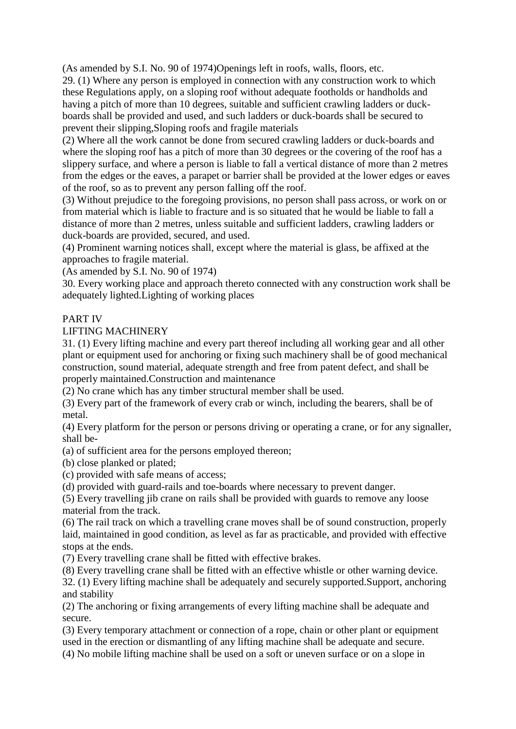(As amended by S.I. No. 90 of 1974)Openings left in roofs, walls, floors, etc.

29. (1) Where any person is employed in connection with any construction work to which these Regulations apply, on a sloping roof without adequate footholds or handholds and having a pitch of more than 10 degrees, suitable and sufficient crawling ladders or duck-boards shall be provided and used, and such ladders or duck-boards shall be secured to prevent their slipping,Sloping roofs and fragile materials

(2) Where all the work cannot be done from secured crawling ladders or duck-boards and where the sloping roof has a pitch of more than 30 degrees or the covering of the roof has a slippery surface, and where a person is liable to fall a vertical distance of more than 2 metres from the edges or the eaves, a parapet or barrier shall be provided at the lower edges or eaves of the roof, so as to prevent any person falling off the roof.

(3) Without prejudice to the foregoing provisions, no person shall pass across, or work on or from material which is liable to fracture and is so situated that he would be liable to fall a distance of more than 2 metres, unless suitable and sufficient ladders, crawling ladders or duck-boards are provided, secured, and used.

(4) Prominent warning notices shall, except where the material is glass, be affixed at the approaches to fragile material.

(As amended by S.I. No. 90 of 1974)

30. Every working place and approach thereto connected with any construction work shall be adequately lighted.Lighting of working places

PART IV

LIFTING MACHINERY

31. (1) Every lifting machine and every part thereof including all working gear and all other plant or equipment used for anchoring or fixing such machinery shall be of good mechanical construction, sound material, adequate strength and free from patent defect, and shall be properly maintained.Construction and maintenance

(2) No crane which has any timber structural member shall be used.

(3) Every part of the framework of every crab or winch, including the bearers, shall be of metal.

(4) Every platform for the person or persons driving or operating a crane, or for any signaller, shall be-

(a) of sufficient area for the persons employed thereon;

(b) close planked or plated;

(c) provided with safe means of access;

(d) provided with guard-rails and toe-boards where necessary to prevent danger.

(5) Every travelling jib crane on rails shall be provided with guards to remove any loose material from the track.

(6) The rail track on which a travelling crane moves shall be of sound construction, properly laid, maintained in good condition, as level as far as practicable, and provided with effective stops at the ends.

(7) Every travelling crane shall be fitted with effective brakes.

(8) Every travelling crane shall be fitted with an effective whistle or other warning device.

32. (1) Every lifting machine shall be adequately and securely supported.Support, anchoring and stability

(2) The anchoring or fixing arrangements of every lifting machine shall be adequate and secure.

(3) Every temporary attachment or connection of a rope, chain or other plant or equipment used in the erection or dismantling of any lifting machine shall be adequate and secure.

(4) No mobile lifting machine shall be used on a soft or uneven surface or on a slope in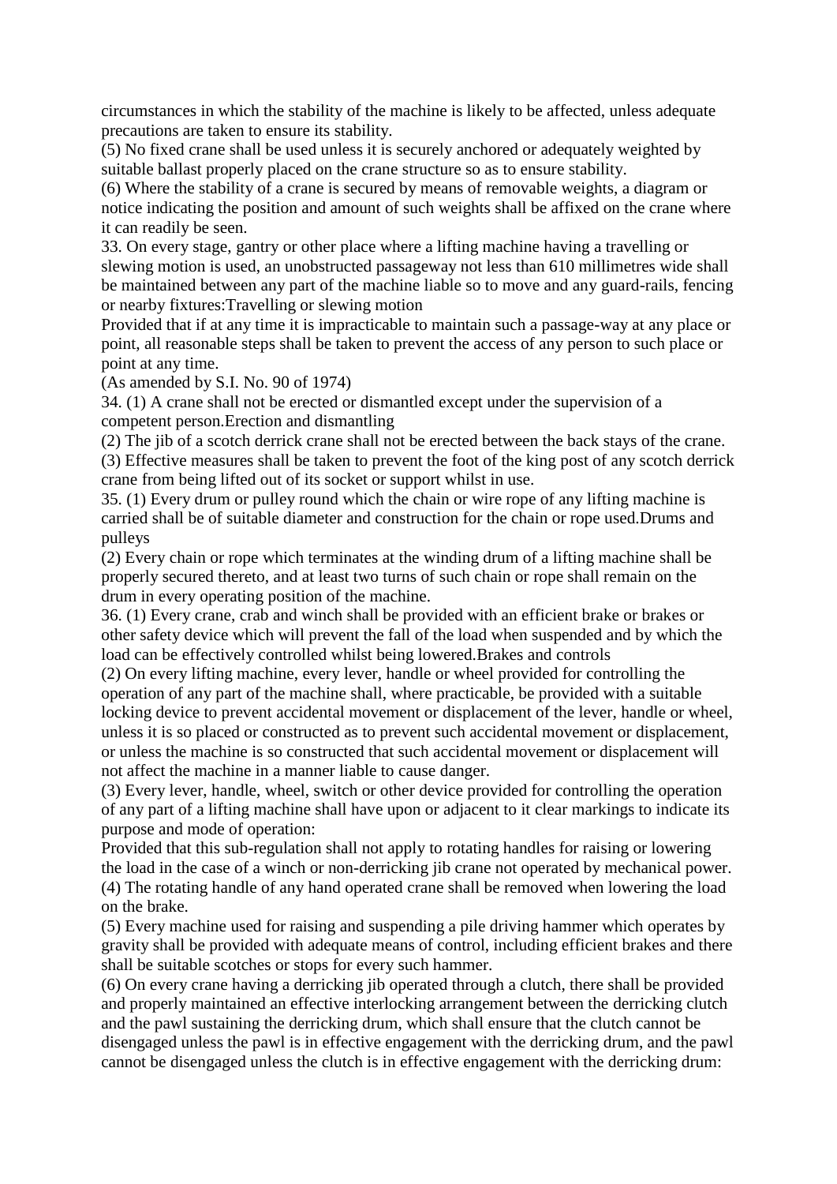circumstances in which the stability of the machine is likely to be affected, unless adequate precautions are taken to ensure its stability.

(5) No fixed crane shall be used unless it is securely anchored or adequately weighted by suitable ballast properly placed on the crane structure so as to ensure stability.

(6) Where the stability of a crane is secured by means of removable weights, a diagram or notice indicating the position and amount of such weights shall be affixed on the crane where it can readily be seen.

33. On every stage, gantry or other place where a lifting machine having a travelling or slewing motion is used, an unobstructed passageway not less than 610 millimetres wide shall be maintained between any part of the machine liable so to move and any guard-rails, fencing or nearby fixtures:Travelling or slewing motion

Provided that if at any time it is impracticable to maintain such a passage-way at any place or point, all reasonable steps shall be taken to prevent the access of any person to such place or point at any time.

(As amended by S.I. No. 90 of 1974)

34. (1) A crane shall not be erected or dismantled except under the supervision of a competent person.Erection and dismantling

(2) The jib of a scotch derrick crane shall not be erected between the back stays of the crane.

(3) Effective measures shall be taken to prevent the foot of the king post of any scotch derrick crane from being lifted out of its socket or support whilst in use.

35. (1) Every drum or pulley round which the chain or wire rope of any lifting machine is carried shall be of suitable diameter and construction for the chain or rope used.Drums and pulleys

(2) Every chain or rope which terminates at the winding drum of a lifting machine shall be properly secured thereto, and at least two turns of such chain or rope shall remain on the drum in every operating position of the machine.

36. (1) Every crane, crab and winch shall be provided with an efficient brake or brakes or other safety device which will prevent the fall of the load when suspended and by which the load can be effectively controlled whilst being lowered.Brakes and controls

(2) On every lifting machine, every lever, handle or wheel provided for controlling the operation of any part of the machine shall, where practicable, be provided with a suitable locking device to prevent accidental movement or displacement of the lever, handle or wheel, unless it is so placed or constructed as to prevent such accidental movement or displacement, or unless the machine is so constructed that such accidental movement or displacement will not affect the machine in a manner liable to cause danger.

(3) Every lever, handle, wheel, switch or other device provided for controlling the operation of any part of a lifting machine shall have upon or adjacent to it clear markings to indicate its purpose and mode of operation:

Provided that this sub-regulation shall not apply to rotating handles for raising or lowering the load in the case of a winch or non-derricking jib crane not operated by mechanical power.

(4) The rotating handle of any hand operated crane shall be removed when lowering the load on the brake.

(5) Every machine used for raising and suspending a pile driving hammer which operates by gravity shall be provided with adequate means of control, including efficient brakes and there shall be suitable scotches or stops for every such hammer.

(6) On every crane having a derricking jib operated through a clutch, there shall be provided and properly maintained an effective interlocking arrangement between the derricking clutch and the pawl sustaining the derricking drum, which shall ensure that the clutch cannot be disengaged unless the pawl is in effective engagement with the derricking drum, and the pawl cannot be disengaged unless the clutch is in effective engagement with the derricking drum: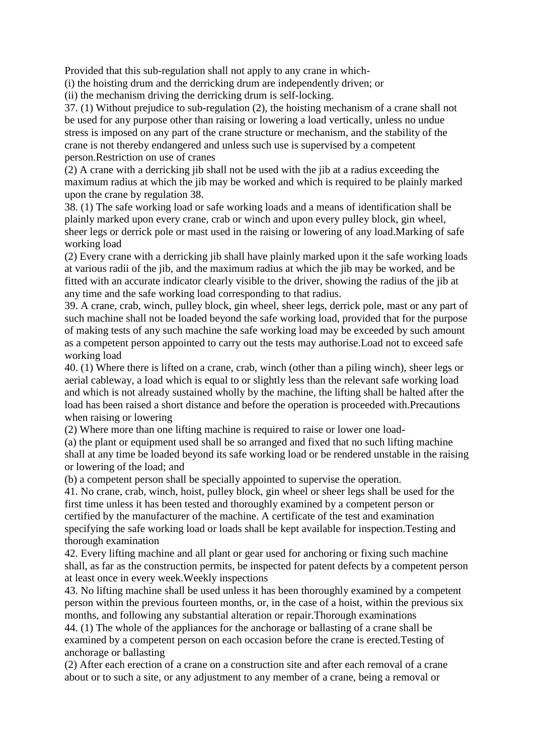Provided that this sub-regulation shall not apply to any crane in which-

(i) the hoisting drum and the derricking drum are independently driven; or

(ii) the mechanism driving the derricking drum is self-locking.

37. (1) Without prejudice to sub-regulation (2), the hoisting mechanism of a crane shall not be used for any purpose other than raising or lowering a load vertically, unless no undue stress is imposed on any part of the crane structure or mechanism, and the stability of the crane is not thereby endangered and unless such use is supervised by a competent person.Restriction on use of cranes

(2) A crane with a derricking jib shall not be used with the jib at a radius exceeding the maximum radius at which the jib may be worked and which is required to be plainly marked upon the crane by regulation 38.

38. (1) The safe working load or safe working loads and a means of identification shall be plainly marked upon every crane, crab or winch and upon every pulley block, gin wheel, sheer legs or derrick pole or mast used in the raising or lowering of any load.Marking of safe working load

(2) Every crane with a derricking jib shall have plainly marked upon it the safe working loads at various radii of the jib, and the maximum radius at which the jib may be worked, and be fitted with an accurate indicator clearly visible to the driver, showing the radius of the jib at any time and the safe working load corresponding to that radius.

39. A crane, crab, winch, pulley block, gin wheel, sheer legs, derrick pole, mast or any part of such machine shall not be loaded beyond the safe working load, provided that for the purpose of making tests of any such machine the safe working load may be exceeded by such amount as a competent person appointed to carry out the tests may authorise.Load not to exceed safe working load

40. (1) Where there is lifted on a crane, crab, winch (other than a piling winch), sheer legs or aerial cableway, a load which is equal to or slightly less than the relevant safe working load and which is not already sustained wholly by the machine, the lifting shall be halted after the load has been raised a short distance and before the operation is proceeded with.Precautions when raising or lowering

(2) Where more than one lifting machine is required to raise or lower one load-

(a) the plant or equipment used shall be so arranged and fixed that no such lifting machine shall at any time be loaded beyond its safe working load or be rendered unstable in the raising or lowering of the load; and

(b) a competent person shall be specially appointed to supervise the operation.

41. No crane, crab, winch, hoist, pulley block, gin wheel or sheer legs shall be used for the first time unless it has been tested and thoroughly examined by a competent person or certified by the manufacturer of the machine. A certificate of the test and examination specifying the safe working load or loads shall be kept available for inspection.Testing and thorough examination

42. Every lifting machine and all plant or gear used for anchoring or fixing such machine shall, as far as the construction permits, be inspected for patent defects by a competent person at least once in every week.Weekly inspections

43. No lifting machine shall be used unless it has been thoroughly examined by a competent person within the previous fourteen months, or, in the case of a hoist, within the previous six months, and following any substantial alteration or repair.Thorough examinations

44. (1) The whole of the appliances for the anchorage or ballasting of a crane shall be examined by a competent person on each occasion before the crane is erected.Testing of anchorage or ballasting

(2) After each erection of a crane on a construction site and after each removal of a crane about or to such a site, or any adjustment to any member of a crane, being a removal or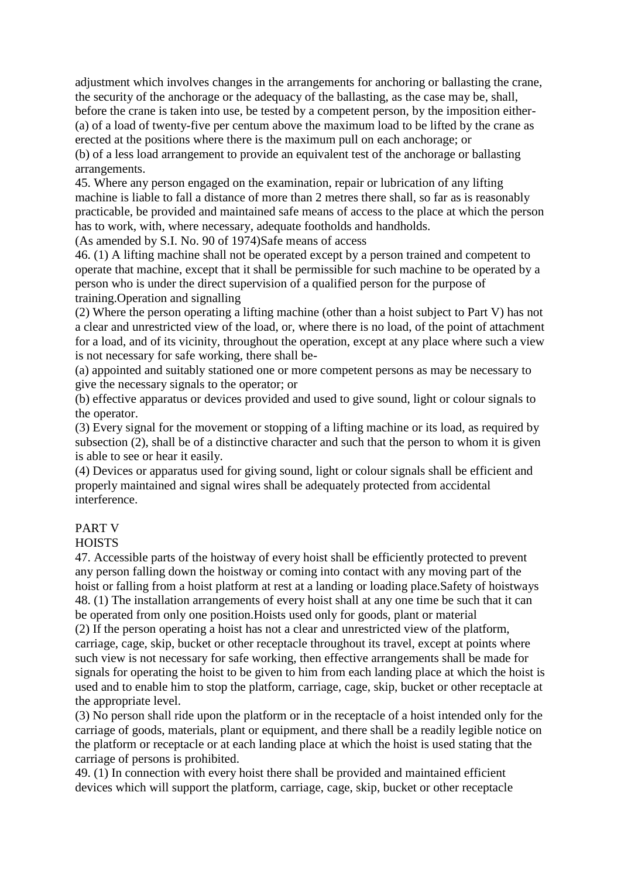adjustment which involves changes in the arrangements for anchoring or ballasting the crane, the security of the anchorage or the adequacy of the ballasting, as the case may be, shall, before the crane is taken into use, be tested by a competent person, by the imposition either-

(a) of a load of twenty-five per centum above the maximum load to be lifted by the crane as erected at the positions where there is the maximum pull on each anchorage; or

(b) of a less load arrangement to provide an equivalent test of the anchorage or ballasting arrangements.

45. Where any person engaged on the examination, repair or lubrication of any lifting machine is liable to fall a distance of more than 2 metres there shall, so far as is reasonably practicable, be provided and maintained safe means of access to the place at which the person has to work, with, where necessary, adequate footholds and handholds.

(As amended by S.I. No. 90 of 1974)Safe means of access

46. (1) A lifting machine shall not be operated except by a person trained and competent to operate that machine, except that it shall be permissible for such machine to be operated by a person who is under the direct supervision of a qualified person for the purpose of training.Operation and signalling

(2) Where the person operating a lifting machine (other than a hoist subject to Part V) has not a clear and unrestricted view of the load, or, where there is no load, of the point of attachment for a load, and of its vicinity, throughout the operation, except at any place where such a view is not necessary for safe working, there shall be-

(a) appointed and suitably stationed one or more competent persons as may be necessary to give the necessary signals to the operator; or

(b) effective apparatus or devices provided and used to give sound, light or colour signals to the operator.

(3) Every signal for the movement or stopping of a lifting machine or its load, as required by subsection (2), shall be of a distinctive character and such that the person to whom it is given is able to see or hear it easily.

(4) Devices or apparatus used for giving sound, light or colour signals shall be efficient and properly maintained and signal wires shall be adequately protected from accidental interference.

PART V

HOISTS

47. Accessible parts of the hoistway of every hoist shall be efficiently protected to prevent any person falling down the hoistway or coming into contact with any moving part of the hoist or falling from a hoist platform at rest at a landing or loading place.Safety of hoistways

48. (1) The installation arrangements of every hoist shall at any one time be such that it can be operated from only one position.Hoists used only for goods, plant or material

(2) If the person operating a hoist has not a clear and unrestricted view of the platform, carriage, cage, skip, bucket or other receptacle throughout its travel, except at points where such view is not necessary for safe working, then effective arrangements shall be made for signals for operating the hoist to be given to him from each landing place at which the hoist is used and to enable him to stop the platform, carriage, cage, skip, bucket or other receptacle at the appropriate level.

(3) No person shall ride upon the platform or in the receptacle of a hoist intended only for the carriage of goods, materials, plant or equipment, and there shall be a readily legible notice on the platform or receptacle or at each landing place at which the hoist is used stating that the carriage of persons is prohibited.

49. (1) In connection with every hoist there shall be provided and maintained efficient devices which will support the platform, carriage, cage, skip, bucket or other receptacle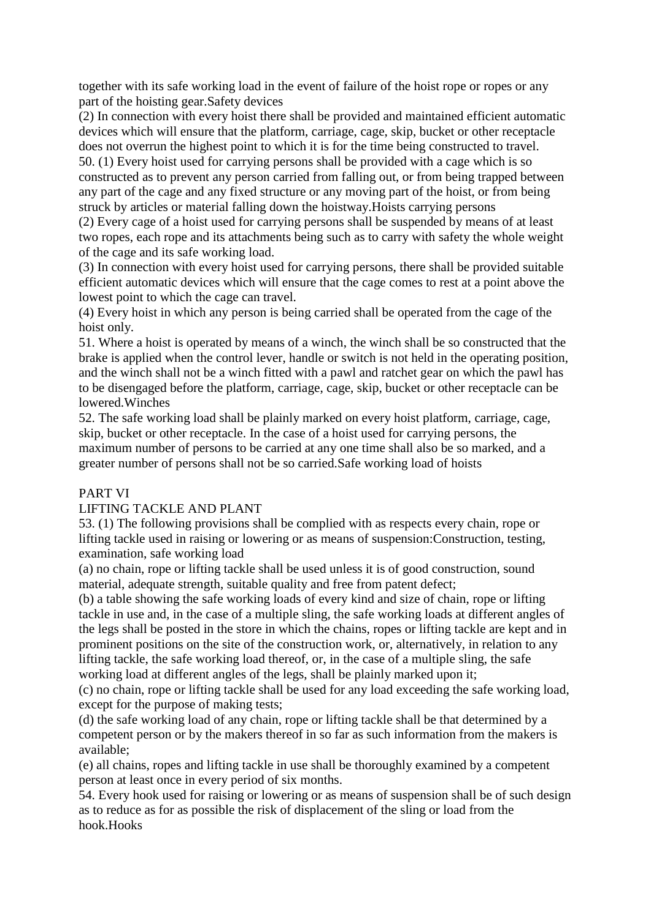together with its safe working load in the event of failure of the hoist rope or ropes or any part of the hoisting gear.Safety devices

(2) In connection with every hoist there shall be provided and maintained efficient automatic devices which will ensure that the platform, carriage, cage, skip, bucket or other receptacle does not overrun the highest point to which it is for the time being constructed to travel.

50. (1) Every hoist used for carrying persons shall be provided with a cage which is so constructed as to prevent any person carried from falling out, or from being trapped between any part of the cage and any fixed structure or any moving part of the hoist, or from being struck by articles or material falling down the hoistway.Hoists carrying persons

(2) Every cage of a hoist used for carrying persons shall be suspended by means of at least two ropes, each rope and its attachments being such as to carry with safety the whole weight of the cage and its safe working load.

(3) In connection with every hoist used for carrying persons, there shall be provided suitable efficient automatic devices which will ensure that the cage comes to rest at a point above the lowest point to which the cage can travel.

(4) Every hoist in which any person is being carried shall be operated from the cage of the hoist only.

51. Where a hoist is operated by means of a winch, the winch shall be so constructed that the brake is applied when the control lever, handle or switch is not held in the operating position, and the winch shall not be a winch fitted with a pawl and ratchet gear on which the pawl has to be disengaged before the platform, carriage, cage, skip, bucket or other receptacle can be lowered.Winches

52. The safe working load shall be plainly marked on every hoist platform, carriage, cage, skip, bucket or other receptacle. In the case of a hoist used for carrying persons, the maximum number of persons to be carried at any one time shall also be so marked, and a greater number of persons shall not be so carried.Safe working load of hoists

## PART VI

## LIFTING TACKLE AND PLANT

53. (1) The following provisions shall be complied with as respects every chain, rope or lifting tackle used in raising or lowering or as means of suspension:Construction, testing, examination, safe working load

(a) no chain, rope or lifting tackle shall be used unless it is of good construction, sound material, adequate strength, suitable quality and free from patent defect;

(b) a table showing the safe working loads of every kind and size of chain, rope or lifting tackle in use and, in the case of a multiple sling, the safe working loads at different angles of the legs shall be posted in the store in which the chains, ropes or lifting tackle are kept and in prominent positions on the site of the construction work, or, alternatively, in relation to any lifting tackle, the safe working load thereof, or, in the case of a multiple sling, the safe working load at different angles of the legs, shall be plainly marked upon it;

(c) no chain, rope or lifting tackle shall be used for any load exceeding the safe working load, except for the purpose of making tests;

(d) the safe working load of any chain, rope or lifting tackle shall be that determined by a competent person or by the makers thereof in so far as such information from the makers is available;

(e) all chains, ropes and lifting tackle in use shall be thoroughly examined by a competent person at least once in every period of six months.

54. Every hook used for raising or lowering or as means of suspension shall be of such design as to reduce as for as possible the risk of displacement of the sling or load from the hook.Hooks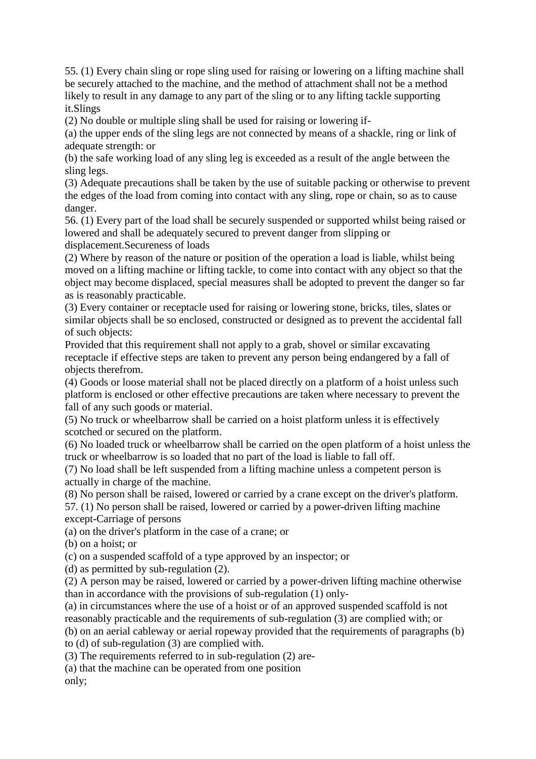55. (1) Every chain sling or rope sling used for raising or lowering on a lifting machine shall be securely attached to the machine, and the method of attachment shall not be a method likely to result in any damage to any part of the sling or to any lifting tackle supporting it.Slings

(2) No double or multiple sling shall be used for raising or lowering if-

(a) the upper ends of the sling legs are not connected by means of a shackle, ring or link of adequate strength: or

(b) the safe working load of any sling leg is exceeded as a result of the angle between the sling legs.

(3) Adequate precautions shall be taken by the use of suitable packing or otherwise to prevent the edges of the load from coming into contact with any sling, rope or chain, so as to cause danger.

56. (1) Every part of the load shall be securely suspended or supported whilst being raised or lowered and shall be adequately secured to prevent danger from slipping or displacement.Secureness of loads

(2) Where by reason of the nature or position of the operation a load is liable, whilst being moved on a lifting machine or lifting tackle, to come into contact with any object so that the object may become displaced, special measures shall be adopted to prevent the danger so far as is reasonably practicable.

(3) Every container or receptacle used for raising or lowering stone, bricks, tiles, slates or similar objects shall be so enclosed, constructed or designed as to prevent the accidental fall of such objects:

Provided that this requirement shall not apply to a grab, shovel or similar excavating receptacle if effective steps are taken to prevent any person being endangered by a fall of objects therefrom.

(4) Goods or loose material shall not be placed directly on a platform of a hoist unless such platform is enclosed or other effective precautions are taken where necessary to prevent the fall of any such goods or material.

(5) No truck or wheelbarrow shall be carried on a hoist platform unless it is effectively scotched or secured on the platform.

(6) No loaded truck or wheelbarrow shall be carried on the open platform of a hoist unless the truck or wheelbarrow is so loaded that no part of the load is liable to fall off.

(7) No load shall be left suspended from a lifting machine unless a competent person is actually in charge of the machine.

(8) No person shall be raised, lowered or carried by a crane except on the driver's platform.

57. (1) No person shall be raised, lowered or carried by a power-driven lifting machine except-Carriage of persons

(a) on the driver's platform in the case of a crane; or

(b) on a hoist; or

(c) on a suspended scaffold of a type approved by an inspector; or

(d) as permitted by sub-regulation (2).

(2) A person may be raised, lowered or carried by a power-driven lifting machine otherwise than in accordance with the provisions of sub-regulation (1) only-

(a) in circumstances where the use of a hoist or of an approved suspended scaffold is not reasonably practicable and the requirements of sub-regulation (3) are complied with; or

(b) on an aerial cableway or aerial ropeway provided that the requirements of paragraphs (b) to (d) of sub-regulation (3) are complied with.

(3) The requirements referred to in sub-regulation (2) are-

(a) that the machine can be operated from one position only;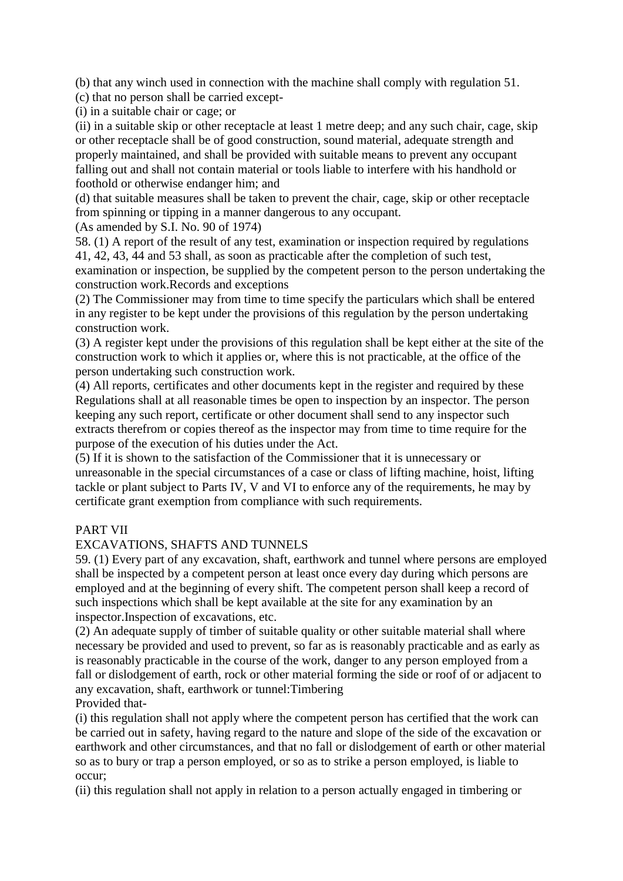(b) that any winch used in connection with the machine shall comply with regulation 51.

(c) that no person shall be carried except-

(i) in a suitable chair or cage; or

(ii) in a suitable skip or other receptacle at least 1 metre deep; and any such chair, cage, skip or other receptacle shall be of good construction, sound material, adequate strength and properly maintained, and shall be provided with suitable means to prevent any occupant falling out and shall not contain material or tools liable to interfere with his handhold or foothold or otherwise endanger him; and

(d) that suitable measures shall be taken to prevent the chair, cage, skip or other receptacle from spinning or tipping in a manner dangerous to any occupant.

(As amended by S.I. No. 90 of 1974)

58. (1) A report of the result of any test, examination or inspection required by regulations 41, 42, 43, 44 and 53 shall, as soon as practicable after the completion of such test, examination or inspection, be supplied by the competent person to the person undertaking the construction work.Records and exceptions

(2) The Commissioner may from time to time specify the particulars which shall be entered in any register to be kept under the provisions of this regulation by the person undertaking construction work.

(3) A register kept under the provisions of this regulation shall be kept either at the site of the construction work to which it applies or, where this is not practicable, at the office of the person undertaking such construction work.

(4) All reports, certificates and other documents kept in the register and required by these Regulations shall at all reasonable times be open to inspection by an inspector. The person keeping any such report, certificate or other document shall send to any inspector such extracts therefrom or copies thereof as the inspector may from time to time require for the purpose of the execution of his duties under the Act.

(5) If it is shown to the satisfaction of the Commissioner that it is unnecessary or unreasonable in the special circumstances of a case or class of lifting machine, hoist, lifting tackle or plant subject to Parts IV, V and VI to enforce any of the requirements, he may by certificate grant exemption from compliance with such requirements.

PART VII

EXCAVATIONS, SHAFTS AND TUNNELS

59. (1) Every part of any excavation, shaft, earthwork and tunnel where persons are employed shall be inspected by a competent person at least once every day during which persons are employed and at the beginning of every shift. The competent person shall keep a record of such inspections which shall be kept available at the site for any examination by an inspector.Inspection of excavations, etc.

(2) An adequate supply of timber of suitable quality or other suitable material shall where necessary be provided and used to prevent, so far as is reasonably practicable and as early as is reasonably practicable in the course of the work, danger to any person employed from a fall or dislodgement of earth, rock or other material forming the side or roof of or adjacent to any excavation, shaft, earthwork or tunnel:Timbering

Provided that-

(i) this regulation shall not apply where the competent person has certified that the work can be carried out in safety, having regard to the nature and slope of the side of the excavation or earthwork and other circumstances, and that no fall or dislodgement of earth or other material so as to bury or trap a person employed, or so as to strike a person employed, is liable to occur;

(ii) this regulation shall not apply in relation to a person actually engaged in timbering or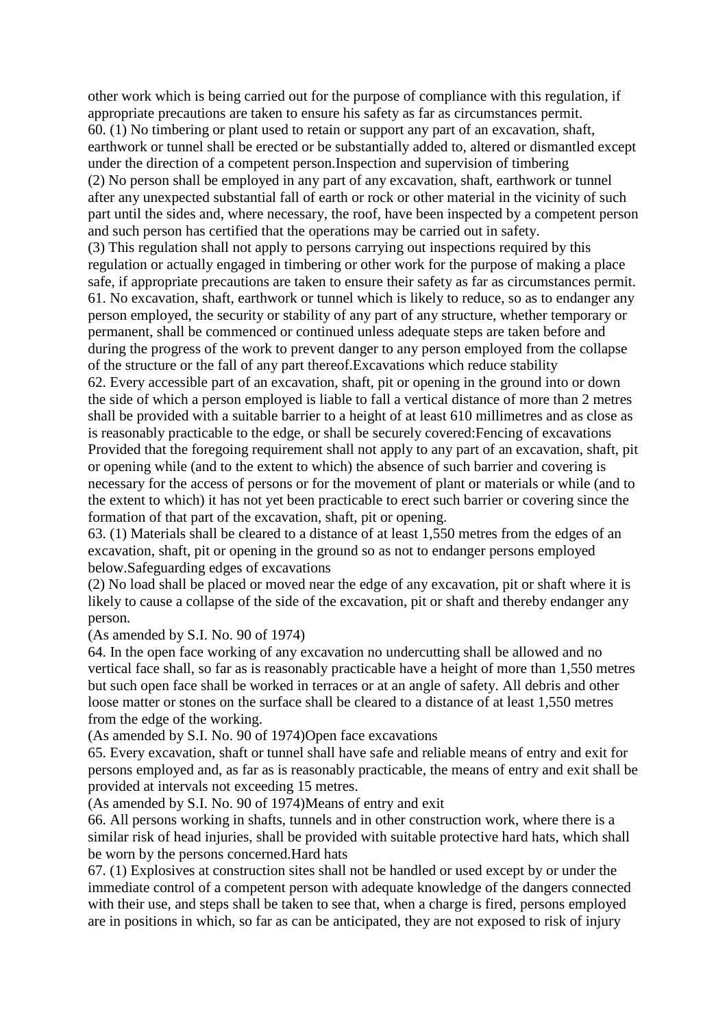other work which is being carried out for the purpose of compliance with this regulation, if appropriate precautions are taken to ensure his safety as far as circumstances permit.

60. (1) No timbering or plant used to retain or support any part of an excavation, shaft, earthwork or tunnel shall be erected or be substantially added to, altered or dismantled except under the direction of a competent person.Inspection and supervision of timbering

(2) No person shall be employed in any part of any excavation, shaft, earthwork or tunnel after any unexpected substantial fall of earth or rock or other material in the vicinity of such part until the sides and, where necessary, the roof, have been inspected by a competent person and such person has certified that the operations may be carried out in safety.

(3) This regulation shall not apply to persons carrying out inspections required by this regulation or actually engaged in timbering or other work for the purpose of making a place safe, if appropriate precautions are taken to ensure their safety as far as circumstances permit.

61. No excavation, shaft, earthwork or tunnel which is likely to reduce, so as to endanger any person employed, the security or stability of any part of any structure, whether temporary or permanent, shall be commenced or continued unless adequate steps are taken before and during the progress of the work to prevent danger to any person employed from the collapse of the structure or the fall of any part thereof.Excavations which reduce stability

62. Every accessible part of an excavation, shaft, pit or opening in the ground into or down the side of which a person employed is liable to fall a vertical distance of more than 2 metres shall be provided with a suitable barrier to a height of at least 610 millimetres and as close as is reasonably practicable to the edge, or shall be securely covered:Fencing of excavations

Provided that the foregoing requirement shall not apply to any part of an excavation, shaft, pit or opening while (and to the extent to which) the absence of such barrier and covering is necessary for the access of persons or for the movement of plant or materials or while (and to the extent to which) it has not yet been practicable to erect such barrier or covering since the formation of that part of the excavation, shaft, pit or opening.

63. (1) Materials shall be cleared to a distance of at least 1,550 metres from the edges of an excavation, shaft, pit or opening in the ground so as not to endanger persons employed below.Safeguarding edges of excavations

(2) No load shall be placed or moved near the edge of any excavation, pit or shaft where it is likely to cause a collapse of the side of the excavation, pit or shaft and thereby endanger any person.

(As amended by S.I. No. 90 of 1974)

64. In the open face working of any excavation no undercutting shall be allowed and no vertical face shall, so far as is reasonably practicable have a height of more than 1,550 metres but such open face shall be worked in terraces or at an angle of safety. All debris and other loose matter or stones on the surface shall be cleared to a distance of at least 1,550 metres from the edge of the working.

(As amended by S.I. No. 90 of 1974)Open face excavations

65. Every excavation, shaft or tunnel shall have safe and reliable means of entry and exit for persons employed and, as far as is reasonably practicable, the means of entry and exit shall be provided at intervals not exceeding 15 metres.

(As amended by S.I. No. 90 of 1974)Means of entry and exit

66. All persons working in shafts, tunnels and in other construction work, where there is a similar risk of head injuries, shall be provided with suitable protective hard hats, which shall be worn by the persons concerned.Hard hats

67. (1) Explosives at construction sites shall not be handled or used except by or under the immediate control of a competent person with adequate knowledge of the dangers connected with their use, and steps shall be taken to see that, when a charge is fired, persons employed are in positions in which, so far as can be anticipated, they are not exposed to risk of injury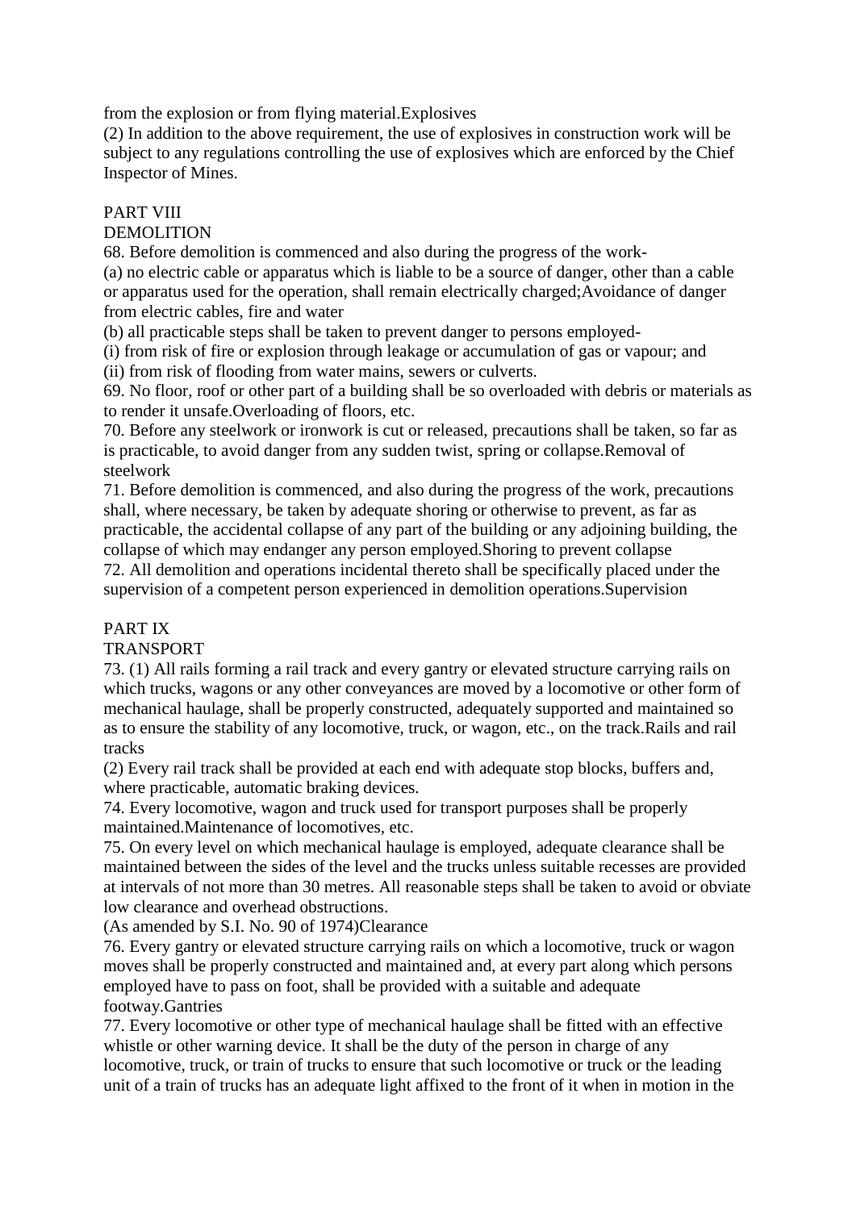from the explosion or from flying material.Explosives

(2) In addition to the above requirement, the use of explosives in construction work will be subject to any regulations controlling the use of explosives which are enforced by the Chief Inspector of Mines.

## PART VIII
## DEMOLITION

68. Before demolition is commenced and also during the progress of the work-

(a) no electric cable or apparatus which is liable to be a source of danger, other than a cable or apparatus used for the operation, shall remain electrically charged;Avoidance of danger from electric cables, fire and water

(b) all practicable steps shall be taken to prevent danger to persons employed-

(i) from risk of fire or explosion through leakage or accumulation of gas or vapour; and

(ii) from risk of flooding from water mains, sewers or culverts.

69. No floor, roof or other part of a building shall be so overloaded with debris or materials as to render it unsafe.Overloading of floors, etc.

70. Before any steelwork or ironwork is cut or released, precautions shall be taken, so far as is practicable, to avoid danger from any sudden twist, spring or collapse.Removal of steelwork

71. Before demolition is commenced, and also during the progress of the work, precautions shall, where necessary, be taken by adequate shoring or otherwise to prevent, as far as practicable, the accidental collapse of any part of the building or any adjoining building, the collapse of which may endanger any person employed.Shoring to prevent collapse

72. All demolition and operations incidental thereto shall be specifically placed under the supervision of a competent person experienced in demolition operations.Supervision

## PART IX
## TRANSPORT

73. (1) All rails forming a rail track and every gantry or elevated structure carrying rails on which trucks, wagons or any other conveyances are moved by a locomotive or other form of mechanical haulage, shall be properly constructed, adequately supported and maintained so as to ensure the stability of any locomotive, truck, or wagon, etc., on the track.Rails and rail tracks

(2) Every rail track shall be provided at each end with adequate stop blocks, buffers and, where practicable, automatic braking devices.

74. Every locomotive, wagon and truck used for transport purposes shall be properly maintained.Maintenance of locomotives, etc.

75. On every level on which mechanical haulage is employed, adequate clearance shall be maintained between the sides of the level and the trucks unless suitable recesses are provided at intervals of not more than 30 metres. All reasonable steps shall be taken to avoid or obviate low clearance and overhead obstructions.

(As amended by S.I. No. 90 of 1974)Clearance

76. Every gantry or elevated structure carrying rails on which a locomotive, truck or wagon moves shall be properly constructed and maintained and, at every part along which persons employed have to pass on foot, shall be provided with a suitable and adequate footway.Gantries

77. Every locomotive or other type of mechanical haulage shall be fitted with an effective whistle or other warning device. It shall be the duty of the person in charge of any locomotive, truck, or train of trucks to ensure that such locomotive or truck or the leading unit of a train of trucks has an adequate light affixed to the front of it when in motion in the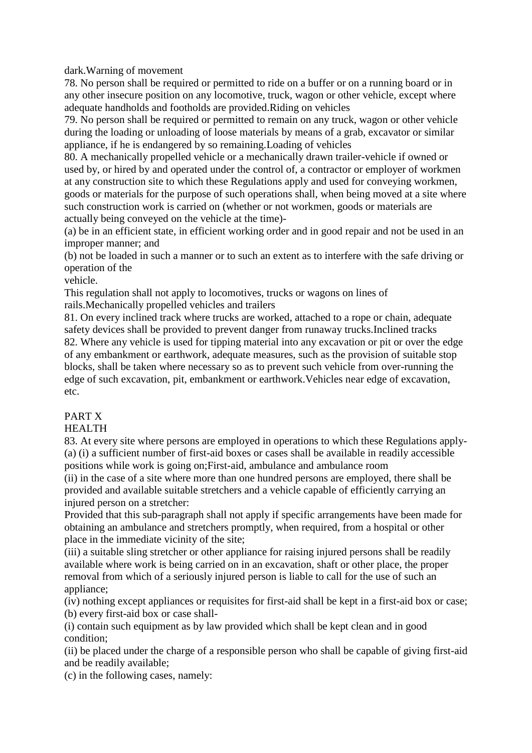dark.Warning of movement

78. No person shall be required or permitted to ride on a buffer or on a running board or in any other insecure position on any locomotive, truck, wagon or other vehicle, except where adequate handholds and footholds are provided.Riding on vehicles

79. No person shall be required or permitted to remain on any truck, wagon or other vehicle during the loading or unloading of loose materials by means of a grab, excavator or similar appliance, if he is endangered by so remaining.Loading of vehicles

80. A mechanically propelled vehicle or a mechanically drawn trailer-vehicle if owned or used by, or hired by and operated under the control of, a contractor or employer of workmen at any construction site to which these Regulations apply and used for conveying workmen, goods or materials for the purpose of such operations shall, when being moved at a site where such construction work is carried on (whether or not workmen, goods or materials are actually being conveyed on the vehicle at the time)-

(a) be in an efficient state, in efficient working order and in good repair and not be used in an improper manner; and

(b) not be loaded in such a manner or to such an extent as to interfere with the safe driving or operation of the vehicle.

This regulation shall not apply to locomotives, trucks or wagons on lines of rails.Mechanically propelled vehicles and trailers

81. On every inclined track where trucks are worked, attached to a rope or chain, adequate safety devices shall be provided to prevent danger from runaway trucks.Inclined tracks

82. Where any vehicle is used for tipping material into any excavation or pit or over the edge of any embankment or earthwork, adequate measures, such as the provision of suitable stop blocks, shall be taken where necessary so as to prevent such vehicle from over-running the edge of such excavation, pit, embankment or earthwork.Vehicles near edge of excavation, etc.

## PART X
## HEALTH

83. At every site where persons are employed in operations to which these Regulations apply-

(a) (i) a sufficient number of first-aid boxes or cases shall be available in readily accessible positions while work is going on;First-aid, ambulance and ambulance room

(ii) in the case of a site where more than one hundred persons are employed, there shall be provided and available suitable stretchers and a vehicle capable of efficiently carrying an injured person on a stretcher:

Provided that this sub-paragraph shall not apply if specific arrangements have been made for obtaining an ambulance and stretchers promptly, when required, from a hospital or other place in the immediate vicinity of the site;

(iii) a suitable sling stretcher or other appliance for raising injured persons shall be readily available where work is being carried on in an excavation, shaft or other place, the proper removal from which of a seriously injured person is liable to call for the use of such an appliance;

(iv) nothing except appliances or requisites for first-aid shall be kept in a first-aid box or case;

(b) every first-aid box or case shall-

(i) contain such equipment as by law provided which shall be kept clean and in good condition;

(ii) be placed under the charge of a responsible person who shall be capable of giving first-aid and be readily available;

(c) in the following cases, namely: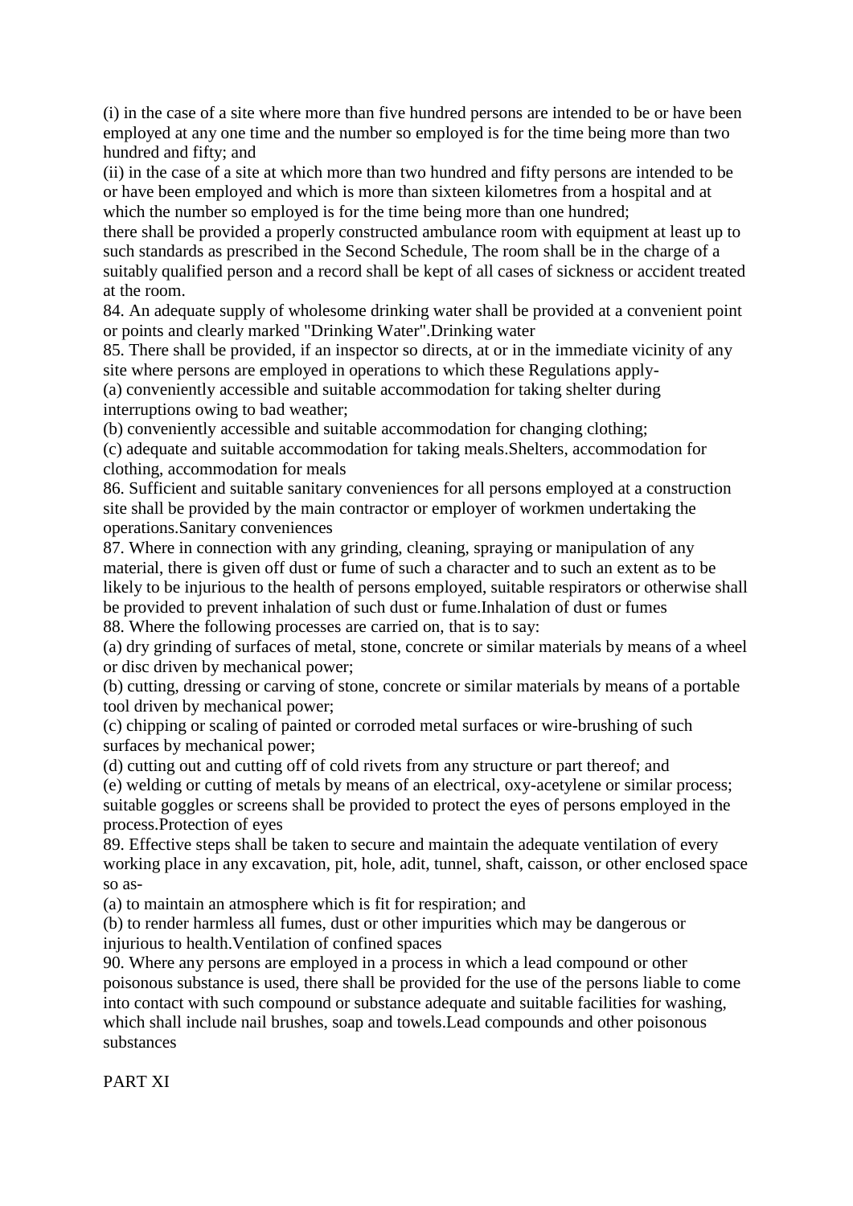(i) in the case of a site where more than five hundred persons are intended to be or have been employed at any one time and the number so employed is for the time being more than two hundred and fifty; and

(ii) in the case of a site at which more than two hundred and fifty persons are intended to be or have been employed and which is more than sixteen kilometres from a hospital and at which the number so employed is for the time being more than one hundred;

there shall be provided a properly constructed ambulance room with equipment at least up to such standards as prescribed in the Second Schedule, The room shall be in the charge of a suitably qualified person and a record shall be kept of all cases of sickness or accident treated at the room.

84. An adequate supply of wholesome drinking water shall be provided at a convenient point or points and clearly marked "Drinking Water".Drinking water

85. There shall be provided, if an inspector so directs, at or in the immediate vicinity of any site where persons are employed in operations to which these Regulations apply-

(a) conveniently accessible and suitable accommodation for taking shelter during interruptions owing to bad weather;

(b) conveniently accessible and suitable accommodation for changing clothing;

(c) adequate and suitable accommodation for taking meals.Shelters, accommodation for clothing, accommodation for meals

86. Sufficient and suitable sanitary conveniences for all persons employed at a construction site shall be provided by the main contractor or employer of workmen undertaking the operations.Sanitary conveniences

87. Where in connection with any grinding, cleaning, spraying or manipulation of any material, there is given off dust or fume of such a character and to such an extent as to be likely to be injurious to the health of persons employed, suitable respirators or otherwise shall be provided to prevent inhalation of such dust or fume.Inhalation of dust or fumes

88. Where the following processes are carried on, that is to say:

(a) dry grinding of surfaces of metal, stone, concrete or similar materials by means of a wheel or disc driven by mechanical power;

(b) cutting, dressing or carving of stone, concrete or similar materials by means of a portable tool driven by mechanical power;

(c) chipping or scaling of painted or corroded metal surfaces or wire-brushing of such surfaces by mechanical power;

(d) cutting out and cutting off of cold rivets from any structure or part thereof; and

(e) welding or cutting of metals by means of an electrical, oxy-acetylene or similar process; suitable goggles or screens shall be provided to protect the eyes of persons employed in the process.Protection of eyes

89. Effective steps shall be taken to secure and maintain the adequate ventilation of every working place in any excavation, pit, hole, adit, tunnel, shaft, caisson, or other enclosed space so as-

(a) to maintain an atmosphere which is fit for respiration; and

(b) to render harmless all fumes, dust or other impurities which may be dangerous or injurious to health.Ventilation of confined spaces

90. Where any persons are employed in a process in which a lead compound or other poisonous substance is used, there shall be provided for the use of the persons liable to come into contact with such compound or substance adequate and suitable facilities for washing, which shall include nail brushes, soap and towels.Lead compounds and other poisonous substances

PART XI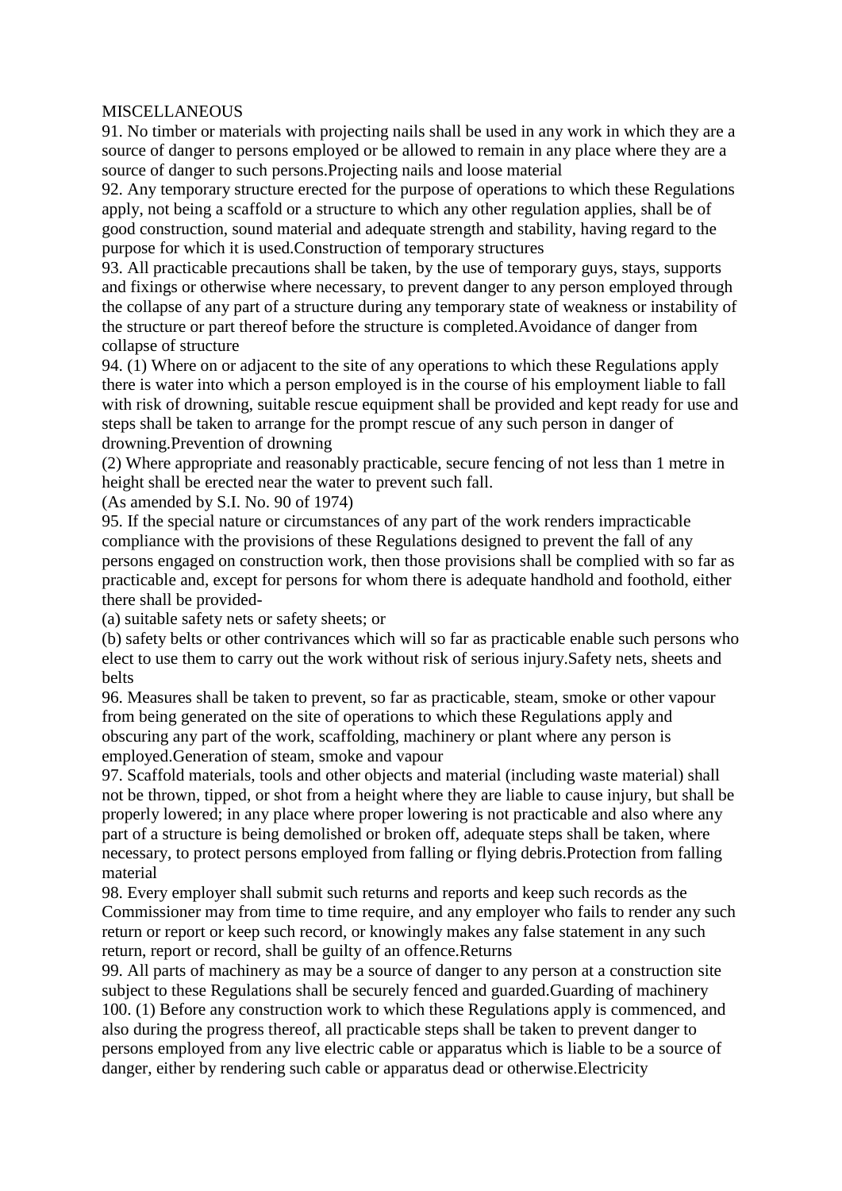MISCELLANEOUS

91. No timber or materials with projecting nails shall be used in any work in which they are a source of danger to persons employed or be allowed to remain in any place where they are a source of danger to such persons.Projecting nails and loose material

92. Any temporary structure erected for the purpose of operations to which these Regulations apply, not being a scaffold or a structure to which any other regulation applies, shall be of good construction, sound material and adequate strength and stability, having regard to the purpose for which it is used.Construction of temporary structures

93. All practicable precautions shall be taken, by the use of temporary guys, stays, supports and fixings or otherwise where necessary, to prevent danger to any person employed through the collapse of any part of a structure during any temporary state of weakness or instability of the structure or part thereof before the structure is completed.Avoidance of danger from collapse of structure

94. (1) Where on or adjacent to the site of any operations to which these Regulations apply there is water into which a person employed is in the course of his employment liable to fall with risk of drowning, suitable rescue equipment shall be provided and kept ready for use and steps shall be taken to arrange for the prompt rescue of any such person in danger of drowning.Prevention of drowning

(2) Where appropriate and reasonably practicable, secure fencing of not less than 1 metre in height shall be erected near the water to prevent such fall.

(As amended by S.I. No. 90 of 1974)

95. If the special nature or circumstances of any part of the work renders impracticable compliance with the provisions of these Regulations designed to prevent the fall of any persons engaged on construction work, then those provisions shall be complied with so far as practicable and, except for persons for whom there is adequate handhold and foothold, either there shall be provided-

(a) suitable safety nets or safety sheets; or

(b) safety belts or other contrivances which will so far as practicable enable such persons who elect to use them to carry out the work without risk of serious injury.Safety nets, sheets and belts

96. Measures shall be taken to prevent, so far as practicable, steam, smoke or other vapour from being generated on the site of operations to which these Regulations apply and obscuring any part of the work, scaffolding, machinery or plant where any person is employed.Generation of steam, smoke and vapour

97. Scaffold materials, tools and other objects and material (including waste material) shall not be thrown, tipped, or shot from a height where they are liable to cause injury, but shall be properly lowered; in any place where proper lowering is not practicable and also where any part of a structure is being demolished or broken off, adequate steps shall be taken, where necessary, to protect persons employed from falling or flying debris.Protection from falling material

98. Every employer shall submit such returns and reports and keep such records as the Commissioner may from time to time require, and any employer who fails to render any such return or report or keep such record, or knowingly makes any false statement in any such return, report or record, shall be guilty of an offence.Returns

99. All parts of machinery as may be a source of danger to any person at a construction site subject to these Regulations shall be securely fenced and guarded.Guarding of machinery

100. (1) Before any construction work to which these Regulations apply is commenced, and also during the progress thereof, all practicable steps shall be taken to prevent danger to persons employed from any live electric cable or apparatus which is liable to be a source of danger, either by rendering such cable or apparatus dead or otherwise.Electricity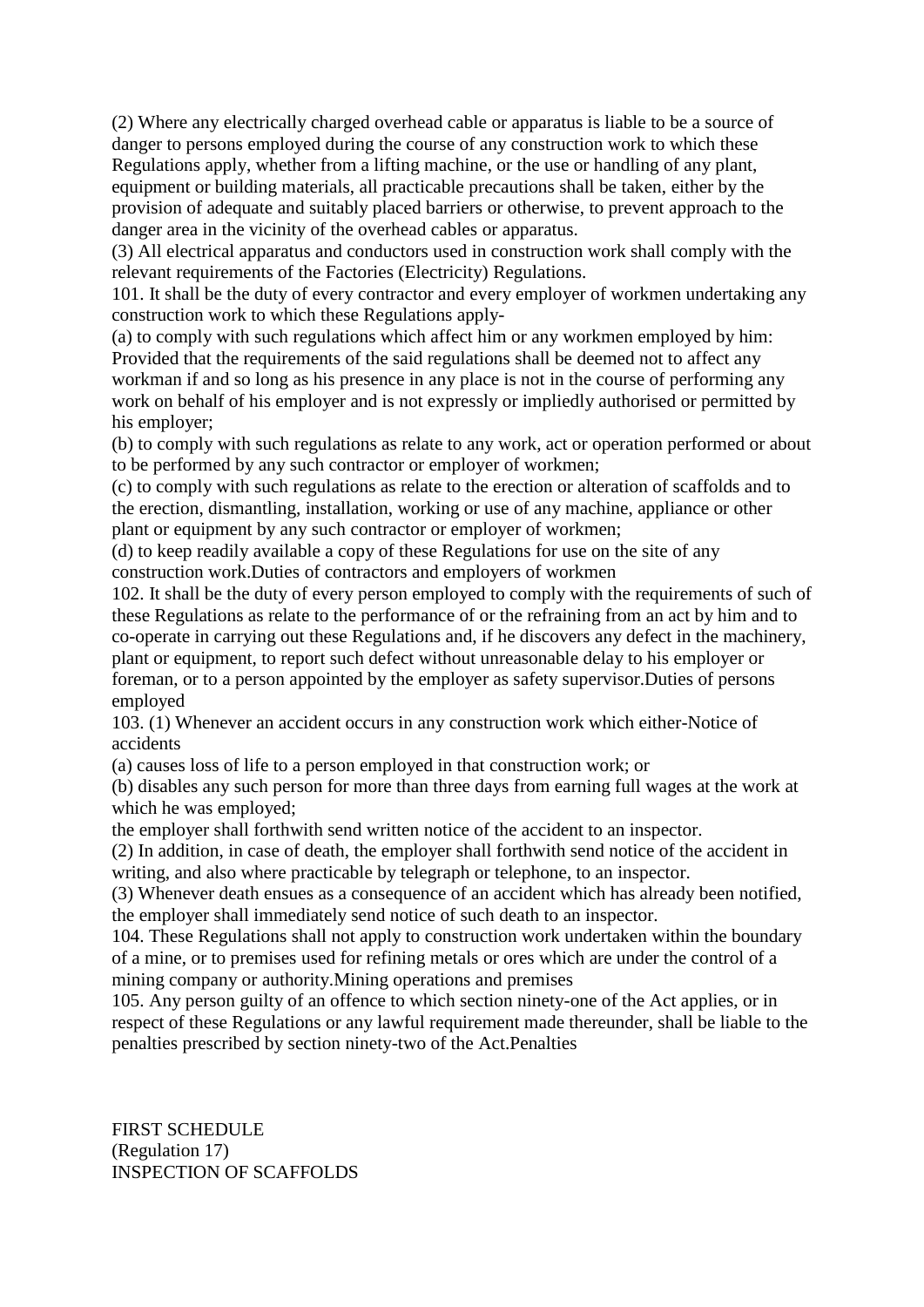(2) Where any electrically charged overhead cable or apparatus is liable to be a source of danger to persons employed during the course of any construction work to which these Regulations apply, whether from a lifting machine, or the use or handling of any plant, equipment or building materials, all practicable precautions shall be taken, either by the provision of adequate and suitably placed barriers or otherwise, to prevent approach to the danger area in the vicinity of the overhead cables or apparatus.

(3) All electrical apparatus and conductors used in construction work shall comply with the relevant requirements of the Factories (Electricity) Regulations.

101. It shall be the duty of every contractor and every employer of workmen undertaking any construction work to which these Regulations apply-

(a) to comply with such regulations which affect him or any workmen employed by him: Provided that the requirements of the said regulations shall be deemed not to affect any workman if and so long as his presence in any place is not in the course of performing any work on behalf of his employer and is not expressly or impliedly authorised or permitted by his employer;

(b) to comply with such regulations as relate to any work, act or operation performed or about to be performed by any such contractor or employer of workmen;

(c) to comply with such regulations as relate to the erection or alteration of scaffolds and to the erection, dismantling, installation, working or use of any machine, appliance or other plant or equipment by any such contractor or employer of workmen;

(d) to keep readily available a copy of these Regulations for use on the site of any construction work.Duties of contractors and employers of workmen

102. It shall be the duty of every person employed to comply with the requirements of such of these Regulations as relate to the performance of or the refraining from an act by him and to co-operate in carrying out these Regulations and, if he discovers any defect in the machinery, plant or equipment, to report such defect without unreasonable delay to his employer or foreman, or to a person appointed by the employer as safety supervisor.Duties of persons employed

103. (1) Whenever an accident occurs in any construction work which either-Notice of accidents

(a) causes loss of life to a person employed in that construction work; or

(b) disables any such person for more than three days from earning full wages at the work at which he was employed;

the employer shall forthwith send written notice of the accident to an inspector.

(2) In addition, in case of death, the employer shall forthwith send notice of the accident in writing, and also where practicable by telegraph or telephone, to an inspector.

(3) Whenever death ensues as a consequence of an accident which has already been notified, the employer shall immediately send notice of such death to an inspector.

104. These Regulations shall not apply to construction work undertaken within the boundary of a mine, or to premises used for refining metals or ores which are under the control of a mining company or authority.Mining operations and premises

105. Any person guilty of an offence to which section ninety-one of the Act applies, or in respect of these Regulations or any lawful requirement made thereunder, shall be liable to the penalties prescribed by section ninety-two of the Act.Penalties

FIRST SCHEDULE
(Regulation 17)
INSPECTION OF SCAFFOLDS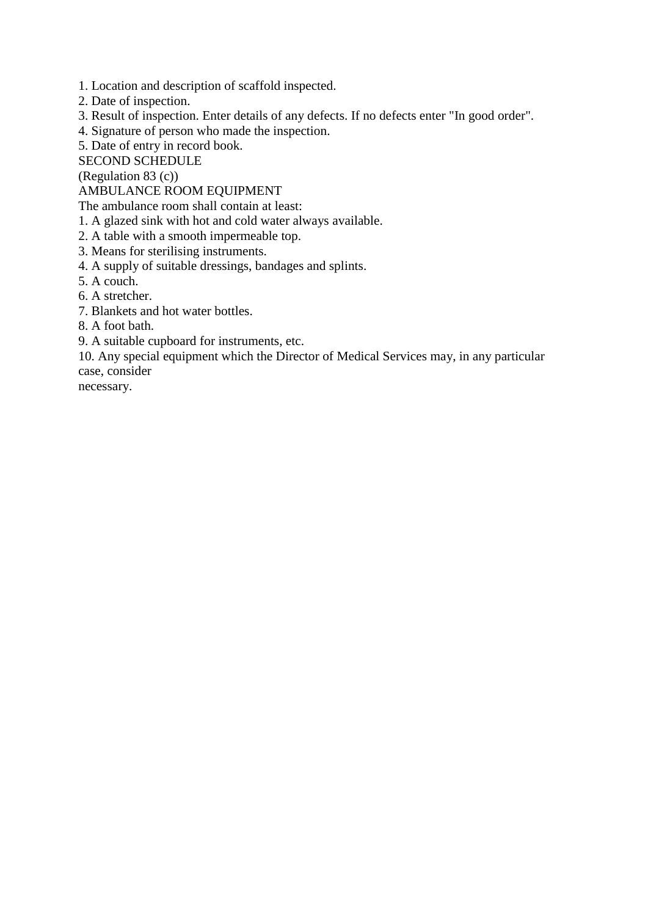1. Location and description of scaffold inspected.
2. Date of inspection.
3. Result of inspection. Enter details of any defects. If no defects enter "In good order".
4. Signature of person who made the inspection.
5. Date of entry in record book.

## SECOND SCHEDULE

(Regulation 83 (c))

## AMBULANCE ROOM EQUIPMENT

The ambulance room shall contain at least:

1. A glazed sink with hot and cold water always available.
2. A table with a smooth impermeable top.
3. Means for sterilising instruments.
4. A supply of suitable dressings, bandages and splints.
5. A couch.
6. A stretcher.
7. Blankets and hot water bottles.
8. A foot bath.
9. A suitable cupboard for instruments, etc.
10. Any special equipment which the Director of Medical Services may, in any particular case, consider necessary.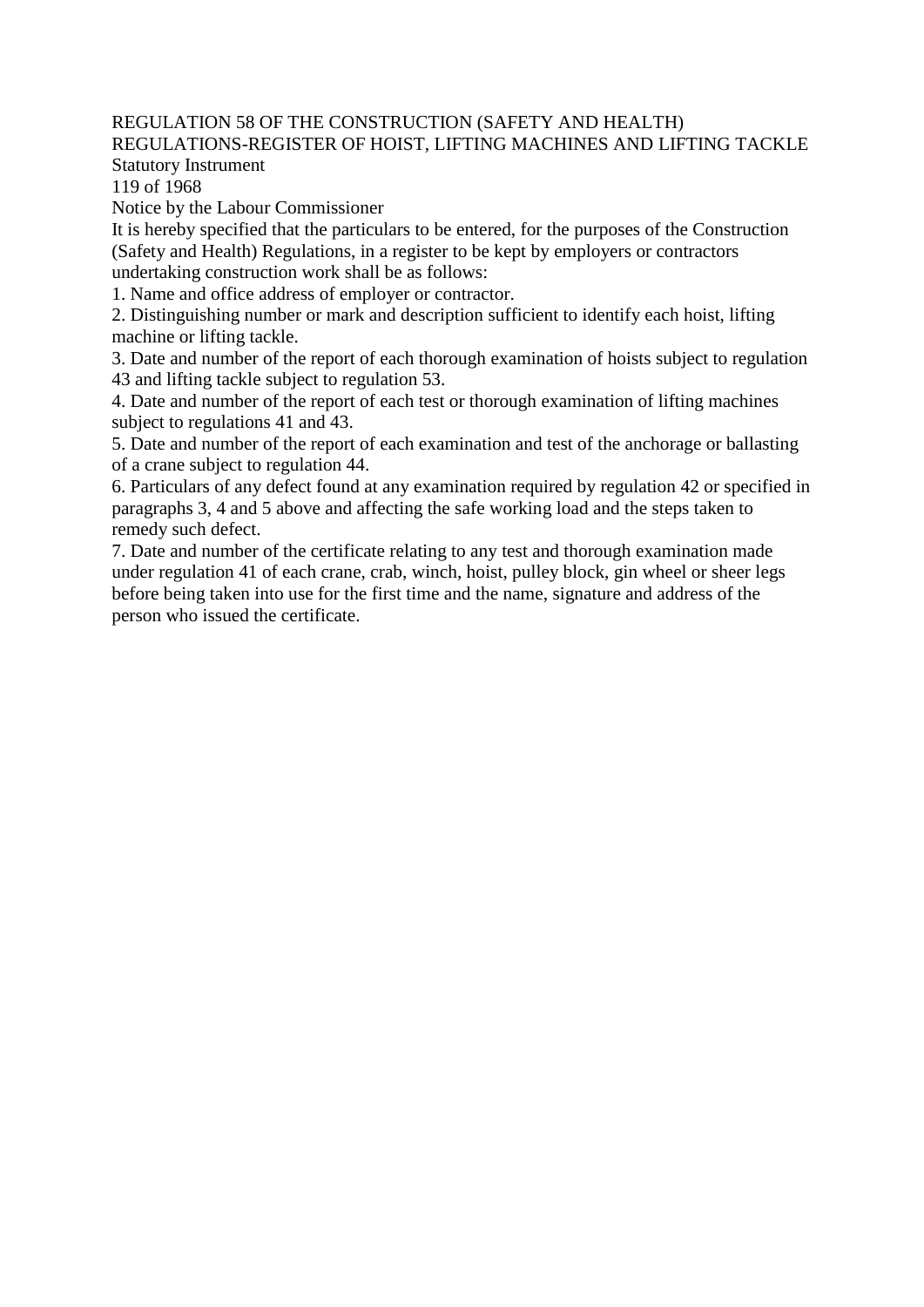REGULATION 58 OF THE CONSTRUCTION (SAFETY AND HEALTH) REGULATIONS-REGISTER OF HOIST, LIFTING MACHINES AND LIFTING TACKLE

Statutory Instrument

119 of 1968

Notice by the Labour Commissioner

It is hereby specified that the particulars to be entered, for the purposes of the Construction (Safety and Health) Regulations, in a register to be kept by employers or contractors undertaking construction work shall be as follows:

1. Name and office address of employer or contractor.
2. Distinguishing number or mark and description sufficient to identify each hoist, lifting machine or lifting tackle.
3. Date and number of the report of each thorough examination of hoists subject to regulation 43 and lifting tackle subject to regulation 53.
4. Date and number of the report of each test or thorough examination of lifting machines subject to regulations 41 and 43.
5. Date and number of the report of each examination and test of the anchorage or ballasting of a crane subject to regulation 44.
6. Particulars of any defect found at any examination required by regulation 42 or specified in paragraphs 3, 4 and 5 above and affecting the safe working load and the steps taken to remedy such defect.
7. Date and number of the certificate relating to any test and thorough examination made under regulation 41 of each crane, crab, winch, hoist, pulley block, gin wheel or sheer legs before being taken into use for the first time and the name, signature and address of the person who issued the certificate.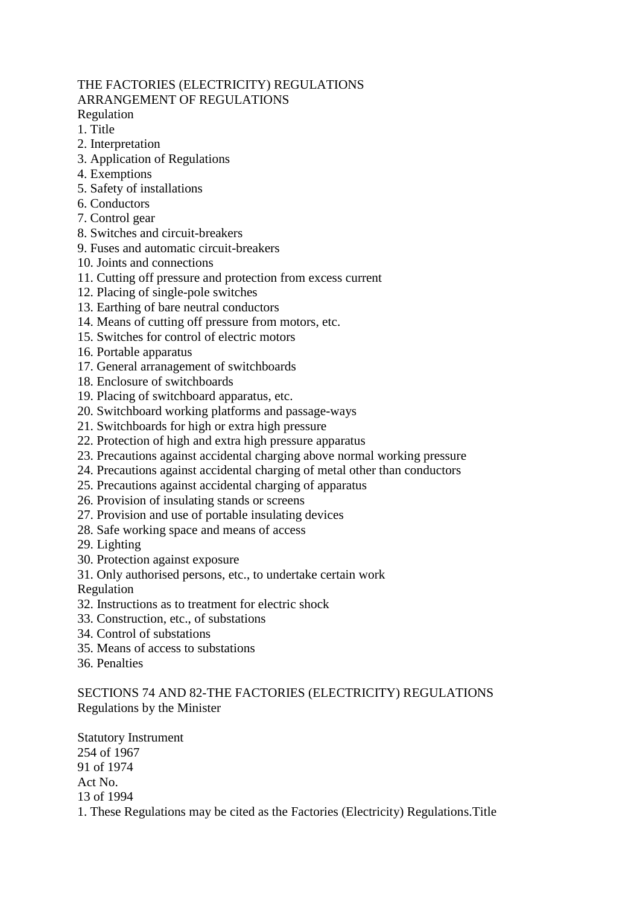THE FACTORIES (ELECTRICITY) REGULATIONS

ARRANGEMENT OF REGULATIONS

Regulation

1. Title
2. Interpretation
3. Application of Regulations
4. Exemptions
5. Safety of installations
6. Conductors
7. Control gear
8. Switches and circuit-breakers
9. Fuses and automatic circuit-breakers
10. Joints and connections
11. Cutting off pressure and protection from excess current
12. Placing of single-pole switches
13. Earthing of bare neutral conductors
14. Means of cutting off pressure from motors, etc.
15. Switches for control of electric motors
16. Portable apparatus
17. General arranagement of switchboards
18. Enclosure of switchboards
19. Placing of switchboard apparatus, etc.
20. Switchboard working platforms and passage-ways
21. Switchboards for high or extra high pressure
22. Protection of high and extra high pressure apparatus
23. Precautions against accidental charging above normal working pressure
24. Precautions against accidental charging of metal other than conductors
25. Precautions against accidental charging of apparatus
26. Provision of insulating stands or screens
27. Provision and use of portable insulating devices
28. Safe working space and means of access
29. Lighting
30. Protection against exposure
31. Only authorised persons, etc., to undertake certain work

Regulation

32. Instructions as to treatment for electric shock
33. Construction, etc., of substations
34. Control of substations
35. Means of access to substations
36. Penalties

SECTIONS 74 AND 82-THE FACTORIES (ELECTRICITY) REGULATIONS

Regulations by the Minister

Statutory Instrument
254 of 1967
91 of 1974
Act No.
13 of 1994

1. These Regulations may be cited as the Factories (Electricity) Regulations.Title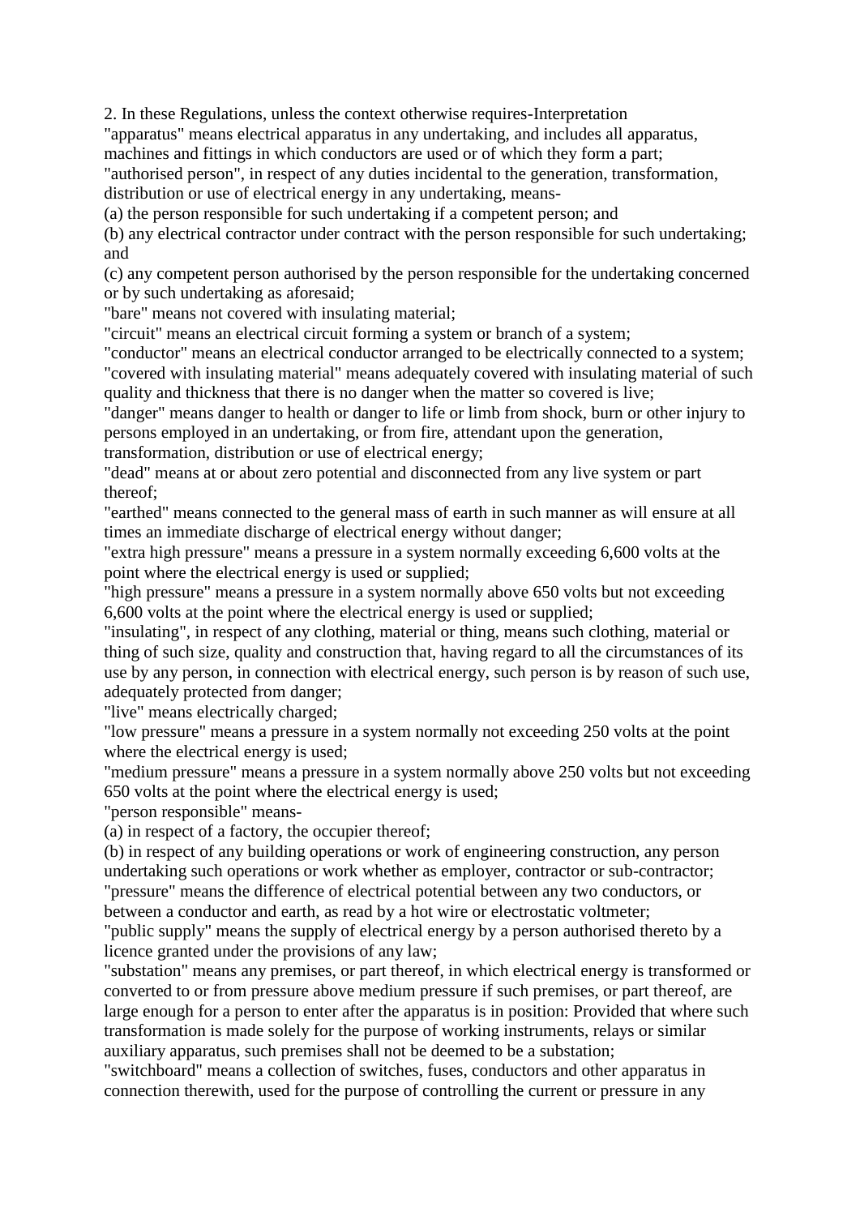2. In these Regulations, unless the context otherwise requires-Interpretation

"apparatus" means electrical apparatus in any undertaking, and includes all apparatus, machines and fittings in which conductors are used or of which they form a part;

"authorised person", in respect of any duties incidental to the generation, transformation, distribution or use of electrical energy in any undertaking, means-

(a) the person responsible for such undertaking if a competent person; and

(b) any electrical contractor under contract with the person responsible for such undertaking; and

(c) any competent person authorised by the person responsible for the undertaking concerned or by such undertaking as aforesaid;

"bare" means not covered with insulating material;

"circuit" means an electrical circuit forming a system or branch of a system;

"conductor" means an electrical conductor arranged to be electrically connected to a system;

"covered with insulating material" means adequately covered with insulating material of such quality and thickness that there is no danger when the matter so covered is live;

"danger" means danger to health or danger to life or limb from shock, burn or other injury to persons employed in an undertaking, or from fire, attendant upon the generation, transformation, distribution or use of electrical energy;

"dead" means at or about zero potential and disconnected from any live system or part thereof;

"earthed" means connected to the general mass of earth in such manner as will ensure at all times an immediate discharge of electrical energy without danger;

"extra high pressure" means a pressure in a system normally exceeding 6,600 volts at the point where the electrical energy is used or supplied;

"high pressure" means a pressure in a system normally above 650 volts but not exceeding 6,600 volts at the point where the electrical energy is used or supplied;

"insulating", in respect of any clothing, material or thing, means such clothing, material or thing of such size, quality and construction that, having regard to all the circumstances of its use by any person, in connection with electrical energy, such person is by reason of such use, adequately protected from danger;

"live" means electrically charged;

"low pressure" means a pressure in a system normally not exceeding 250 volts at the point where the electrical energy is used;

"medium pressure" means a pressure in a system normally above 250 volts but not exceeding 650 volts at the point where the electrical energy is used;

"person responsible" means-

(a) in respect of a factory, the occupier thereof;

(b) in respect of any building operations or work of engineering construction, any person undertaking such operations or work whether as employer, contractor or sub-contractor;

"pressure" means the difference of electrical potential between any two conductors, or between a conductor and earth, as read by a hot wire or electrostatic voltmeter;

"public supply" means the supply of electrical energy by a person authorised thereto by a licence granted under the provisions of any law;

"substation" means any premises, or part thereof, in which electrical energy is transformed or converted to or from pressure above medium pressure if such premises, or part thereof, are large enough for a person to enter after the apparatus is in position: Provided that where such transformation is made solely for the purpose of working instruments, relays or similar auxiliary apparatus, such premises shall not be deemed to be a substation;

"switchboard" means a collection of switches, fuses, conductors and other apparatus in connection therewith, used for the purpose of controlling the current or pressure in any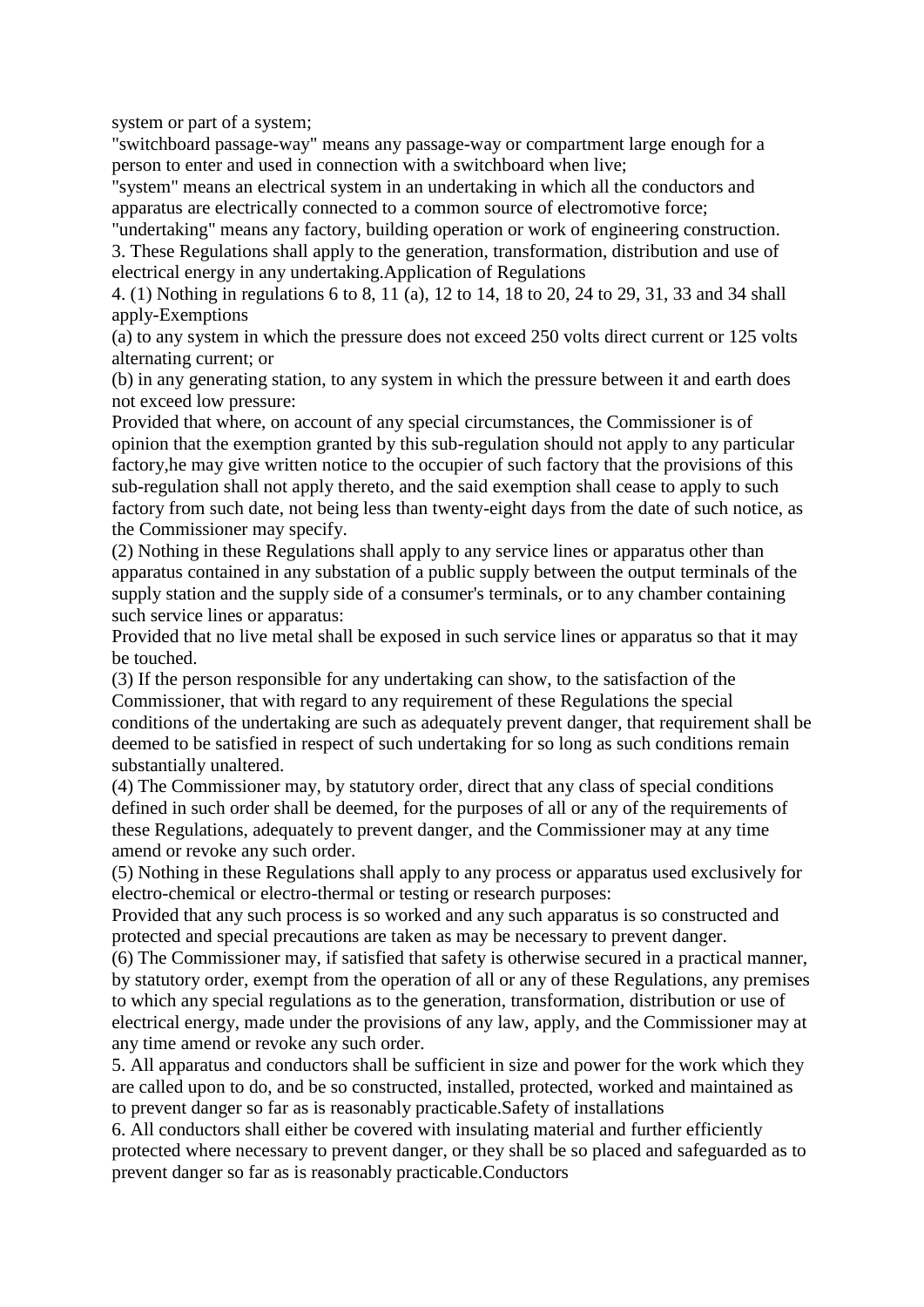system or part of a system;

"switchboard passage-way" means any passage-way or compartment large enough for a person to enter and used in connection with a switchboard when live;

"system" means an electrical system in an undertaking in which all the conductors and apparatus are electrically connected to a common source of electromotive force;

"undertaking" means any factory, building operation or work of engineering construction.

3. These Regulations shall apply to the generation, transformation, distribution and use of electrical energy in any undertaking.Application of Regulations

4. (1) Nothing in regulations 6 to 8, 11 (a), 12 to 14, 18 to 20, 24 to 29, 31, 33 and 34 shall apply-Exemptions

(a) to any system in which the pressure does not exceed 250 volts direct current or 125 volts alternating current; or

(b) in any generating station, to any system in which the pressure between it and earth does not exceed low pressure:

Provided that where, on account of any special circumstances, the Commissioner is of opinion that the exemption granted by this sub-regulation should not apply to any particular factory,he may give written notice to the occupier of such factory that the provisions of this sub-regulation shall not apply thereto, and the said exemption shall cease to apply to such factory from such date, not being less than twenty-eight days from the date of such notice, as the Commissioner may specify.

(2) Nothing in these Regulations shall apply to any service lines or apparatus other than apparatus contained in any substation of a public supply between the output terminals of the supply station and the supply side of a consumer's terminals, or to any chamber containing such service lines or apparatus:

Provided that no live metal shall be exposed in such service lines or apparatus so that it may be touched.

(3) If the person responsible for any undertaking can show, to the satisfaction of the Commissioner, that with regard to any requirement of these Regulations the special conditions of the undertaking are such as adequately prevent danger, that requirement shall be deemed to be satisfied in respect of such undertaking for so long as such conditions remain substantially unaltered.

(4) The Commissioner may, by statutory order, direct that any class of special conditions defined in such order shall be deemed, for the purposes of all or any of the requirements of these Regulations, adequately to prevent danger, and the Commissioner may at any time amend or revoke any such order.

(5) Nothing in these Regulations shall apply to any process or apparatus used exclusively for electro-chemical or electro-thermal or testing or research purposes:

Provided that any such process is so worked and any such apparatus is so constructed and protected and special precautions are taken as may be necessary to prevent danger.

(6) The Commissioner may, if satisfied that safety is otherwise secured in a practical manner, by statutory order, exempt from the operation of all or any of these Regulations, any premises to which any special regulations as to the generation, transformation, distribution or use of electrical energy, made under the provisions of any law, apply, and the Commissioner may at any time amend or revoke any such order.

5. All apparatus and conductors shall be sufficient in size and power for the work which they are called upon to do, and be so constructed, installed, protected, worked and maintained as to prevent danger so far as is reasonably practicable.Safety of installations

6. All conductors shall either be covered with insulating material and further efficiently protected where necessary to prevent danger, or they shall be so placed and safeguarded as to prevent danger so far as is reasonably practicable.Conductors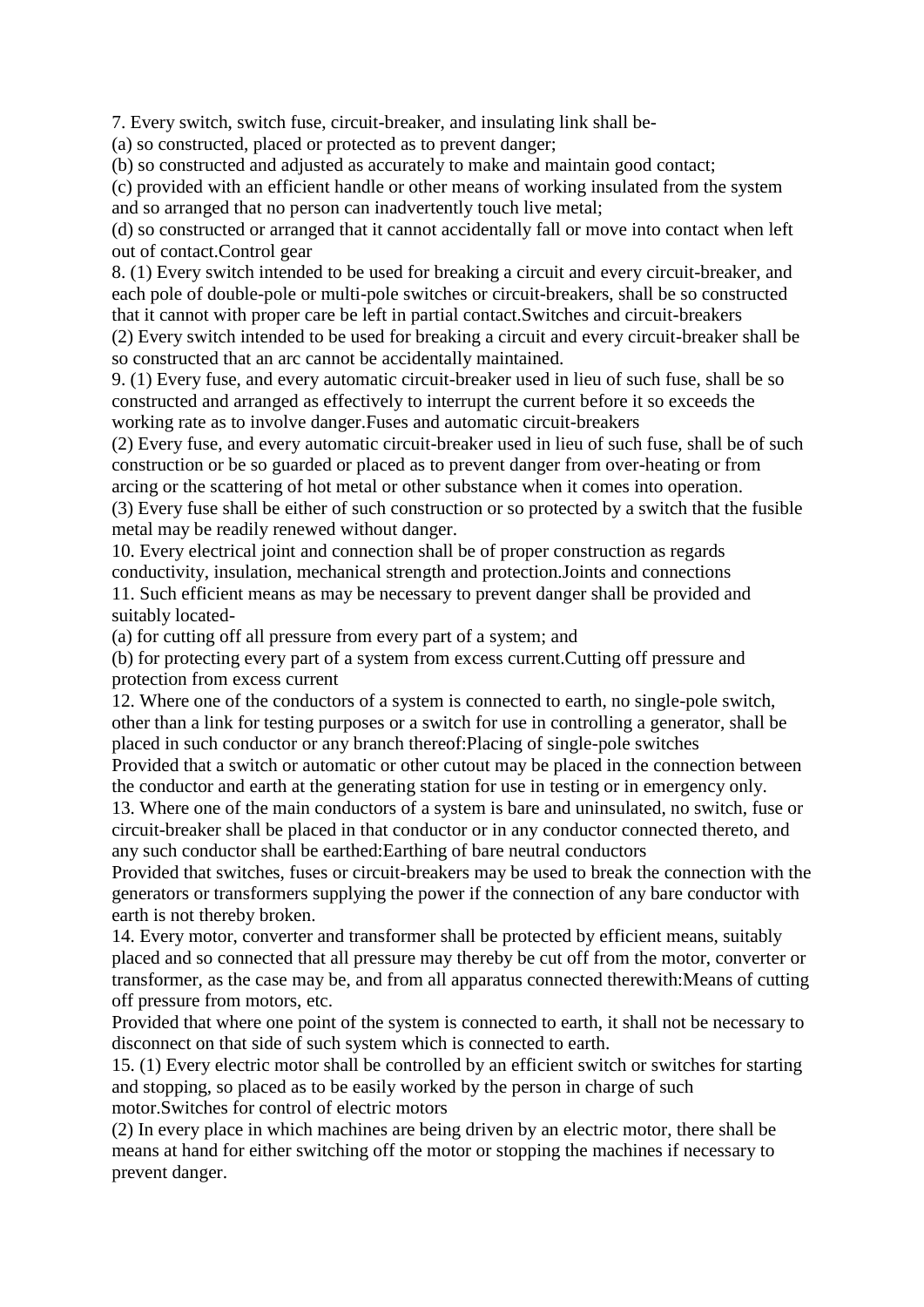7. Every switch, switch fuse, circuit-breaker, and insulating link shall be-

(a) so constructed, placed or protected as to prevent danger;

(b) so constructed and adjusted as accurately to make and maintain good contact;

(c) provided with an efficient handle or other means of working insulated from the system and so arranged that no person can inadvertently touch live metal;

(d) so constructed or arranged that it cannot accidentally fall or move into contact when left out of contact.Control gear

8. (1) Every switch intended to be used for breaking a circuit and every circuit-breaker, and each pole of double-pole or multi-pole switches or circuit-breakers, shall be so constructed that it cannot with proper care be left in partial contact.Switches and circuit-breakers

(2) Every switch intended to be used for breaking a circuit and every circuit-breaker shall be so constructed that an arc cannot be accidentally maintained.

9. (1) Every fuse, and every automatic circuit-breaker used in lieu of such fuse, shall be so constructed and arranged as effectively to interrupt the current before it so exceeds the working rate as to involve danger.Fuses and automatic circuit-breakers

(2) Every fuse, and every automatic circuit-breaker used in lieu of such fuse, shall be of such construction or be so guarded or placed as to prevent danger from over-heating or from arcing or the scattering of hot metal or other substance when it comes into operation.

(3) Every fuse shall be either of such construction or so protected by a switch that the fusible metal may be readily renewed without danger.

10. Every electrical joint and connection shall be of proper construction as regards conductivity, insulation, mechanical strength and protection.Joints and connections

11. Such efficient means as may be necessary to prevent danger shall be provided and suitably located-

(a) for cutting off all pressure from every part of a system; and

(b) for protecting every part of a system from excess current.Cutting off pressure and protection from excess current

12. Where one of the conductors of a system is connected to earth, no single-pole switch, other than a link for testing purposes or a switch for use in controlling a generator, shall be placed in such conductor or any branch thereof:Placing of single-pole switches

Provided that a switch or automatic or other cutout may be placed in the connection between the conductor and earth at the generating station for use in testing or in emergency only.

13. Where one of the main conductors of a system is bare and uninsulated, no switch, fuse or circuit-breaker shall be placed in that conductor or in any conductor connected thereto, and any such conductor shall be earthed:Earthing of bare neutral conductors

Provided that switches, fuses or circuit-breakers may be used to break the connection with the generators or transformers supplying the power if the connection of any bare conductor with earth is not thereby broken.

14. Every motor, converter and transformer shall be protected by efficient means, suitably placed and so connected that all pressure may thereby be cut off from the motor, converter or transformer, as the case may be, and from all apparatus connected therewith:Means of cutting off pressure from motors, etc.

Provided that where one point of the system is connected to earth, it shall not be necessary to disconnect on that side of such system which is connected to earth.

15. (1) Every electric motor shall be controlled by an efficient switch or switches for starting and stopping, so placed as to be easily worked by the person in charge of such motor.Switches for control of electric motors

(2) In every place in which machines are being driven by an electric motor, there shall be means at hand for either switching off the motor or stopping the machines if necessary to prevent danger.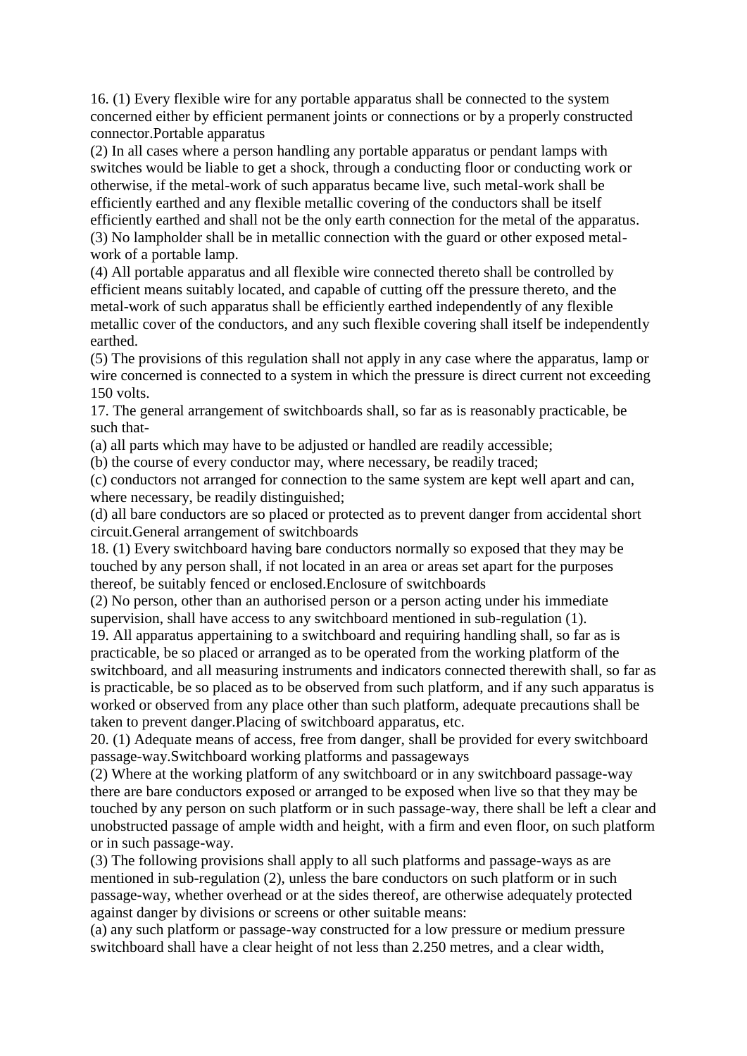16. (1) Every flexible wire for any portable apparatus shall be connected to the system concerned either by efficient permanent joints or connections or by a properly constructed connector.Portable apparatus

(2) In all cases where a person handling any portable apparatus or pendant lamps with switches would be liable to get a shock, through a conducting floor or conducting work or otherwise, if the metal-work of such apparatus became live, such metal-work shall be efficiently earthed and any flexible metallic covering of the conductors shall be itself efficiently earthed and shall not be the only earth connection for the metal of the apparatus.

(3) No lampholder shall be in metallic connection with the guard or other exposed metal-work of a portable lamp.

(4) All portable apparatus and all flexible wire connected thereto shall be controlled by efficient means suitably located, and capable of cutting off the pressure thereto, and the metal-work of such apparatus shall be efficiently earthed independently of any flexible metallic cover of the conductors, and any such flexible covering shall itself be independently earthed.

(5) The provisions of this regulation shall not apply in any case where the apparatus, lamp or wire concerned is connected to a system in which the pressure is direct current not exceeding 150 volts.

17. The general arrangement of switchboards shall, so far as is reasonably practicable, be such that-

(a) all parts which may have to be adjusted or handled are readily accessible;

(b) the course of every conductor may, where necessary, be readily traced;

(c) conductors not arranged for connection to the same system are kept well apart and can, where necessary, be readily distinguished;

(d) all bare conductors are so placed or protected as to prevent danger from accidental short circuit.General arrangement of switchboards

18. (1) Every switchboard having bare conductors normally so exposed that they may be touched by any person shall, if not located in an area or areas set apart for the purposes thereof, be suitably fenced or enclosed.Enclosure of switchboards

(2) No person, other than an authorised person or a person acting under his immediate supervision, shall have access to any switchboard mentioned in sub-regulation (1).

19. All apparatus appertaining to a switchboard and requiring handling shall, so far as is practicable, be so placed or arranged as to be operated from the working platform of the switchboard, and all measuring instruments and indicators connected therewith shall, so far as is practicable, be so placed as to be observed from such platform, and if any such apparatus is worked or observed from any place other than such platform, adequate precautions shall be taken to prevent danger.Placing of switchboard apparatus, etc.

20. (1) Adequate means of access, free from danger, shall be provided for every switchboard passage-way.Switchboard working platforms and passageways

(2) Where at the working platform of any switchboard or in any switchboard passage-way there are bare conductors exposed or arranged to be exposed when live so that they may be touched by any person on such platform or in such passage-way, there shall be left a clear and unobstructed passage of ample width and height, with a firm and even floor, on such platform or in such passage-way.

(3) The following provisions shall apply to all such platforms and passage-ways as are mentioned in sub-regulation (2), unless the bare conductors on such platform or in such passage-way, whether overhead or at the sides thereof, are otherwise adequately protected against danger by divisions or screens or other suitable means:

(a) any such platform or passage-way constructed for a low pressure or medium pressure switchboard shall have a clear height of not less than 2.250 metres, and a clear width,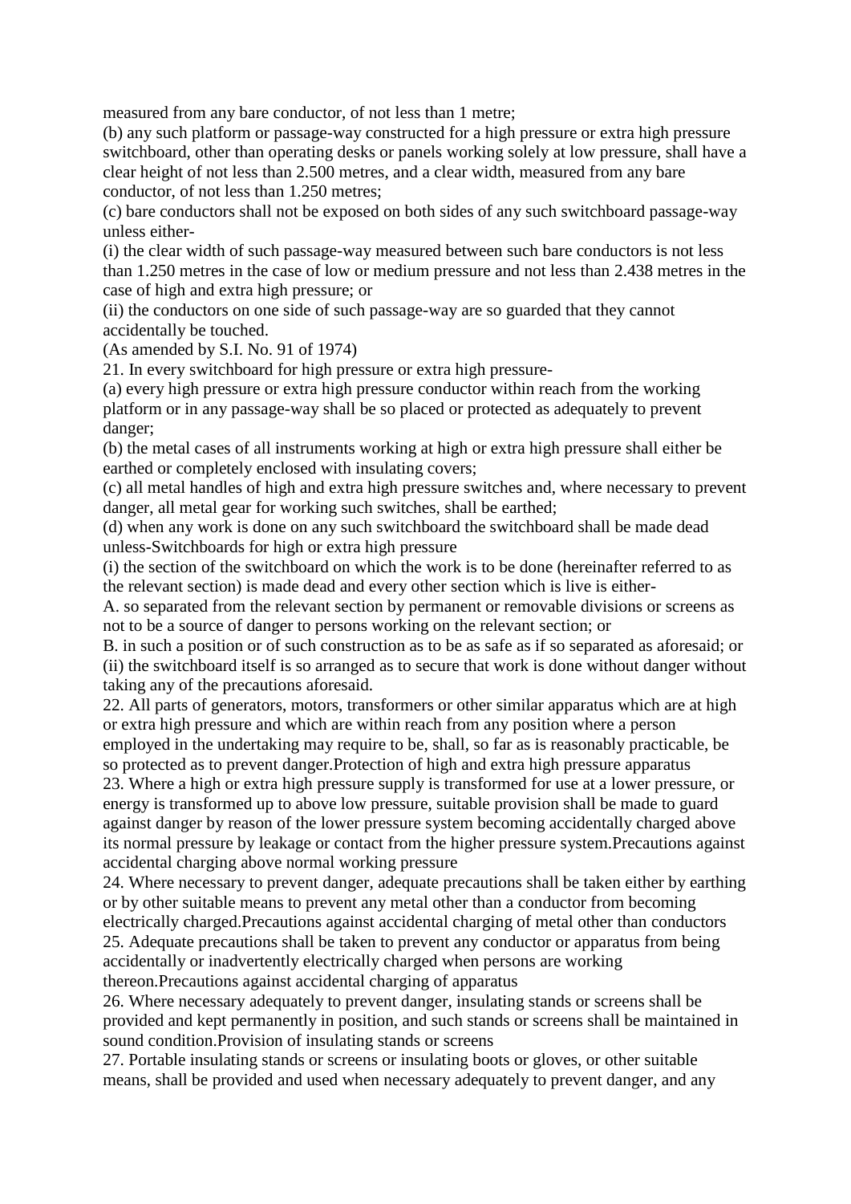measured from any bare conductor, of not less than 1 metre;

(b) any such platform or passage-way constructed for a high pressure or extra high pressure switchboard, other than operating desks or panels working solely at low pressure, shall have a clear height of not less than 2.500 metres, and a clear width, measured from any bare conductor, of not less than 1.250 metres;

(c) bare conductors shall not be exposed on both sides of any such switchboard passage-way unless either-

(i) the clear width of such passage-way measured between such bare conductors is not less than 1.250 metres in the case of low or medium pressure and not less than 2.438 metres in the case of high and extra high pressure; or

(ii) the conductors on one side of such passage-way are so guarded that they cannot accidentally be touched.

(As amended by S.I. No. 91 of 1974)

21. In every switchboard for high pressure or extra high pressure-

(a) every high pressure or extra high pressure conductor within reach from the working platform or in any passage-way shall be so placed or protected as adequately to prevent danger;

(b) the metal cases of all instruments working at high or extra high pressure shall either be earthed or completely enclosed with insulating covers;

(c) all metal handles of high and extra high pressure switches and, where necessary to prevent danger, all metal gear for working such switches, shall be earthed;

(d) when any work is done on any such switchboard the switchboard shall be made dead unless-Switchboards for high or extra high pressure

(i) the section of the switchboard on which the work is to be done (hereinafter referred to as the relevant section) is made dead and every other section which is live is either-

A. so separated from the relevant section by permanent or removable divisions or screens as not to be a source of danger to persons working on the relevant section; or

B. in such a position or of such construction as to be as safe as if so separated as aforesaid; or

(ii) the switchboard itself is so arranged as to secure that work is done without danger without taking any of the precautions aforesaid.

22. All parts of generators, motors, transformers or other similar apparatus which are at high or extra high pressure and which are within reach from any position where a person employed in the undertaking may require to be, shall, so far as is reasonably practicable, be so protected as to prevent danger.Protection of high and extra high pressure apparatus

23. Where a high or extra high pressure supply is transformed for use at a lower pressure, or energy is transformed up to above low pressure, suitable provision shall be made to guard against danger by reason of the lower pressure system becoming accidentally charged above its normal pressure by leakage or contact from the higher pressure system.Precautions against accidental charging above normal working pressure

24. Where necessary to prevent danger, adequate precautions shall be taken either by earthing or by other suitable means to prevent any metal other than a conductor from becoming electrically charged.Precautions against accidental charging of metal other than conductors

25. Adequate precautions shall be taken to prevent any conductor or apparatus from being accidentally or inadvertently electrically charged when persons are working thereon.Precautions against accidental charging of apparatus

26. Where necessary adequately to prevent danger, insulating stands or screens shall be provided and kept permanently in position, and such stands or screens shall be maintained in sound condition.Provision of insulating stands or screens

27. Portable insulating stands or screens or insulating boots or gloves, or other suitable means, shall be provided and used when necessary adequately to prevent danger, and any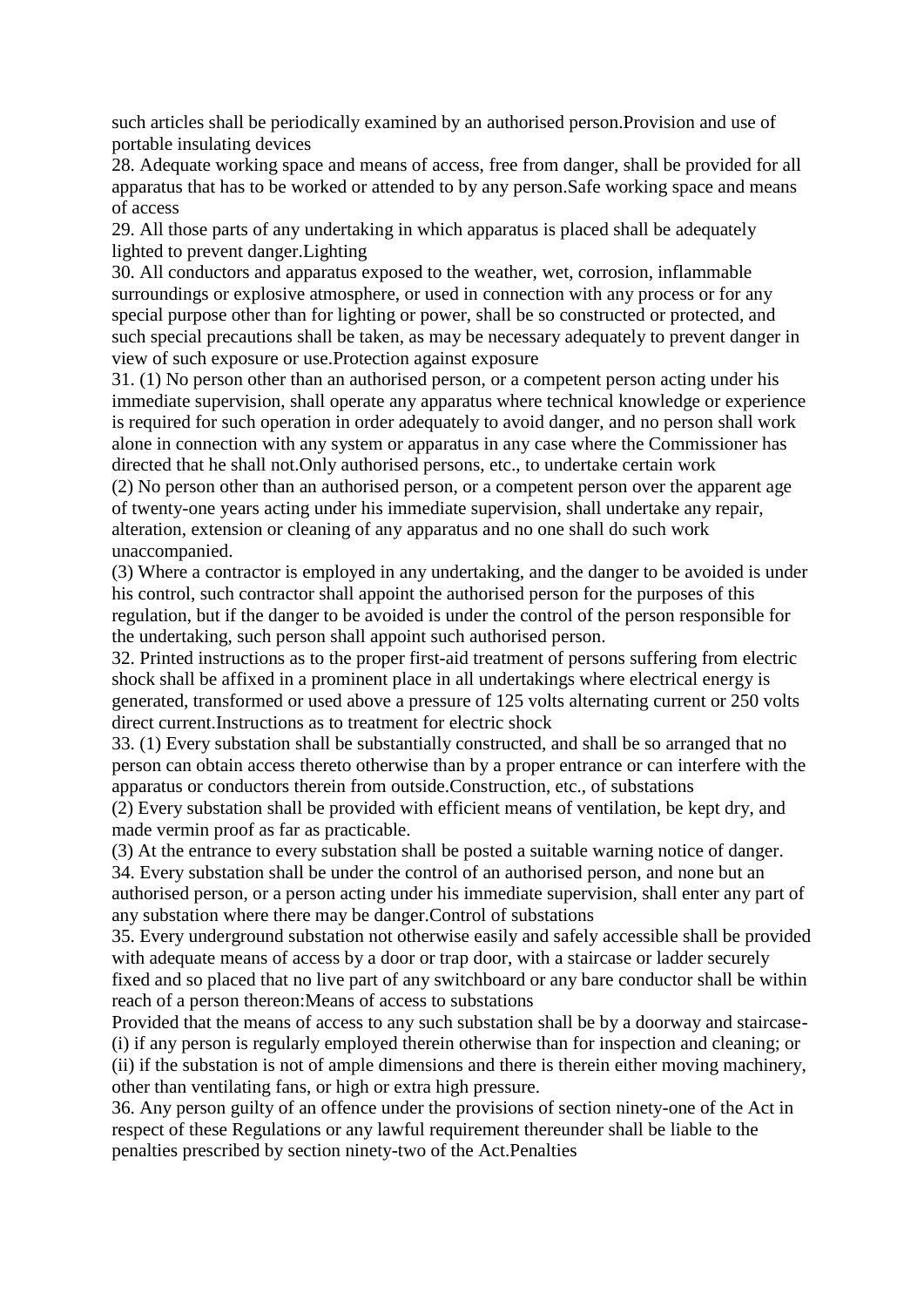such articles shall be periodically examined by an authorised person.Provision and use of portable insulating devices

28. Adequate working space and means of access, free from danger, shall be provided for all apparatus that has to be worked or attended to by any person.Safe working space and means of access

29. All those parts of any undertaking in which apparatus is placed shall be adequately lighted to prevent danger.Lighting

30. All conductors and apparatus exposed to the weather, wet, corrosion, inflammable surroundings or explosive atmosphere, or used in connection with any process or for any special purpose other than for lighting or power, shall be so constructed or protected, and such special precautions shall be taken, as may be necessary adequately to prevent danger in view of such exposure or use.Protection against exposure

31. (1) No person other than an authorised person, or a competent person acting under his immediate supervision, shall operate any apparatus where technical knowledge or experience is required for such operation in order adequately to avoid danger, and no person shall work alone in connection with any system or apparatus in any case where the Commissioner has directed that he shall not.Only authorised persons, etc., to undertake certain work

(2) No person other than an authorised person, or a competent person over the apparent age of twenty-one years acting under his immediate supervision, shall undertake any repair, alteration, extension or cleaning of any apparatus and no one shall do such work unaccompanied.

(3) Where a contractor is employed in any undertaking, and the danger to be avoided is under his control, such contractor shall appoint the authorised person for the purposes of this regulation, but if the danger to be avoided is under the control of the person responsible for the undertaking, such person shall appoint such authorised person.

32. Printed instructions as to the proper first-aid treatment of persons suffering from electric shock shall be affixed in a prominent place in all undertakings where electrical energy is generated, transformed or used above a pressure of 125 volts alternating current or 250 volts direct current.Instructions as to treatment for electric shock

33. (1) Every substation shall be substantially constructed, and shall be so arranged that no person can obtain access thereto otherwise than by a proper entrance or can interfere with the apparatus or conductors therein from outside.Construction, etc., of substations

(2) Every substation shall be provided with efficient means of ventilation, be kept dry, and made vermin proof as far as practicable.

(3) At the entrance to every substation shall be posted a suitable warning notice of danger.

34. Every substation shall be under the control of an authorised person, and none but an authorised person, or a person acting under his immediate supervision, shall enter any part of any substation where there may be danger.Control of substations

35. Every underground substation not otherwise easily and safely accessible shall be provided with adequate means of access by a door or trap door, with a staircase or ladder securely fixed and so placed that no live part of any switchboard or any bare conductor shall be within reach of a person thereon:Means of access to substations

Provided that the means of access to any such substation shall be by a doorway and staircase-

(i) if any person is regularly employed therein otherwise than for inspection and cleaning; or

(ii) if the substation is not of ample dimensions and there is therein either moving machinery, other than ventilating fans, or high or extra high pressure.

36. Any person guilty of an offence under the provisions of section ninety-one of the Act in respect of these Regulations or any lawful requirement thereunder shall be liable to the penalties prescribed by section ninety-two of the Act.Penalties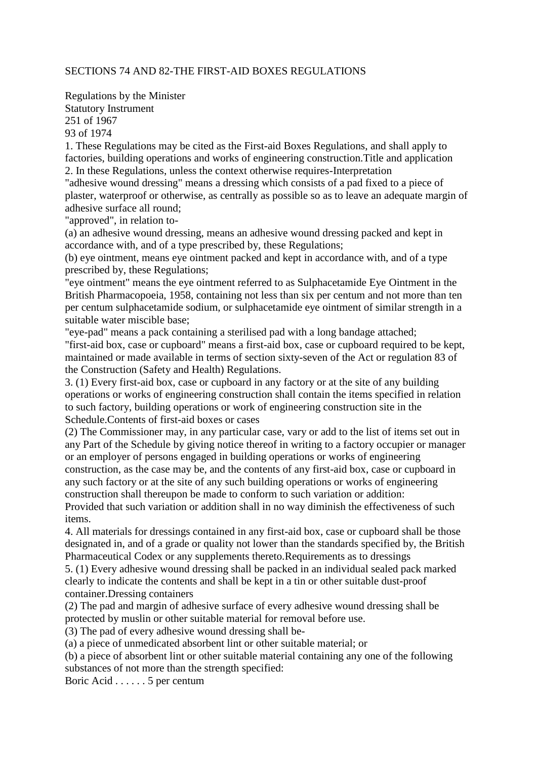SECTIONS 74 AND 82-THE FIRST-AID BOXES REGULATIONS

Regulations by the Minister
Statutory Instrument
251 of 1967
93 of 1974

1. These Regulations may be cited as the First-aid Boxes Regulations, and shall apply to factories, building operations and works of engineering construction.Title and application

2. In these Regulations, unless the context otherwise requires-Interpretation

"adhesive wound dressing" means a dressing which consists of a pad fixed to a piece of plaster, waterproof or otherwise, as centrally as possible so as to leave an adequate margin of adhesive surface all round;

"approved", in relation to-

(a) an adhesive wound dressing, means an adhesive wound dressing packed and kept in accordance with, and of a type prescribed by, these Regulations;

(b) eye ointment, means eye ointment packed and kept in accordance with, and of a type prescribed by, these Regulations;

"eye ointment" means the eye ointment referred to as Sulphacetamide Eye Ointment in the British Pharmacopoeia, 1958, containing not less than six per centum and not more than ten per centum sulphacetamide sodium, or sulphacetamide eye ointment of similar strength in a suitable water miscible base;

"eye-pad" means a pack containing a sterilised pad with a long bandage attached;

"first-aid box, case or cupboard" means a first-aid box, case or cupboard required to be kept, maintained or made available in terms of section sixty-seven of the Act or regulation 83 of the Construction (Safety and Health) Regulations.

3. (1) Every first-aid box, case or cupboard in any factory or at the site of any building operations or works of engineering construction shall contain the items specified in relation to such factory, building operations or work of engineering construction site in the Schedule.Contents of first-aid boxes or cases

(2) The Commissioner may, in any particular case, vary or add to the list of items set out in any Part of the Schedule by giving notice thereof in writing to a factory occupier or manager or an employer of persons engaged in building operations or works of engineering construction, as the case may be, and the contents of any first-aid box, case or cupboard in any such factory or at the site of any such building operations or works of engineering construction shall thereupon be made to conform to such variation or addition:

Provided that such variation or addition shall in no way diminish the effectiveness of such items.

4. All materials for dressings contained in any first-aid box, case or cupboard shall be those designated in, and of a grade or quality not lower than the standards specified by, the British Pharmaceutical Codex or any supplements thereto.Requirements as to dressings

5. (1) Every adhesive wound dressing shall be packed in an individual sealed pack marked clearly to indicate the contents and shall be kept in a tin or other suitable dust-proof container.Dressing containers

(2) The pad and margin of adhesive surface of every adhesive wound dressing shall be protected by muslin or other suitable material for removal before use.

(3) The pad of every adhesive wound dressing shall be-

(a) a piece of unmedicated absorbent lint or other suitable material; or

(b) a piece of absorbent lint or other suitable material containing any one of the following substances of not more than the strength specified:

Boric Acid . . . . . . 5 per centum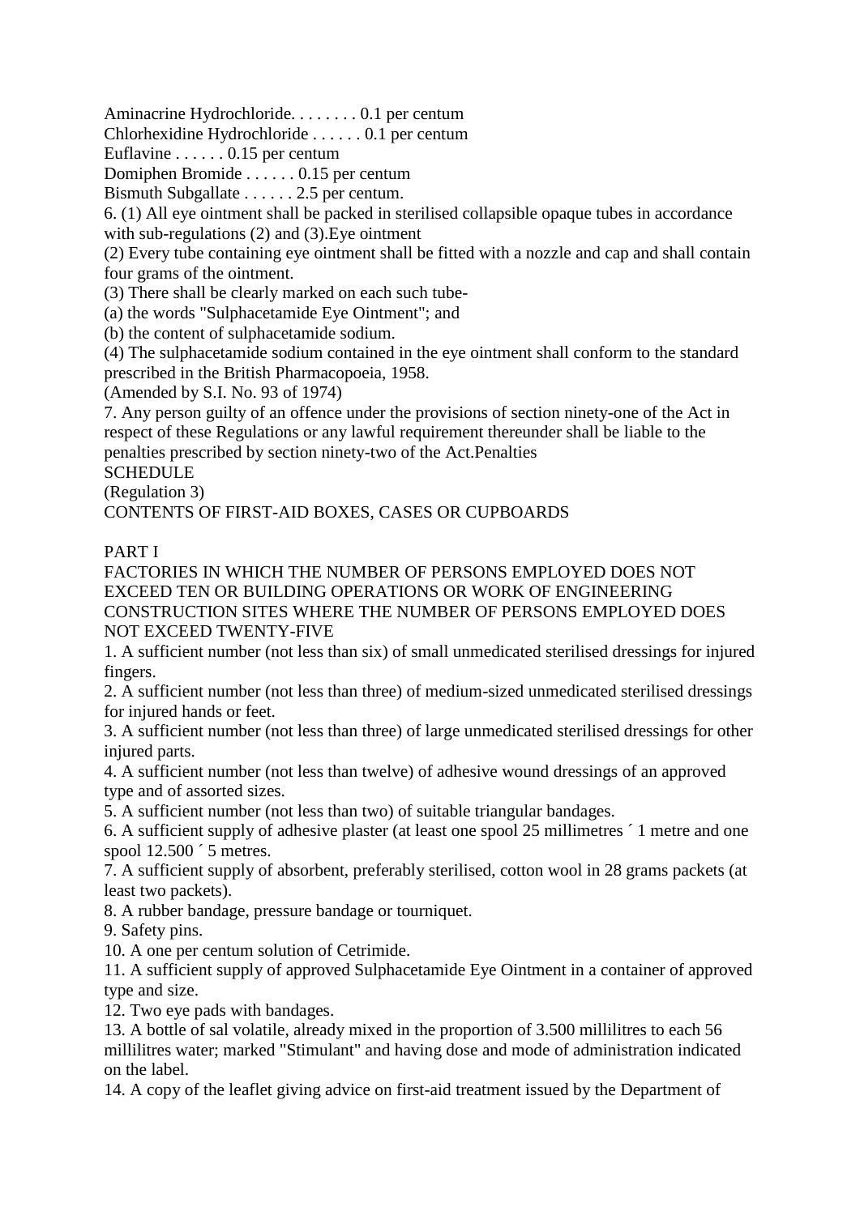Aminacrine Hydrochloride. . . . . . . . 0.1 per centum
Chlorhexidine Hydrochloride . . . . . . 0.1 per centum
Euflavine . . . . . . 0.15 per centum
Domiphen Bromide . . . . . . 0.15 per centum
Bismuth Subgallate . . . . . . 2.5 per centum.

6. (1) All eye ointment shall be packed in sterilised collapsible opaque tubes in accordance with sub-regulations (2) and (3).Eye ointment

(2) Every tube containing eye ointment shall be fitted with a nozzle and cap and shall contain four grams of the ointment.

(3) There shall be clearly marked on each such tube-

(a) the words "Sulphacetamide Eye Ointment"; and

(b) the content of sulphacetamide sodium.

(4) The sulphacetamide sodium contained in the eye ointment shall conform to the standard prescribed in the British Pharmacopoeia, 1958.

(Amended by S.I. No. 93 of 1974)

7. Any person guilty of an offence under the provisions of section ninety-one of the Act in respect of these Regulations or any lawful requirement thereunder shall be liable to the penalties prescribed by section ninety-two of the Act.Penalties

SCHEDULE

(Regulation 3)

CONTENTS OF FIRST-AID BOXES, CASES OR CUPBOARDS

PART I

FACTORIES IN WHICH THE NUMBER OF PERSONS EMPLOYED DOES NOT EXCEED TEN OR BUILDING OPERATIONS OR WORK OF ENGINEERING CONSTRUCTION SITES WHERE THE NUMBER OF PERSONS EMPLOYED DOES NOT EXCEED TWENTY-FIVE

1. A sufficient number (not less than six) of small unmedicated sterilised dressings for injured fingers.
2. A sufficient number (not less than three) of medium-sized unmedicated sterilised dressings for injured hands or feet.
3. A sufficient number (not less than three) of large unmedicated sterilised dressings for other injured parts.
4. A sufficient number (not less than twelve) of adhesive wound dressings of an approved type and of assorted sizes.
5. A sufficient number (not less than two) of suitable triangular bandages.
6. A sufficient supply of adhesive plaster (at least one spool 25 millimetres ´ 1 metre and one spool 12.500 ´ 5 metres.
7. A sufficient supply of absorbent, preferably sterilised, cotton wool in 28 grams packets (at least two packets).
8. A rubber bandage, pressure bandage or tourniquet.
9. Safety pins.
10. A one per centum solution of Cetrimide.
11. A sufficient supply of approved Sulphacetamide Eye Ointment in a container of approved type and size.
12. Two eye pads with bandages.
13. A bottle of sal volatile, already mixed in the proportion of 3.500 millilitres to each 56 millilitres water; marked "Stimulant" and having dose and mode of administration indicated on the label.
14. A copy of the leaflet giving advice on first-aid treatment issued by the Department of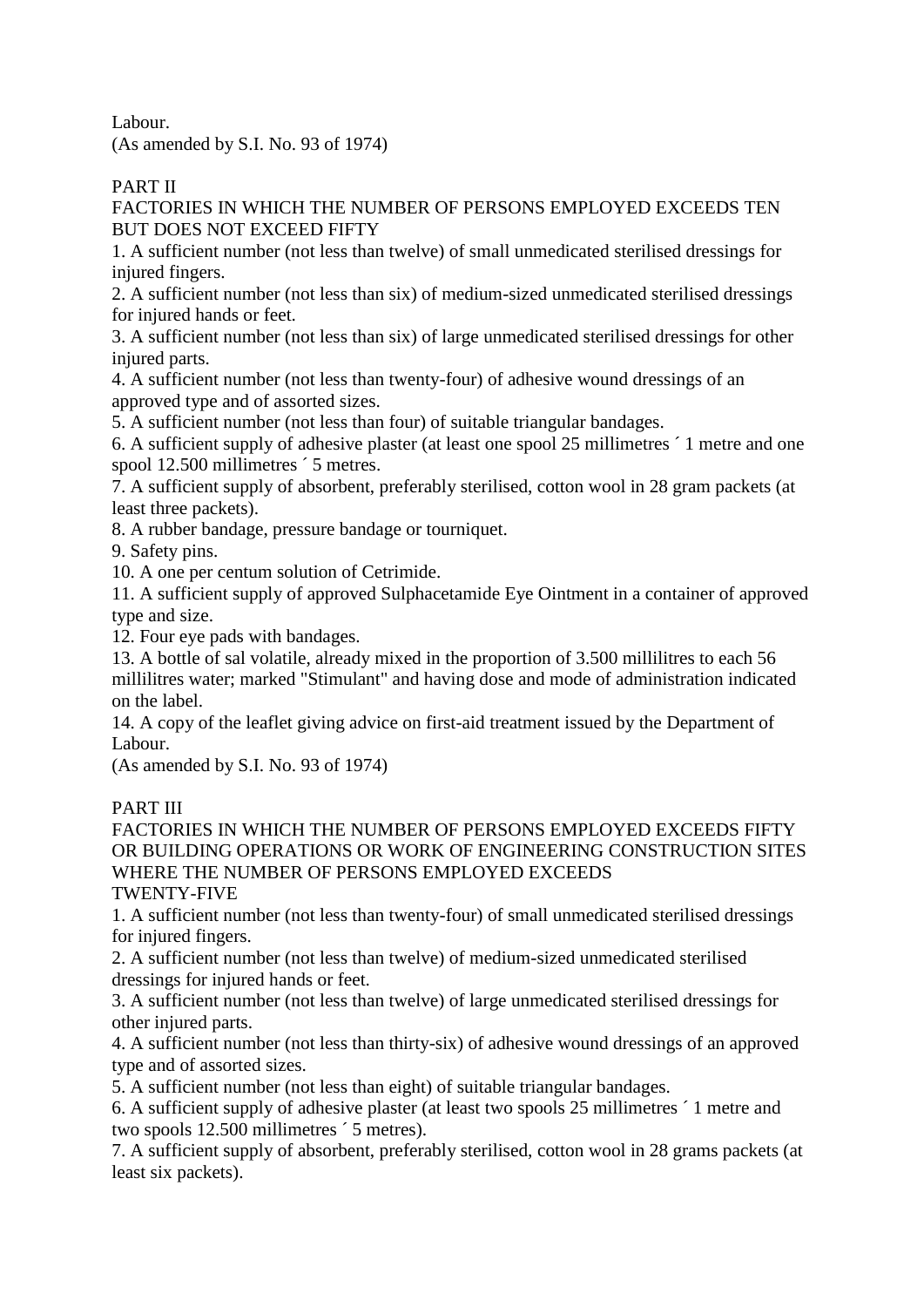Labour.
(As amended by S.I. No. 93 of 1974)

## PART II

## FACTORIES IN WHICH THE NUMBER OF PERSONS EMPLOYED EXCEEDS TEN BUT DOES NOT EXCEED FIFTY

1. A sufficient number (not less than twelve) of small unmedicated sterilised dressings for injured fingers.
2. A sufficient number (not less than six) of medium-sized unmedicated sterilised dressings for injured hands or feet.
3. A sufficient number (not less than six) of large unmedicated sterilised dressings for other injured parts.
4. A sufficient number (not less than twenty-four) of adhesive wound dressings of an approved type and of assorted sizes.
5. A sufficient number (not less than four) of suitable triangular bandages.
6. A sufficient supply of adhesive plaster (at least one spool 25 millimetres ´ 1 metre and one spool 12.500 millimetres ´ 5 metres.
7. A sufficient supply of absorbent, preferably sterilised, cotton wool in 28 gram packets (at least three packets).
8. A rubber bandage, pressure bandage or tourniquet.
9. Safety pins.
10. A one per centum solution of Cetrimide.
11. A sufficient supply of approved Sulphacetamide Eye Ointment in a container of approved type and size.
12. Four eye pads with bandages.
13. A bottle of sal volatile, already mixed in the proportion of 3.500 millilitres to each 56 millilitres water; marked "Stimulant" and having dose and mode of administration indicated on the label.
14. A copy of the leaflet giving advice on first-aid treatment issued by the Department of Labour.

(As amended by S.I. No. 93 of 1974)

## PART III

## FACTORIES IN WHICH THE NUMBER OF PERSONS EMPLOYED EXCEEDS FIFTY OR BUILDING OPERATIONS OR WORK OF ENGINEERING CONSTRUCTION SITES WHERE THE NUMBER OF PERSONS EMPLOYED EXCEEDS TWENTY-FIVE

1. A sufficient number (not less than twenty-four) of small unmedicated sterilised dressings for injured fingers.
2. A sufficient number (not less than twelve) of medium-sized unmedicated sterilised dressings for injured hands or feet.
3. A sufficient number (not less than twelve) of large unmedicated sterilised dressings for other injured parts.
4. A sufficient number (not less than thirty-six) of adhesive wound dressings of an approved type and of assorted sizes.
5. A sufficient number (not less than eight) of suitable triangular bandages.
6. A sufficient supply of adhesive plaster (at least two spools 25 millimetres ´ 1 metre and two spools 12.500 millimetres ´ 5 metres).
7. A sufficient supply of absorbent, preferably sterilised, cotton wool in 28 grams packets (at least six packets).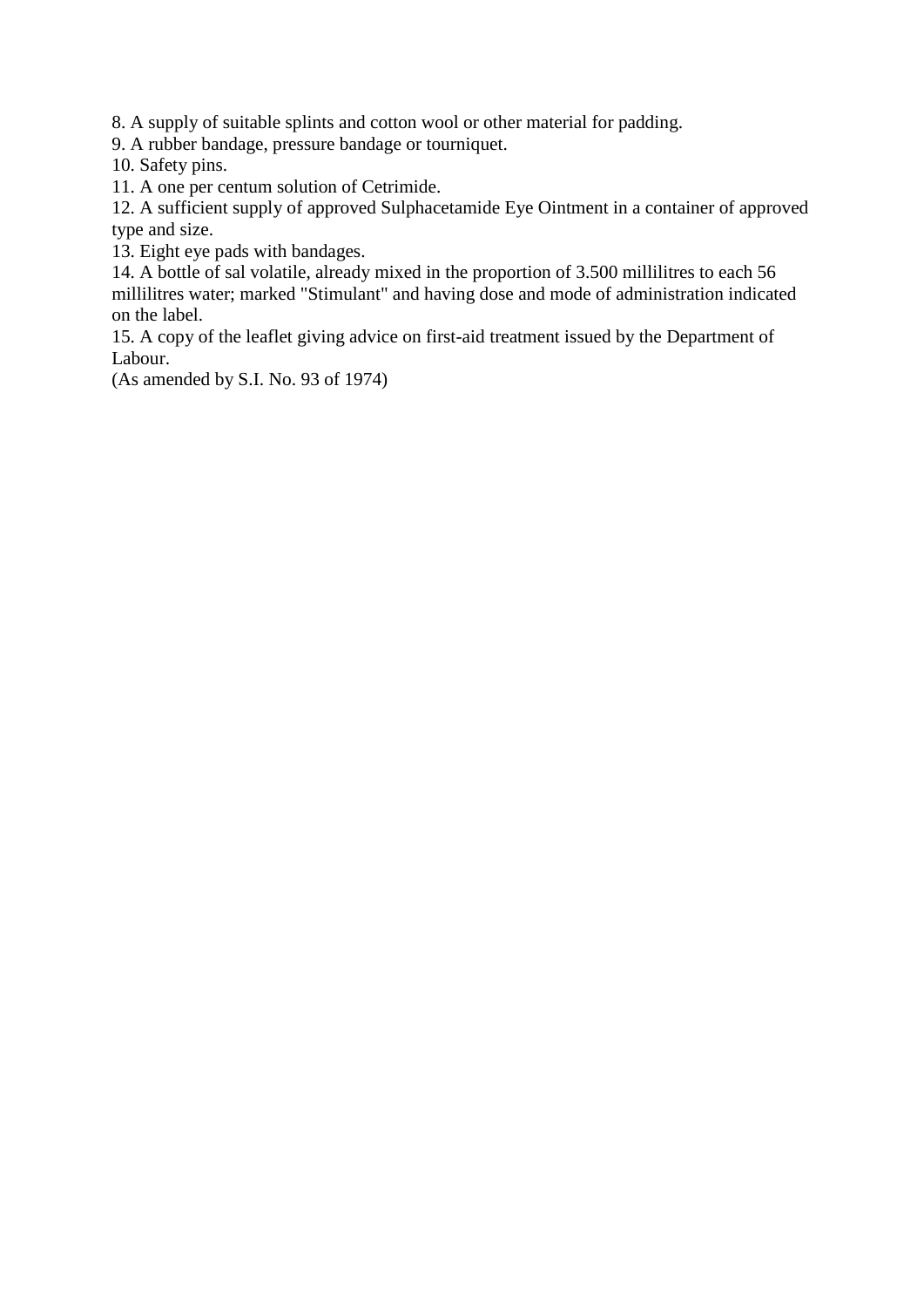8. A supply of suitable splints and cotton wool or other material for padding.
9. A rubber bandage, pressure bandage or tourniquet.
10. Safety pins.
11. A one per centum solution of Cetrimide.
12. A sufficient supply of approved Sulphacetamide Eye Ointment in a container of approved type and size.
13. Eight eye pads with bandages.
14. A bottle of sal volatile, already mixed in the proportion of 3.500 millilitres to each 56 millilitres water; marked "Stimulant" and having dose and mode of administration indicated on the label.
15. A copy of the leaflet giving advice on first-aid treatment issued by the Department of Labour.

(As amended by S.I. No. 93 of 1974)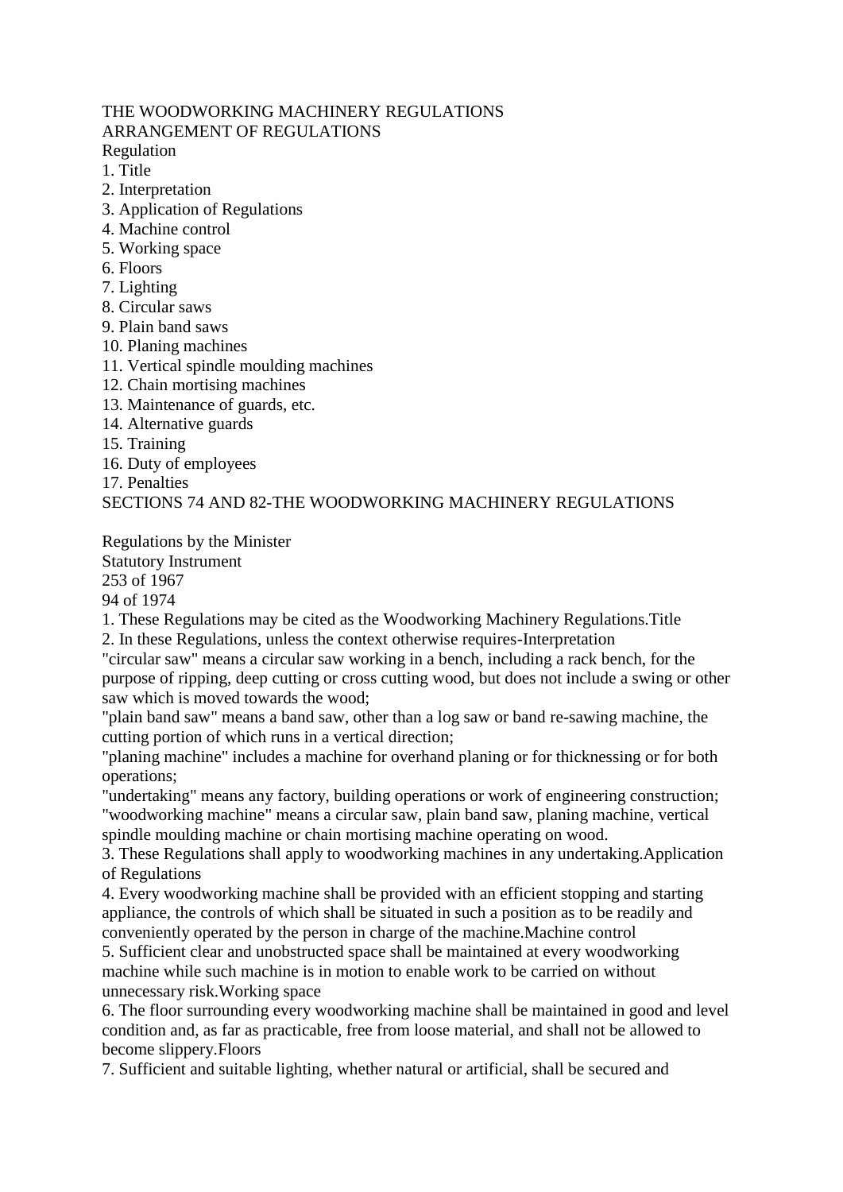THE WOODWORKING MACHINERY REGULATIONS

ARRANGEMENT OF REGULATIONS

Regulation

1. Title
2. Interpretation
3. Application of Regulations
4. Machine control
5. Working space
6. Floors
7. Lighting
8. Circular saws
9. Plain band saws
10. Planing machines
11. Vertical spindle moulding machines
12. Chain mortising machines
13. Maintenance of guards, etc.
14. Alternative guards
15. Training
16. Duty of employees
17. Penalties

SECTIONS 74 AND 82-THE WOODWORKING MACHINERY REGULATIONS

Regulations by the Minister

Statutory Instrument

253 of 1967

94 of 1974

1. These Regulations may be cited as the Woodworking Machinery Regulations.Title

2. In these Regulations, unless the context otherwise requires-Interpretation

"circular saw" means a circular saw working in a bench, including a rack bench, for the purpose of ripping, deep cutting or cross cutting wood, but does not include a swing or other saw which is moved towards the wood;

"plain band saw" means a band saw, other than a log saw or band re-sawing machine, the cutting portion of which runs in a vertical direction;

"planing machine" includes a machine for overhand planing or for thicknessing or for both operations;

"undertaking" means any factory, building operations or work of engineering construction;

"woodworking machine" means a circular saw, plain band saw, planing machine, vertical spindle moulding machine or chain mortising machine operating on wood.

3. These Regulations shall apply to woodworking machines in any undertaking.Application of Regulations

4. Every woodworking machine shall be provided with an efficient stopping and starting appliance, the controls of which shall be situated in such a position as to be readily and conveniently operated by the person in charge of the machine.Machine control

5. Sufficient clear and unobstructed space shall be maintained at every woodworking machine while such machine is in motion to enable work to be carried on without unnecessary risk.Working space

6. The floor surrounding every woodworking machine shall be maintained in good and level condition and, as far as practicable, free from loose material, and shall not be allowed to become slippery.Floors

7. Sufficient and suitable lighting, whether natural or artificial, shall be secured and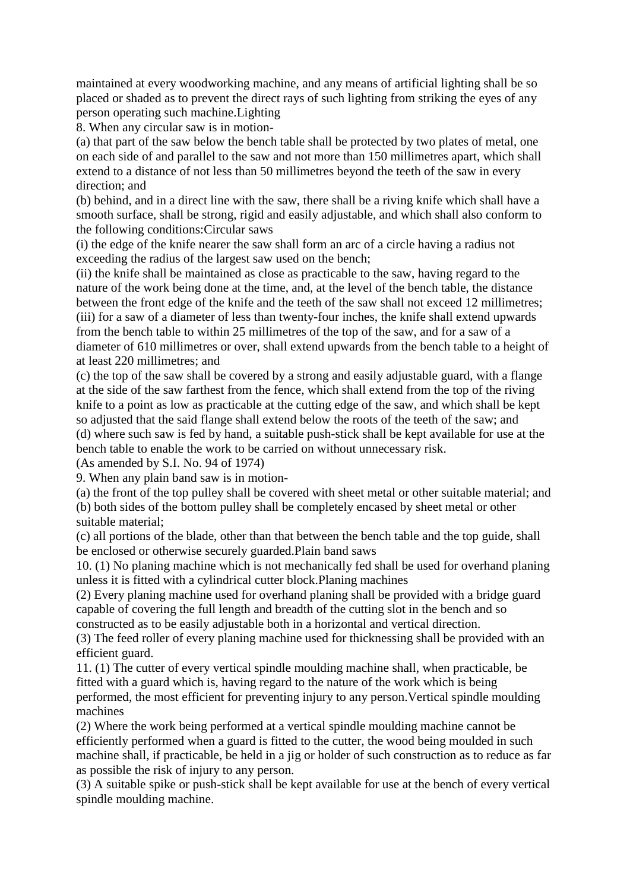maintained at every woodworking machine, and any means of artificial lighting shall be so placed or shaded as to prevent the direct rays of such lighting from striking the eyes of any person operating such machine.Lighting

8. When any circular saw is in motion-

(a) that part of the saw below the bench table shall be protected by two plates of metal, one on each side of and parallel to the saw and not more than 150 millimetres apart, which shall extend to a distance of not less than 50 millimetres beyond the teeth of the saw in every direction; and

(b) behind, and in a direct line with the saw, there shall be a riving knife which shall have a smooth surface, shall be strong, rigid and easily adjustable, and which shall also conform to the following conditions:Circular saws

(i) the edge of the knife nearer the saw shall form an arc of a circle having a radius not exceeding the radius of the largest saw used on the bench;

(ii) the knife shall be maintained as close as practicable to the saw, having regard to the nature of the work being done at the time, and, at the level of the bench table, the distance between the front edge of the knife and the teeth of the saw shall not exceed 12 millimetres;

(iii) for a saw of a diameter of less than twenty-four inches, the knife shall extend upwards from the bench table to within 25 millimetres of the top of the saw, and for a saw of a diameter of 610 millimetres or over, shall extend upwards from the bench table to a height of at least 220 millimetres; and

(c) the top of the saw shall be covered by a strong and easily adjustable guard, with a flange at the side of the saw farthest from the fence, which shall extend from the top of the riving knife to a point as low as practicable at the cutting edge of the saw, and which shall be kept so adjusted that the said flange shall extend below the roots of the teeth of the saw; and

(d) where such saw is fed by hand, a suitable push-stick shall be kept available for use at the bench table to enable the work to be carried on without unnecessary risk.

(As amended by S.I. No. 94 of 1974)

9. When any plain band saw is in motion-

(a) the front of the top pulley shall be covered with sheet metal or other suitable material; and

(b) both sides of the bottom pulley shall be completely encased by sheet metal or other suitable material;

(c) all portions of the blade, other than that between the bench table and the top guide, shall be enclosed or otherwise securely guarded.Plain band saws

10. (1) No planing machine which is not mechanically fed shall be used for overhand planing unless it is fitted with a cylindrical cutter block.Planing machines

(2) Every planing machine used for overhand planing shall be provided with a bridge guard capable of covering the full length and breadth of the cutting slot in the bench and so constructed as to be easily adjustable both in a horizontal and vertical direction.

(3) The feed roller of every planing machine used for thicknessing shall be provided with an efficient guard.

11. (1) The cutter of every vertical spindle moulding machine shall, when practicable, be fitted with a guard which is, having regard to the nature of the work which is being performed, the most efficient for preventing injury to any person.Vertical spindle moulding machines

(2) Where the work being performed at a vertical spindle moulding machine cannot be efficiently performed when a guard is fitted to the cutter, the wood being moulded in such machine shall, if practicable, be held in a jig or holder of such construction as to reduce as far as possible the risk of injury to any person.

(3) A suitable spike or push-stick shall be kept available for use at the bench of every vertical spindle moulding machine.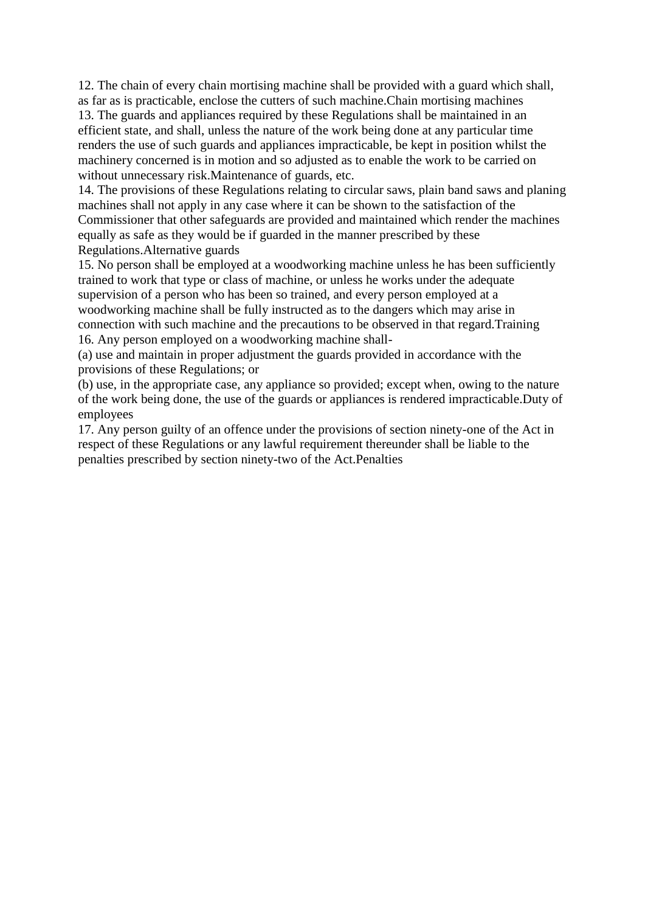12. The chain of every chain mortising machine shall be provided with a guard which shall, as far as is practicable, enclose the cutters of such machine.Chain mortising machines

13. The guards and appliances required by these Regulations shall be maintained in an efficient state, and shall, unless the nature of the work being done at any particular time renders the use of such guards and appliances impracticable, be kept in position whilst the machinery concerned is in motion and so adjusted as to enable the work to be carried on without unnecessary risk.Maintenance of guards, etc.

14. The provisions of these Regulations relating to circular saws, plain band saws and planing machines shall not apply in any case where it can be shown to the satisfaction of the Commissioner that other safeguards are provided and maintained which render the machines equally as safe as they would be if guarded in the manner prescribed by these Regulations.Alternative guards

15. No person shall be employed at a woodworking machine unless he has been sufficiently trained to work that type or class of machine, or unless he works under the adequate supervision of a person who has been so trained, and every person employed at a woodworking machine shall be fully instructed as to the dangers which may arise in connection with such machine and the precautions to be observed in that regard.Training

16. Any person employed on a woodworking machine shall-

(a) use and maintain in proper adjustment the guards provided in accordance with the provisions of these Regulations; or

(b) use, in the appropriate case, any appliance so provided; except when, owing to the nature of the work being done, the use of the guards or appliances is rendered impracticable.Duty of employees

17. Any person guilty of an offence under the provisions of section ninety-one of the Act in respect of these Regulations or any lawful requirement thereunder shall be liable to the penalties prescribed by section ninety-two of the Act.Penalties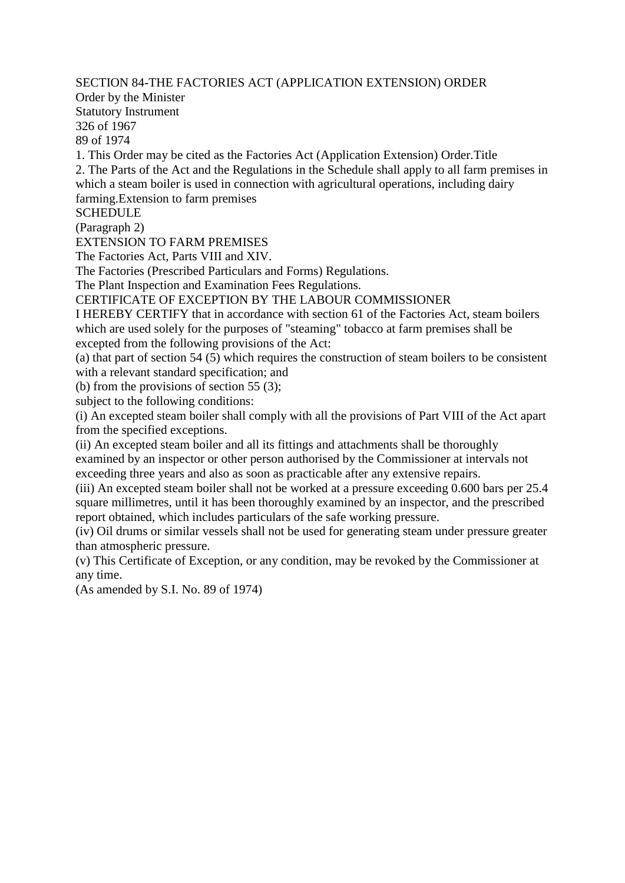SECTION 84-THE FACTORIES ACT (APPLICATION EXTENSION) ORDER

Order by the Minister

Statutory Instrument

326 of 1967

89 of 1974

1. This Order may be cited as the Factories Act (Application Extension) Order.Title

2. The Parts of the Act and the Regulations in the Schedule shall apply to all farm premises in which a steam boiler is used in connection with agricultural operations, including dairy farming.Extension to farm premises

SCHEDULE

(Paragraph 2)

EXTENSION TO FARM PREMISES

The Factories Act, Parts VIII and XIV.

The Factories (Prescribed Particulars and Forms) Regulations.

The Plant Inspection and Examination Fees Regulations.

CERTIFICATE OF EXCEPTION BY THE LABOUR COMMISSIONER

I HEREBY CERTIFY that in accordance with section 61 of the Factories Act, steam boilers which are used solely for the purposes of "steaming" tobacco at farm premises shall be excepted from the following provisions of the Act:

(a) that part of section 54 (5) which requires the construction of steam boilers to be consistent with a relevant standard specification; and

(b) from the provisions of section 55 (3);

subject to the following conditions:

(i) An excepted steam boiler shall comply with all the provisions of Part VIII of the Act apart from the specified exceptions.

(ii) An excepted steam boiler and all its fittings and attachments shall be thoroughly examined by an inspector or other person authorised by the Commissioner at intervals not exceeding three years and also as soon as practicable after any extensive repairs.

(iii) An excepted steam boiler shall not be worked at a pressure exceeding 0.600 bars per 25.4 square millimetres, until it has been thoroughly examined by an inspector, and the prescribed report obtained, which includes particulars of the safe working pressure.

(iv) Oil drums or similar vessels shall not be used for generating steam under pressure greater than atmospheric pressure.

(v) This Certificate of Exception, or any condition, may be revoked by the Commissioner at any time.

(As amended by S.I. No. 89 of 1974)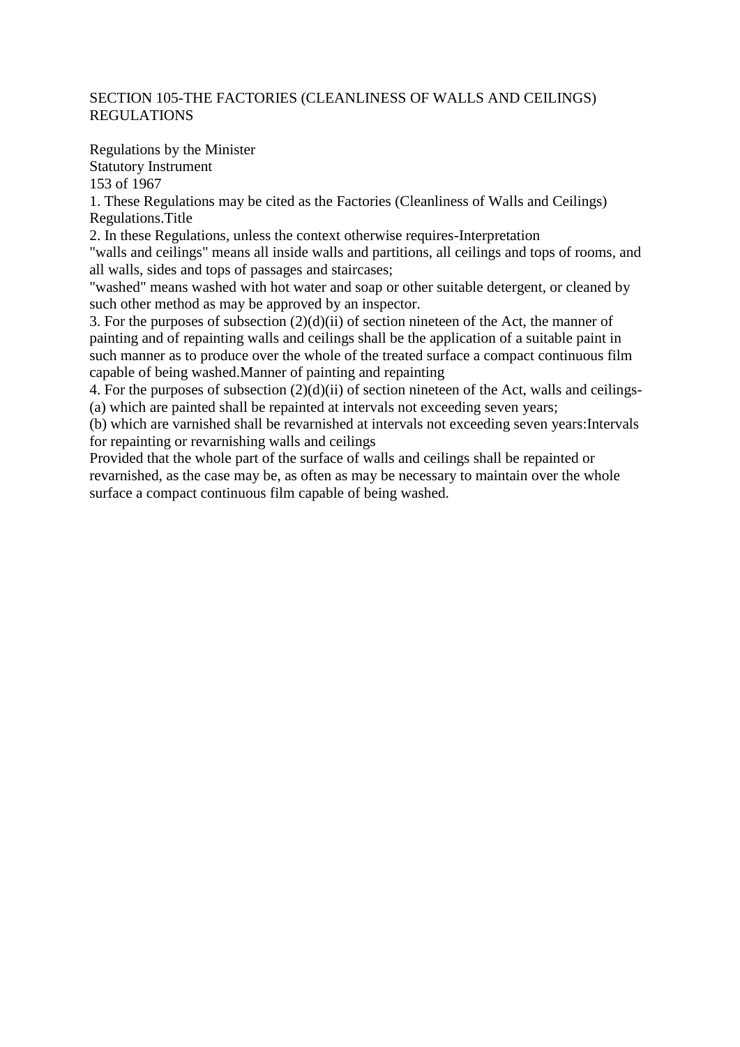SECTION 105-THE FACTORIES (CLEANLINESS OF WALLS AND CEILINGS) REGULATIONS

Regulations by the Minister
Statutory Instrument
153 of 1967

1. These Regulations may be cited as the Factories (Cleanliness of Walls and Ceilings) Regulations.Title
2. In these Regulations, unless the context otherwise requires-Interpretation
"walls and ceilings" means all inside walls and partitions, all ceilings and tops of rooms, and all walls, sides and tops of passages and staircases;
"washed" means washed with hot water and soap or other suitable detergent, or cleaned by such other method as may be approved by an inspector.
3. For the purposes of subsection (2)(d)(ii) of section nineteen of the Act, the manner of painting and of repainting walls and ceilings shall be the application of a suitable paint in such manner as to produce over the whole of the treated surface a compact continuous film capable of being washed.Manner of painting and repainting
4. For the purposes of subsection (2)(d)(ii) of section nineteen of the Act, walls and ceilings-
(a) which are painted shall be repainted at intervals not exceeding seven years;
(b) which are varnished shall be revarnished at intervals not exceeding seven years:Intervals for repainting or revarnishing walls and ceilings
Provided that the whole part of the surface of walls and ceilings shall be repainted or revarnished, as the case may be, as often as may be necessary to maintain over the whole surface a compact continuous film capable of being washed.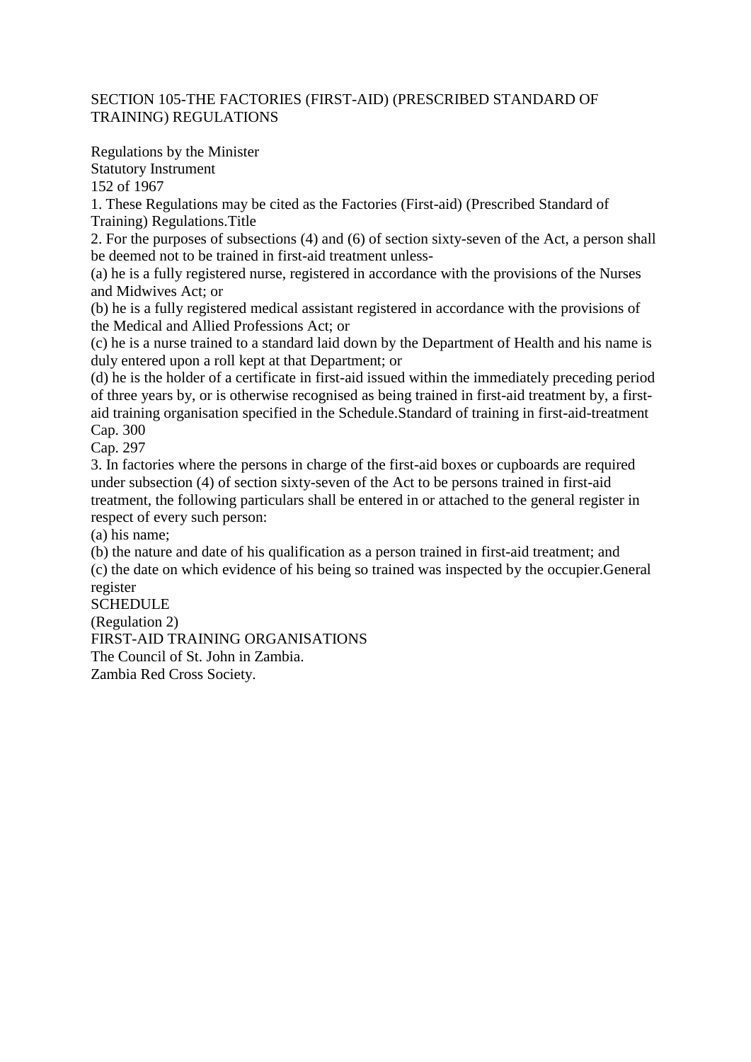# SECTION 105-THE FACTORIES (FIRST-AID) (PRESCRIBED STANDARD OF TRAINING) REGULATIONS

Regulations by the Minister
Statutory Instrument
152 of 1967

1. These Regulations may be cited as the Factories (First-aid) (Prescribed Standard of Training) Regulations.Title

2. For the purposes of subsections (4) and (6) of section sixty-seven of the Act, a person shall be deemed not to be trained in first-aid treatment unless-

(a) he is a fully registered nurse, registered in accordance with the provisions of the Nurses and Midwives Act; or

(b) he is a fully registered medical assistant registered in accordance with the provisions of the Medical and Allied Professions Act; or

(c) he is a nurse trained to a standard laid down by the Department of Health and his name is duly entered upon a roll kept at that Department; or

(d) he is the holder of a certificate in first-aid issued within the immediately preceding period of three years by, or is otherwise recognised as being trained in first-aid treatment by, a first-aid training organisation specified in the Schedule.Standard of training in first-aid-treatment
Cap. 300
Cap. 297

3. In factories where the persons in charge of the first-aid boxes or cupboards are required under subsection (4) of section sixty-seven of the Act to be persons trained in first-aid treatment, the following particulars shall be entered in or attached to the general register in respect of every such person:

(a) his name;

(b) the nature and date of his qualification as a person trained in first-aid treatment; and

(c) the date on which evidence of his being so trained was inspected by the occupier.General register

SCHEDULE
(Regulation 2)
FIRST-AID TRAINING ORGANISATIONS

The Council of St. John in Zambia.
Zambia Red Cross Society.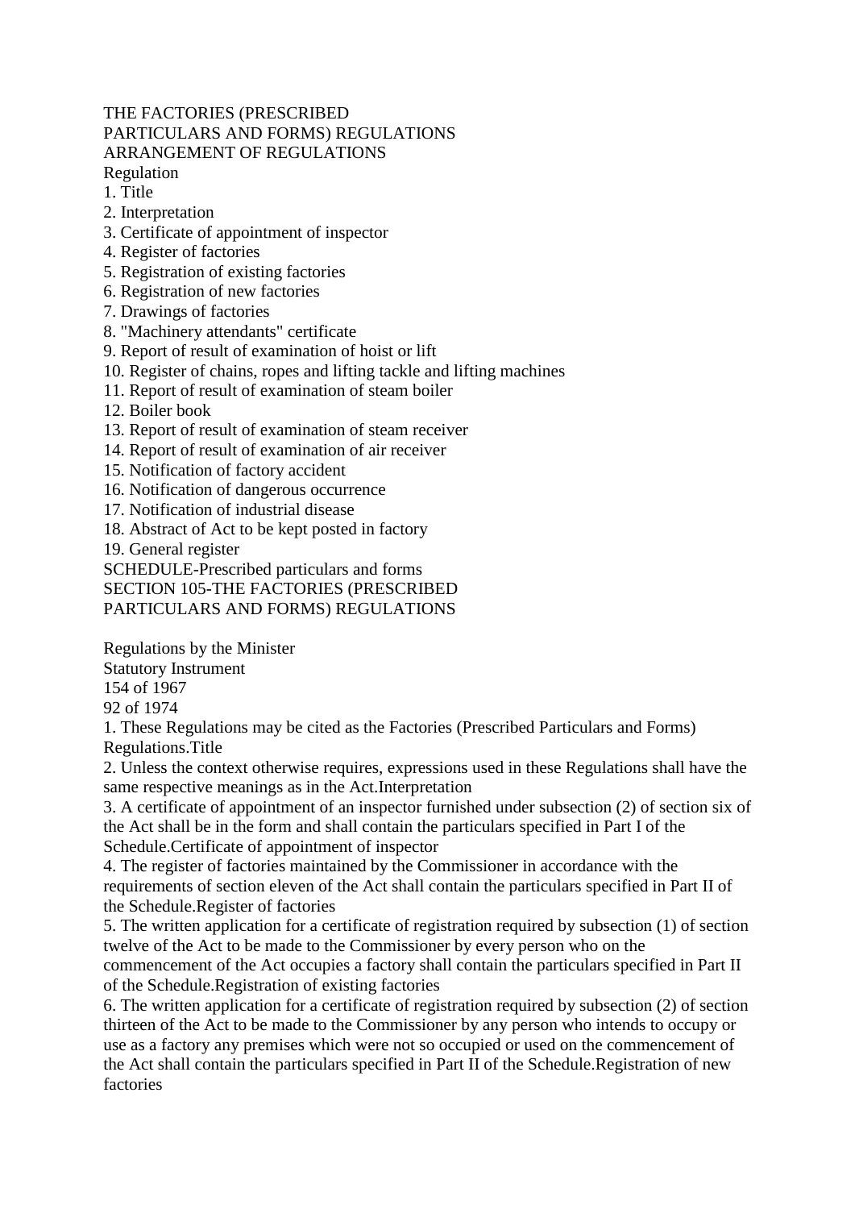# THE FACTORIES (PRESCRIBED PARTICULARS AND FORMS) REGULATIONS

## ARRANGEMENT OF REGULATIONS

Regulation

1. Title
2. Interpretation
3. Certificate of appointment of inspector
4. Register of factories
5. Registration of existing factories
6. Registration of new factories
7. Drawings of factories
8. "Machinery attendants" certificate
9. Report of result of examination of hoist or lift
10. Register of chains, ropes and lifting tackle and lifting machines
11. Report of result of examination of steam boiler
12. Boiler book
13. Report of result of examination of steam receiver
14. Report of result of examination of air receiver
15. Notification of factory accident
16. Notification of dangerous occurrence
17. Notification of industrial disease
18. Abstract of Act to be kept posted in factory
19. General register

SCHEDULE-Prescribed particulars and forms

## SECTION 105-THE FACTORIES (PRESCRIBED PARTICULARS AND FORMS) REGULATIONS

Regulations by the Minister

Statutory Instrument
154 of 1967
92 of 1974

1. These Regulations may be cited as the Factories (Prescribed Particulars and Forms) Regulations.Title

2. Unless the context otherwise requires, expressions used in these Regulations shall have the same respective meanings as in the Act.Interpretation

3. A certificate of appointment of an inspector furnished under subsection (2) of section six of the Act shall be in the form and shall contain the particulars specified in Part I of the Schedule.Certificate of appointment of inspector

4. The register of factories maintained by the Commissioner in accordance with the requirements of section eleven of the Act shall contain the particulars specified in Part II of the Schedule.Register of factories

5. The written application for a certificate of registration required by subsection (1) of section twelve of the Act to be made to the Commissioner by every person who on the commencement of the Act occupies a factory shall contain the particulars specified in Part II of the Schedule.Registration of existing factories

6. The written application for a certificate of registration required by subsection (2) of section thirteen of the Act to be made to the Commissioner by any person who intends to occupy or use as a factory any premises which were not so occupied or used on the commencement of the Act shall contain the particulars specified in Part II of the Schedule.Registration of new factories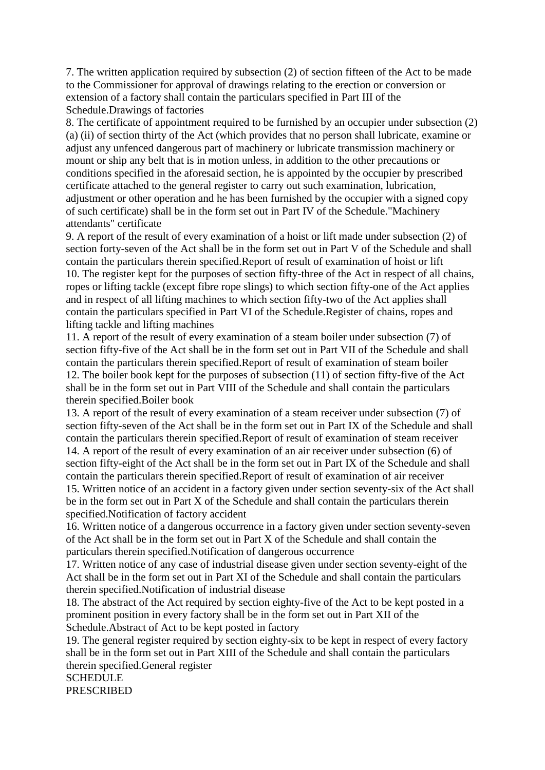7. The written application required by subsection (2) of section fifteen of the Act to be made to the Commissioner for approval of drawings relating to the erection or conversion or extension of a factory shall contain the particulars specified in Part III of the Schedule.Drawings of factories

8. The certificate of appointment required to be furnished by an occupier under subsection (2) (a) (ii) of section thirty of the Act (which provides that no person shall lubricate, examine or adjust any unfenced dangerous part of machinery or lubricate transmission machinery or mount or ship any belt that is in motion unless, in addition to the other precautions or conditions specified in the aforesaid section, he is appointed by the occupier by prescribed certificate attached to the general register to carry out such examination, lubrication, adjustment or other operation and he has been furnished by the occupier with a signed copy of such certificate) shall be in the form set out in Part IV of the Schedule."Machinery attendants" certificate

9. A report of the result of every examination of a hoist or lift made under subsection (2) of section forty-seven of the Act shall be in the form set out in Part V of the Schedule and shall contain the particulars therein specified.Report of result of examination of hoist or lift

10. The register kept for the purposes of section fifty-three of the Act in respect of all chains, ropes or lifting tackle (except fibre rope slings) to which section fifty-one of the Act applies and in respect of all lifting machines to which section fifty-two of the Act applies shall contain the particulars specified in Part VI of the Schedule.Register of chains, ropes and lifting tackle and lifting machines

11. A report of the result of every examination of a steam boiler under subsection (7) of section fifty-five of the Act shall be in the form set out in Part VII of the Schedule and shall contain the particulars therein specified.Report of result of examination of steam boiler

12. The boiler book kept for the purposes of subsection (11) of section fifty-five of the Act shall be in the form set out in Part VIII of the Schedule and shall contain the particulars therein specified.Boiler book

13. A report of the result of every examination of a steam receiver under subsection (7) of section fifty-seven of the Act shall be in the form set out in Part IX of the Schedule and shall contain the particulars therein specified.Report of result of examination of steam receiver

14. A report of the result of every examination of an air receiver under subsection (6) of section fifty-eight of the Act shall be in the form set out in Part IX of the Schedule and shall contain the particulars therein specified.Report of result of examination of air receiver

15. Written notice of an accident in a factory given under section seventy-six of the Act shall be in the form set out in Part X of the Schedule and shall contain the particulars therein specified.Notification of factory accident

16. Written notice of a dangerous occurrence in a factory given under section seventy-seven of the Act shall be in the form set out in Part X of the Schedule and shall contain the particulars therein specified.Notification of dangerous occurrence

17. Written notice of any case of industrial disease given under section seventy-eight of the Act shall be in the form set out in Part XI of the Schedule and shall contain the particulars therein specified.Notification of industrial disease

18. The abstract of the Act required by section eighty-five of the Act to be kept posted in a prominent position in every factory shall be in the form set out in Part XII of the Schedule.Abstract of Act to be kept posted in factory

19. The general register required by section eighty-six to be kept in respect of every factory shall be in the form set out in Part XIII of the Schedule and shall contain the particulars therein specified.General register

SCHEDULE

PRESCRIBED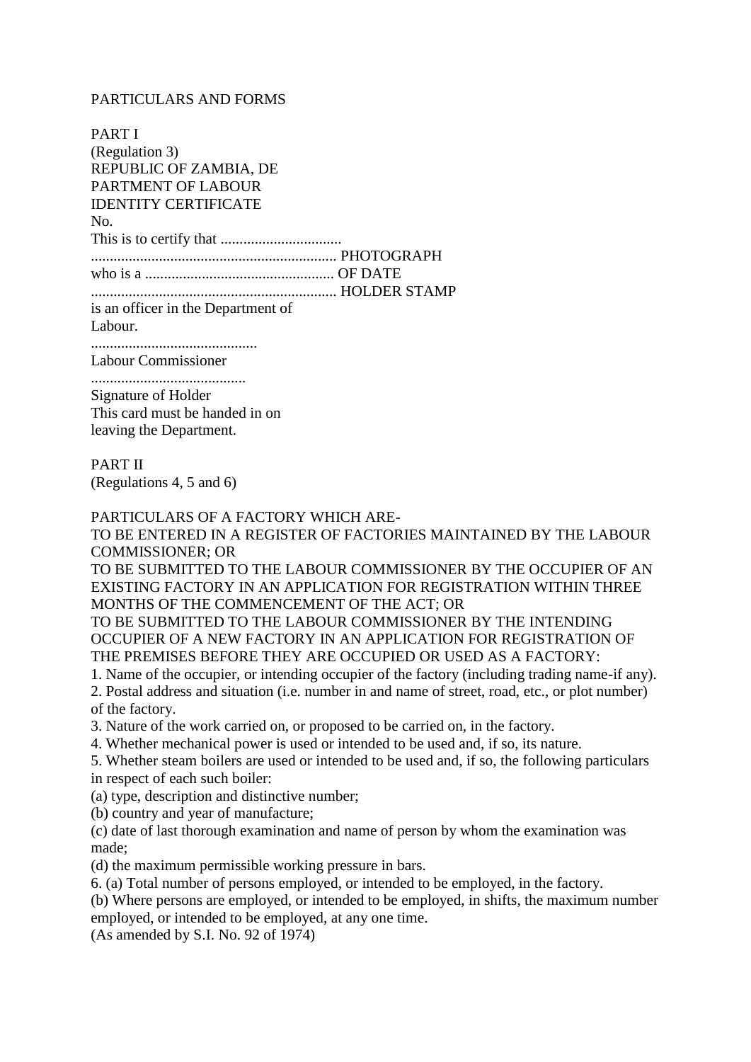PARTICULARS AND FORMS

PART I
(Regulation 3)
REPUBLIC OF ZAMBIA, DE
PARTMENT OF LABOUR
IDENTITY CERTIFICATE
No.
This is to certify that ................................
................................................................ PHOTOGRAPH
who is a .................................................. OF DATE
................................................................ HOLDER STAMP
is an officer in the Department of
Labour.
............................................
Labour Commissioner
.........................................
Signature of Holder
This card must be handed in on
leaving the Department.

PART II
(Regulations 4, 5 and 6)

PARTICULARS OF A FACTORY WHICH ARE-
TO BE ENTERED IN A REGISTER OF FACTORIES MAINTAINED BY THE LABOUR COMMISSIONER; OR
TO BE SUBMITTED TO THE LABOUR COMMISSIONER BY THE OCCUPIER OF AN EXISTING FACTORY IN AN APPLICATION FOR REGISTRATION WITHIN THREE MONTHS OF THE COMMENCEMENT OF THE ACT; OR
TO BE SUBMITTED TO THE LABOUR COMMISSIONER BY THE INTENDING OCCUPIER OF A NEW FACTORY IN AN APPLICATION FOR REGISTRATION OF THE PREMISES BEFORE THEY ARE OCCUPIED OR USED AS A FACTORY:

1. Name of the occupier, or intending occupier of the factory (including trading name-if any).
2. Postal address and situation (i.e. number in and name of street, road, etc., or plot number) of the factory.
3. Nature of the work carried on, or proposed to be carried on, in the factory.
4. Whether mechanical power is used or intended to be used and, if so, its nature.
5. Whether steam boilers are used or intended to be used and, if so, the following particulars in respect of each such boiler:

(a) type, description and distinctive number;
(b) country and year of manufacture;
(c) date of last thorough examination and name of person by whom the examination was made;
(d) the maximum permissible working pressure in bars.

6. (a) Total number of persons employed, or intended to be employed, in the factory.
(b) Where persons are employed, or intended to be employed, in shifts, the maximum number employed, or intended to be employed, at any one time.

(As amended by S.I. No. 92 of 1974)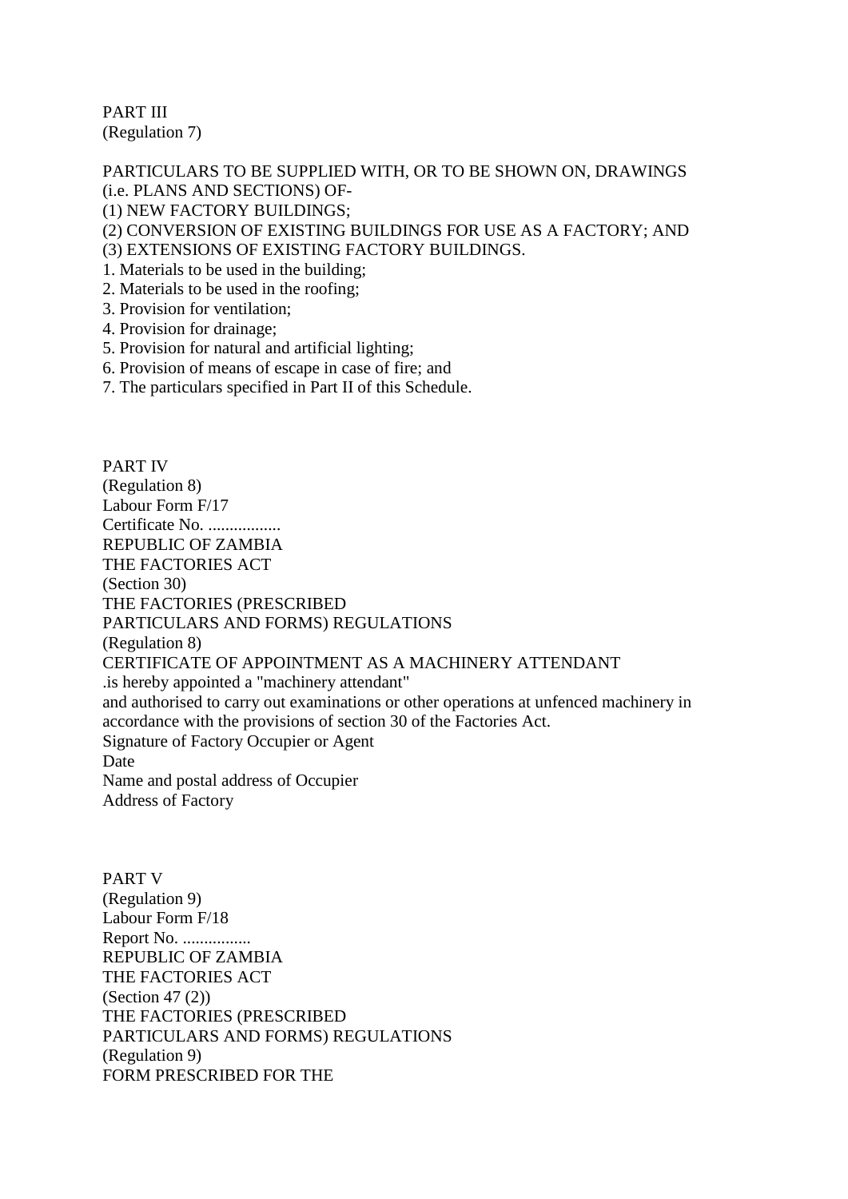PART III
(Regulation 7)

PARTICULARS TO BE SUPPLIED WITH, OR TO BE SHOWN ON, DRAWINGS (i.e. PLANS AND SECTIONS) OF-
(1) NEW FACTORY BUILDINGS;
(2) CONVERSION OF EXISTING BUILDINGS FOR USE AS A FACTORY; AND
(3) EXTENSIONS OF EXISTING FACTORY BUILDINGS.

1. Materials to be used in the building;
2. Materials to be used in the roofing;
3. Provision for ventilation;
4. Provision for drainage;
5. Provision for natural and artificial lighting;
6. Provision of means of escape in case of fire; and
7. The particulars specified in Part II of this Schedule.

PART IV
(Regulation 8)
Labour Form F/17
Certificate No. .................
REPUBLIC OF ZAMBIA
THE FACTORIES ACT
(Section 30)
THE FACTORIES (PRESCRIBED
PARTICULARS AND FORMS) REGULATIONS
(Regulation 8)
CERTIFICATE OF APPOINTMENT AS A MACHINERY ATTENDANT
.is hereby appointed a "machinery attendant"
and authorised to carry out examinations or other operations at unfenced machinery in accordance with the provisions of section 30 of the Factories Act.
Signature of Factory Occupier or Agent
Date
Name and postal address of Occupier
Address of Factory

PART V
(Regulation 9)
Labour Form F/18
Report No. ................
REPUBLIC OF ZAMBIA
THE FACTORIES ACT
(Section 47 (2))
THE FACTORIES (PRESCRIBED
PARTICULARS AND FORMS) REGULATIONS
(Regulation 9)
FORM PRESCRIBED FOR THE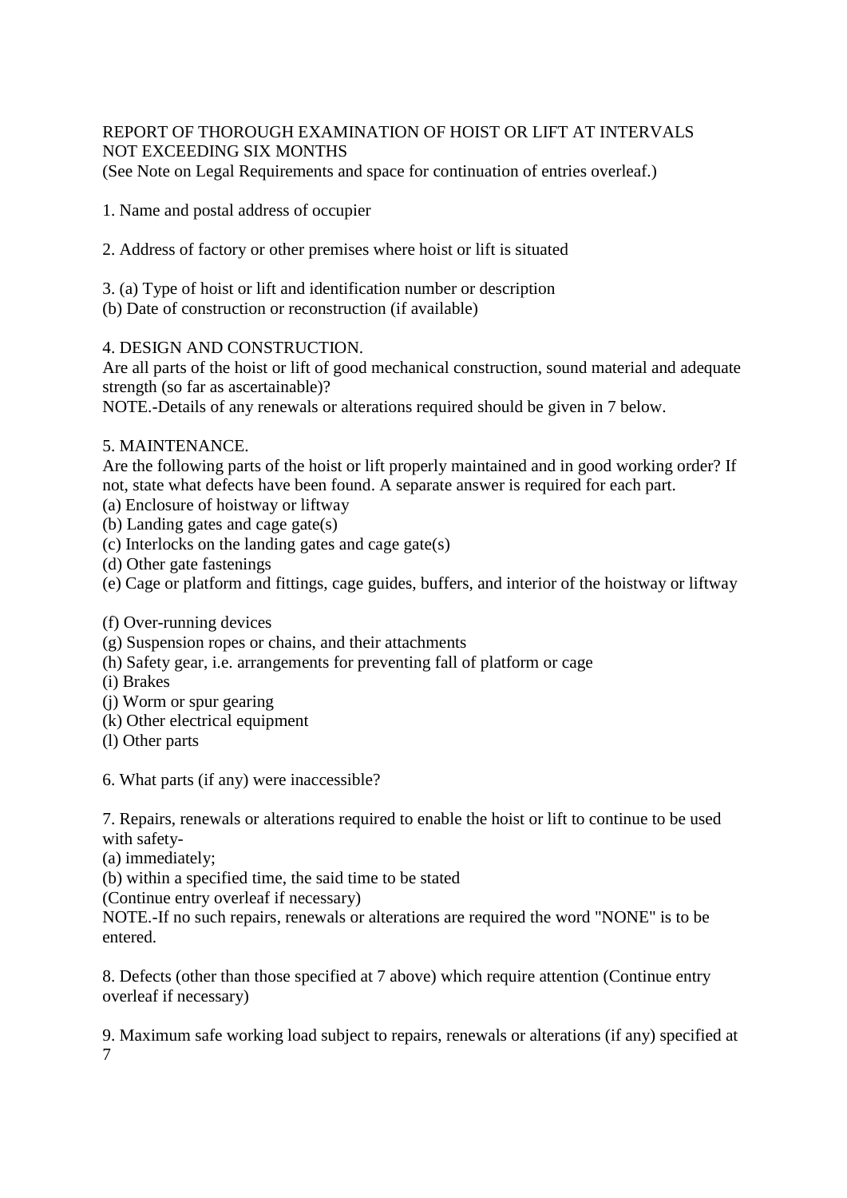REPORT OF THOROUGH EXAMINATION OF HOIST OR LIFT AT INTERVALS NOT EXCEEDING SIX MONTHS

(See Note on Legal Requirements and space for continuation of entries overleaf.)

1. Name and postal address of occupier

2. Address of factory or other premises where hoist or lift is situated

3. (a) Type of hoist or lift and identification number or description
(b) Date of construction or reconstruction (if available)

4. DESIGN AND CONSTRUCTION.
Are all parts of the hoist or lift of good mechanical construction, sound material and adequate strength (so far as ascertainable)?
NOTE.-Details of any renewals or alterations required should be given in 7 below.

5. MAINTENANCE.
Are the following parts of the hoist or lift properly maintained and in good working order? If not, state what defects have been found. A separate answer is required for each part.
(a) Enclosure of hoistway or liftway
(b) Landing gates and cage gate(s)
(c) Interlocks on the landing gates and cage gate(s)
(d) Other gate fastenings
(e) Cage or platform and fittings, cage guides, buffers, and interior of the hoistway or liftway

(f) Over-running devices
(g) Suspension ropes or chains, and their attachments
(h) Safety gear, i.e. arrangements for preventing fall of platform or cage
(i) Brakes
(j) Worm or spur gearing
(k) Other electrical equipment
(l) Other parts

6. What parts (if any) were inaccessible?

7. Repairs, renewals or alterations required to enable the hoist or lift to continue to be used with safety-
(a) immediately;
(b) within a specified time, the said time to be stated
(Continue entry overleaf if necessary)
NOTE.-If no such repairs, renewals or alterations are required the word "NONE" is to be entered.

8. Defects (other than those specified at 7 above) which require attention (Continue entry overleaf if necessary)

9. Maximum safe working load subject to repairs, renewals or alterations (if any) specified at 7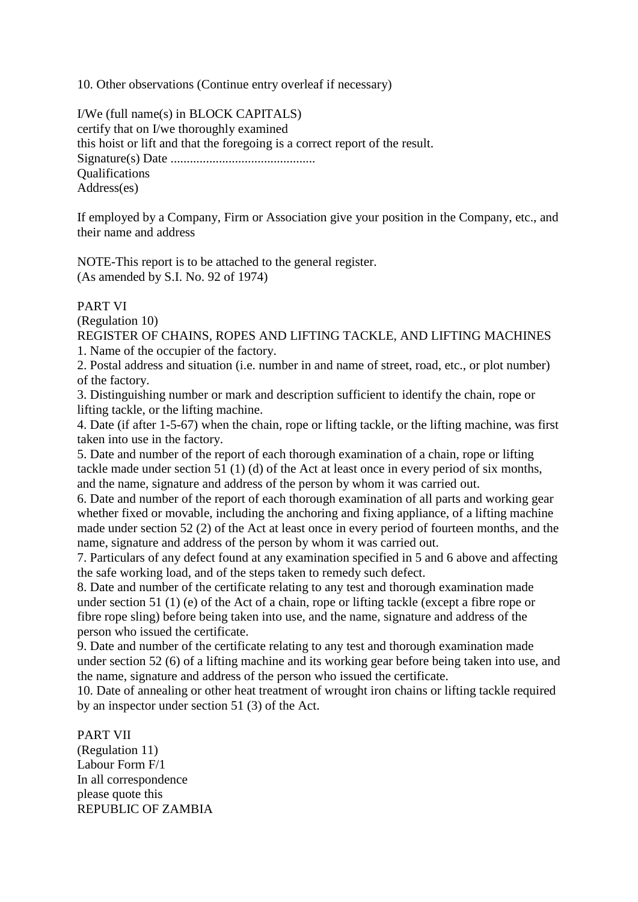10. Other observations (Continue entry overleaf if necessary)

I/We (full name(s) in BLOCK CAPITALS)
certify that on I/we thoroughly examined
this hoist or lift and that the foregoing is a correct report of the result.
Signature(s) Date ............................................
Qualifications
Address(es)

If employed by a Company, Firm or Association give your position in the Company, etc., and their name and address

NOTE-This report is to be attached to the general register.
(As amended by S.I. No. 92 of 1974)

PART VI
(Regulation 10)
REGISTER OF CHAINS, ROPES AND LIFTING TACKLE, AND LIFTING MACHINES

1. Name of the occupier of the factory.
2. Postal address and situation (i.e. number in and name of street, road, etc., or plot number) of the factory.
3. Distinguishing number or mark and description sufficient to identify the chain, rope or lifting tackle, or the lifting machine.
4. Date (if after 1-5-67) when the chain, rope or lifting tackle, or the lifting machine, was first taken into use in the factory.
5. Date and number of the report of each thorough examination of a chain, rope or lifting tackle made under section 51 (1) (d) of the Act at least once in every period of six months, and the name, signature and address of the person by whom it was carried out.
6. Date and number of the report of each thorough examination of all parts and working gear whether fixed or movable, including the anchoring and fixing appliance, of a lifting machine made under section 52 (2) of the Act at least once in every period of fourteen months, and the name, signature and address of the person by whom it was carried out.
7. Particulars of any defect found at any examination specified in 5 and 6 above and affecting the safe working load, and of the steps taken to remedy such defect.
8. Date and number of the certificate relating to any test and thorough examination made under section 51 (1) (e) of the Act of a chain, rope or lifting tackle (except a fibre rope or fibre rope sling) before being taken into use, and the name, signature and address of the person who issued the certificate.
9. Date and number of the certificate relating to any test and thorough examination made under section 52 (6) of a lifting machine and its working gear before being taken into use, and the name, signature and address of the person who issued the certificate.
10. Date of annealing or other heat treatment of wrought iron chains or lifting tackle required by an inspector under section 51 (3) of the Act.

PART VII
(Regulation 11)
Labour Form F/1
In all correspondence
please quote this
REPUBLIC OF ZAMBIA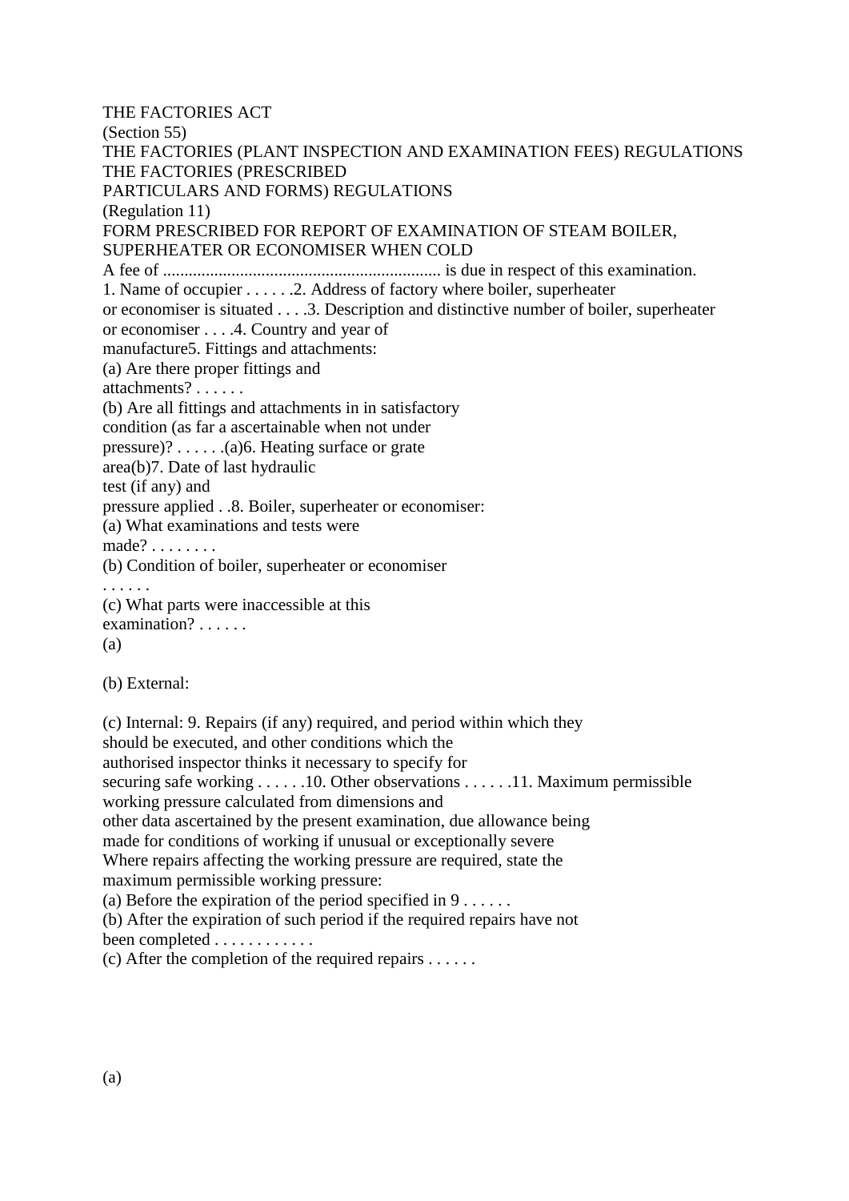THE FACTORIES ACT

(Section 55)

THE FACTORIES (PLANT INSPECTION AND EXAMINATION FEES) REGULATIONS

THE FACTORIES (PRESCRIBED PARTICULARS AND FORMS) REGULATIONS

(Regulation 11)

FORM PRESCRIBED FOR REPORT OF EXAMINATION OF STEAM BOILER, SUPERHEATER OR ECONOMISER WHEN COLD

A fee of ................................................................ is due in respect of this examination.

1. Name of occupier . . . . . .2. Address of factory where boiler, superheater or economiser is situated . . . .3. Description and distinctive number of boiler, superheater or economiser . . . .4. Country and year of manufacture5. Fittings and attachments:

(a) Are there proper fittings and attachments? . . . . . .

(b) Are all fittings and attachments in in satisfactory condition (as far a ascertainable when not under pressure)? . . . . . .(a)6. Heating surface or grate area(b)7. Date of last hydraulic test (if any) and pressure applied . .8. Boiler, superheater or economiser:

(a) What examinations and tests were made? . . . . . . . .

(b) Condition of boiler, superheater or economiser . . . . . .

(c) What parts were inaccessible at this examination? . . . . . .

(a)

(b) External:

(c) Internal: 9. Repairs (if any) required, and period within which they should be executed, and other conditions which the authorised inspector thinks it necessary to specify for securing safe working . . . . . .10. Other observations . . . . . .11. Maximum permissible working pressure calculated from dimensions and other data ascertained by the present examination, due allowance being made for conditions of working if unusual or exceptionally severe

Where repairs affecting the working pressure are required, state the maximum permissible working pressure:

(a) Before the expiration of the period specified in 9 . . . . . .

(b) After the expiration of such period if the required repairs have not been completed . . . . . . . . . . . .

(c) After the completion of the required repairs . . . . . .

(a)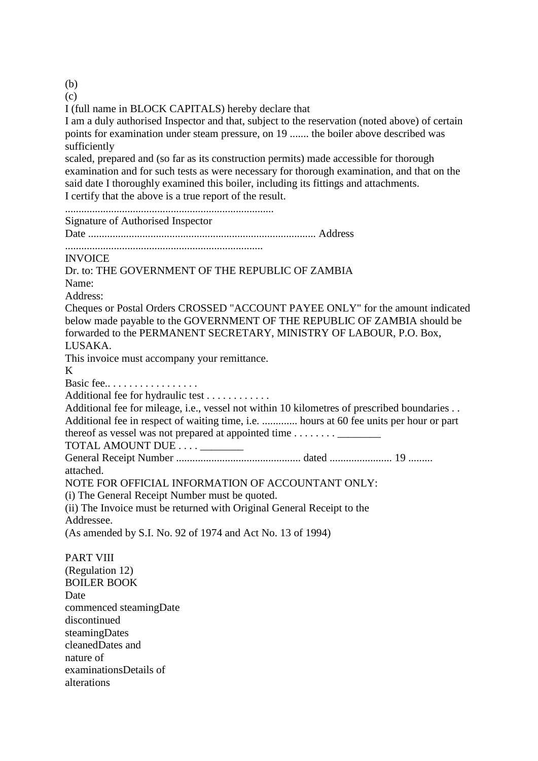(b)

(c)

I (full name in BLOCK CAPITALS) hereby declare that

I am a duly authorised Inspector and that, subject to the reservation (noted above) of certain points for examination under steam pressure, on 19 ....... the boiler above described was sufficiently scaled, prepared and (so far as its construction permits) made accessible for thorough examination and for such tests as were necessary for thorough examination, and that on the said date I thoroughly examined this boiler, including its fittings and attachments.

I certify that the above is a true report of the result.

..............................................................................

Signature of Authorised Inspector

Date .................................................................................... Address

..........................................................................

INVOICE

Dr. to: THE GOVERNMENT OF THE REPUBLIC OF ZAMBIA

Name:

Address:

Cheques or Postal Orders CROSSED "ACCOUNT PAYEE ONLY" for the amount indicated below made payable to the GOVERNMENT OF THE REPUBLIC OF ZAMBIA should be forwarded to the PERMANENT SECRETARY, MINISTRY OF LABOUR, P.O. Box, LUSAKA.

This invoice must accompany your remittance.

K

Basic fee.. . . . . . . . . . . . . . . . .

Additional fee for hydraulic test . . . . . . . . . . . .

Additional fee for mileage, i.e., vessel not within 10 kilometres of prescribed boundaries . .

Additional fee in respect of waiting time, i.e. ............. hours at 60 fee units per hour or part thereof as vessel was not prepared at appointed time . . . . . . . . ________

TOTAL AMOUNT DUE . . . . ________

General Receipt Number .............................................. dated ....................... 19 ......... attached.

NOTE FOR OFFICIAL INFORMATION OF ACCOUNTANT ONLY:

(i) The General Receipt Number must be quoted.

(ii) The Invoice must be returned with Original General Receipt to the Addressee.

(As amended by S.I. No. 92 of 1974 and Act No. 13 of 1994)

PART VIII

(Regulation 12)

BOILER BOOK

| Date commenced steaming | Date discontinued steaming | Dates cleaned | Dates and nature of examinations | Details of alterations |
|---|---|---|---|---|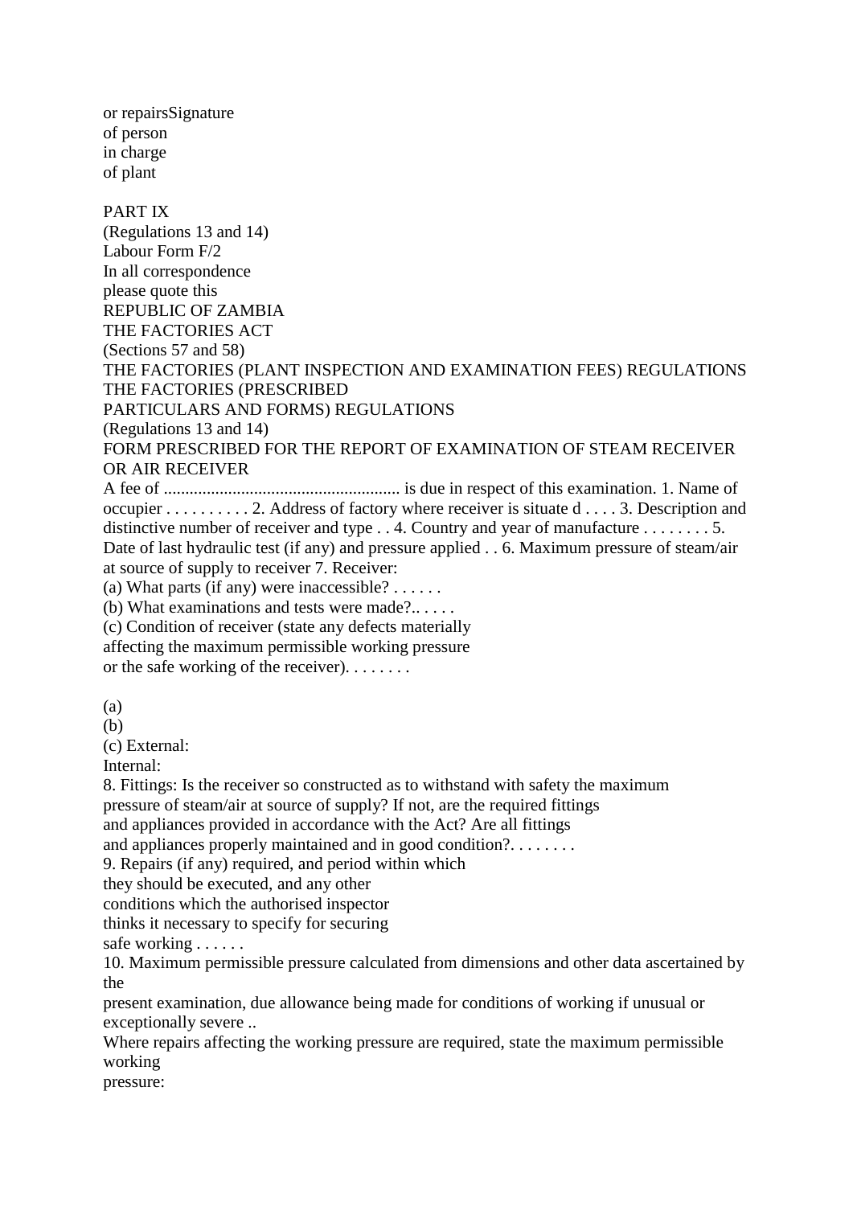or repairsSignature
of person
in charge
of plant

PART IX
(Regulations 13 and 14)
Labour Form F/2
In all correspondence
please quote this
REPUBLIC OF ZAMBIA
THE FACTORIES ACT
(Sections 57 and 58)
THE FACTORIES (PLANT INSPECTION AND EXAMINATION FEES) REGULATIONS
THE FACTORIES (PRESCRIBED
PARTICULARS AND FORMS) REGULATIONS
(Regulations 13 and 14)
FORM PRESCRIBED FOR THE REPORT OF EXAMINATION OF STEAM RECEIVER OR AIR RECEIVER

A fee of ...................................................... is due in respect of this examination. 1. Name of occupier . . . . . . . . . . 2. Address of factory where receiver is situate d . . . . 3. Description and distinctive number of receiver and type . . 4. Country and year of manufacture . . . . . . . . 5. Date of last hydraulic test (if any) and pressure applied . . 6. Maximum pressure of steam/air at source of supply to receiver 7. Receiver:

(a) What parts (if any) were inaccessible? . . . . . .
(b) What examinations and tests were made?.. . . . .
(c) Condition of receiver (state any defects materially
affecting the maximum permissible working pressure
or the safe working of the receiver). . . . . . . .

(a)
(b)
(c) External:
Internal:

8. Fittings: Is the receiver so constructed as to withstand with safety the maximum
pressure of steam/air at source of supply? If not, are the required fittings
and appliances provided in accordance with the Act? Are all fittings
and appliances properly maintained and in good condition?. . . . . . . .

9. Repairs (if any) required, and period within which
they should be executed, and any other
conditions which the authorised inspector
thinks it necessary to specify for securing
safe working . . . . . .

10. Maximum permissible pressure calculated from dimensions and other data ascertained by the
present examination, due allowance being made for conditions of working if unusual or exceptionally severe ..
Where repairs affecting the working pressure are required, state the maximum permissible working
pressure: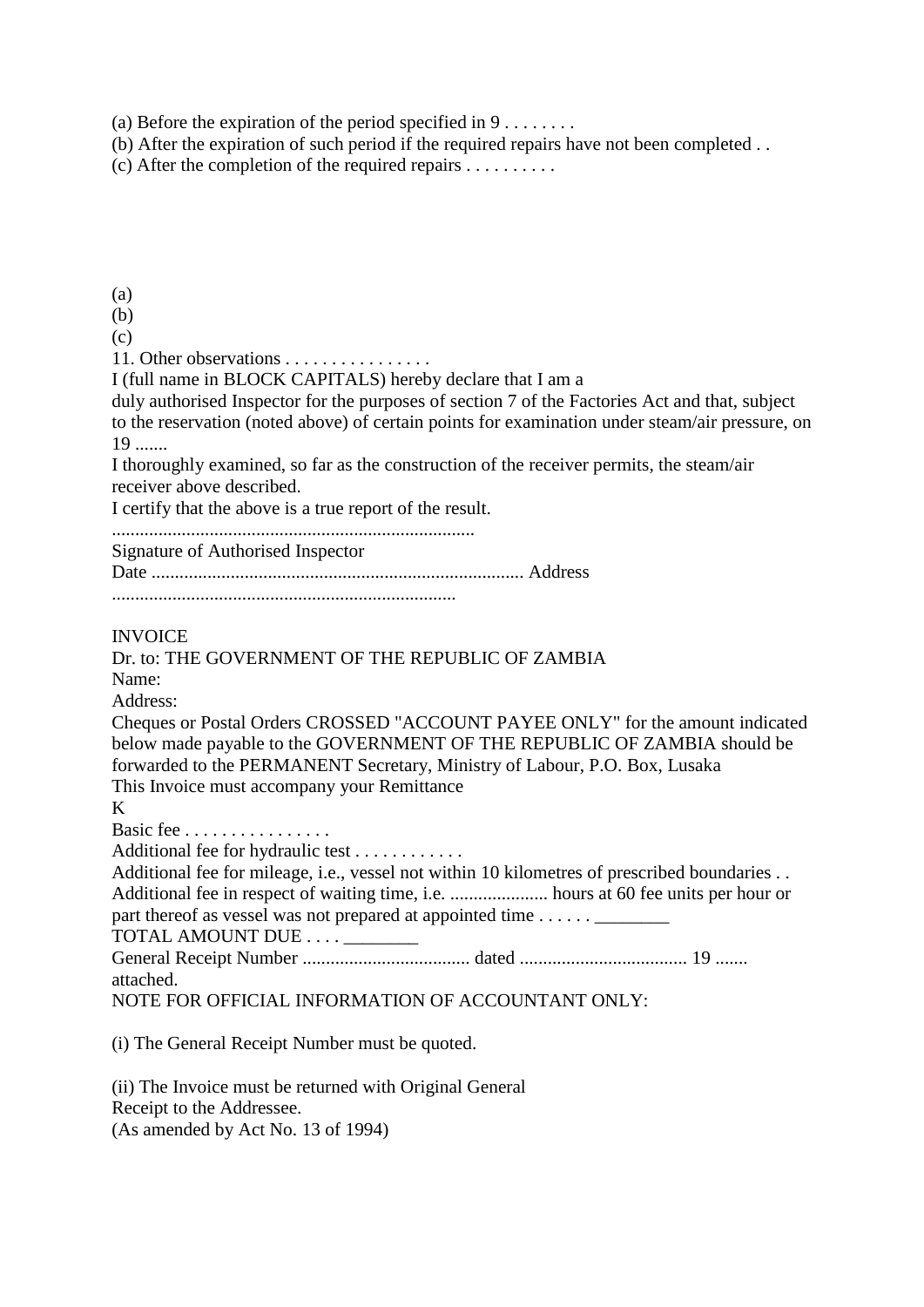(a) Before the expiration of the period specified in 9 . . . . . . . .

(b) After the expiration of such period if the required repairs have not been completed . .

(c) After the completion of the required repairs . . . . . . . . . .

(a)

(b)

(c)

11. Other observations . . . . . . . . . . . . . . . .

I (full name in BLOCK CAPITALS) hereby declare that I am a duly authorised Inspector for the purposes of section 7 of the Factories Act and that, subject to the reservation (noted above) of certain points for examination under steam/air pressure, on 19 .......

I thoroughly examined, so far as the construction of the receiver permits, the steam/air receiver above described.

I certify that the above is a true report of the result.

..............................................................................

Signature of Authorised Inspector

Date ................................................................................ Address ..........................................................................

INVOICE

Dr. to: THE GOVERNMENT OF THE REPUBLIC OF ZAMBIA

Name:

Address:

Cheques or Postal Orders CROSSED "ACCOUNT PAYEE ONLY" for the amount indicated below made payable to the GOVERNMENT OF THE REPUBLIC OF ZAMBIA should be forwarded to the PERMANENT Secretary, Ministry of Labour, P.O. Box, Lusaka

This Invoice must accompany your Remittance

K

Basic fee . . . . . . . . . . . . . . . .

Additional fee for hydraulic test . . . . . . . . . . . .

Additional fee for mileage, i.e., vessel not within 10 kilometres of prescribed boundaries . .

Additional fee in respect of waiting time, i.e. ..................... hours at 60 fee units per hour or part thereof as vessel was not prepared at appointed time . . . . . . ________

TOTAL AMOUNT DUE . . . . ________

General Receipt Number .................................... dated .................................... 19 ....... attached.

NOTE FOR OFFICIAL INFORMATION OF ACCOUNTANT ONLY:

(i) The General Receipt Number must be quoted.

(ii) The Invoice must be returned with Original General Receipt to the Addressee.

(As amended by Act No. 13 of 1994)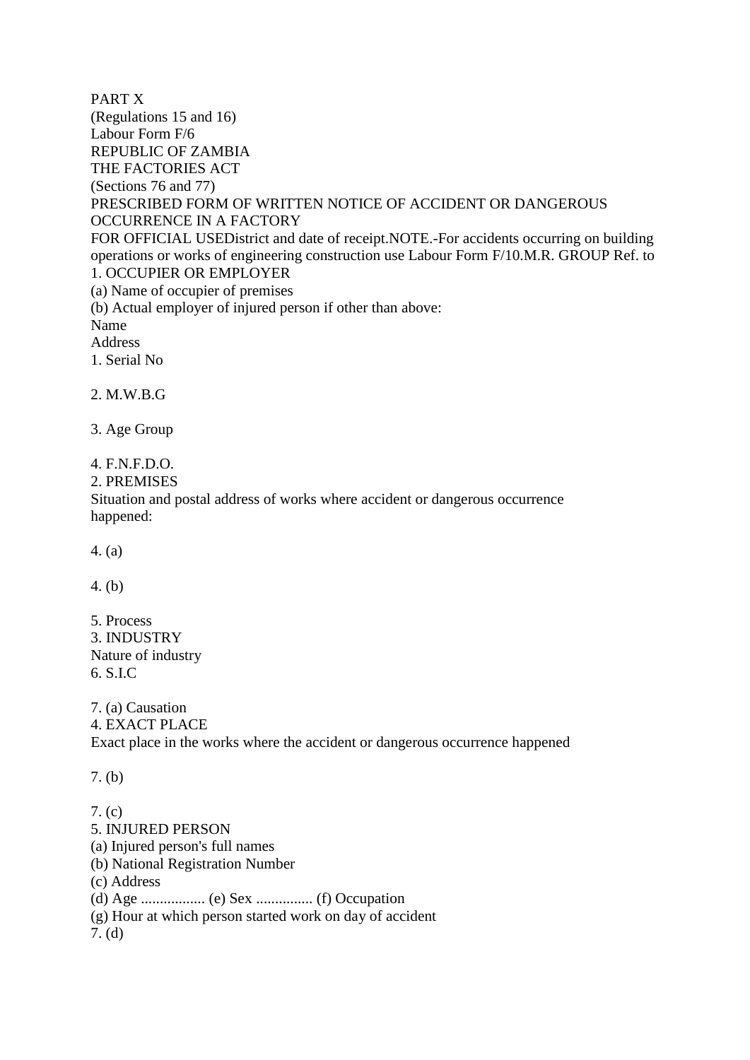PART X

(Regulations 15 and 16)

Labour Form F/6

REPUBLIC OF ZAMBIA

THE FACTORIES ACT

(Sections 76 and 77)

PRESCRIBED FORM OF WRITTEN NOTICE OF ACCIDENT OR DANGEROUS OCCURRENCE IN A FACTORY

FOR OFFICIAL USEDistrict and date of receipt.NOTE.-For accidents occurring on building operations or works of engineering construction use Labour Form F/10.M.R. GROUP Ref. to

1. OCCUPIER OR EMPLOYER

(a) Name of occupier of premises

(b) Actual employer of injured person if other than above:

Name

Address

1. Serial No

2. M.W.B.G

3. Age Group

4. F.N.F.D.O.

2. PREMISES

Situation and postal address of works where accident or dangerous occurrence happened:

4. (a)

4. (b)

5. Process

3. INDUSTRY

Nature of industry

6. S.I.C

7. (a) Causation

4. EXACT PLACE

Exact place in the works where the accident or dangerous occurrence happened

7. (b)

7. (c)

5. INJURED PERSON

(a) Injured person's full names

(b) National Registration Number

(c) Address

(d) Age ................. (e) Sex ............... (f) Occupation

(g) Hour at which person started work on day of accident

7. (d)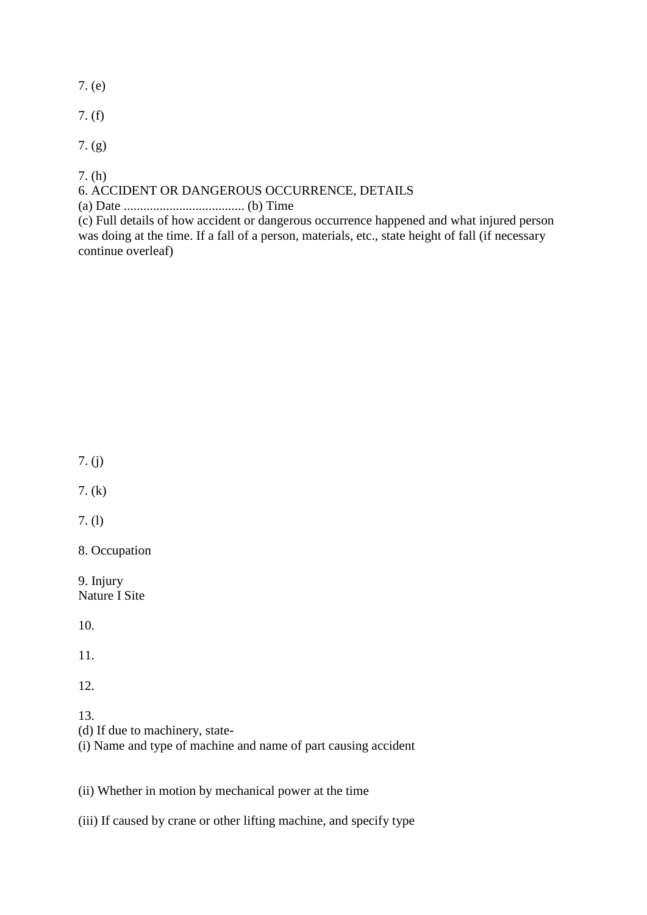7. (e)

7. (f)

7. (g)

7. (h)

6. ACCIDENT OR DANGEROUS OCCURRENCE, DETAILS

(a) Date ..................................... (b) Time

(c) Full details of how accident or dangerous occurrence happened and what injured person was doing at the time. If a fall of a person, materials, etc., state height of fall (if necessary continue overleaf)

7. (j)

7. (k)

7. (l)

8. Occupation

9. Injury
Nature I Site

10.

11.

12.

13.

(d) If due to machinery, state-

(i) Name and type of machine and name of part causing accident

(ii) Whether in motion by mechanical power at the time

(iii) If caused by crane or other lifting machine, and specify type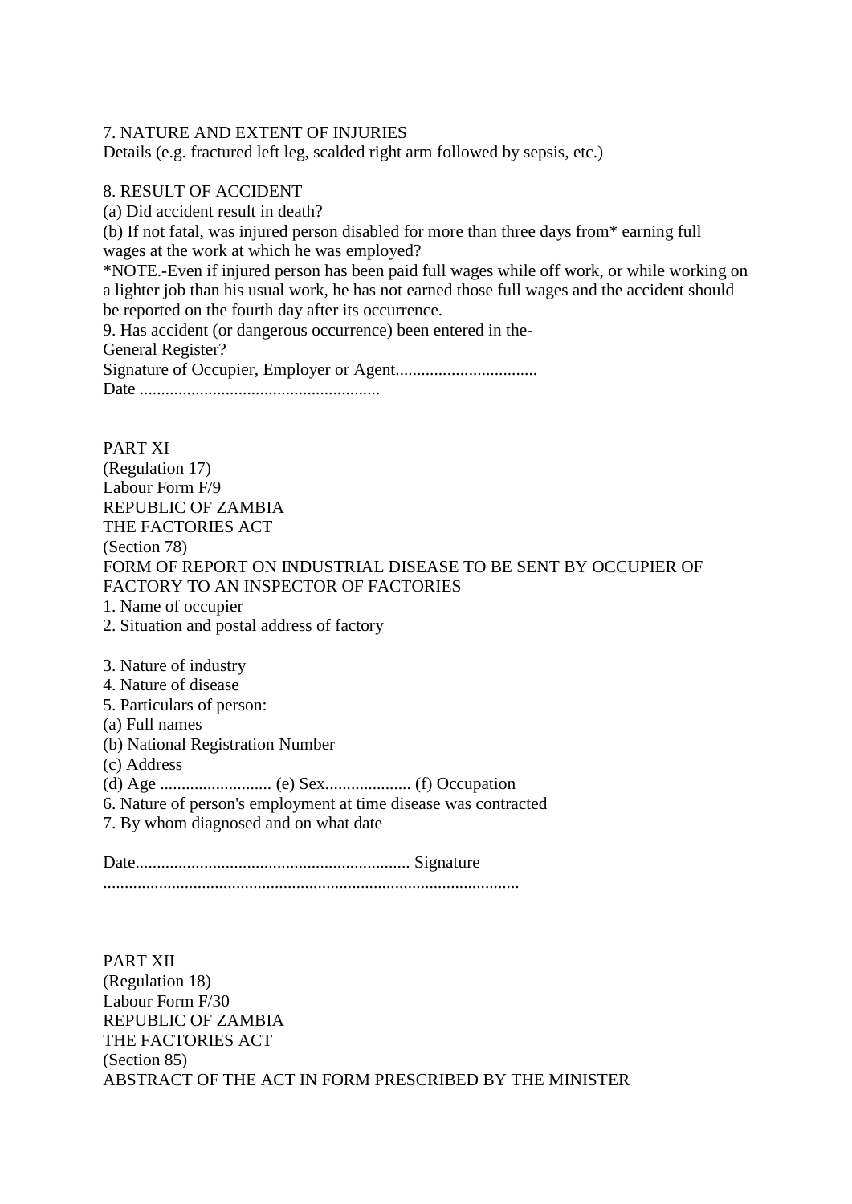7. NATURE AND EXTENT OF INJURIES
Details (e.g. fractured left leg, scalded right arm followed by sepsis, etc.)

8. RESULT OF ACCIDENT
(a) Did accident result in death?
(b) If not fatal, was injured person disabled for more than three days from* earning full wages at the work at which he was employed?
*NOTE.-Even if injured person has been paid full wages while off work, or while working on a lighter job than his usual work, he has not earned those full wages and the accident should be reported on the fourth day after its occurrence.
9. Has accident (or dangerous occurrence) been entered in the-
General Register?
Signature of Occupier, Employer or Agent.................................
Date ........................................................

PART XI
(Regulation 17)
Labour Form F/9
REPUBLIC OF ZAMBIA
THE FACTORIES ACT
(Section 78)
FORM OF REPORT ON INDUSTRIAL DISEASE TO BE SENT BY OCCUPIER OF FACTORY TO AN INSPECTOR OF FACTORIES
1. Name of occupier
2. Situation and postal address of factory

3. Nature of industry
4. Nature of disease
5. Particulars of person:
(a) Full names
(b) National Registration Number
(c) Address
(d) Age .......................... (e) Sex.................... (f) Occupation
6. Nature of person's employment at time disease was contracted
7. By whom diagnosed and on what date

Date................................................................ Signature
................................................................................................

PART XII
(Regulation 18)
Labour Form F/30
REPUBLIC OF ZAMBIA
THE FACTORIES ACT
(Section 85)
ABSTRACT OF THE ACT IN FORM PRESCRIBED BY THE MINISTER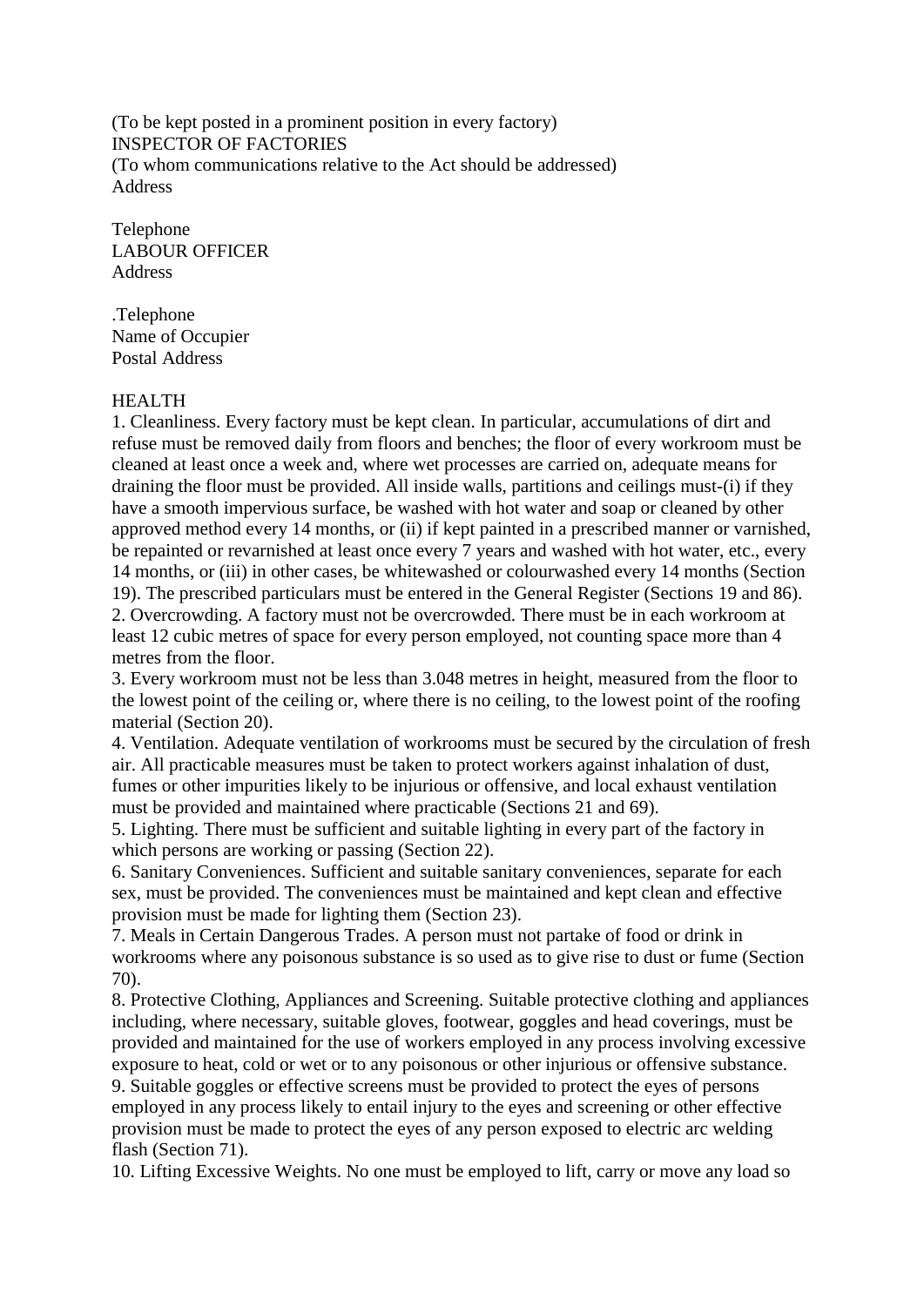(To be kept posted in a prominent position in every factory)

INSPECTOR OF FACTORIES

(To whom communications relative to the Act should be addressed)

Address

Telephone

LABOUR OFFICER

Address

.Telephone

Name of Occupier

Postal Address

## HEALTH

1. Cleanliness. Every factory must be kept clean. In particular, accumulations of dirt and refuse must be removed daily from floors and benches; the floor of every workroom must be cleaned at least once a week and, where wet processes are carried on, adequate means for draining the floor must be provided. All inside walls, partitions and ceilings must-(i) if they have a smooth impervious surface, be washed with hot water and soap or cleaned by other approved method every 14 months, or (ii) if kept painted in a prescribed manner or varnished, be repainted or revarnished at least once every 7 years and washed with hot water, etc., every 14 months, or (iii) in other cases, be whitewashed or colourwashed every 14 months (Section 19). The prescribed particulars must be entered in the General Register (Sections 19 and 86).
2. Overcrowding. A factory must not be overcrowded. There must be in each workroom at least 12 cubic metres of space for every person employed, not counting space more than 4 metres from the floor.
3. Every workroom must not be less than 3.048 metres in height, measured from the floor to the lowest point of the ceiling or, where there is no ceiling, to the lowest point of the roofing material (Section 20).
4. Ventilation. Adequate ventilation of workrooms must be secured by the circulation of fresh air. All practicable measures must be taken to protect workers against inhalation of dust, fumes or other impurities likely to be injurious or offensive, and local exhaust ventilation must be provided and maintained where practicable (Sections 21 and 69).
5. Lighting. There must be sufficient and suitable lighting in every part of the factory in which persons are working or passing (Section 22).
6. Sanitary Conveniences. Sufficient and suitable sanitary conveniences, separate for each sex, must be provided. The conveniences must be maintained and kept clean and effective provision must be made for lighting them (Section 23).
7. Meals in Certain Dangerous Trades. A person must not partake of food or drink in workrooms where any poisonous substance is so used as to give rise to dust or fume (Section 70).
8. Protective Clothing, Appliances and Screening. Suitable protective clothing and appliances including, where necessary, suitable gloves, footwear, goggles and head coverings, must be provided and maintained for the use of workers employed in any process involving excessive exposure to heat, cold or wet or to any poisonous or other injurious or offensive substance.
9. Suitable goggles or effective screens must be provided to protect the eyes of persons employed in any process likely to entail injury to the eyes and screening or other effective provision must be made to protect the eyes of any person exposed to electric arc welding flash (Section 71).
10. Lifting Excessive Weights. No one must be employed to lift, carry or move any load so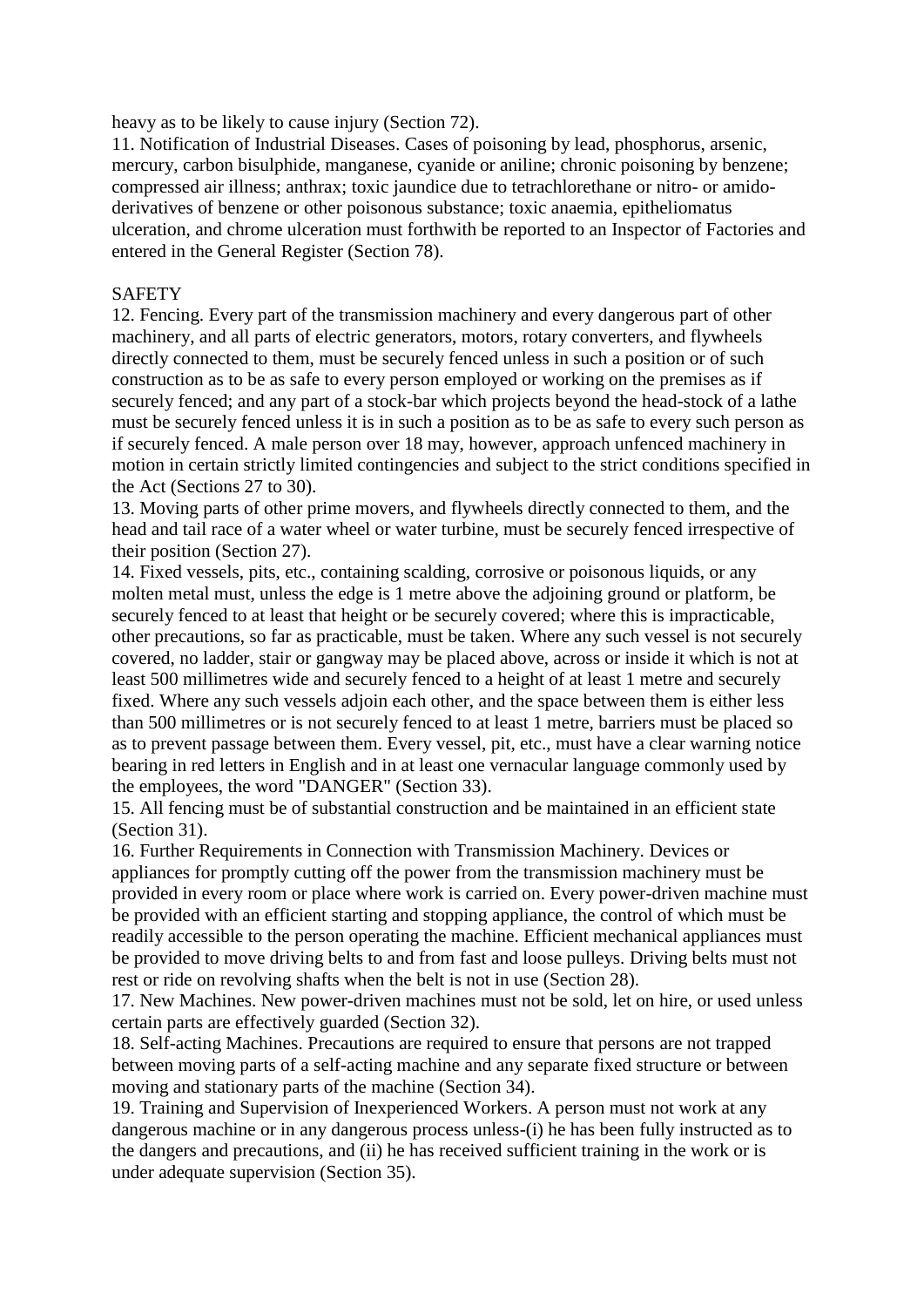heavy as to be likely to cause injury (Section 72).

11. Notification of Industrial Diseases. Cases of poisoning by lead, phosphorus, arsenic, mercury, carbon bisulphide, manganese, cyanide or aniline; chronic poisoning by benzene; compressed air illness; anthrax; toxic jaundice due to tetrachlorethane or nitro- or amido-derivatives of benzene or other poisonous substance; toxic anaemia, epitheliomatus ulceration, and chrome ulceration must forthwith be reported to an Inspector of Factories and entered in the General Register (Section 78).

## SAFETY

12. Fencing. Every part of the transmission machinery and every dangerous part of other machinery, and all parts of electric generators, motors, rotary converters, and flywheels directly connected to them, must be securely fenced unless in such a position or of such construction as to be as safe to every person employed or working on the premises as if securely fenced; and any part of a stock-bar which projects beyond the head-stock of a lathe must be securely fenced unless it is in such a position as to be as safe to every such person as if securely fenced. A male person over 18 may, however, approach unfenced machinery in motion in certain strictly limited contingencies and subject to the strict conditions specified in the Act (Sections 27 to 30).

13. Moving parts of other prime movers, and flywheels directly connected to them, and the head and tail race of a water wheel or water turbine, must be securely fenced irrespective of their position (Section 27).

14. Fixed vessels, pits, etc., containing scalding, corrosive or poisonous liquids, or any molten metal must, unless the edge is 1 metre above the adjoining ground or platform, be securely fenced to at least that height or be securely covered; where this is impracticable, other precautions, so far as practicable, must be taken. Where any such vessel is not securely covered, no ladder, stair or gangway may be placed above, across or inside it which is not at least 500 millimetres wide and securely fenced to a height of at least 1 metre and securely fixed. Where any such vessels adjoin each other, and the space between them is either less than 500 millimetres or is not securely fenced to at least 1 metre, barriers must be placed so as to prevent passage between them. Every vessel, pit, etc., must have a clear warning notice bearing in red letters in English and in at least one vernacular language commonly used by the employees, the word "DANGER" (Section 33).

15. All fencing must be of substantial construction and be maintained in an efficient state (Section 31).

16. Further Requirements in Connection with Transmission Machinery. Devices or appliances for promptly cutting off the power from the transmission machinery must be provided in every room or place where work is carried on. Every power-driven machine must be provided with an efficient starting and stopping appliance, the control of which must be readily accessible to the person operating the machine. Efficient mechanical appliances must be provided to move driving belts to and from fast and loose pulleys. Driving belts must not rest or ride on revolving shafts when the belt is not in use (Section 28).

17. New Machines. New power-driven machines must not be sold, let on hire, or used unless certain parts are effectively guarded (Section 32).

18. Self-acting Machines. Precautions are required to ensure that persons are not trapped between moving parts of a self-acting machine and any separate fixed structure or between moving and stationary parts of the machine (Section 34).

19. Training and Supervision of Inexperienced Workers. A person must not work at any dangerous machine or in any dangerous process unless-(i) he has been fully instructed as to the dangers and precautions, and (ii) he has received sufficient training in the work or is under adequate supervision (Section 35).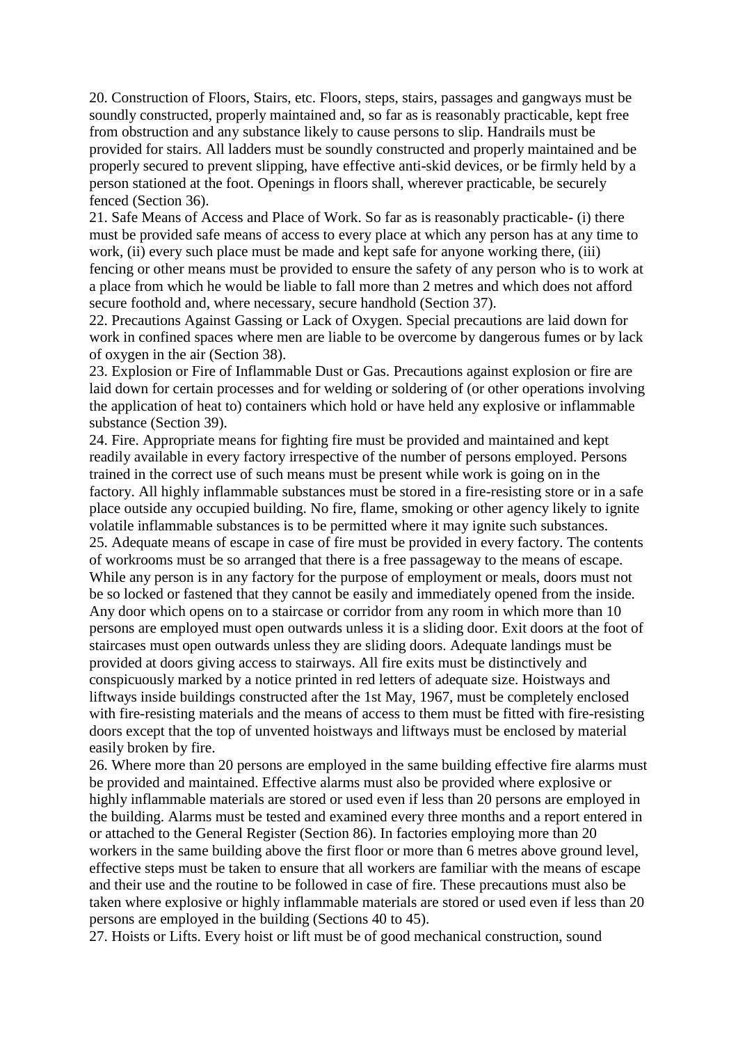20. Construction of Floors, Stairs, etc. Floors, steps, stairs, passages and gangways must be soundly constructed, properly maintained and, so far as is reasonably practicable, kept free from obstruction and any substance likely to cause persons to slip. Handrails must be provided for stairs. All ladders must be soundly constructed and properly maintained and be properly secured to prevent slipping, have effective anti-skid devices, or be firmly held by a person stationed at the foot. Openings in floors shall, wherever practicable, be securely fenced (Section 36).

21. Safe Means of Access and Place of Work. So far as is reasonably practicable- (i) there must be provided safe means of access to every place at which any person has at any time to work, (ii) every such place must be made and kept safe for anyone working there, (iii) fencing or other means must be provided to ensure the safety of any person who is to work at a place from which he would be liable to fall more than 2 metres and which does not afford secure foothold and, where necessary, secure handhold (Section 37).

22. Precautions Against Gassing or Lack of Oxygen. Special precautions are laid down for work in confined spaces where men are liable to be overcome by dangerous fumes or by lack of oxygen in the air (Section 38).

23. Explosion or Fire of Inflammable Dust or Gas. Precautions against explosion or fire are laid down for certain processes and for welding or soldering of (or other operations involving the application of heat to) containers which hold or have held any explosive or inflammable substance (Section 39).

24. Fire. Appropriate means for fighting fire must be provided and maintained and kept readily available in every factory irrespective of the number of persons employed. Persons trained in the correct use of such means must be present while work is going on in the factory. All highly inflammable substances must be stored in a fire-resisting store or in a safe place outside any occupied building. No fire, flame, smoking or other agency likely to ignite volatile inflammable substances is to be permitted where it may ignite such substances.

25. Adequate means of escape in case of fire must be provided in every factory. The contents of workrooms must be so arranged that there is a free passageway to the means of escape. While any person is in any factory for the purpose of employment or meals, doors must not be so locked or fastened that they cannot be easily and immediately opened from the inside. Any door which opens on to a staircase or corridor from any room in which more than 10 persons are employed must open outwards unless it is a sliding door. Exit doors at the foot of staircases must open outwards unless they are sliding doors. Adequate landings must be provided at doors giving access to stairways. All fire exits must be distinctively and conspicuously marked by a notice printed in red letters of adequate size. Hoistways and liftways inside buildings constructed after the 1st May, 1967, must be completely enclosed with fire-resisting materials and the means of access to them must be fitted with fire-resisting doors except that the top of unvented hoistways and liftways must be enclosed by material easily broken by fire.

26. Where more than 20 persons are employed in the same building effective fire alarms must be provided and maintained. Effective alarms must also be provided where explosive or highly inflammable materials are stored or used even if less than 20 persons are employed in the building. Alarms must be tested and examined every three months and a report entered in or attached to the General Register (Section 86). In factories employing more than 20 workers in the same building above the first floor or more than 6 metres above ground level, effective steps must be taken to ensure that all workers are familiar with the means of escape and their use and the routine to be followed in case of fire. These precautions must also be taken where explosive or highly inflammable materials are stored or used even if less than 20 persons are employed in the building (Sections 40 to 45).

27. Hoists or Lifts. Every hoist or lift must be of good mechanical construction, sound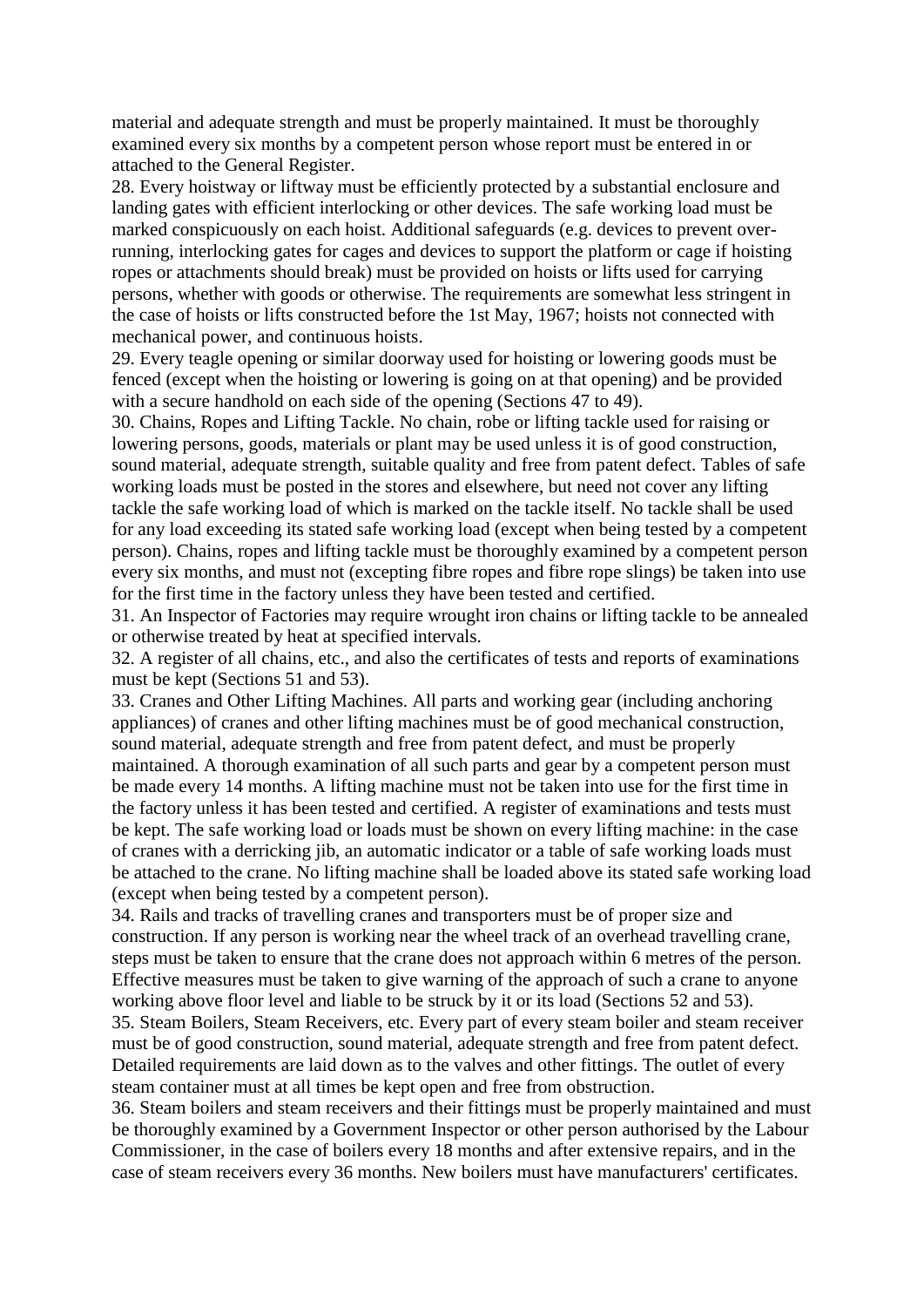material and adequate strength and must be properly maintained. It must be thoroughly examined every six months by a competent person whose report must be entered in or attached to the General Register.

28. Every hoistway or liftway must be efficiently protected by a substantial enclosure and landing gates with efficient interlocking or other devices. The safe working load must be marked conspicuously on each hoist. Additional safeguards (e.g. devices to prevent over-running, interlocking gates for cages and devices to support the platform or cage if hoisting ropes or attachments should break) must be provided on hoists or lifts used for carrying persons, whether with goods or otherwise. The requirements are somewhat less stringent in the case of hoists or lifts constructed before the 1st May, 1967; hoists not connected with mechanical power, and continuous hoists.

29. Every teagle opening or similar doorway used for hoisting or lowering goods must be fenced (except when the hoisting or lowering is going on at that opening) and be provided with a secure handhold on each side of the opening (Sections 47 to 49).

30. Chains, Ropes and Lifting Tackle. No chain, robe or lifting tackle used for raising or lowering persons, goods, materials or plant may be used unless it is of good construction, sound material, adequate strength, suitable quality and free from patent defect. Tables of safe working loads must be posted in the stores and elsewhere, but need not cover any lifting tackle the safe working load of which is marked on the tackle itself. No tackle shall be used for any load exceeding its stated safe working load (except when being tested by a competent person). Chains, ropes and lifting tackle must be thoroughly examined by a competent person every six months, and must not (excepting fibre ropes and fibre rope slings) be taken into use for the first time in the factory unless they have been tested and certified.

31. An Inspector of Factories may require wrought iron chains or lifting tackle to be annealed or otherwise treated by heat at specified intervals.

32. A register of all chains, etc., and also the certificates of tests and reports of examinations must be kept (Sections 51 and 53).

33. Cranes and Other Lifting Machines. All parts and working gear (including anchoring appliances) of cranes and other lifting machines must be of good mechanical construction, sound material, adequate strength and free from patent defect, and must be properly maintained. A thorough examination of all such parts and gear by a competent person must be made every 14 months. A lifting machine must not be taken into use for the first time in the factory unless it has been tested and certified. A register of examinations and tests must be kept. The safe working load or loads must be shown on every lifting machine: in the case of cranes with a derricking jib, an automatic indicator or a table of safe working loads must be attached to the crane. No lifting machine shall be loaded above its stated safe working load (except when being tested by a competent person).

34. Rails and tracks of travelling cranes and transporters must be of proper size and construction. If any person is working near the wheel track of an overhead travelling crane, steps must be taken to ensure that the crane does not approach within 6 metres of the person. Effective measures must be taken to give warning of the approach of such a crane to anyone working above floor level and liable to be struck by it or its load (Sections 52 and 53).

35. Steam Boilers, Steam Receivers, etc. Every part of every steam boiler and steam receiver must be of good construction, sound material, adequate strength and free from patent defect. Detailed requirements are laid down as to the valves and other fittings. The outlet of every steam container must at all times be kept open and free from obstruction.

36. Steam boilers and steam receivers and their fittings must be properly maintained and must be thoroughly examined by a Government Inspector or other person authorised by the Labour Commissioner, in the case of boilers every 18 months and after extensive repairs, and in the case of steam receivers every 36 months. New boilers must have manufacturers' certificates.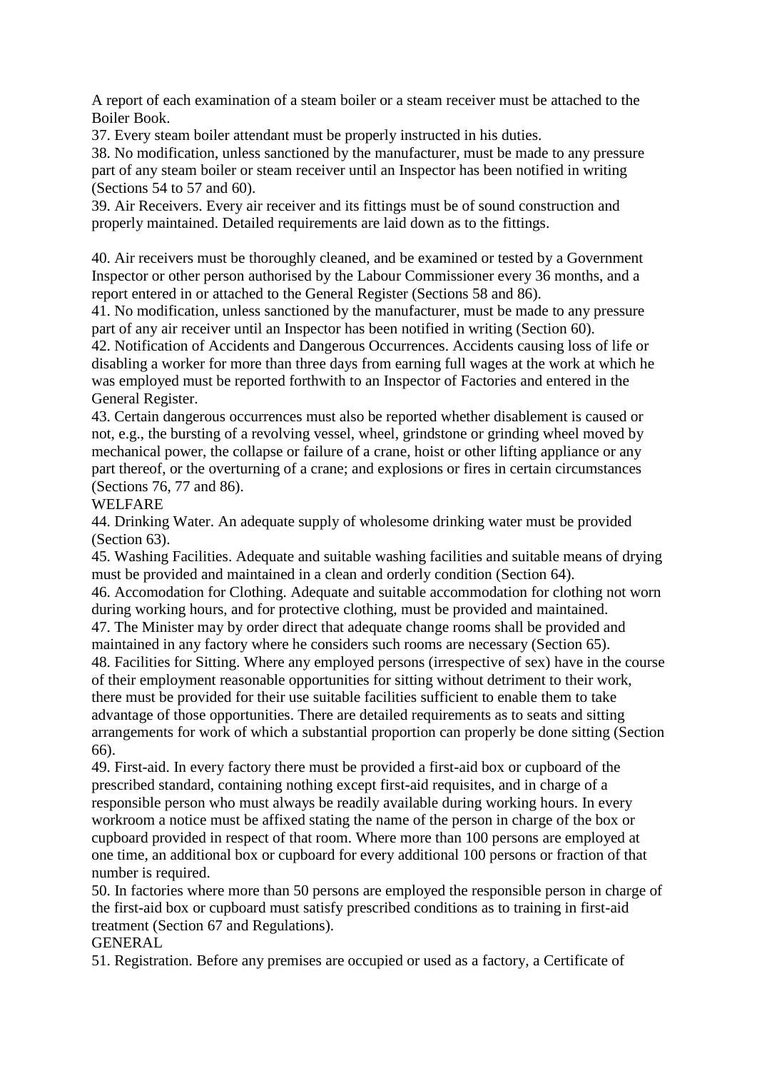A report of each examination of a steam boiler or a steam receiver must be attached to the Boiler Book.

37. Every steam boiler attendant must be properly instructed in his duties.

38. No modification, unless sanctioned by the manufacturer, must be made to any pressure part of any steam boiler or steam receiver until an Inspector has been notified in writing (Sections 54 to 57 and 60).

39. Air Receivers. Every air receiver and its fittings must be of sound construction and properly maintained. Detailed requirements are laid down as to the fittings.

40. Air receivers must be thoroughly cleaned, and be examined or tested by a Government Inspector or other person authorised by the Labour Commissioner every 36 months, and a report entered in or attached to the General Register (Sections 58 and 86).

41. No modification, unless sanctioned by the manufacturer, must be made to any pressure part of any air receiver until an Inspector has been notified in writing (Section 60).

42. Notification of Accidents and Dangerous Occurrences. Accidents causing loss of life or disabling a worker for more than three days from earning full wages at the work at which he was employed must be reported forthwith to an Inspector of Factories and entered in the General Register.

43. Certain dangerous occurrences must also be reported whether disablement is caused or not, e.g., the bursting of a revolving vessel, wheel, grindstone or grinding wheel moved by mechanical power, the collapse or failure of a crane, hoist or other lifting appliance or any part thereof, or the overturning of a crane; and explosions or fires in certain circumstances (Sections 76, 77 and 86).

## WELFARE

44. Drinking Water. An adequate supply of wholesome drinking water must be provided (Section 63).

45. Washing Facilities. Adequate and suitable washing facilities and suitable means of drying must be provided and maintained in a clean and orderly condition (Section 64).

46. Accomodation for Clothing. Adequate and suitable accommodation for clothing not worn during working hours, and for protective clothing, must be provided and maintained.

47. The Minister may by order direct that adequate change rooms shall be provided and maintained in any factory where he considers such rooms are necessary (Section 65).

48. Facilities for Sitting. Where any employed persons (irrespective of sex) have in the course of their employment reasonable opportunities for sitting without detriment to their work, there must be provided for their use suitable facilities sufficient to enable them to take advantage of those opportunities. There are detailed requirements as to seats and sitting arrangements for work of which a substantial proportion can properly be done sitting (Section 66).

49. First-aid. In every factory there must be provided a first-aid box or cupboard of the prescribed standard, containing nothing except first-aid requisites, and in charge of a responsible person who must always be readily available during working hours. In every workroom a notice must be affixed stating the name of the person in charge of the box or cupboard provided in respect of that room. Where more than 100 persons are employed at one time, an additional box or cupboard for every additional 100 persons or fraction of that number is required.

50. In factories where more than 50 persons are employed the responsible person in charge of the first-aid box or cupboard must satisfy prescribed conditions as to training in first-aid treatment (Section 67 and Regulations).

## GENERAL

51. Registration. Before any premises are occupied or used as a factory, a Certificate of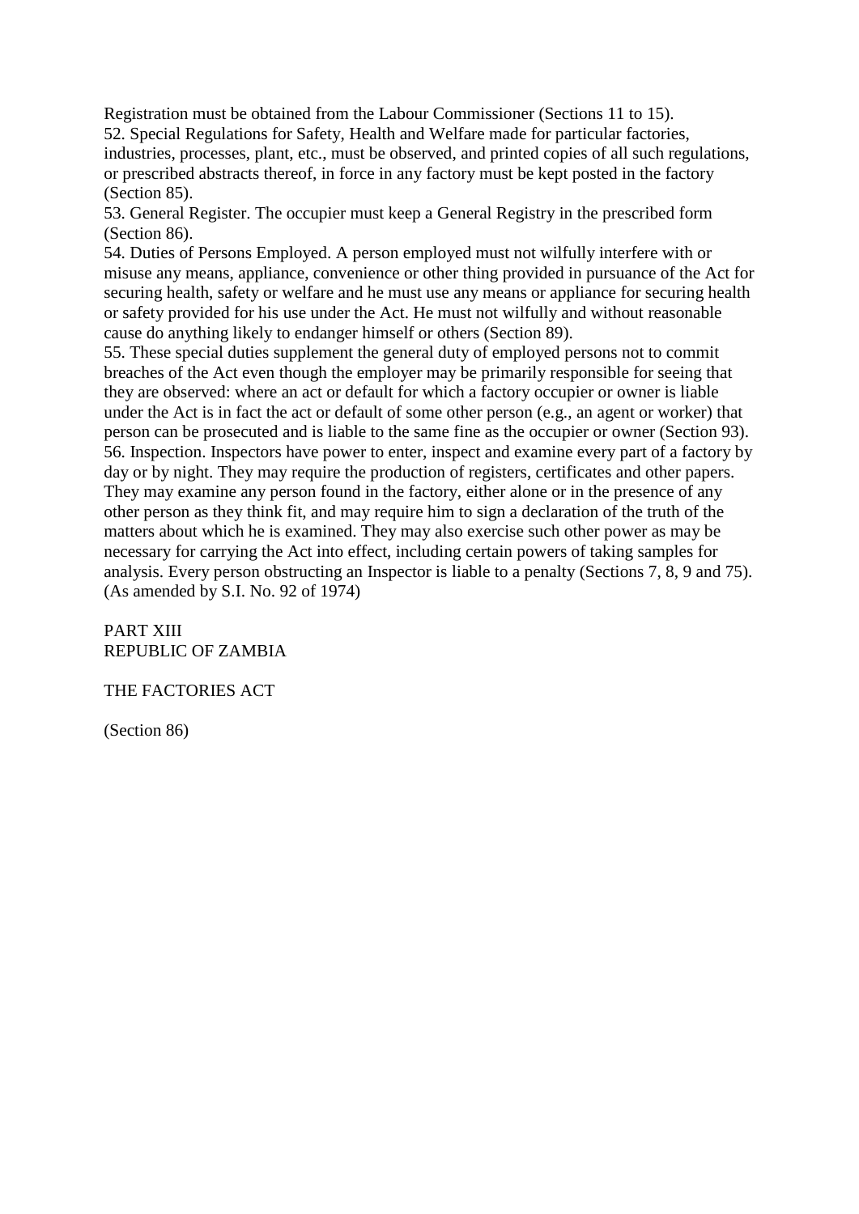Registration must be obtained from the Labour Commissioner (Sections 11 to 15).

52. Special Regulations for Safety, Health and Welfare made for particular factories, industries, processes, plant, etc., must be observed, and printed copies of all such regulations, or prescribed abstracts thereof, in force in any factory must be kept posted in the factory (Section 85).

53. General Register. The occupier must keep a General Registry in the prescribed form (Section 86).

54. Duties of Persons Employed. A person employed must not wilfully interfere with or misuse any means, appliance, convenience or other thing provided in pursuance of the Act for securing health, safety or welfare and he must use any means or appliance for securing health or safety provided for his use under the Act. He must not wilfully and without reasonable cause do anything likely to endanger himself or others (Section 89).

55. These special duties supplement the general duty of employed persons not to commit breaches of the Act even though the employer may be primarily responsible for seeing that they are observed: where an act or default for which a factory occupier or owner is liable under the Act is in fact the act or default of some other person (e.g., an agent or worker) that person can be prosecuted and is liable to the same fine as the occupier or owner (Section 93).

56. Inspection. Inspectors have power to enter, inspect and examine every part of a factory by day or by night. They may require the production of registers, certificates and other papers. They may examine any person found in the factory, either alone or in the presence of any other person as they think fit, and may require him to sign a declaration of the truth of the matters about which he is examined. They may also exercise such other power as may be necessary for carrying the Act into effect, including certain powers of taking samples for analysis. Every person obstructing an Inspector is liable to a penalty (Sections 7, 8, 9 and 75).
(As amended by S.I. No. 92 of 1974)

PART XIII
REPUBLIC OF ZAMBIA

THE FACTORIES ACT

(Section 86)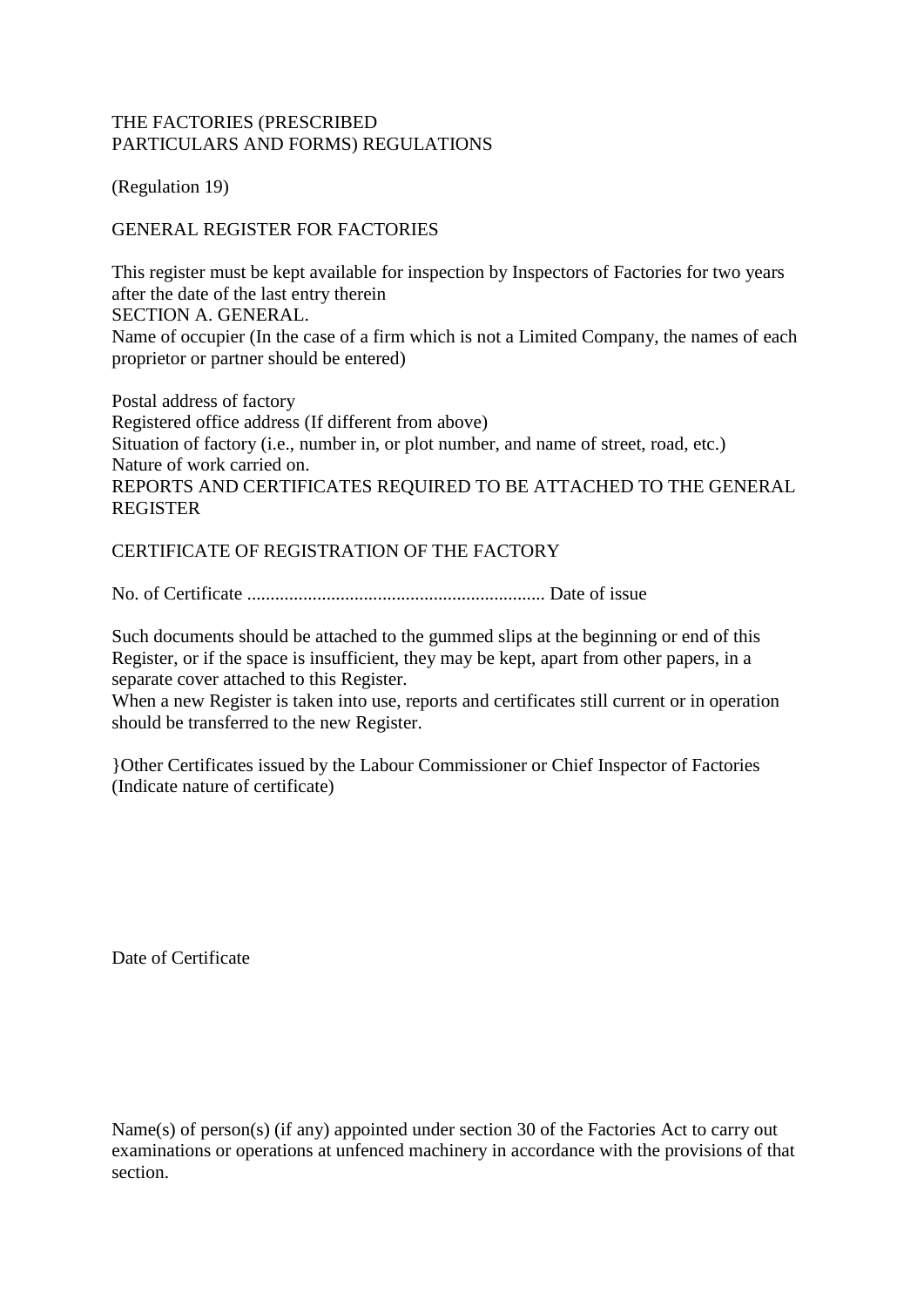THE FACTORIES (PRESCRIBED
PARTICULARS AND FORMS) REGULATIONS

(Regulation 19)

GENERAL REGISTER FOR FACTORIES

This register must be kept available for inspection by Inspectors of Factories for two years after the date of the last entry therein

SECTION A. GENERAL.

Name of occupier (In the case of a firm which is not a Limited Company, the names of each proprietor or partner should be entered)

Postal address of factory

Registered office address (If different from above)

Situation of factory (i.e., number in, or plot number, and name of street, road, etc.)

Nature of work carried on.

REPORTS AND CERTIFICATES REQUIRED TO BE ATTACHED TO THE GENERAL REGISTER

CERTIFICATE OF REGISTRATION OF THE FACTORY

No. of Certificate ................................................................ Date of issue

Such documents should be attached to the gummed slips at the beginning or end of this Register, or if the space is insufficient, they may be kept, apart from other papers, in a separate cover attached to this Register.

When a new Register is taken into use, reports and certificates still current or in operation should be transferred to the new Register.

}Other Certificates issued by the Labour Commissioner or Chief Inspector of Factories (Indicate nature of certificate)

Date of Certificate

Name(s) of person(s) (if any) appointed under section 30 of the Factories Act to carry out examinations or operations at unfenced machinery in accordance with the provisions of that section.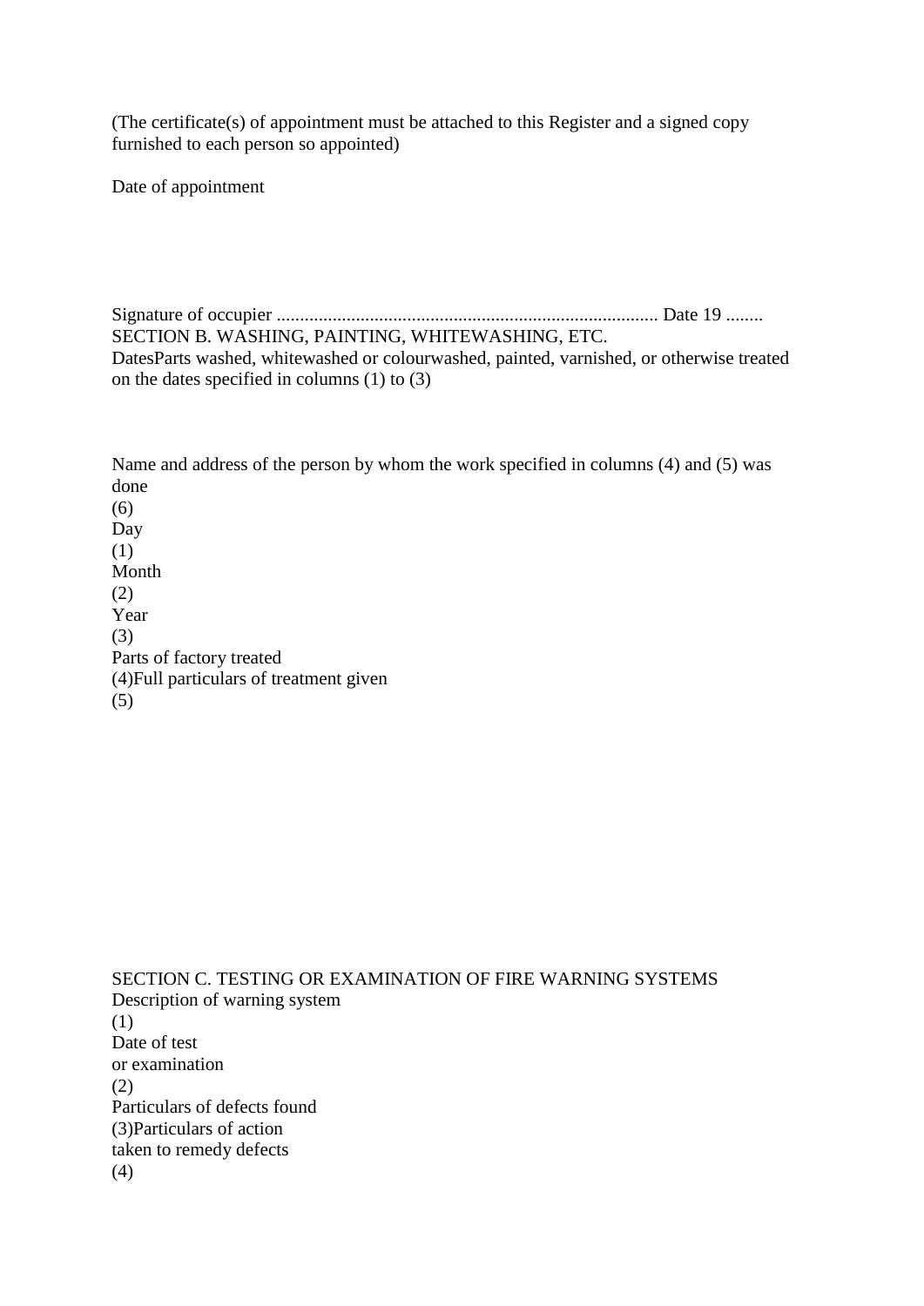(The certificate(s) of appointment must be attached to this Register and a signed copy furnished to each person so appointed)

Date of appointment

Signature of occupier .................................................................................. Date 19 ........

## SECTION B. WASHING, PAINTING, WHITEWASHING, ETC.

| Dates | | | Parts washed, whitewashed or colourwashed, painted, varnished, or otherwise treated on the dates specified in columns (1) to (3) | | Name and address of the person by whom the work specified in columns (4) and (5) was done |
|---|---|---|---|---|---|
| Day | Month | Year | Parts of factory treated | Full particulars of treatment given | |
| (1) | (2) | (3) | (4) | (5) | (6) |
| | | | | | |

## SECTION C. TESTING OR EXAMINATION OF FIRE WARNING SYSTEMS

| Description of warning system | Date of test or examination | Particulars of defects found | Particulars of action taken to remedy defects |
|---|---|---|---|
| (1) | (2) | (3) | (4) |
| | | | |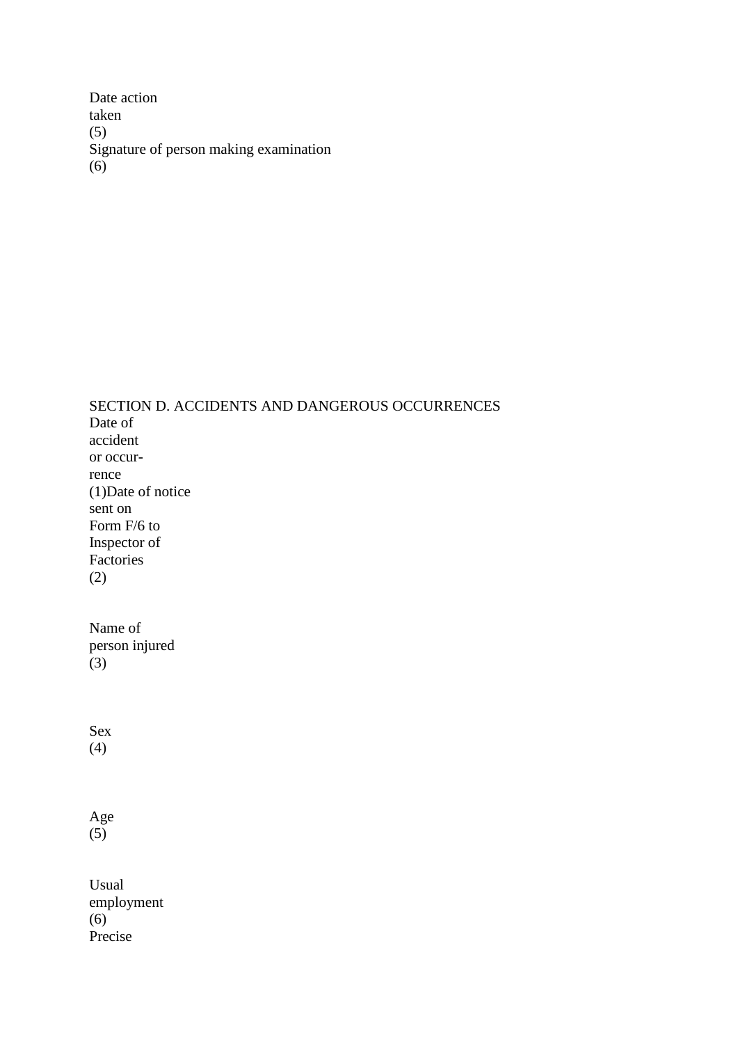Date action taken
(5)
Signature of person making examination
(6)

SECTION D. ACCIDENTS AND DANGEROUS OCCURRENCES

Date of accident or occurrence
(1)Date of notice sent on Form F/6 to Inspector of Factories
(2)

Name of person injured
(3)

Sex
(4)

Age
(5)

Usual employment
(6)
Precise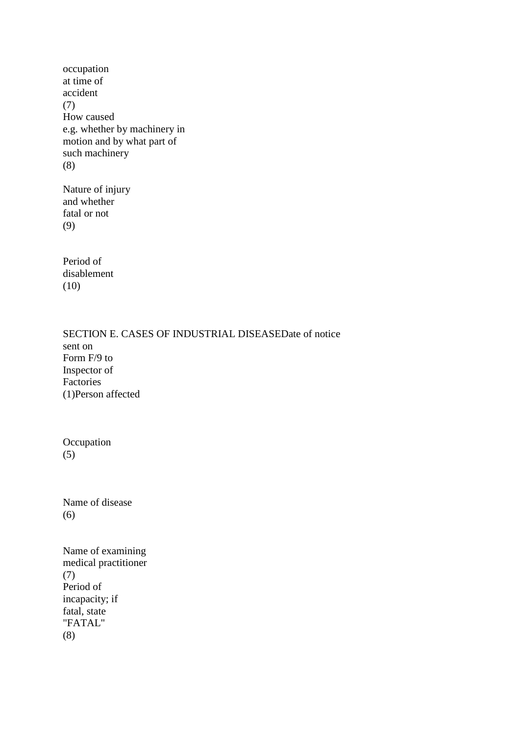occupation
at time of
accident
(7)
How caused
e.g. whether by machinery in
motion and by what part of
such machinery
(8)

Nature of injury
and whether
fatal or not
(9)

Period of
disablement
(10)

SECTION E. CASES OF INDUSTRIAL DISEASEDate of notice
sent on
Form F/9 to
Inspector of
Factories
(1)Person affected

Occupation
(5)

Name of disease
(6)

Name of examining
medical practitioner
(7)
Period of
incapacity; if
fatal, state
"FATAL"
(8)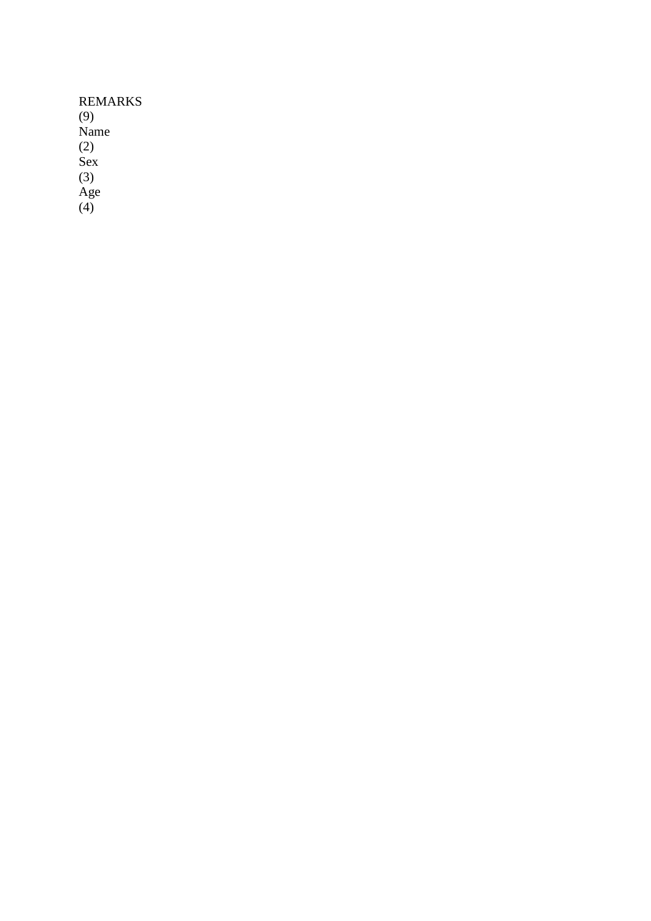REMARKS
(9)
Name
(2)
Sex
(3)
Age
(4)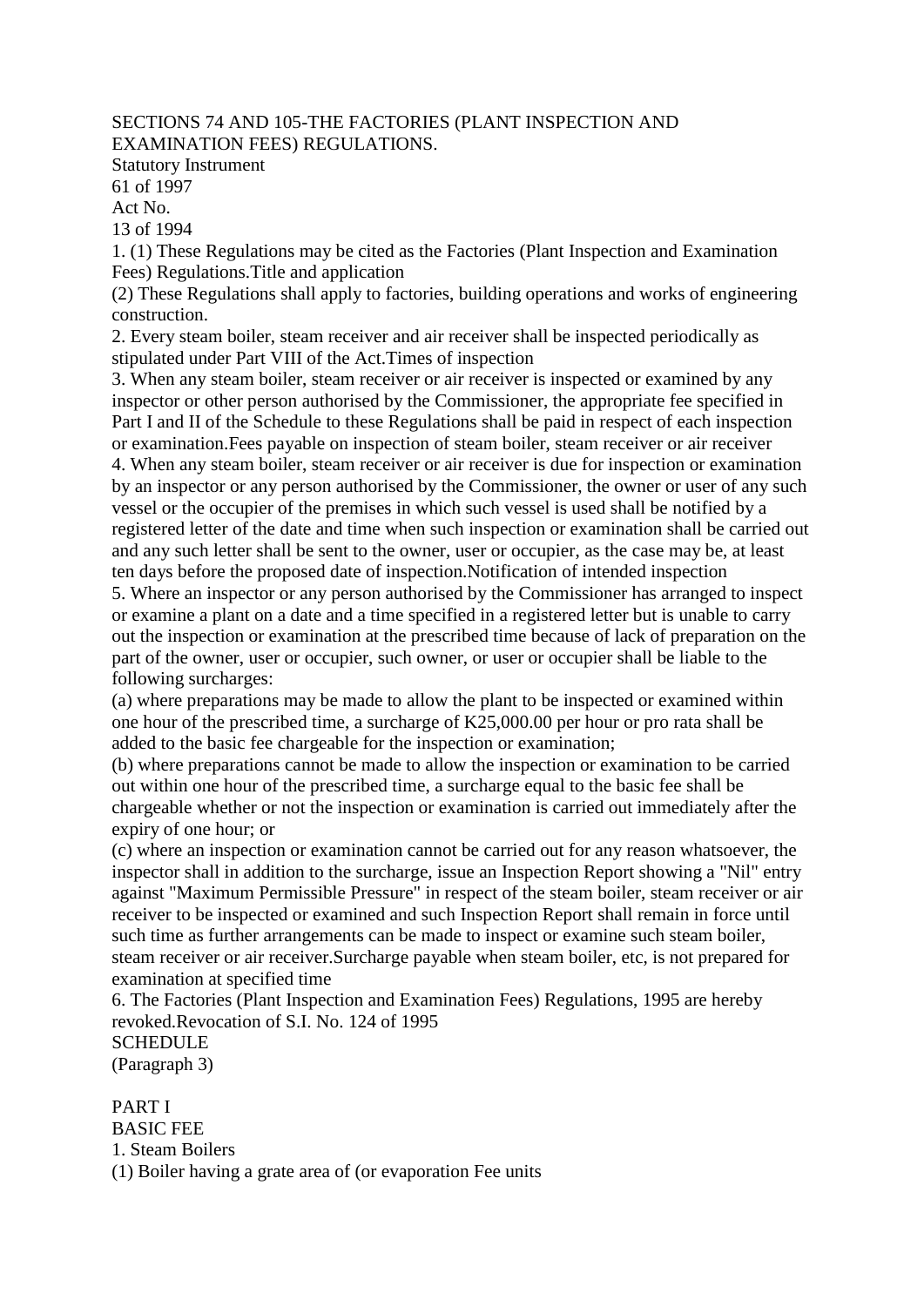SECTIONS 74 AND 105-THE FACTORIES (PLANT INSPECTION AND EXAMINATION FEES) REGULATIONS.

Statutory Instrument
61 of 1997
Act No.
13 of 1994

1. (1) These Regulations may be cited as the Factories (Plant Inspection and Examination Fees) Regulations.Title and application

(2) These Regulations shall apply to factories, building operations and works of engineering construction.

2. Every steam boiler, steam receiver and air receiver shall be inspected periodically as stipulated under Part VIII of the Act.Times of inspection

3. When any steam boiler, steam receiver or air receiver is inspected or examined by any inspector or other person authorised by the Commissioner, the appropriate fee specified in Part I and II of the Schedule to these Regulations shall be paid in respect of each inspection or examination.Fees payable on inspection of steam boiler, steam receiver or air receiver

4. When any steam boiler, steam receiver or air receiver is due for inspection or examination by an inspector or any person authorised by the Commissioner, the owner or user of any such vessel or the occupier of the premises in which such vessel is used shall be notified by a registered letter of the date and time when such inspection or examination shall be carried out and any such letter shall be sent to the owner, user or occupier, as the case may be, at least ten days before the proposed date of inspection.Notification of intended inspection

5. Where an inspector or any person authorised by the Commissioner has arranged to inspect or examine a plant on a date and a time specified in a registered letter but is unable to carry out the inspection or examination at the prescribed time because of lack of preparation on the part of the owner, user or occupier, such owner, or user or occupier shall be liable to the following surcharges:

(a) where preparations may be made to allow the plant to be inspected or examined within one hour of the prescribed time, a surcharge of K25,000.00 per hour or pro rata shall be added to the basic fee chargeable for the inspection or examination;

(b) where preparations cannot be made to allow the inspection or examination to be carried out within one hour of the prescribed time, a surcharge equal to the basic fee shall be chargeable whether or not the inspection or examination is carried out immediately after the expiry of one hour; or

(c) where an inspection or examination cannot be carried out for any reason whatsoever, the inspector shall in addition to the surcharge, issue an Inspection Report showing a "Nil" entry against "Maximum Permissible Pressure" in respect of the steam boiler, steam receiver or air receiver to be inspected or examined and such Inspection Report shall remain in force until such time as further arrangements can be made to inspect or examine such steam boiler, steam receiver or air receiver.Surcharge payable when steam boiler, etc, is not prepared for examination at specified time

6. The Factories (Plant Inspection and Examination Fees) Regulations, 1995 are hereby revoked.Revocation of S.I. No. 124 of 1995

SCHEDULE
(Paragraph 3)

PART I
BASIC FEE

1. Steam Boilers

(1) Boiler having a grate area of (or evaporation Fee units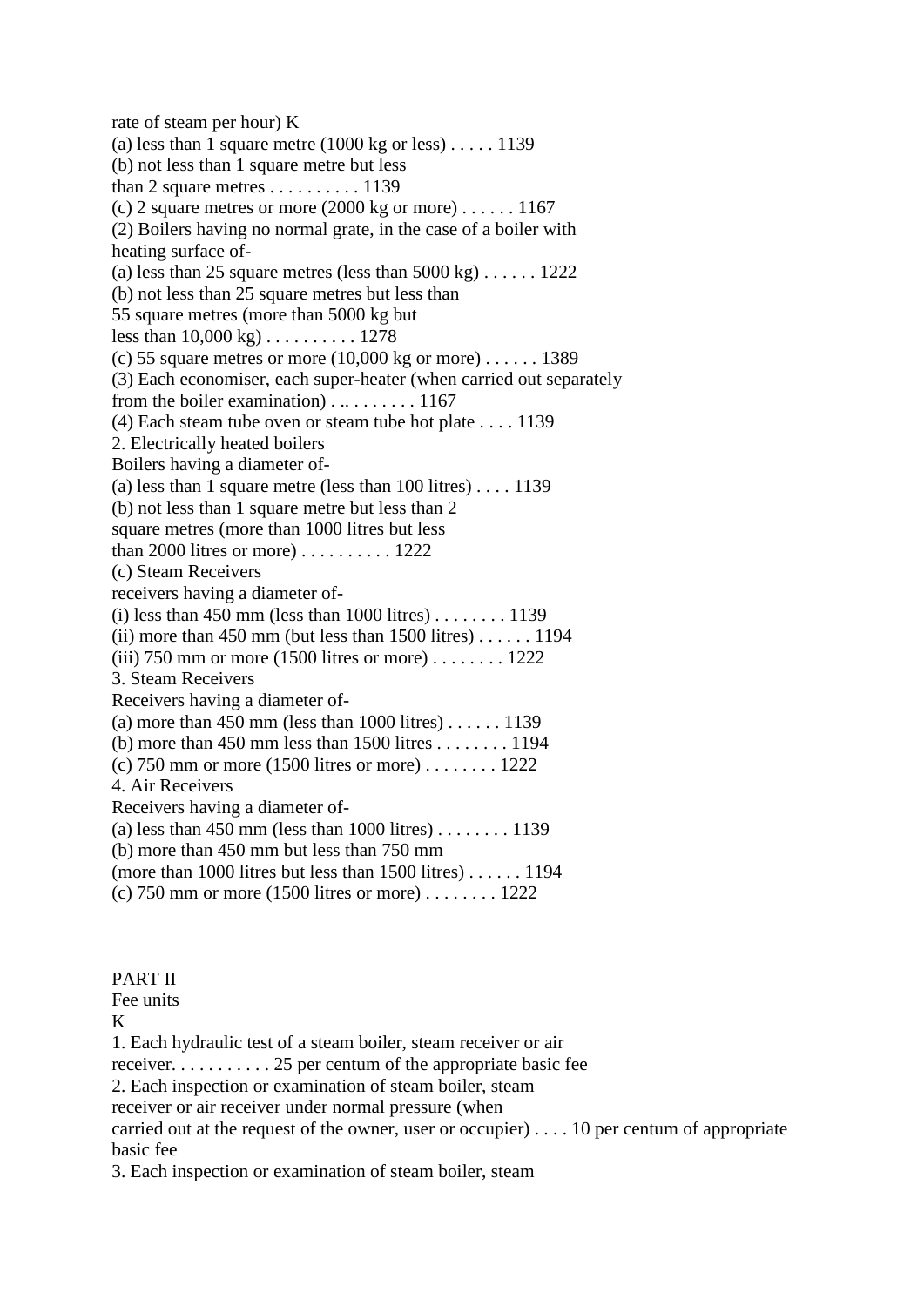rate of steam per hour) K
(a) less than 1 square metre (1000 kg or less) . . . . . 1139
(b) not less than 1 square metre but less
than 2 square metres . . . . . . . . . . 1139
(c) 2 square metres or more (2000 kg or more) . . . . . . 1167
(2) Boilers having no normal grate, in the case of a boiler with
heating surface of-
(a) less than 25 square metres (less than 5000 kg) . . . . . . 1222
(b) not less than 25 square metres but less than
55 square metres (more than 5000 kg but
less than 10,000 kg) . . . . . . . . . . 1278
(c) 55 square metres or more (10,000 kg or more) . . . . . . 1389
(3) Each economiser, each super-heater (when carried out separately
from the boiler examination) . .. . . . . . . . 1167
(4) Each steam tube oven or steam tube hot plate . . . . 1139
2. Electrically heated boilers
Boilers having a diameter of-
(a) less than 1 square metre (less than 100 litres) . . . . 1139
(b) not less than 1 square metre but less than 2
square metres (more than 1000 litres but less
than 2000 litres or more) . . . . . . . . . . 1222
(c) Steam Receivers
receivers having a diameter of-
(i) less than 450 mm (less than 1000 litres) . . . . . . . . 1139
(ii) more than 450 mm (but less than 1500 litres) . . . . . . 1194
(iii) 750 mm or more (1500 litres or more) . . . . . . . . 1222
3. Steam Receivers
Receivers having a diameter of-
(a) more than 450 mm (less than 1000 litres) . . . . . . 1139
(b) more than 450 mm less than 1500 litres . . . . . . . . 1194
(c) 750 mm or more (1500 litres or more) . . . . . . . . 1222
4. Air Receivers
Receivers having a diameter of-
(a) less than 450 mm (less than 1000 litres) . . . . . . . . 1139
(b) more than 450 mm but less than 750 mm
(more than 1000 litres but less than 1500 litres) . . . . . . 1194
(c) 750 mm or more (1500 litres or more) . . . . . . . . 1222

PART II
Fee units
K
1. Each hydraulic test of a steam boiler, steam receiver or air
receiver. . . . . . . . . . . 25 per centum of the appropriate basic fee
2. Each inspection or examination of steam boiler, steam
receiver or air receiver under normal pressure (when
carried out at the request of the owner, user or occupier) . . . . 10 per centum of appropriate
basic fee
3. Each inspection or examination of steam boiler, steam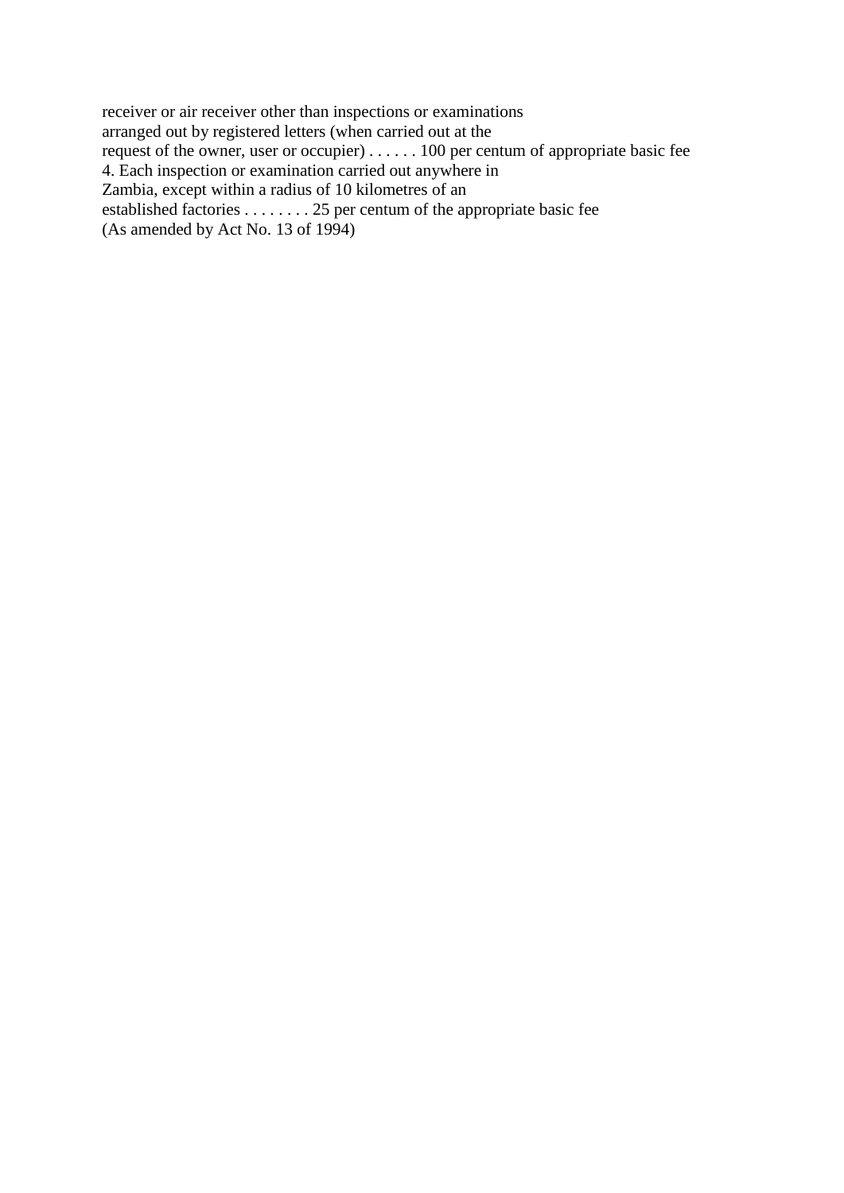receiver or air receiver other than inspections or examinations
arranged out by registered letters (when carried out at the
request of the owner, user or occupier) . . . . . . 100 per centum of appropriate basic fee

4. Each inspection or examination carried out anywhere in
Zambia, except within a radius of 10 kilometres of an
established factories . . . . . . . . 25 per centum of the appropriate basic fee

(As amended by Act No. 13 of 1994)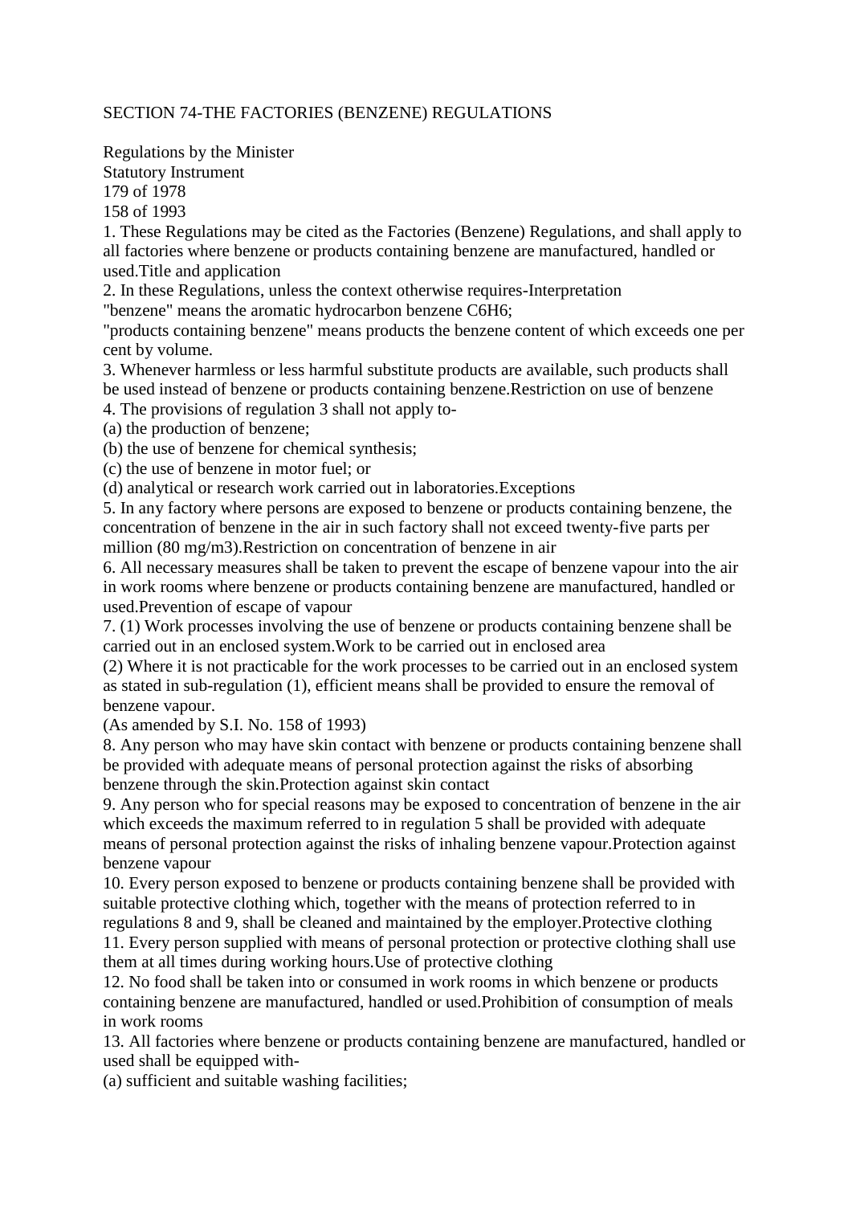# SECTION 74-THE FACTORIES (BENZENE) REGULATIONS

Regulations by the Minister
Statutory Instrument
179 of 1978
158 of 1993

1. These Regulations may be cited as the Factories (Benzene) Regulations, and shall apply to all factories where benzene or products containing benzene are manufactured, handled or used.Title and application

2. In these Regulations, unless the context otherwise requires-Interpretation
"benzene" means the aromatic hydrocarbon benzene $C_6H_6$;
"products containing benzene" means products the benzene content of which exceeds one per cent by volume.

3. Whenever harmless or less harmful substitute products are available, such products shall be used instead of benzene or products containing benzene.Restriction on use of benzene

4. The provisions of regulation 3 shall not apply to-
(a) the production of benzene;
(b) the use of benzene for chemical synthesis;
(c) the use of benzene in motor fuel; or
(d) analytical or research work carried out in laboratories.Exceptions

5. In any factory where persons are exposed to benzene or products containing benzene, the concentration of benzene in the air in such factory shall not exceed twenty-five parts per million (80 $mg/m^3$).Restriction on concentration of benzene in air

6. All necessary measures shall be taken to prevent the escape of benzene vapour into the air in work rooms where benzene or products containing benzene are manufactured, handled or used.Prevention of escape of vapour

7. (1) Work processes involving the use of benzene or products containing benzene shall be carried out in an enclosed system.Work to be carried out in enclosed area
(2) Where it is not practicable for the work processes to be carried out in an enclosed system as stated in sub-regulation (1), efficient means shall be provided to ensure the removal of benzene vapour.
(As amended by S.I. No. 158 of 1993)

8. Any person who may have skin contact with benzene or products containing benzene shall be provided with adequate means of personal protection against the risks of absorbing benzene through the skin.Protection against skin contact

9. Any person who for special reasons may be exposed to concentration of benzene in the air which exceeds the maximum referred to in regulation 5 shall be provided with adequate means of personal protection against the risks of inhaling benzene vapour.Protection against benzene vapour

10. Every person exposed to benzene or products containing benzene shall be provided with suitable protective clothing which, together with the means of protection referred to in regulations 8 and 9, shall be cleaned and maintained by the employer.Protective clothing

11. Every person supplied with means of personal protection or protective clothing shall use them at all times during working hours.Use of protective clothing

12. No food shall be taken into or consumed in work rooms in which benzene or products containing benzene are manufactured, handled or used.Prohibition of consumption of meals in work rooms

13. All factories where benzene or products containing benzene are manufactured, handled or used shall be equipped with-
(a) sufficient and suitable washing facilities;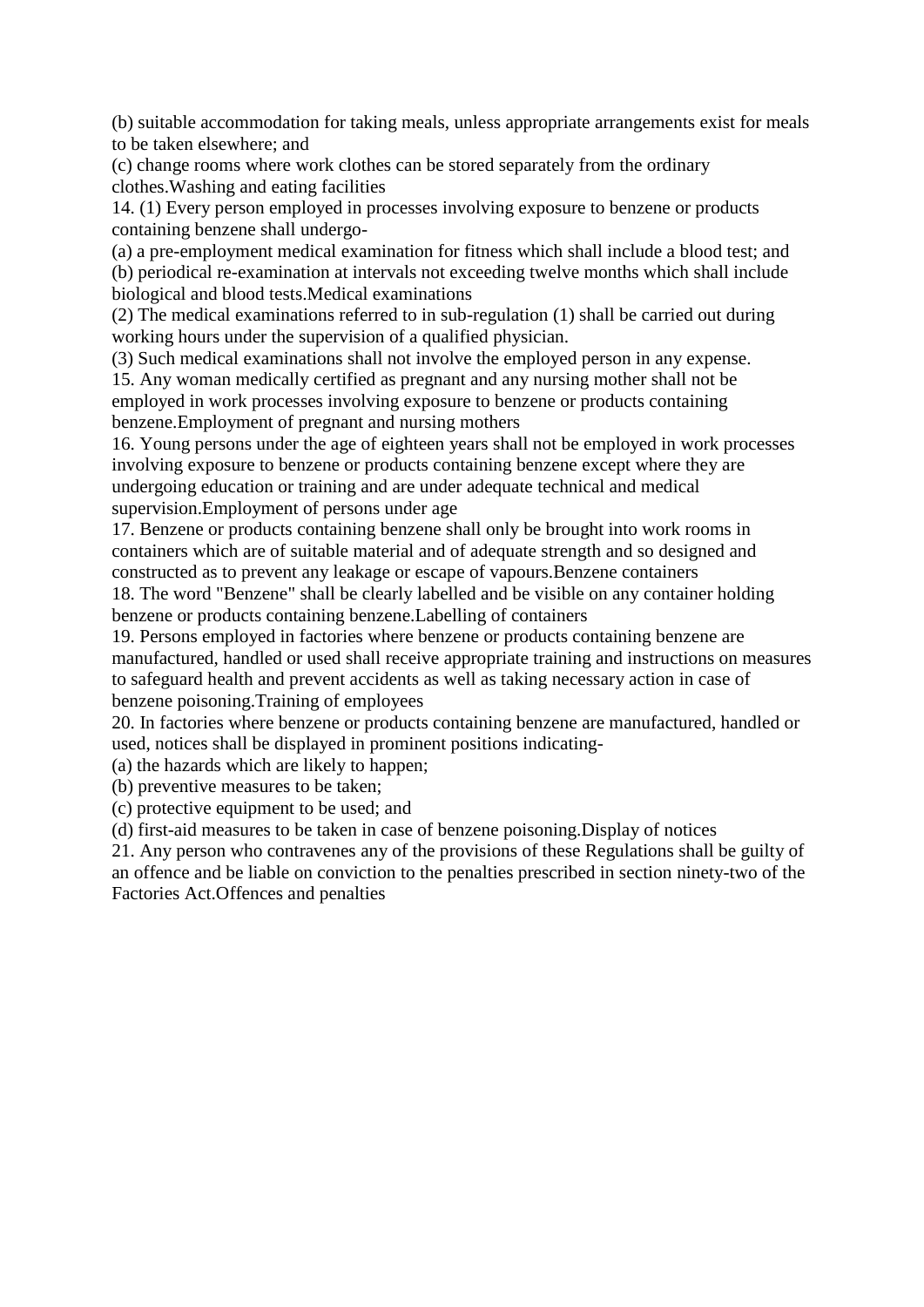(b) suitable accommodation for taking meals, unless appropriate arrangements exist for meals to be taken elsewhere; and
(c) change rooms where work clothes can be stored separately from the ordinary clothes.Washing and eating facilities
14. (1) Every person employed in processes involving exposure to benzene or products containing benzene shall undergo-
(a) a pre-employment medical examination for fitness which shall include a blood test; and
(b) periodical re-examination at intervals not exceeding twelve months which shall include biological and blood tests.Medical examinations
(2) The medical examinations referred to in sub-regulation (1) shall be carried out during working hours under the supervision of a qualified physician.
(3) Such medical examinations shall not involve the employed person in any expense.
15. Any woman medically certified as pregnant and any nursing mother shall not be employed in work processes involving exposure to benzene or products containing benzene.Employment of pregnant and nursing mothers
16. Young persons under the age of eighteen years shall not be employed in work processes involving exposure to benzene or products containing benzene except where they are undergoing education or training and are under adequate technical and medical supervision.Employment of persons under age
17. Benzene or products containing benzene shall only be brought into work rooms in containers which are of suitable material and of adequate strength and so designed and constructed as to prevent any leakage or escape of vapours.Benzene containers
18. The word "Benzene" shall be clearly labelled and be visible on any container holding benzene or products containing benzene.Labelling of containers
19. Persons employed in factories where benzene or products containing benzene are manufactured, handled or used shall receive appropriate training and instructions on measures to safeguard health and prevent accidents as well as taking necessary action in case of benzene poisoning.Training of employees
20. In factories where benzene or products containing benzene are manufactured, handled or used, notices shall be displayed in prominent positions indicating-
(a) the hazards which are likely to happen;
(b) preventive measures to be taken;
(c) protective equipment to be used; and
(d) first-aid measures to be taken in case of benzene poisoning.Display of notices
21. Any person who contravenes any of the provisions of these Regulations shall be guilty of an offence and be liable on conviction to the penalties prescribed in section ninety-two of the Factories Act.Offences and penalties